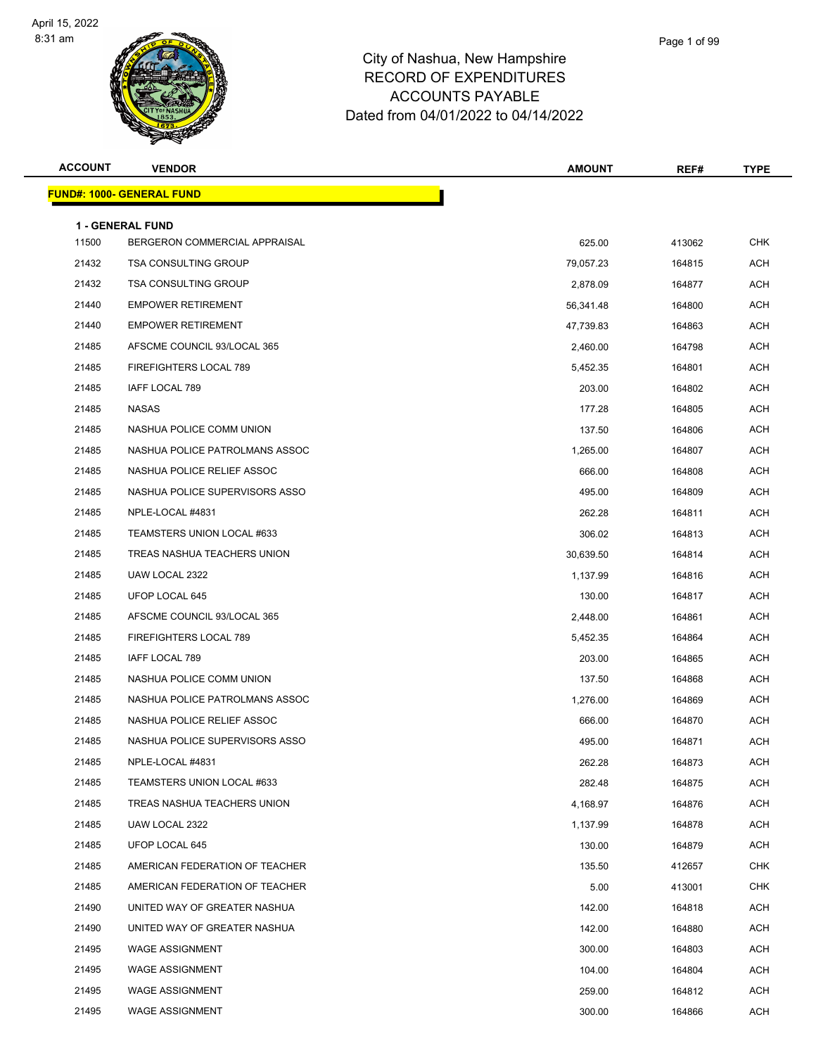# City of Nashua, New Hampshire
# RECORD OF EXPENDITURES
# ACCOUNTS PAYABLE
# Dated from 04/01/2022 to 04/14/2022

| ACCOUNT | VENDOR | AMOUNT | REF# | TYPE |
|---|---|---|---|---|
| **FUND#: 1000- GENERAL FUND** | | | | |
| **1 - GENERAL FUND** | | | | |
| 11500 | BERGERON COMMERCIAL APPRAISAL | 625.00 | 413062 | CHK |
| 21432 | TSA CONSULTING GROUP | 79,057.23 | 164815 | ACH |
| 21432 | TSA CONSULTING GROUP | 2,878.09 | 164877 | ACH |
| 21440 | EMPOWER RETIREMENT | 56,341.48 | 164800 | ACH |
| 21440 | EMPOWER RETIREMENT | 47,739.83 | 164863 | ACH |
| 21485 | AFSCME COUNCIL 93/LOCAL 365 | 2,460.00 | 164798 | ACH |
| 21485 | FIREFIGHTERS LOCAL 789 | 5,452.35 | 164801 | ACH |
| 21485 | IAFF LOCAL 789 | 203.00 | 164802 | ACH |
| 21485 | NASAS | 177.28 | 164805 | ACH |
| 21485 | NASHUA POLICE COMM UNION | 137.50 | 164806 | ACH |
| 21485 | NASHUA POLICE PATROLMANS ASSOC | 1,265.00 | 164807 | ACH |
| 21485 | NASHUA POLICE RELIEF ASSOC | 666.00 | 164808 | ACH |
| 21485 | NASHUA POLICE SUPERVISORS ASSO | 495.00 | 164809 | ACH |
| 21485 | NPLE-LOCAL #4831 | 262.28 | 164811 | ACH |
| 21485 | TEAMSTERS UNION LOCAL #633 | 306.02 | 164813 | ACH |
| 21485 | TREAS NASHUA TEACHERS UNION | 30,639.50 | 164814 | ACH |
| 21485 | UAW LOCAL 2322 | 1,137.99 | 164816 | ACH |
| 21485 | UFOP LOCAL 645 | 130.00 | 164817 | ACH |
| 21485 | AFSCME COUNCIL 93/LOCAL 365 | 2,448.00 | 164861 | ACH |
| 21485 | FIREFIGHTERS LOCAL 789 | 5,452.35 | 164864 | ACH |
| 21485 | IAFF LOCAL 789 | 203.00 | 164865 | ACH |
| 21485 | NASHUA POLICE COMM UNION | 137.50 | 164868 | ACH |
| 21485 | NASHUA POLICE PATROLMANS ASSOC | 1,276.00 | 164869 | ACH |
| 21485 | NASHUA POLICE RELIEF ASSOC | 666.00 | 164870 | ACH |
| 21485 | NASHUA POLICE SUPERVISORS ASSO | 495.00 | 164871 | ACH |
| 21485 | NPLE-LOCAL #4831 | 262.28 | 164873 | ACH |
| 21485 | TEAMSTERS UNION LOCAL #633 | 282.48 | 164875 | ACH |
| 21485 | TREAS NASHUA TEACHERS UNION | 4,168.97 | 164876 | ACH |
| 21485 | UAW LOCAL 2322 | 1,137.99 | 164878 | ACH |
| 21485 | UFOP LOCAL 645 | 130.00 | 164879 | ACH |
| 21485 | AMERICAN FEDERATION OF TEACHER | 135.50 | 412657 | CHK |
| 21485 | AMERICAN FEDERATION OF TEACHER | 5.00 | 413001 | CHK |
| 21490 | UNITED WAY OF GREATER NASHUA | 142.00 | 164818 | ACH |
| 21490 | UNITED WAY OF GREATER NASHUA | 142.00 | 164880 | ACH |
| 21495 | WAGE ASSIGNMENT | 300.00 | 164803 | ACH |
| 21495 | WAGE ASSIGNMENT | 104.00 | 164804 | ACH |
| 21495 | WAGE ASSIGNMENT | 259.00 | 164812 | ACH |
| 21495 | WAGE ASSIGNMENT | 300.00 | 164866 | ACH |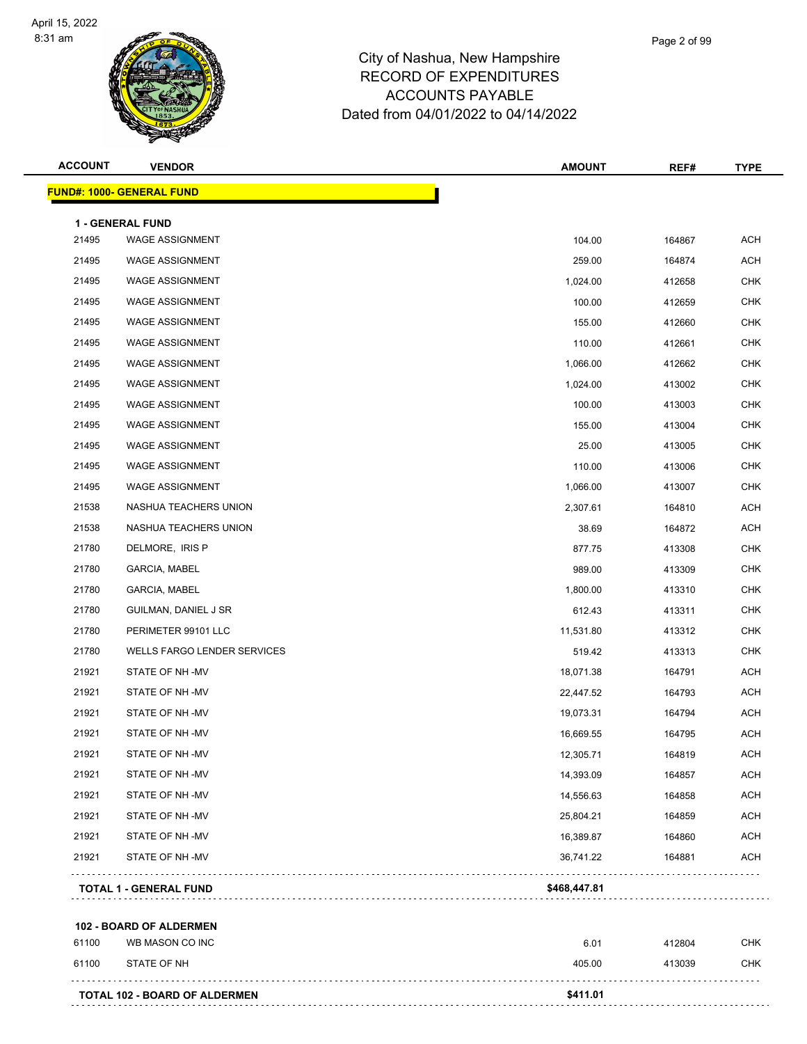# City of Nashua, New Hampshire
## RECORD OF EXPENDITURES
## ACCOUNTS PAYABLE
## Dated from 04/01/2022 to 04/14/2022

April 15, 2022
8:31 am

| ACCOUNT | VENDOR | AMOUNT | REF# | TYPE |
|---|---|---|---|---|
| **FUND#: 1000- GENERAL FUND** | | | | |
| **1 - GENERAL FUND** | | | | |
| 21495 | WAGE ASSIGNMENT | 104.00 | 164867 | ACH |
| 21495 | WAGE ASSIGNMENT | 259.00 | 164874 | ACH |
| 21495 | WAGE ASSIGNMENT | 1,024.00 | 412658 | CHK |
| 21495 | WAGE ASSIGNMENT | 100.00 | 412659 | CHK |
| 21495 | WAGE ASSIGNMENT | 155.00 | 412660 | CHK |
| 21495 | WAGE ASSIGNMENT | 110.00 | 412661 | CHK |
| 21495 | WAGE ASSIGNMENT | 1,066.00 | 412662 | CHK |
| 21495 | WAGE ASSIGNMENT | 1,024.00 | 413002 | CHK |
| 21495 | WAGE ASSIGNMENT | 100.00 | 413003 | CHK |
| 21495 | WAGE ASSIGNMENT | 155.00 | 413004 | CHK |
| 21495 | WAGE ASSIGNMENT | 25.00 | 413005 | CHK |
| 21495 | WAGE ASSIGNMENT | 110.00 | 413006 | CHK |
| 21495 | WAGE ASSIGNMENT | 1,066.00 | 413007 | CHK |
| 21538 | NASHUA TEACHERS UNION | 2,307.61 | 164810 | ACH |
| 21538 | NASHUA TEACHERS UNION | 38.69 | 164872 | ACH |
| 21780 | DELMORE, IRIS P | 877.75 | 413308 | CHK |
| 21780 | GARCIA, MABEL | 989.00 | 413309 | CHK |
| 21780 | GARCIA, MABEL | 1,800.00 | 413310 | CHK |
| 21780 | GUILMAN, DANIEL J SR | 612.43 | 413311 | CHK |
| 21780 | PERIMETER 99101 LLC | 11,531.80 | 413312 | CHK |
| 21780 | WELLS FARGO LENDER SERVICES | 519.42 | 413313 | CHK |
| 21921 | STATE OF NH -MV | 18,071.38 | 164791 | ACH |
| 21921 | STATE OF NH -MV | 22,447.52 | 164793 | ACH |
| 21921 | STATE OF NH -MV | 19,073.31 | 164794 | ACH |
| 21921 | STATE OF NH -MV | 16,669.55 | 164795 | ACH |
| 21921 | STATE OF NH -MV | 12,305.71 | 164819 | ACH |
| 21921 | STATE OF NH -MV | 14,393.09 | 164857 | ACH |
| 21921 | STATE OF NH -MV | 14,556.63 | 164858 | ACH |
| 21921 | STATE OF NH -MV | 25,804.21 | 164859 | ACH |
| 21921 | STATE OF NH -MV | 16,389.87 | 164860 | ACH |
| 21921 | STATE OF NH -MV | 36,741.22 | 164881 | ACH |
| **TOTAL 1 - GENERAL FUND** | | **$468,447.81** | | |
| **102 - BOARD OF ALDERMEN** | | | | |
| 61100 | WB MASON CO INC | 6.01 | 412804 | CHK |
| 61100 | STATE OF NH | 405.00 | 413039 | CHK |
| **TOTAL 102 - BOARD OF ALDERMEN** | | **$411.01** | | |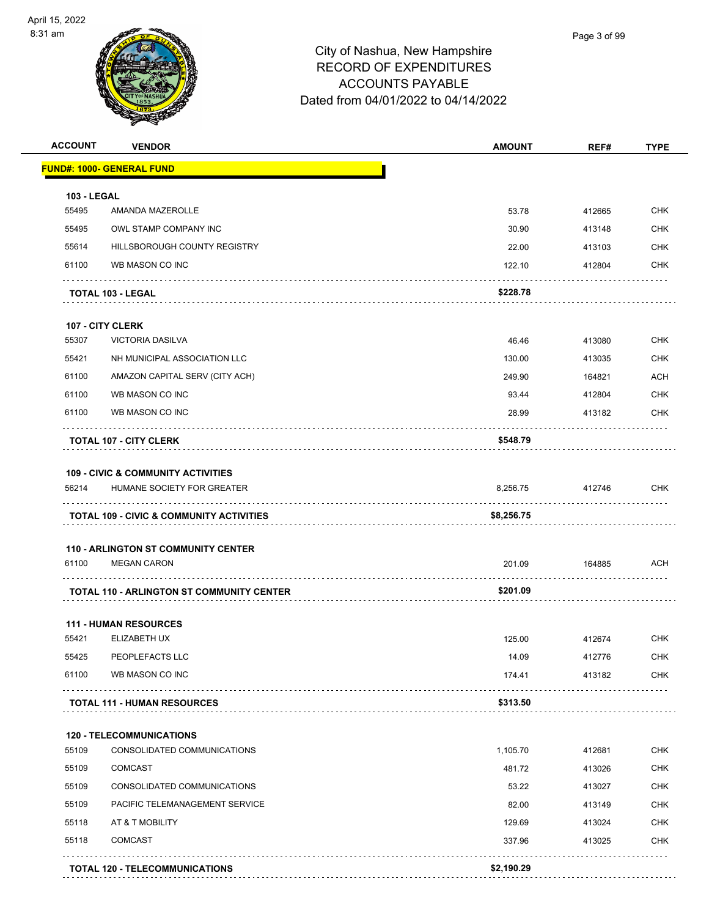# City of Nashua, New Hampshire
# RECORD OF EXPENDITURES
# ACCOUNTS PAYABLE
# Dated from 04/01/2022 to 04/14/2022

| ACCOUNT | VENDOR | AMOUNT | REF# | TYPE |
|---|---|---|---|---|
| **FUND#: 1000- GENERAL FUND** | | | | |
| **103 - LEGAL** | | | | |
| 55495 | AMANDA MAZEROLLE | 53.78 | 412665 | CHK |
| 55495 | OWL STAMP COMPANY INC | 30.90 | 413148 | CHK |
| 55614 | HILLSBOROUGH COUNTY REGISTRY | 22.00 | 413103 | CHK |
| 61100 | WB MASON CO INC | 122.10 | 412804 | CHK |
| | **TOTAL 103 - LEGAL** | **$228.78** | | |
| **107 - CITY CLERK** | | | | |
| 55307 | VICTORIA DASILVA | 46.46 | 413080 | CHK |
| 55421 | NH MUNICIPAL ASSOCIATION LLC | 130.00 | 413035 | CHK |
| 61100 | AMAZON CAPITAL SERV (CITY ACH) | 249.90 | 164821 | ACH |
| 61100 | WB MASON CO INC | 93.44 | 412804 | CHK |
| 61100 | WB MASON CO INC | 28.99 | 413182 | CHK |
| | **TOTAL 107 - CITY CLERK** | **$548.79** | | |
| **109 - CIVIC & COMMUNITY ACTIVITIES** | | | | |
| 56214 | HUMANE SOCIETY FOR GREATER | 8,256.75 | 412746 | CHK |
| | **TOTAL 109 - CIVIC & COMMUNITY ACTIVITIES** | **$8,256.75** | | |
| **110 - ARLINGTON ST COMMUNITY CENTER** | | | | |
| 61100 | MEGAN CARON | 201.09 | 164885 | ACH |
| | **TOTAL 110 - ARLINGTON ST COMMUNITY CENTER** | **$201.09** | | |
| **111 - HUMAN RESOURCES** | | | | |
| 55421 | ELIZABETH UX | 125.00 | 412674 | CHK |
| 55425 | PEOPLEFACTS LLC | 14.09 | 412776 | CHK |
| 61100 | WB MASON CO INC | 174.41 | 413182 | CHK |
| | **TOTAL 111 - HUMAN RESOURCES** | **$313.50** | | |
| **120 - TELECOMMUNICATIONS** | | | | |
| 55109 | CONSOLIDATED COMMUNICATIONS | 1,105.70 | 412681 | CHK |
| 55109 | COMCAST | 481.72 | 413026 | CHK |
| 55109 | CONSOLIDATED COMMUNICATIONS | 53.22 | 413027 | CHK |
| 55109 | PACIFIC TELEMANAGEMENT SERVICE | 82.00 | 413149 | CHK |
| 55118 | AT & T MOBILITY | 129.69 | 413024 | CHK |
| 55118 | COMCAST | 337.96 | 413025 | CHK |
| | **TOTAL 120 - TELECOMMUNICATIONS** | **$2,190.29** | | |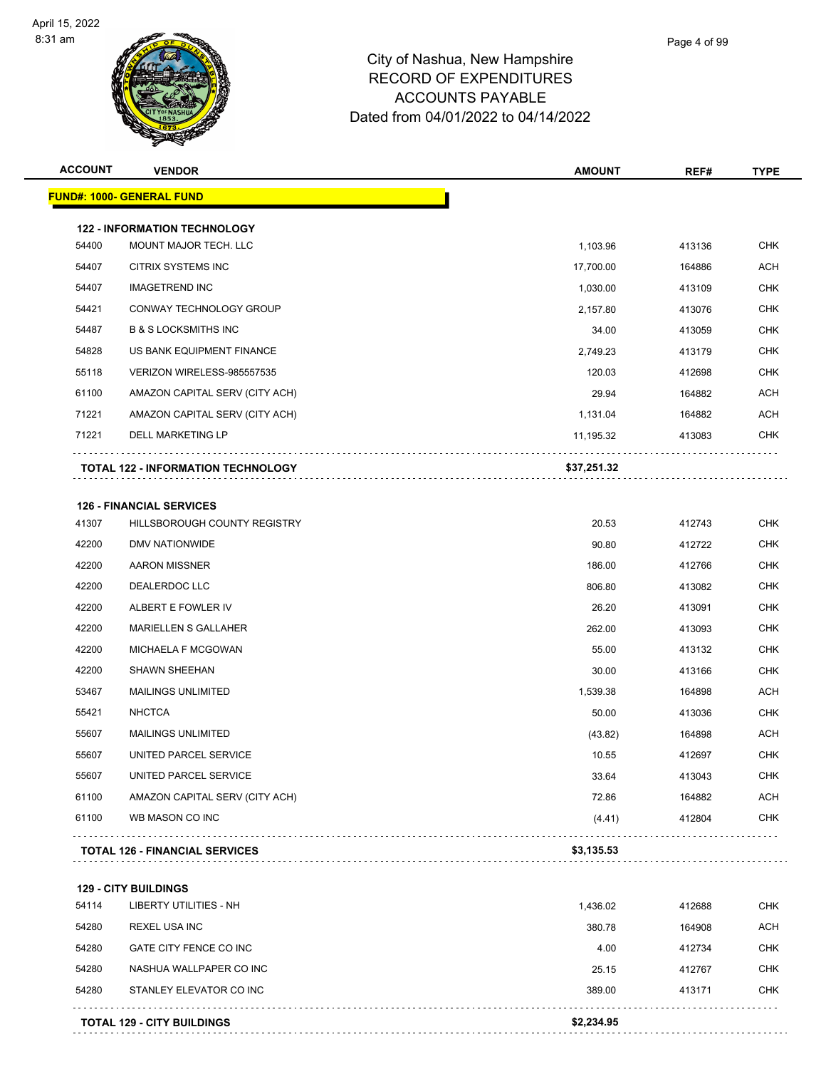City of Nashua, New Hampshire
RECORD OF EXPENDITURES
ACCOUNTS PAYABLE
Dated from 04/01/2022 to 04/14/2022

| ACCOUNT | VENDOR | AMOUNT | REF# | TYPE |
|---|---|---|---|---|
| **FUND#: 1000- GENERAL FUND** | | | | |
| **122 - INFORMATION TECHNOLOGY** | | | | |
| 54400 | MOUNT MAJOR TECH. LLC | 1,103.96 | 413136 | CHK |
| 54407 | CITRIX SYSTEMS INC | 17,700.00 | 164886 | ACH |
| 54407 | IMAGETREND INC | 1,030.00 | 413109 | CHK |
| 54421 | CONWAY TECHNOLOGY GROUP | 2,157.80 | 413076 | CHK |
| 54487 | B & S LOCKSMITHS INC | 34.00 | 413059 | CHK |
| 54828 | US BANK EQUIPMENT FINANCE | 2,749.23 | 413179 | CHK |
| 55118 | VERIZON WIRELESS-985557535 | 120.03 | 412698 | CHK |
| 61100 | AMAZON CAPITAL SERV (CITY ACH) | 29.94 | 164882 | ACH |
| 71221 | AMAZON CAPITAL SERV (CITY ACH) | 1,131.04 | 164882 | ACH |
| 71221 | DELL MARKETING LP | 11,195.32 | 413083 | CHK |
| | **TOTAL 122 - INFORMATION TECHNOLOGY** | **$37,251.32** | | |
| **126 - FINANCIAL SERVICES** | | | | |
| 41307 | HILLSBOROUGH COUNTY REGISTRY | 20.53 | 412743 | CHK |
| 42200 | DMV NATIONWIDE | 90.80 | 412722 | CHK |
| 42200 | AARON MISSNER | 186.00 | 412766 | CHK |
| 42200 | DEALERDOC LLC | 806.80 | 413082 | CHK |
| 42200 | ALBERT E FOWLER IV | 26.20 | 413091 | CHK |
| 42200 | MARIELLEN S GALLAHER | 262.00 | 413093 | CHK |
| 42200 | MICHAELA F MCGOWAN | 55.00 | 413132 | CHK |
| 42200 | SHAWN SHEEHAN | 30.00 | 413166 | CHK |
| 53467 | MAILINGS UNLIMITED | 1,539.38 | 164898 | ACH |
| 55421 | NHCTCA | 50.00 | 413036 | CHK |
| 55607 | MAILINGS UNLIMITED | (43.82) | 164898 | ACH |
| 55607 | UNITED PARCEL SERVICE | 10.55 | 412697 | CHK |
| 55607 | UNITED PARCEL SERVICE | 33.64 | 413043 | CHK |
| 61100 | AMAZON CAPITAL SERV (CITY ACH) | 72.86 | 164882 | ACH |
| 61100 | WB MASON CO INC | (4.41) | 412804 | CHK |
| | **TOTAL 126 - FINANCIAL SERVICES** | **$3,135.53** | | |
| **129 - CITY BUILDINGS** | | | | |
| 54114 | LIBERTY UTILITIES - NH | 1,436.02 | 412688 | CHK |
| 54280 | REXEL USA INC | 380.78 | 164908 | ACH |
| 54280 | GATE CITY FENCE CO INC | 4.00 | 412734 | CHK |
| 54280 | NASHUA WALLPAPER CO INC | 25.15 | 412767 | CHK |
| 54280 | STANLEY ELEVATOR CO INC | 389.00 | 413171 | CHK |
| | **TOTAL 129 - CITY BUILDINGS** | **$2,234.95** | | |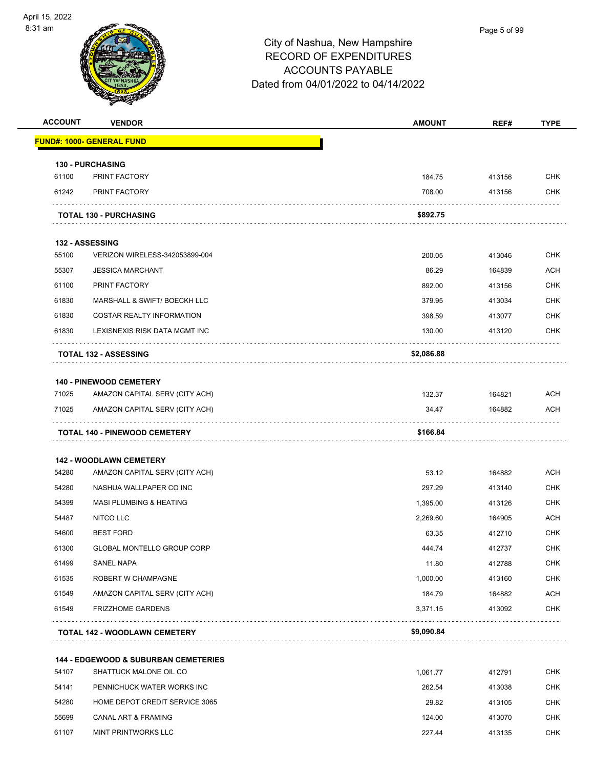# City of Nashua, New Hampshire
## RECORD OF EXPENDITURES
## ACCOUNTS PAYABLE
## Dated from 04/01/2022 to 04/14/2022

April 15, 2022
8:31 am

| ACCOUNT | VENDOR | AMOUNT | REF# | TYPE |
|---|---|---|---|---|
| **FUND#: 1000- GENERAL FUND** | | | | |
| **130 - PURCHASING** | | | | |
| 61100 | PRINT FACTORY | 184.75 | 413156 | CHK |
| 61242 | PRINT FACTORY | 708.00 | 413156 | CHK |
| | **TOTAL 130 - PURCHASING** | **$892.75** | | |
| **132 - ASSESSING** | | | | |
| 55100 | VERIZON WIRELESS-342053899-004 | 200.05 | 413046 | CHK |
| 55307 | JESSICA MARCHANT | 86.29 | 164839 | ACH |
| 61100 | PRINT FACTORY | 892.00 | 413156 | CHK |
| 61830 | MARSHALL & SWIFT/ BOECKH LLC | 379.95 | 413034 | CHK |
| 61830 | COSTAR REALTY INFORMATION | 398.59 | 413077 | CHK |
| 61830 | LEXISNEXIS RISK DATA MGMT INC | 130.00 | 413120 | CHK |
| | **TOTAL 132 - ASSESSING** | **$2,086.88** | | |
| **140 - PINEWOOD CEMETERY** | | | | |
| 71025 | AMAZON CAPITAL SERV (CITY ACH) | 132.37 | 164821 | ACH |
| 71025 | AMAZON CAPITAL SERV (CITY ACH) | 34.47 | 164882 | ACH |
| | **TOTAL 140 - PINEWOOD CEMETERY** | **$166.84** | | |
| **142 - WOODLAWN CEMETERY** | | | | |
| 54280 | AMAZON CAPITAL SERV (CITY ACH) | 53.12 | 164882 | ACH |
| 54280 | NASHUA WALLPAPER CO INC | 297.29 | 413140 | CHK |
| 54399 | MASI PLUMBING & HEATING | 1,395.00 | 413126 | CHK |
| 54487 | NITCO LLC | 2,269.60 | 164905 | ACH |
| 54600 | BEST FORD | 63.35 | 412710 | CHK |
| 61300 | GLOBAL MONTELLO GROUP CORP | 444.74 | 412737 | CHK |
| 61499 | SANEL NAPA | 11.80 | 412788 | CHK |
| 61535 | ROBERT W CHAMPAGNE | 1,000.00 | 413160 | CHK |
| 61549 | AMAZON CAPITAL SERV (CITY ACH) | 184.79 | 164882 | ACH |
| 61549 | FRIZZHOME GARDENS | 3,371.15 | 413092 | CHK |
| | **TOTAL 142 - WOODLAWN CEMETERY** | **$9,090.84** | | |
| **144 - EDGEWOOD & SUBURBAN CEMETERIES** | | | | |
| 54107 | SHATTUCK MALONE OIL CO | 1,061.77 | 412791 | CHK |
| 54141 | PENNICHUCK WATER WORKS INC | 262.54 | 413038 | CHK |
| 54280 | HOME DEPOT CREDIT SERVICE 3065 | 29.82 | 413105 | CHK |
| 55699 | CANAL ART & FRAMING | 124.00 | 413070 | CHK |
| 61107 | MINT PRINTWORKS LLC | 227.44 | 413135 | CHK |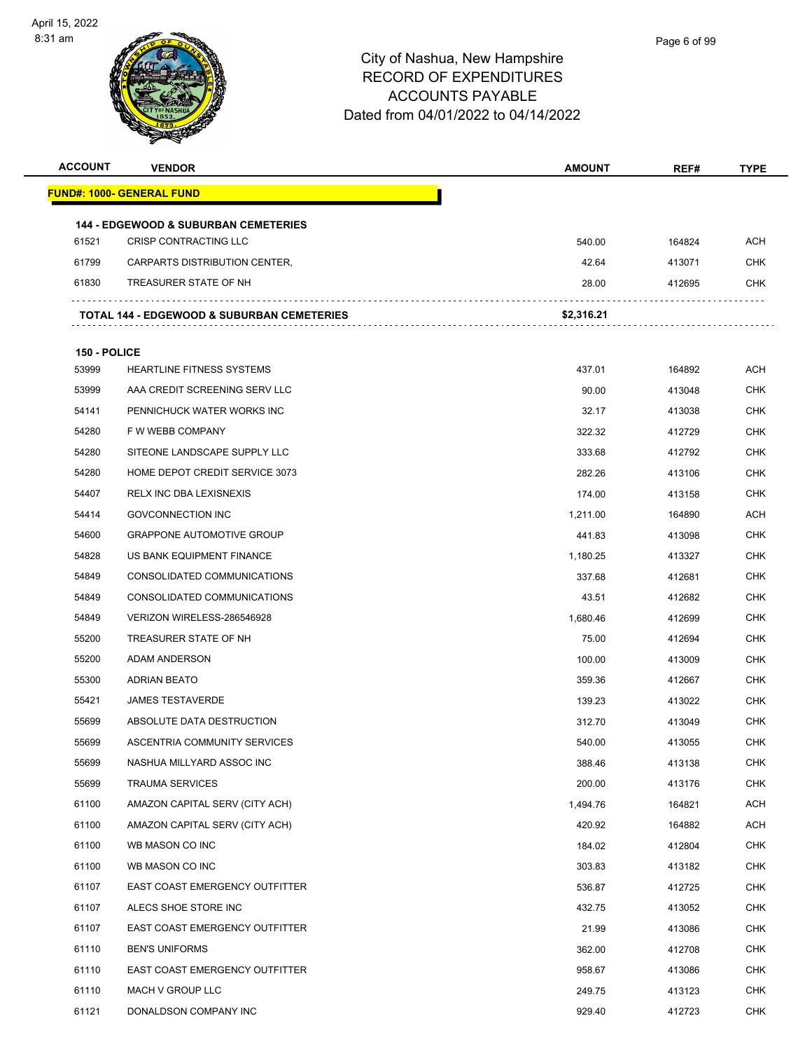# City of Nashua, New Hampshire
## RECORD OF EXPENDITURES
## ACCOUNTS PAYABLE
## Dated from 04/01/2022 to 04/14/2022

| ACCOUNT | VENDOR | AMOUNT | REF# | TYPE |
|---|---|---|---|---|
| **FUND#: 1000- GENERAL FUND** | | | | |
| **144 - EDGEWOOD & SUBURBAN CEMETERIES** | | | | |
| 61521 | CRISP CONTRACTING LLC | 540.00 | 164824 | ACH |
| 61799 | CARPARTS DISTRIBUTION CENTER, | 42.64 | 413071 | CHK |
| 61830 | TREASURER STATE OF NH | 28.00 | 412695 | CHK |
| | **TOTAL 144 - EDGEWOOD & SUBURBAN CEMETERIES** | **$2,316.21** | | |
| **150 - POLICE** | | | | |
| 53999 | HEARTLINE FITNESS SYSTEMS | 437.01 | 164892 | ACH |
| 53999 | AAA CREDIT SCREENING SERV LLC | 90.00 | 413048 | CHK |
| 54141 | PENNICHUCK WATER WORKS INC | 32.17 | 413038 | CHK |
| 54280 | F W WEBB COMPANY | 322.32 | 412729 | CHK |
| 54280 | SITEONE LANDSCAPE SUPPLY LLC | 333.68 | 412792 | CHK |
| 54280 | HOME DEPOT CREDIT SERVICE 3073 | 282.26 | 413106 | CHK |
| 54407 | RELX INC DBA LEXISNEXIS | 174.00 | 413158 | CHK |
| 54414 | GOVCONNECTION INC | 1,211.00 | 164890 | ACH |
| 54600 | GRAPPONE AUTOMOTIVE GROUP | 441.83 | 413098 | CHK |
| 54828 | US BANK EQUIPMENT FINANCE | 1,180.25 | 413327 | CHK |
| 54849 | CONSOLIDATED COMMUNICATIONS | 337.68 | 412681 | CHK |
| 54849 | CONSOLIDATED COMMUNICATIONS | 43.51 | 412682 | CHK |
| 54849 | VERIZON WIRELESS-286546928 | 1,680.46 | 412699 | CHK |
| 55200 | TREASURER STATE OF NH | 75.00 | 412694 | CHK |
| 55200 | ADAM ANDERSON | 100.00 | 413009 | CHK |
| 55300 | ADRIAN BEATO | 359.36 | 412667 | CHK |
| 55421 | JAMES TESTAVERDE | 139.23 | 413022 | CHK |
| 55699 | ABSOLUTE DATA DESTRUCTION | 312.70 | 413049 | CHK |
| 55699 | ASCENTRIA COMMUNITY SERVICES | 540.00 | 413055 | CHK |
| 55699 | NASHUA MILLYARD ASSOC INC | 388.46 | 413138 | CHK |
| 55699 | TRAUMA SERVICES | 200.00 | 413176 | CHK |
| 61100 | AMAZON CAPITAL SERV (CITY ACH) | 1,494.76 | 164821 | ACH |
| 61100 | AMAZON CAPITAL SERV (CITY ACH) | 420.92 | 164882 | ACH |
| 61100 | WB MASON CO INC | 184.02 | 412804 | CHK |
| 61100 | WB MASON CO INC | 303.83 | 413182 | CHK |
| 61107 | EAST COAST EMERGENCY OUTFITTER | 536.87 | 412725 | CHK |
| 61107 | ALECS SHOE STORE INC | 432.75 | 413052 | CHK |
| 61107 | EAST COAST EMERGENCY OUTFITTER | 21.99 | 413086 | CHK |
| 61110 | BEN'S UNIFORMS | 362.00 | 412708 | CHK |
| 61110 | EAST COAST EMERGENCY OUTFITTER | 958.67 | 413086 | CHK |
| 61110 | MACH V GROUP LLC | 249.75 | 413123 | CHK |
| 61121 | DONALDSON COMPANY INC | 929.40 | 412723 | CHK |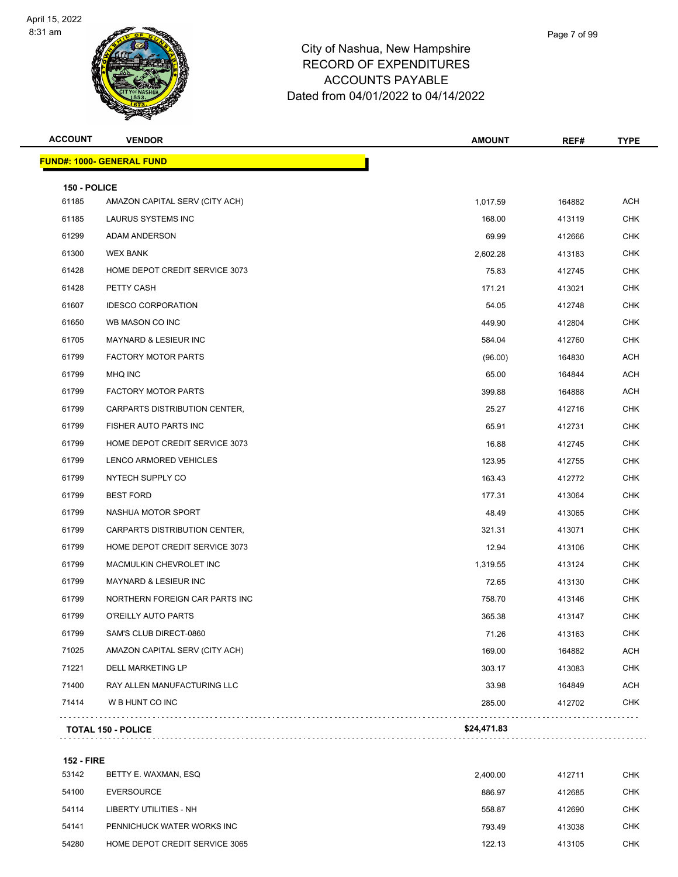# City of Nashua, New Hampshire
## RECORD OF EXPENDITURES
## ACCOUNTS PAYABLE
## Dated from 04/01/2022 to 04/14/2022

| ACCOUNT | VENDOR | AMOUNT | REF# | TYPE |
|---|---|---|---|---|
| **FUND#: 1000- GENERAL FUND** | | | | |
| **150 - POLICE** | | | | |
| 61185 | AMAZON CAPITAL SERV (CITY ACH) | 1,017.59 | 164882 | ACH |
| 61185 | LAURUS SYSTEMS INC | 168.00 | 413119 | CHK |
| 61299 | ADAM ANDERSON | 69.99 | 412666 | CHK |
| 61300 | WEX BANK | 2,602.28 | 413183 | CHK |
| 61428 | HOME DEPOT CREDIT SERVICE 3073 | 75.83 | 412745 | CHK |
| 61428 | PETTY CASH | 171.21 | 413021 | CHK |
| 61607 | IDESCO CORPORATION | 54.05 | 412748 | CHK |
| 61650 | WB MASON CO INC | 449.90 | 412804 | CHK |
| 61705 | MAYNARD & LESIEUR INC | 584.04 | 412760 | CHK |
| 61799 | FACTORY MOTOR PARTS | (96.00) | 164830 | ACH |
| 61799 | MHQ INC | 65.00 | 164844 | ACH |
| 61799 | FACTORY MOTOR PARTS | 399.88 | 164888 | ACH |
| 61799 | CARPARTS DISTRIBUTION CENTER, | 25.27 | 412716 | CHK |
| 61799 | FISHER AUTO PARTS INC | 65.91 | 412731 | CHK |
| 61799 | HOME DEPOT CREDIT SERVICE 3073 | 16.88 | 412745 | CHK |
| 61799 | LENCO ARMORED VEHICLES | 123.95 | 412755 | CHK |
| 61799 | NYTECH SUPPLY CO | 163.43 | 412772 | CHK |
| 61799 | BEST FORD | 177.31 | 413064 | CHK |
| 61799 | NASHUA MOTOR SPORT | 48.49 | 413065 | CHK |
| 61799 | CARPARTS DISTRIBUTION CENTER, | 321.31 | 413071 | CHK |
| 61799 | HOME DEPOT CREDIT SERVICE 3073 | 12.94 | 413106 | CHK |
| 61799 | MACMULKIN CHEVROLET INC | 1,319.55 | 413124 | CHK |
| 61799 | MAYNARD & LESIEUR INC | 72.65 | 413130 | CHK |
| 61799 | NORTHERN FOREIGN CAR PARTS INC | 758.70 | 413146 | CHK |
| 61799 | O'REILLY AUTO PARTS | 365.38 | 413147 | CHK |
| 61799 | SAM'S CLUB DIRECT-0860 | 71.26 | 413163 | CHK |
| 71025 | AMAZON CAPITAL SERV (CITY ACH) | 169.00 | 164882 | ACH |
| 71221 | DELL MARKETING LP | 303.17 | 413083 | CHK |
| 71400 | RAY ALLEN MANUFACTURING LLC | 33.98 | 164849 | ACH |
| 71414 | W B HUNT CO INC | 285.00 | 412702 | CHK |
| **TOTAL 150 - POLICE** | | **$24,471.83** | | |
| **152 - FIRE** | | | | |
| 53142 | BETTY E. WAXMAN, ESQ | 2,400.00 | 412711 | CHK |
| 54100 | EVERSOURCE | 886.97 | 412685 | CHK |
| 54114 | LIBERTY UTILITIES - NH | 558.87 | 412690 | CHK |
| 54141 | PENNICHUCK WATER WORKS INC | 793.49 | 413038 | CHK |
| 54280 | HOME DEPOT CREDIT SERVICE 3065 | 122.13 | 413105 | CHK |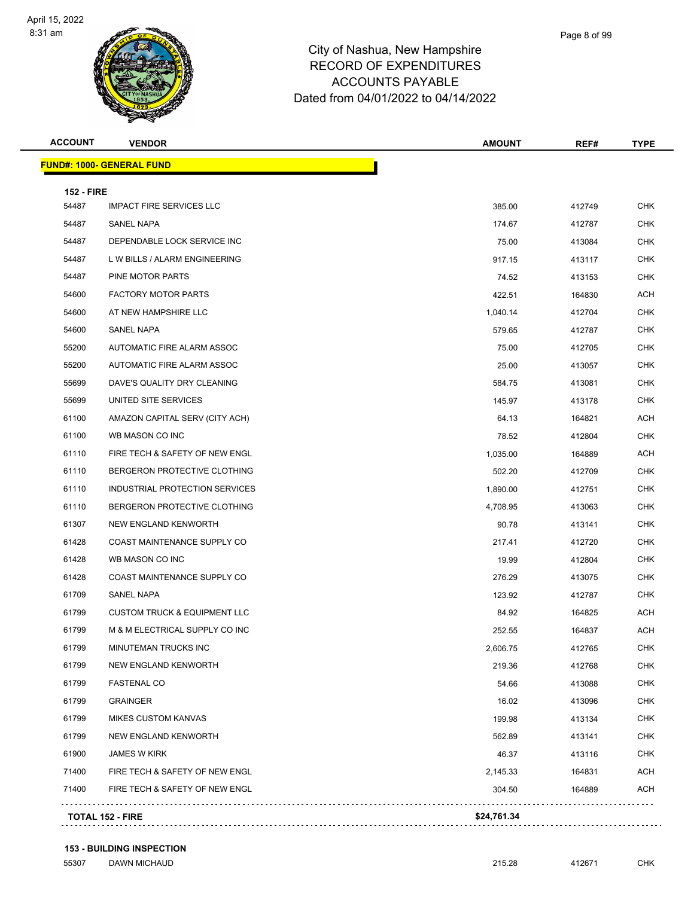# City of Nashua, New Hampshire
## RECORD OF EXPENDITURES
## ACCOUNTS PAYABLE
## Dated from 04/01/2022 to 04/14/2022

| ACCOUNT | VENDOR | AMOUNT | REF# | TYPE |
|---|---|---|---|---|
| **FUND#: 1000- GENERAL FUND** | | | | |
| **152 - FIRE** | | | | |
| 54487 | IMPACT FIRE SERVICES LLC | 385.00 | 412749 | CHK |
| 54487 | SANEL NAPA | 174.67 | 412787 | CHK |
| 54487 | DEPENDABLE LOCK SERVICE INC | 75.00 | 413084 | CHK |
| 54487 | L W BILLS / ALARM ENGINEERING | 917.15 | 413117 | CHK |
| 54487 | PINE MOTOR PARTS | 74.52 | 413153 | CHK |
| 54600 | FACTORY MOTOR PARTS | 422.51 | 164830 | ACH |
| 54600 | AT NEW HAMPSHIRE LLC | 1,040.14 | 412704 | CHK |
| 54600 | SANEL NAPA | 579.65 | 412787 | CHK |
| 55200 | AUTOMATIC FIRE ALARM ASSOC | 75.00 | 412705 | CHK |
| 55200 | AUTOMATIC FIRE ALARM ASSOC | 25.00 | 413057 | CHK |
| 55699 | DAVE'S QUALITY DRY CLEANING | 584.75 | 413081 | CHK |
| 55699 | UNITED SITE SERVICES | 145.97 | 413178 | CHK |
| 61100 | AMAZON CAPITAL SERV (CITY ACH) | 64.13 | 164821 | ACH |
| 61100 | WB MASON CO INC | 78.52 | 412804 | CHK |
| 61110 | FIRE TECH & SAFETY OF NEW ENGL | 1,035.00 | 164889 | ACH |
| 61110 | BERGERON PROTECTIVE CLOTHING | 502.20 | 412709 | CHK |
| 61110 | INDUSTRIAL PROTECTION SERVICES | 1,890.00 | 412751 | CHK |
| 61110 | BERGERON PROTECTIVE CLOTHING | 4,708.95 | 413063 | CHK |
| 61307 | NEW ENGLAND KENWORTH | 90.78 | 413141 | CHK |
| 61428 | COAST MAINTENANCE SUPPLY CO | 217.41 | 412720 | CHK |
| 61428 | WB MASON CO INC | 19.99 | 412804 | CHK |
| 61428 | COAST MAINTENANCE SUPPLY CO | 276.29 | 413075 | CHK |
| 61709 | SANEL NAPA | 123.92 | 412787 | CHK |
| 61799 | CUSTOM TRUCK & EQUIPMENT LLC | 84.92 | 164825 | ACH |
| 61799 | M & M ELECTRICAL SUPPLY CO INC | 252.55 | 164837 | ACH |
| 61799 | MINUTEMAN TRUCKS INC | 2,606.75 | 412765 | CHK |
| 61799 | NEW ENGLAND KENWORTH | 219.36 | 412768 | CHK |
| 61799 | FASTENAL CO | 54.66 | 413088 | CHK |
| 61799 | GRAINGER | 16.02 | 413096 | CHK |
| 61799 | MIKES CUSTOM KANVAS | 199.98 | 413134 | CHK |
| 61799 | NEW ENGLAND KENWORTH | 562.89 | 413141 | CHK |
| 61900 | JAMES W KIRK | 46.37 | 413116 | CHK |
| 71400 | FIRE TECH & SAFETY OF NEW ENGL | 2,145.33 | 164831 | ACH |
| 71400 | FIRE TECH & SAFETY OF NEW ENGL | 304.50 | 164889 | ACH |
| **TOTAL 152 - FIRE** | | **$24,761.34** | | |
| **153 - BUILDING INSPECTION** | | | | |
| 55307 | DAWN MICHAUD | 215.28 | 412671 | CHK |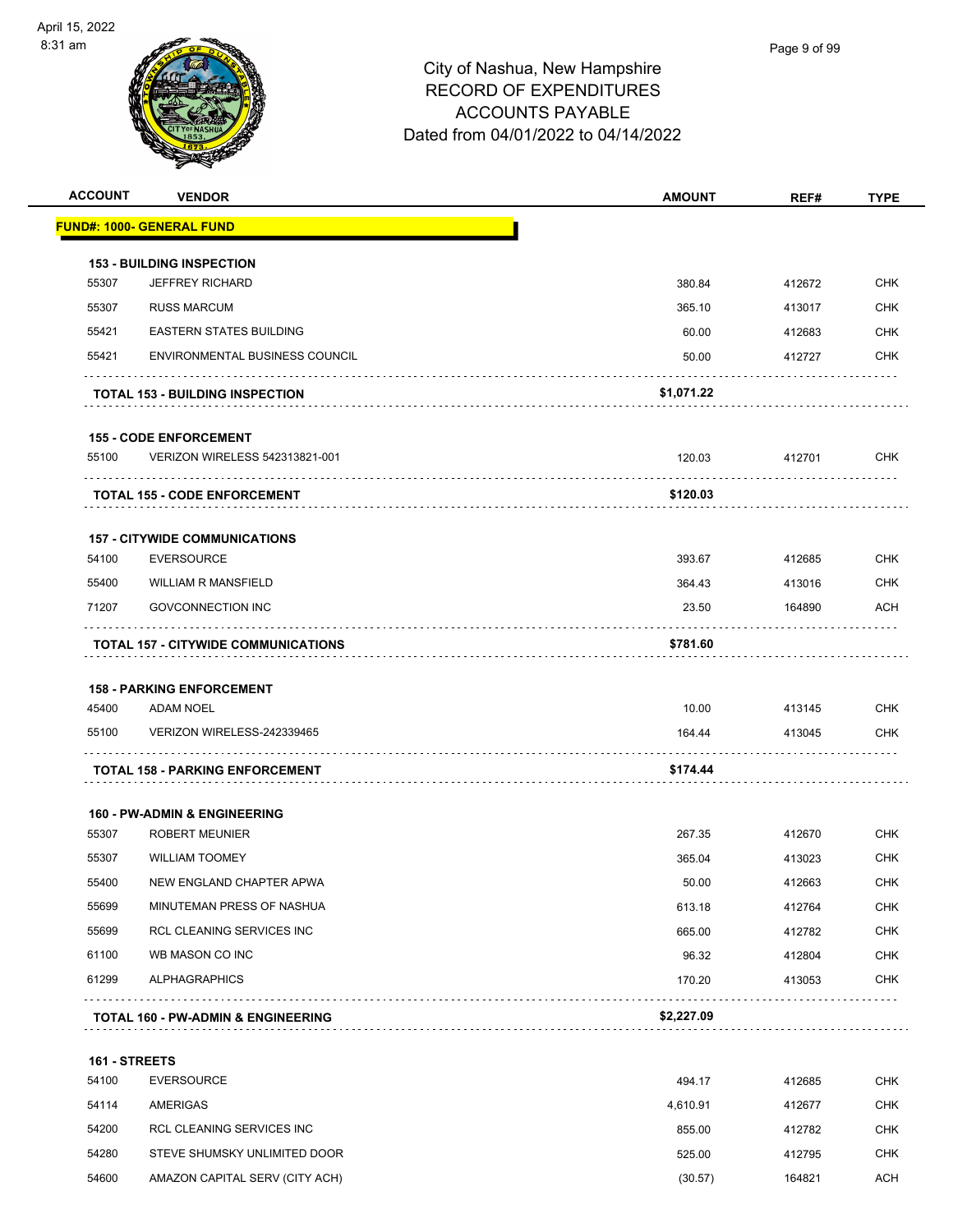# City of Nashua, New Hampshire
# RECORD OF EXPENDITURES
# ACCOUNTS PAYABLE
# Dated from 04/01/2022 to 04/14/2022

| ACCOUNT | VENDOR | AMOUNT | REF# | TYPE |
|---|---|---|---|---|
| **FUND#: 1000- GENERAL FUND** | | | | |
| **153 - BUILDING INSPECTION** | | | | |
| 55307 | JEFFREY RICHARD | 380.84 | 412672 | CHK |
| 55307 | RUSS MARCUM | 365.10 | 413017 | CHK |
| 55421 | EASTERN STATES BUILDING | 60.00 | 412683 | CHK |
| 55421 | ENVIRONMENTAL BUSINESS COUNCIL | 50.00 | 412727 | CHK |
| | **TOTAL 153 - BUILDING INSPECTION** | **$1,071.22** | | |
| **155 - CODE ENFORCEMENT** | | | | |
| 55100 | VERIZON WIRELESS 542313821-001 | 120.03 | 412701 | CHK |
| | **TOTAL 155 - CODE ENFORCEMENT** | **$120.03** | | |
| **157 - CITYWIDE COMMUNICATIONS** | | | | |
| 54100 | EVERSOURCE | 393.67 | 412685 | CHK |
| 55400 | WILLIAM R MANSFIELD | 364.43 | 413016 | CHK |
| 71207 | GOVCONNECTION INC | 23.50 | 164890 | ACH |
| | **TOTAL 157 - CITYWIDE COMMUNICATIONS** | **$781.60** | | |
| **158 - PARKING ENFORCEMENT** | | | | |
| 45400 | ADAM NOEL | 10.00 | 413145 | CHK |
| 55100 | VERIZON WIRELESS-242339465 | 164.44 | 413045 | CHK |
| | **TOTAL 158 - PARKING ENFORCEMENT** | **$174.44** | | |
| **160 - PW-ADMIN & ENGINEERING** | | | | |
| 55307 | ROBERT MEUNIER | 267.35 | 412670 | CHK |
| 55307 | WILLIAM TOOMEY | 365.04 | 413023 | CHK |
| 55400 | NEW ENGLAND CHAPTER APWA | 50.00 | 412663 | CHK |
| 55699 | MINUTEMAN PRESS OF NASHUA | 613.18 | 412764 | CHK |
| 55699 | RCL CLEANING SERVICES INC | 665.00 | 412782 | CHK |
| 61100 | WB MASON CO INC | 96.32 | 412804 | CHK |
| 61299 | ALPHAGRAPHICS | 170.20 | 413053 | CHK |
| | **TOTAL 160 - PW-ADMIN & ENGINEERING** | **$2,227.09** | | |
| **161 - STREETS** | | | | |
| 54100 | EVERSOURCE | 494.17 | 412685 | CHK |
| 54114 | AMERIGAS | 4,610.91 | 412677 | CHK |
| 54200 | RCL CLEANING SERVICES INC | 855.00 | 412782 | CHK |
| 54280 | STEVE SHUMSKY UNLIMITED DOOR | 525.00 | 412795 | CHK |
| 54600 | AMAZON CAPITAL SERV (CITY ACH) | (30.57) | 164821 | ACH |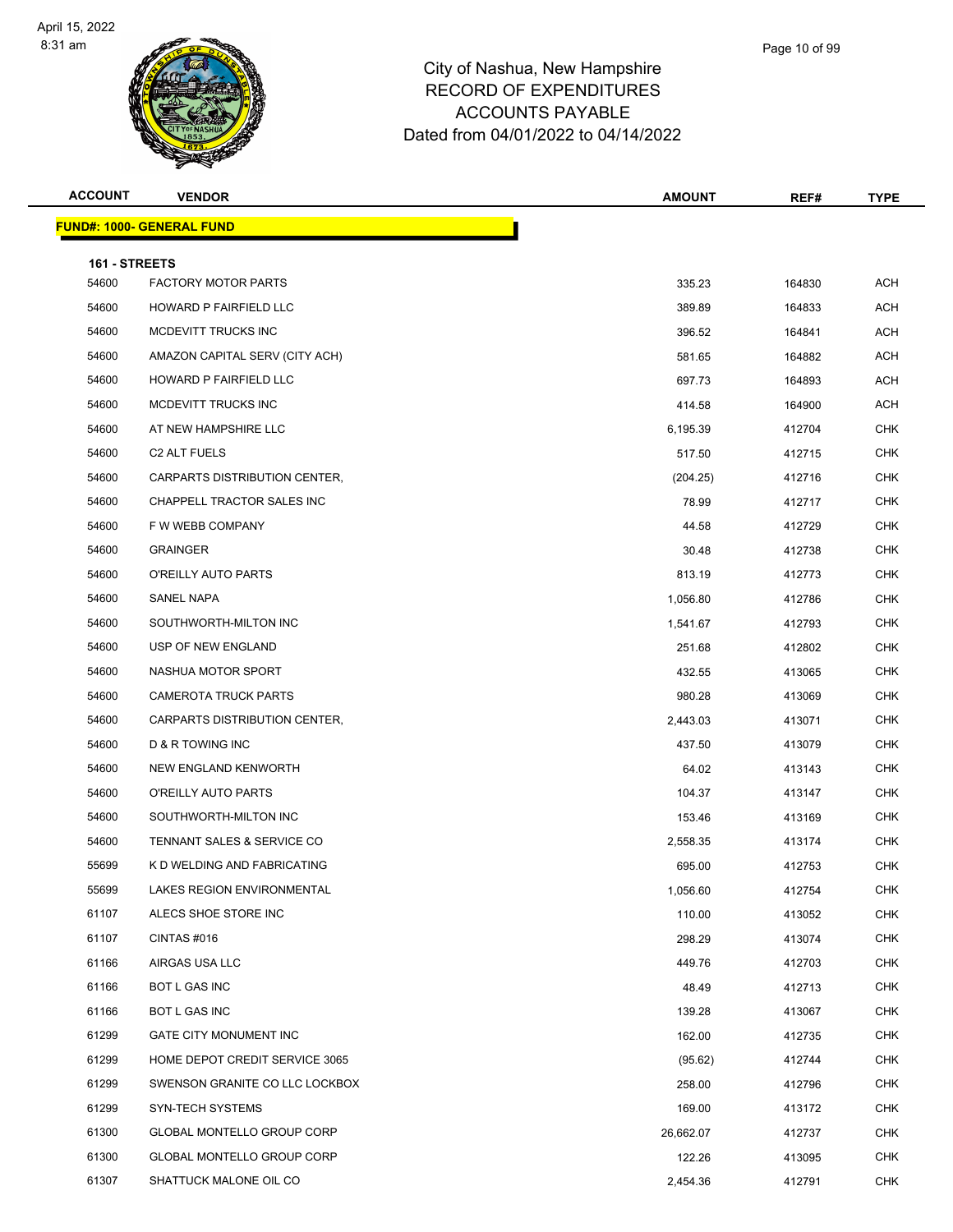# City of Nashua, New Hampshire
## RECORD OF EXPENDITURES
## ACCOUNTS PAYABLE
## Dated from 04/01/2022 to 04/14/2022

| ACCOUNT | VENDOR | AMOUNT | REF# | TYPE |
|---|---|---|---|---|
| **FUND#: 1000- GENERAL FUND** | | | | |
| **161 - STREETS** | | | | |
| 54600 | FACTORY MOTOR PARTS | 335.23 | 164830 | ACH |
| 54600 | HOWARD P FAIRFIELD LLC | 389.89 | 164833 | ACH |
| 54600 | MCDEVITT TRUCKS INC | 396.52 | 164841 | ACH |
| 54600 | AMAZON CAPITAL SERV (CITY ACH) | 581.65 | 164882 | ACH |
| 54600 | HOWARD P FAIRFIELD LLC | 697.73 | 164893 | ACH |
| 54600 | MCDEVITT TRUCKS INC | 414.58 | 164900 | ACH |
| 54600 | AT NEW HAMPSHIRE LLC | 6,195.39 | 412704 | CHK |
| 54600 | C2 ALT FUELS | 517.50 | 412715 | CHK |
| 54600 | CARPARTS DISTRIBUTION CENTER, | (204.25) | 412716 | CHK |
| 54600 | CHAPPELL TRACTOR SALES INC | 78.99 | 412717 | CHK |
| 54600 | F W WEBB COMPANY | 44.58 | 412729 | CHK |
| 54600 | GRAINGER | 30.48 | 412738 | CHK |
| 54600 | O'REILLY AUTO PARTS | 813.19 | 412773 | CHK |
| 54600 | SANEL NAPA | 1,056.80 | 412786 | CHK |
| 54600 | SOUTHWORTH-MILTON INC | 1,541.67 | 412793 | CHK |
| 54600 | USP OF NEW ENGLAND | 251.68 | 412802 | CHK |
| 54600 | NASHUA MOTOR SPORT | 432.55 | 413065 | CHK |
| 54600 | CAMEROTA TRUCK PARTS | 980.28 | 413069 | CHK |
| 54600 | CARPARTS DISTRIBUTION CENTER, | 2,443.03 | 413071 | CHK |
| 54600 | D & R TOWING INC | 437.50 | 413079 | CHK |
| 54600 | NEW ENGLAND KENWORTH | 64.02 | 413143 | CHK |
| 54600 | O'REILLY AUTO PARTS | 104.37 | 413147 | CHK |
| 54600 | SOUTHWORTH-MILTON INC | 153.46 | 413169 | CHK |
| 54600 | TENNANT SALES & SERVICE CO | 2,558.35 | 413174 | CHK |
| 55699 | K D WELDING AND FABRICATING | 695.00 | 412753 | CHK |
| 55699 | LAKES REGION ENVIRONMENTAL | 1,056.60 | 412754 | CHK |
| 61107 | ALECS SHOE STORE INC | 110.00 | 413052 | CHK |
| 61107 | CINTAS #016 | 298.29 | 413074 | CHK |
| 61166 | AIRGAS USA LLC | 449.76 | 412703 | CHK |
| 61166 | BOT L GAS INC | 48.49 | 412713 | CHK |
| 61166 | BOT L GAS INC | 139.28 | 413067 | CHK |
| 61299 | GATE CITY MONUMENT INC | 162.00 | 412735 | CHK |
| 61299 | HOME DEPOT CREDIT SERVICE 3065 | (95.62) | 412744 | CHK |
| 61299 | SWENSON GRANITE CO LLC LOCKBOX | 258.00 | 412796 | CHK |
| 61299 | SYN-TECH SYSTEMS | 169.00 | 413172 | CHK |
| 61300 | GLOBAL MONTELLO GROUP CORP | 26,662.07 | 412737 | CHK |
| 61300 | GLOBAL MONTELLO GROUP CORP | 122.26 | 413095 | CHK |
| 61307 | SHATTUCK MALONE OIL CO | 2,454.36 | 412791 | CHK |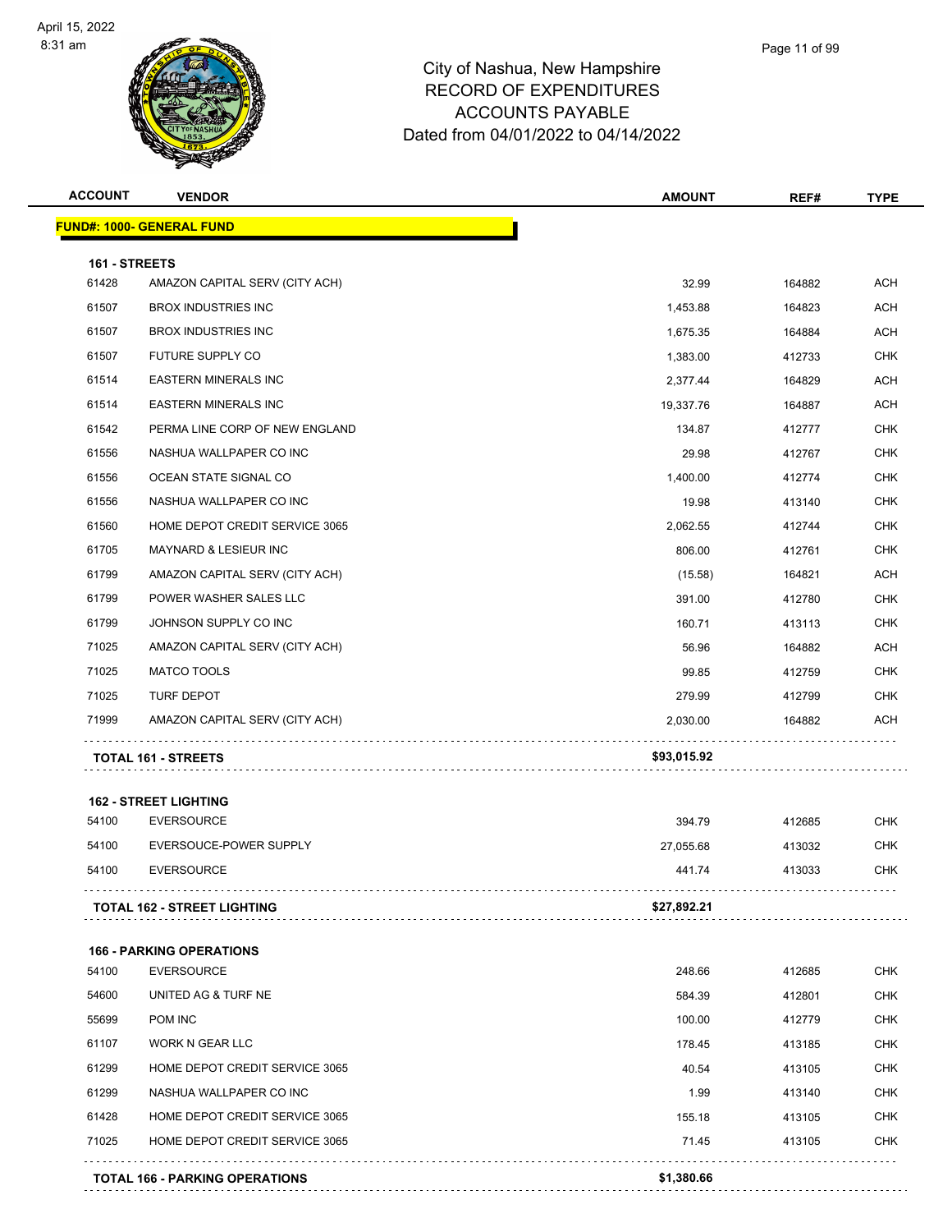# City of Nashua, New Hampshire
## RECORD OF EXPENDITURES
## ACCOUNTS PAYABLE
## Dated from 04/01/2022 to 04/14/2022

| ACCOUNT | VENDOR | AMOUNT | REF# | TYPE |
|---|---|---|---|---|
| **FUND#: 1000- GENERAL FUND** | | | | |
| **161 - STREETS** | | | | |
| 61428 | AMAZON CAPITAL SERV (CITY ACH) | 32.99 | 164882 | ACH |
| 61507 | BROX INDUSTRIES INC | 1,453.88 | 164823 | ACH |
| 61507 | BROX INDUSTRIES INC | 1,675.35 | 164884 | ACH |
| 61507 | FUTURE SUPPLY CO | 1,383.00 | 412733 | CHK |
| 61514 | EASTERN MINERALS INC | 2,377.44 | 164829 | ACH |
| 61514 | EASTERN MINERALS INC | 19,337.76 | 164887 | ACH |
| 61542 | PERMA LINE CORP OF NEW ENGLAND | 134.87 | 412777 | CHK |
| 61556 | NASHUA WALLPAPER CO INC | 29.98 | 412767 | CHK |
| 61556 | OCEAN STATE SIGNAL CO | 1,400.00 | 412774 | CHK |
| 61556 | NASHUA WALLPAPER CO INC | 19.98 | 413140 | CHK |
| 61560 | HOME DEPOT CREDIT SERVICE 3065 | 2,062.55 | 412744 | CHK |
| 61705 | MAYNARD & LESIEUR INC | 806.00 | 412761 | CHK |
| 61799 | AMAZON CAPITAL SERV (CITY ACH) | (15.58) | 164821 | ACH |
| 61799 | POWER WASHER SALES LLC | 391.00 | 412780 | CHK |
| 61799 | JOHNSON SUPPLY CO INC | 160.71 | 413113 | CHK |
| 71025 | AMAZON CAPITAL SERV (CITY ACH) | 56.96 | 164882 | ACH |
| 71025 | MATCO TOOLS | 99.85 | 412759 | CHK |
| 71025 | TURF DEPOT | 279.99 | 412799 | CHK |
| 71999 | AMAZON CAPITAL SERV (CITY ACH) | 2,030.00 | 164882 | ACH |
| | **TOTAL 161 - STREETS** | **$93,015.92** | | |
| **162 - STREET LIGHTING** | | | | |
| 54100 | EVERSOURCE | 394.79 | 412685 | CHK |
| 54100 | EVERSOUCE-POWER SUPPLY | 27,055.68 | 413032 | CHK |
| 54100 | EVERSOURCE | 441.74 | 413033 | CHK |
| | **TOTAL 162 - STREET LIGHTING** | **$27,892.21** | | |
| **166 - PARKING OPERATIONS** | | | | |
| 54100 | EVERSOURCE | 248.66 | 412685 | CHK |
| 54600 | UNITED AG & TURF NE | 584.39 | 412801 | CHK |
| 55699 | POM INC | 100.00 | 412779 | CHK |
| 61107 | WORK N GEAR LLC | 178.45 | 413185 | CHK |
| 61299 | HOME DEPOT CREDIT SERVICE 3065 | 40.54 | 413105 | CHK |
| 61299 | NASHUA WALLPAPER CO INC | 1.99 | 413140 | CHK |
| 61428 | HOME DEPOT CREDIT SERVICE 3065 | 155.18 | 413105 | CHK |
| 71025 | HOME DEPOT CREDIT SERVICE 3065 | 71.45 | 413105 | CHK |
| | **TOTAL 166 - PARKING OPERATIONS** | **$1,380.66** | | |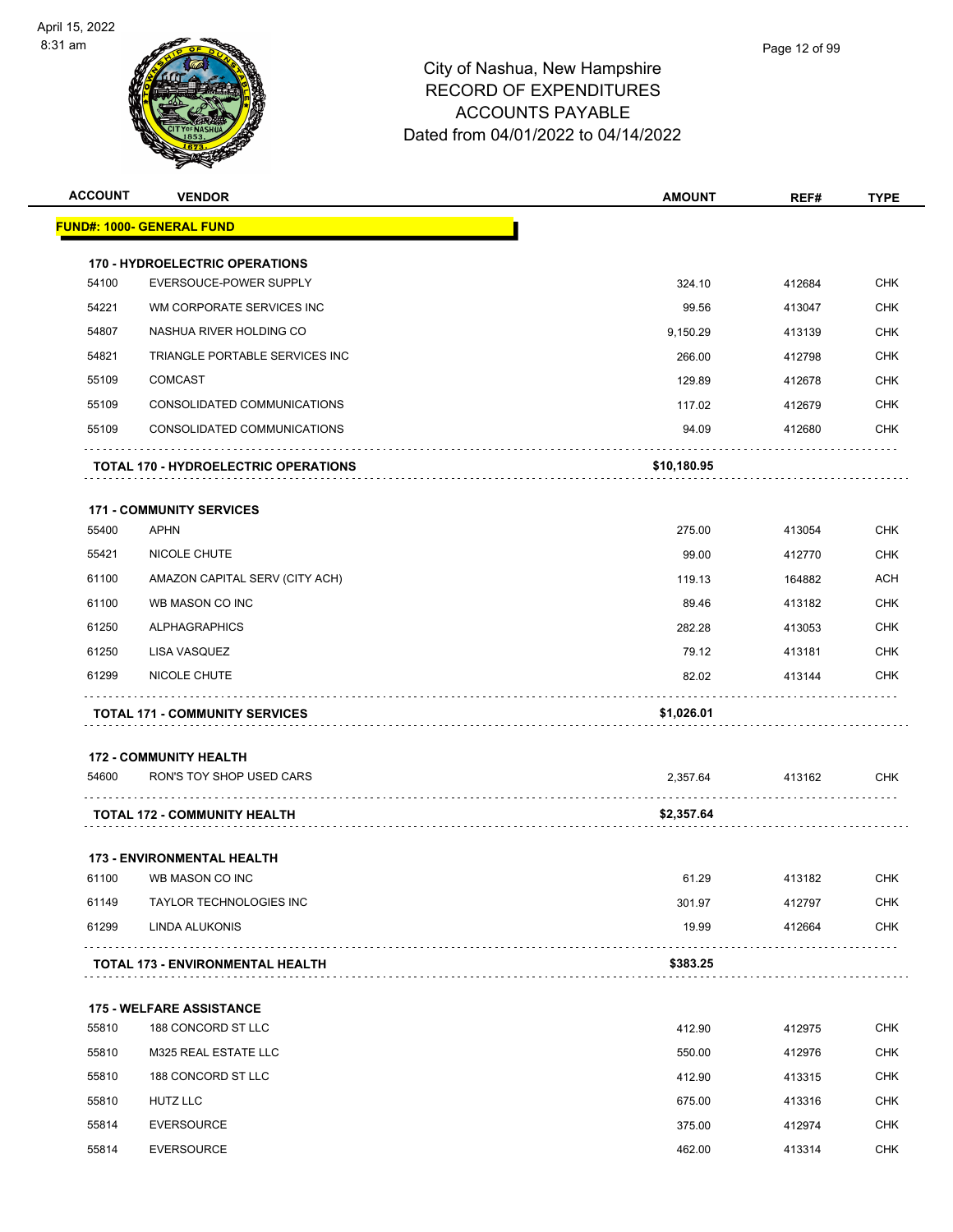# City of Nashua, New Hampshire
## RECORD OF EXPENDITURES
## ACCOUNTS PAYABLE
## Dated from 04/01/2022 to 04/14/2022

| ACCOUNT | VENDOR | AMOUNT | REF# | TYPE |
|---|---|---|---|---|
| **FUND#: 1000- GENERAL FUND** | | | | |
| **170 - HYDROELECTRIC OPERATIONS** | | | | |
| 54100 | EVERSOUCE-POWER SUPPLY | 324.10 | 412684 | CHK |
| 54221 | WM CORPORATE SERVICES INC | 99.56 | 413047 | CHK |
| 54807 | NASHUA RIVER HOLDING CO | 9,150.29 | 413139 | CHK |
| 54821 | TRIANGLE PORTABLE SERVICES INC | 266.00 | 412798 | CHK |
| 55109 | COMCAST | 129.89 | 412678 | CHK |
| 55109 | CONSOLIDATED COMMUNICATIONS | 117.02 | 412679 | CHK |
| 55109 | CONSOLIDATED COMMUNICATIONS | 94.09 | 412680 | CHK |
| **TOTAL 170 - HYDROELECTRIC OPERATIONS** | | **$10,180.95** | | |
| **171 - COMMUNITY SERVICES** | | | | |
| 55400 | APHN | 275.00 | 413054 | CHK |
| 55421 | NICOLE CHUTE | 99.00 | 412770 | CHK |
| 61100 | AMAZON CAPITAL SERV (CITY ACH) | 119.13 | 164882 | ACH |
| 61100 | WB MASON CO INC | 89.46 | 413182 | CHK |
| 61250 | ALPHAGRAPHICS | 282.28 | 413053 | CHK |
| 61250 | LISA VASQUEZ | 79.12 | 413181 | CHK |
| 61299 | NICOLE CHUTE | 82.02 | 413144 | CHK |
| **TOTAL 171 - COMMUNITY SERVICES** | | **$1,026.01** | | |
| **172 - COMMUNITY HEALTH** | | | | |
| 54600 | RON'S TOY SHOP USED CARS | 2,357.64 | 413162 | CHK |
| **TOTAL 172 - COMMUNITY HEALTH** | | **$2,357.64** | | |
| **173 - ENVIRONMENTAL HEALTH** | | | | |
| 61100 | WB MASON CO INC | 61.29 | 413182 | CHK |
| 61149 | TAYLOR TECHNOLOGIES INC | 301.97 | 412797 | CHK |
| 61299 | LINDA ALUKONIS | 19.99 | 412664 | CHK |
| **TOTAL 173 - ENVIRONMENTAL HEALTH** | | **$383.25** | | |
| **175 - WELFARE ASSISTANCE** | | | | |
| 55810 | 188 CONCORD ST LLC | 412.90 | 412975 | CHK |
| 55810 | M325 REAL ESTATE LLC | 550.00 | 412976 | CHK |
| 55810 | 188 CONCORD ST LLC | 412.90 | 413315 | CHK |
| 55810 | HUTZ LLC | 675.00 | 413316 | CHK |
| 55814 | EVERSOURCE | 375.00 | 412974 | CHK |
| 55814 | EVERSOURCE | 462.00 | 413314 | CHK |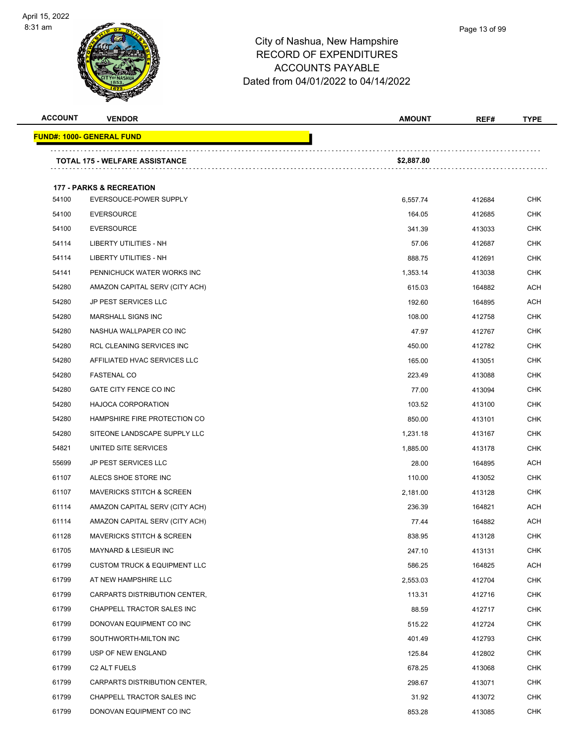City of Nashua, New Hampshire
RECORD OF EXPENDITURES
ACCOUNTS PAYABLE
Dated from 04/01/2022 to 04/14/2022

| ACCOUNT | VENDOR | AMOUNT | REF# | TYPE |
|---|---|---|---|---|
| **FUND#: 1000- GENERAL FUND** | | | | |
| | **TOTAL 175 - WELFARE ASSISTANCE** | **$2,887.80** | | |
| | **177 - PARKS & RECREATION** | | | |
| 54100 | EVERSOUCE-POWER SUPPLY | 6,557.74 | 412684 | CHK |
| 54100 | EVERSOURCE | 164.05 | 412685 | CHK |
| 54100 | EVERSOURCE | 341.39 | 413033 | CHK |
| 54114 | LIBERTY UTILITIES - NH | 57.06 | 412687 | CHK |
| 54114 | LIBERTY UTILITIES - NH | 888.75 | 412691 | CHK |
| 54141 | PENNICHUCK WATER WORKS INC | 1,353.14 | 413038 | CHK |
| 54280 | AMAZON CAPITAL SERV (CITY ACH) | 615.03 | 164882 | ACH |
| 54280 | JP PEST SERVICES LLC | 192.60 | 164895 | ACH |
| 54280 | MARSHALL SIGNS INC | 108.00 | 412758 | CHK |
| 54280 | NASHUA WALLPAPER CO INC | 47.97 | 412767 | CHK |
| 54280 | RCL CLEANING SERVICES INC | 450.00 | 412782 | CHK |
| 54280 | AFFILIATED HVAC SERVICES LLC | 165.00 | 413051 | CHK |
| 54280 | FASTENAL CO | 223.49 | 413088 | CHK |
| 54280 | GATE CITY FENCE CO INC | 77.00 | 413094 | CHK |
| 54280 | HAJOCA CORPORATION | 103.52 | 413100 | CHK |
| 54280 | HAMPSHIRE FIRE PROTECTION CO | 850.00 | 413101 | CHK |
| 54280 | SITEONE LANDSCAPE SUPPLY LLC | 1,231.18 | 413167 | CHK |
| 54821 | UNITED SITE SERVICES | 1,885.00 | 413178 | CHK |
| 55699 | JP PEST SERVICES LLC | 28.00 | 164895 | ACH |
| 61107 | ALECS SHOE STORE INC | 110.00 | 413052 | CHK |
| 61107 | MAVERICKS STITCH & SCREEN | 2,181.00 | 413128 | CHK |
| 61114 | AMAZON CAPITAL SERV (CITY ACH) | 236.39 | 164821 | ACH |
| 61114 | AMAZON CAPITAL SERV (CITY ACH) | 77.44 | 164882 | ACH |
| 61128 | MAVERICKS STITCH & SCREEN | 838.95 | 413128 | CHK |
| 61705 | MAYNARD & LESIEUR INC | 247.10 | 413131 | CHK |
| 61799 | CUSTOM TRUCK & EQUIPMENT LLC | 586.25 | 164825 | ACH |
| 61799 | AT NEW HAMPSHIRE LLC | 2,553.03 | 412704 | CHK |
| 61799 | CARPARTS DISTRIBUTION CENTER, | 113.31 | 412716 | CHK |
| 61799 | CHAPPELL TRACTOR SALES INC | 88.59 | 412717 | CHK |
| 61799 | DONOVAN EQUIPMENT CO INC | 515.22 | 412724 | CHK |
| 61799 | SOUTHWORTH-MILTON INC | 401.49 | 412793 | CHK |
| 61799 | USP OF NEW ENGLAND | 125.84 | 412802 | CHK |
| 61799 | C2 ALT FUELS | 678.25 | 413068 | CHK |
| 61799 | CARPARTS DISTRIBUTION CENTER, | 298.67 | 413071 | CHK |
| 61799 | CHAPPELL TRACTOR SALES INC | 31.92 | 413072 | CHK |
| 61799 | DONOVAN EQUIPMENT CO INC | 853.28 | 413085 | CHK |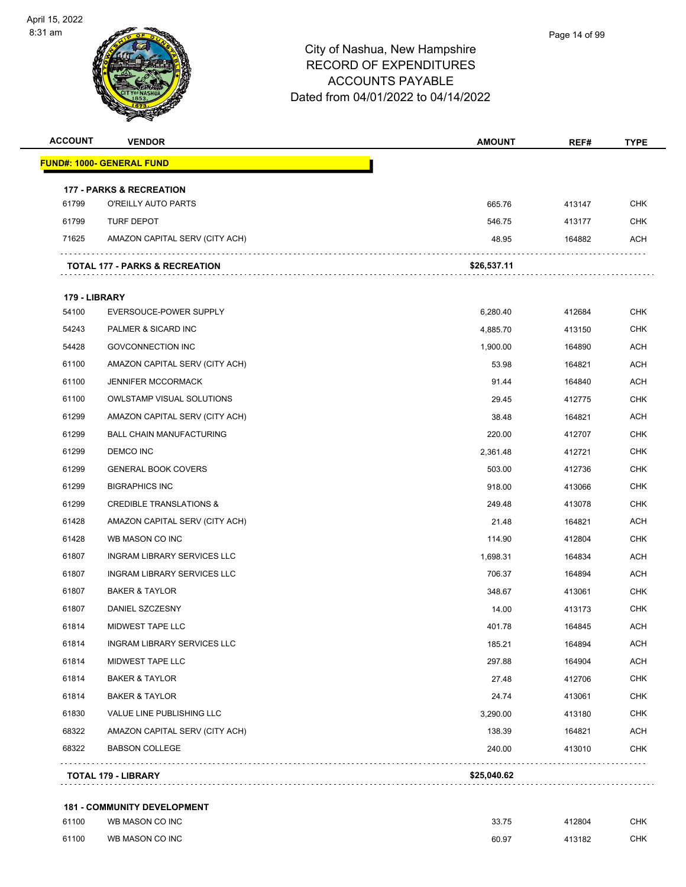# City of Nashua, New Hampshire
## RECORD OF EXPENDITURES
## ACCOUNTS PAYABLE
## Dated from 04/01/2022 to 04/14/2022

| ACCOUNT | VENDOR | AMOUNT | REF# | TYPE |
|---|---|---|---|---|
| **FUND#: 1000- GENERAL FUND** | | | | |
| **177 - PARKS & RECREATION** | | | | |
| 61799 | O'REILLY AUTO PARTS | 665.76 | 413147 | CHK |
| 61799 | TURF DEPOT | 546.75 | 413177 | CHK |
| 71625 | AMAZON CAPITAL SERV (CITY ACH) | 48.95 | 164882 | ACH |
| | **TOTAL 177 - PARKS & RECREATION** | **$26,537.11** | | |
| **179 - LIBRARY** | | | | |
| 54100 | EVERSOUCE-POWER SUPPLY | 6,280.40 | 412684 | CHK |
| 54243 | PALMER & SICARD INC | 4,885.70 | 413150 | CHK |
| 54428 | GOVCONNECTION INC | 1,900.00 | 164890 | ACH |
| 61100 | AMAZON CAPITAL SERV (CITY ACH) | 53.98 | 164821 | ACH |
| 61100 | JENNIFER MCCORMACK | 91.44 | 164840 | ACH |
| 61100 | OWLSTAMP VISUAL SOLUTIONS | 29.45 | 412775 | CHK |
| 61299 | AMAZON CAPITAL SERV (CITY ACH) | 38.48 | 164821 | ACH |
| 61299 | BALL CHAIN MANUFACTURING | 220.00 | 412707 | CHK |
| 61299 | DEMCO INC | 2,361.48 | 412721 | CHK |
| 61299 | GENERAL BOOK COVERS | 503.00 | 412736 | CHK |
| 61299 | BIGRAPHICS INC | 918.00 | 413066 | CHK |
| 61299 | CREDIBLE TRANSLATIONS & | 249.48 | 413078 | CHK |
| 61428 | AMAZON CAPITAL SERV (CITY ACH) | 21.48 | 164821 | ACH |
| 61428 | WB MASON CO INC | 114.90 | 412804 | CHK |
| 61807 | INGRAM LIBRARY SERVICES LLC | 1,698.31 | 164834 | ACH |
| 61807 | INGRAM LIBRARY SERVICES LLC | 706.37 | 164894 | ACH |
| 61807 | BAKER & TAYLOR | 348.67 | 413061 | CHK |
| 61807 | DANIEL SZCZESNY | 14.00 | 413173 | CHK |
| 61814 | MIDWEST TAPE LLC | 401.78 | 164845 | ACH |
| 61814 | INGRAM LIBRARY SERVICES LLC | 185.21 | 164894 | ACH |
| 61814 | MIDWEST TAPE LLC | 297.88 | 164904 | ACH |
| 61814 | BAKER & TAYLOR | 27.48 | 412706 | CHK |
| 61814 | BAKER & TAYLOR | 24.74 | 413061 | CHK |
| 61830 | VALUE LINE PUBLISHING LLC | 3,290.00 | 413180 | CHK |
| 68322 | AMAZON CAPITAL SERV (CITY ACH) | 138.39 | 164821 | ACH |
| 68322 | BABSON COLLEGE | 240.00 | 413010 | CHK |
| | **TOTAL 179 - LIBRARY** | **$25,040.62** | | |
| **181 - COMMUNITY DEVELOPMENT** | | | | |
| 61100 | WB MASON CO INC | 33.75 | 412804 | CHK |
| 61100 | WB MASON CO INC | 60.97 | 413182 | CHK |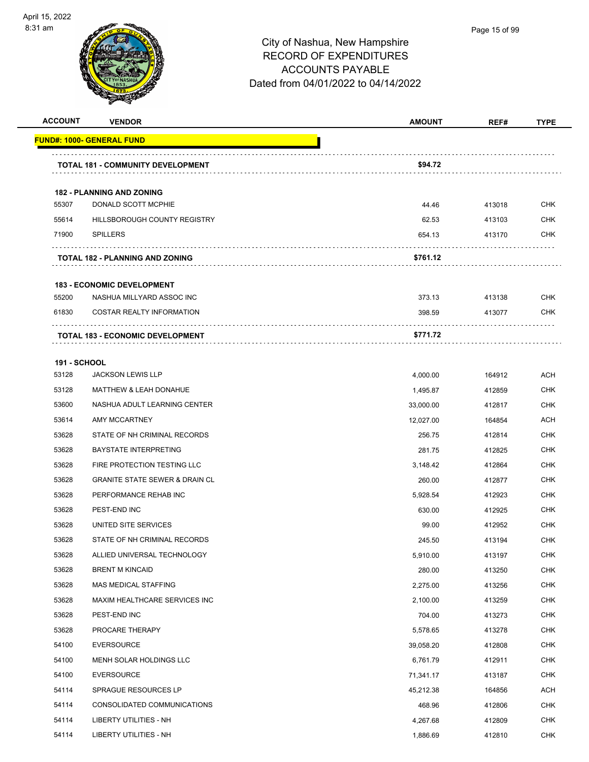# City of Nashua, New Hampshire
## RECORD OF EXPENDITURES
## ACCOUNTS PAYABLE
### Dated from 04/01/2022 to 04/14/2022

| ACCOUNT | VENDOR | AMOUNT | REF# | TYPE |
|---|---|---|---|---|
| **FUND#: 1000- GENERAL FUND** | | | | |
| | **TOTAL 181 - COMMUNITY DEVELOPMENT** | **$94.72** | | |
| | **182 - PLANNING AND ZONING** | | | |
| 55307 | DONALD SCOTT MCPHIE | 44.46 | 413018 | CHK |
| 55614 | HILLSBOROUGH COUNTY REGISTRY | 62.53 | 413103 | CHK |
| 71900 | SPILLERS | 654.13 | 413170 | CHK |
| | **TOTAL 182 - PLANNING AND ZONING** | **$761.12** | | |
| | **183 - ECONOMIC DEVELOPMENT** | | | |
| 55200 | NASHUA MILLYARD ASSOC INC | 373.13 | 413138 | CHK |
| 61830 | COSTAR REALTY INFORMATION | 398.59 | 413077 | CHK |
| | **TOTAL 183 - ECONOMIC DEVELOPMENT** | **$771.72** | | |
| | **191 - SCHOOL** | | | |
| 53128 | JACKSON LEWIS LLP | 4,000.00 | 164912 | ACH |
| 53128 | MATTHEW & LEAH DONAHUE | 1,495.87 | 412859 | CHK |
| 53600 | NASHUA ADULT LEARNING CENTER | 33,000.00 | 412817 | CHK |
| 53614 | AMY MCCARTNEY | 12,027.00 | 164854 | ACH |
| 53628 | STATE OF NH CRIMINAL RECORDS | 256.75 | 412814 | CHK |
| 53628 | BAYSTATE INTERPRETING | 281.75 | 412825 | CHK |
| 53628 | FIRE PROTECTION TESTING LLC | 3,148.42 | 412864 | CHK |
| 53628 | GRANITE STATE SEWER & DRAIN CL | 260.00 | 412877 | CHK |
| 53628 | PERFORMANCE REHAB INC | 5,928.54 | 412923 | CHK |
| 53628 | PEST-END INC | 630.00 | 412925 | CHK |
| 53628 | UNITED SITE SERVICES | 99.00 | 412952 | CHK |
| 53628 | STATE OF NH CRIMINAL RECORDS | 245.50 | 413194 | CHK |
| 53628 | ALLIED UNIVERSAL TECHNOLOGY | 5,910.00 | 413197 | CHK |
| 53628 | BRENT M KINCAID | 280.00 | 413250 | CHK |
| 53628 | MAS MEDICAL STAFFING | 2,275.00 | 413256 | CHK |
| 53628 | MAXIM HEALTHCARE SERVICES INC | 2,100.00 | 413259 | CHK |
| 53628 | PEST-END INC | 704.00 | 413273 | CHK |
| 53628 | PROCARE THERAPY | 5,578.65 | 413278 | CHK |
| 54100 | EVERSOURCE | 39,058.20 | 412808 | CHK |
| 54100 | MENH SOLAR HOLDINGS LLC | 6,761.79 | 412911 | CHK |
| 54100 | EVERSOURCE | 71,341.17 | 413187 | CHK |
| 54114 | SPRAGUE RESOURCES LP | 45,212.38 | 164856 | ACH |
| 54114 | CONSOLIDATED COMMUNICATIONS | 468.96 | 412806 | CHK |
| 54114 | LIBERTY UTILITIES - NH | 4,267.68 | 412809 | CHK |
| 54114 | LIBERTY UTILITIES - NH | 1,886.69 | 412810 | CHK |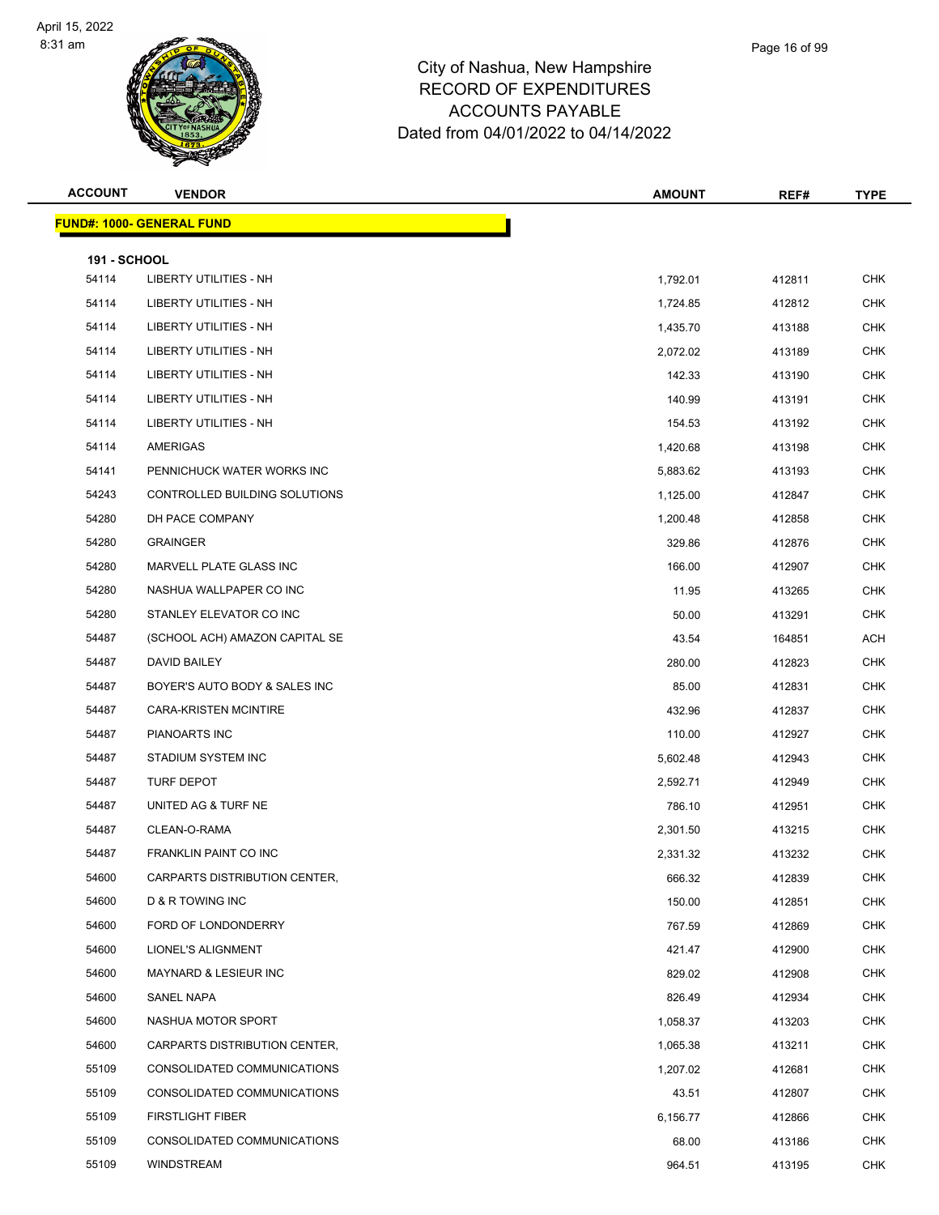# City of Nashua, New Hampshire
## RECORD OF EXPENDITURES
## ACCOUNTS PAYABLE
## Dated from 04/01/2022 to 04/14/2022

| ACCOUNT | VENDOR | AMOUNT | REF# | TYPE |
|---|---|---|---|---|
| **FUND#: 1000- GENERAL FUND** | | | | |
| **191 - SCHOOL** | | | | |
| 54114 | LIBERTY UTILITIES - NH | 1,792.01 | 412811 | CHK |
| 54114 | LIBERTY UTILITIES - NH | 1,724.85 | 412812 | CHK |
| 54114 | LIBERTY UTILITIES - NH | 1,435.70 | 413188 | CHK |
| 54114 | LIBERTY UTILITIES - NH | 2,072.02 | 413189 | CHK |
| 54114 | LIBERTY UTILITIES - NH | 142.33 | 413190 | CHK |
| 54114 | LIBERTY UTILITIES - NH | 140.99 | 413191 | CHK |
| 54114 | LIBERTY UTILITIES - NH | 154.53 | 413192 | CHK |
| 54114 | AMERIGAS | 1,420.68 | 413198 | CHK |
| 54141 | PENNICHUCK WATER WORKS INC | 5,883.62 | 413193 | CHK |
| 54243 | CONTROLLED BUILDING SOLUTIONS | 1,125.00 | 412847 | CHK |
| 54280 | DH PACE COMPANY | 1,200.48 | 412858 | CHK |
| 54280 | GRAINGER | 329.86 | 412876 | CHK |
| 54280 | MARVELL PLATE GLASS INC | 166.00 | 412907 | CHK |
| 54280 | NASHUA WALLPAPER CO INC | 11.95 | 413265 | CHK |
| 54280 | STANLEY ELEVATOR CO INC | 50.00 | 413291 | CHK |
| 54487 | (SCHOOL ACH) AMAZON CAPITAL SE | 43.54 | 164851 | ACH |
| 54487 | DAVID BAILEY | 280.00 | 412823 | CHK |
| 54487 | BOYER'S AUTO BODY & SALES INC | 85.00 | 412831 | CHK |
| 54487 | CARA-KRISTEN MCINTIRE | 432.96 | 412837 | CHK |
| 54487 | PIANOARTS INC | 110.00 | 412927 | CHK |
| 54487 | STADIUM SYSTEM INC | 5,602.48 | 412943 | CHK |
| 54487 | TURF DEPOT | 2,592.71 | 412949 | CHK |
| 54487 | UNITED AG & TURF NE | 786.10 | 412951 | CHK |
| 54487 | CLEAN-O-RAMA | 2,301.50 | 413215 | CHK |
| 54487 | FRANKLIN PAINT CO INC | 2,331.32 | 413232 | CHK |
| 54600 | CARPARTS DISTRIBUTION CENTER, | 666.32 | 412839 | CHK |
| 54600 | D & R TOWING INC | 150.00 | 412851 | CHK |
| 54600 | FORD OF LONDONDERRY | 767.59 | 412869 | CHK |
| 54600 | LIONEL'S ALIGNMENT | 421.47 | 412900 | CHK |
| 54600 | MAYNARD & LESIEUR INC | 829.02 | 412908 | CHK |
| 54600 | SANEL NAPA | 826.49 | 412934 | CHK |
| 54600 | NASHUA MOTOR SPORT | 1,058.37 | 413203 | CHK |
| 54600 | CARPARTS DISTRIBUTION CENTER, | 1,065.38 | 413211 | CHK |
| 55109 | CONSOLIDATED COMMUNICATIONS | 1,207.02 | 412681 | CHK |
| 55109 | CONSOLIDATED COMMUNICATIONS | 43.51 | 412807 | CHK |
| 55109 | FIRSTLIGHT FIBER | 6,156.77 | 412866 | CHK |
| 55109 | CONSOLIDATED COMMUNICATIONS | 68.00 | 413186 | CHK |
| 55109 | WINDSTREAM | 964.51 | 413195 | CHK |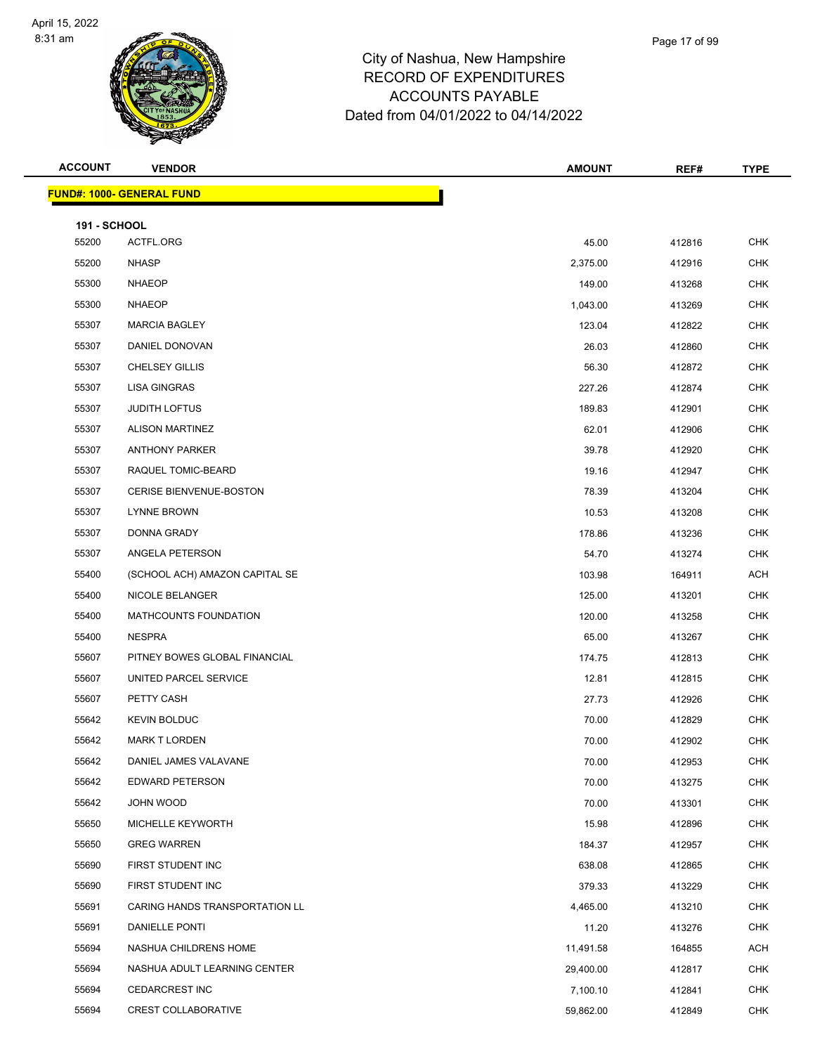City of Nashua, New Hampshire
RECORD OF EXPENDITURES
ACCOUNTS PAYABLE
Dated from 04/01/2022 to 04/14/2022

| ACCOUNT | VENDOR | AMOUNT | REF# | TYPE |
|---|---|---|---|---|
| **FUND#: 1000- GENERAL FUND** | | | | |
| **191 - SCHOOL** | | | | |
| 55200 | ACTFL.ORG | 45.00 | 412816 | CHK |
| 55200 | NHASP | 2,375.00 | 412916 | CHK |
| 55300 | NHAEOP | 149.00 | 413268 | CHK |
| 55300 | NHAEOP | 1,043.00 | 413269 | CHK |
| 55307 | MARCIA BAGLEY | 123.04 | 412822 | CHK |
| 55307 | DANIEL DONOVAN | 26.03 | 412860 | CHK |
| 55307 | CHELSEY GILLIS | 56.30 | 412872 | CHK |
| 55307 | LISA GINGRAS | 227.26 | 412874 | CHK |
| 55307 | JUDITH LOFTUS | 189.83 | 412901 | CHK |
| 55307 | ALISON MARTINEZ | 62.01 | 412906 | CHK |
| 55307 | ANTHONY PARKER | 39.78 | 412920 | CHK |
| 55307 | RAQUEL TOMIC-BEARD | 19.16 | 412947 | CHK |
| 55307 | CERISE BIENVENUE-BOSTON | 78.39 | 413204 | CHK |
| 55307 | LYNNE BROWN | 10.53 | 413208 | CHK |
| 55307 | DONNA GRADY | 178.86 | 413236 | CHK |
| 55307 | ANGELA PETERSON | 54.70 | 413274 | CHK |
| 55400 | (SCHOOL ACH) AMAZON CAPITAL SE | 103.98 | 164911 | ACH |
| 55400 | NICOLE BELANGER | 125.00 | 413201 | CHK |
| 55400 | MATHCOUNTS FOUNDATION | 120.00 | 413258 | CHK |
| 55400 | NESPRA | 65.00 | 413267 | CHK |
| 55607 | PITNEY BOWES GLOBAL FINANCIAL | 174.75 | 412813 | CHK |
| 55607 | UNITED PARCEL SERVICE | 12.81 | 412815 | CHK |
| 55607 | PETTY CASH | 27.73 | 412926 | CHK |
| 55642 | KEVIN BOLDUC | 70.00 | 412829 | CHK |
| 55642 | MARK T LORDEN | 70.00 | 412902 | CHK |
| 55642 | DANIEL JAMES VALAVANE | 70.00 | 412953 | CHK |
| 55642 | EDWARD PETERSON | 70.00 | 413275 | CHK |
| 55642 | JOHN WOOD | 70.00 | 413301 | CHK |
| 55650 | MICHELLE KEYWORTH | 15.98 | 412896 | CHK |
| 55650 | GREG WARREN | 184.37 | 412957 | CHK |
| 55690 | FIRST STUDENT INC | 638.08 | 412865 | CHK |
| 55690 | FIRST STUDENT INC | 379.33 | 413229 | CHK |
| 55691 | CARING HANDS TRANSPORTATION LL | 4,465.00 | 413210 | CHK |
| 55691 | DANIELLE PONTI | 11.20 | 413276 | CHK |
| 55694 | NASHUA CHILDRENS HOME | 11,491.58 | 164855 | ACH |
| 55694 | NASHUA ADULT LEARNING CENTER | 29,400.00 | 412817 | CHK |
| 55694 | CEDARCREST INC | 7,100.10 | 412841 | CHK |
| 55694 | CREST COLLABORATIVE | 59,862.00 | 412849 | CHK |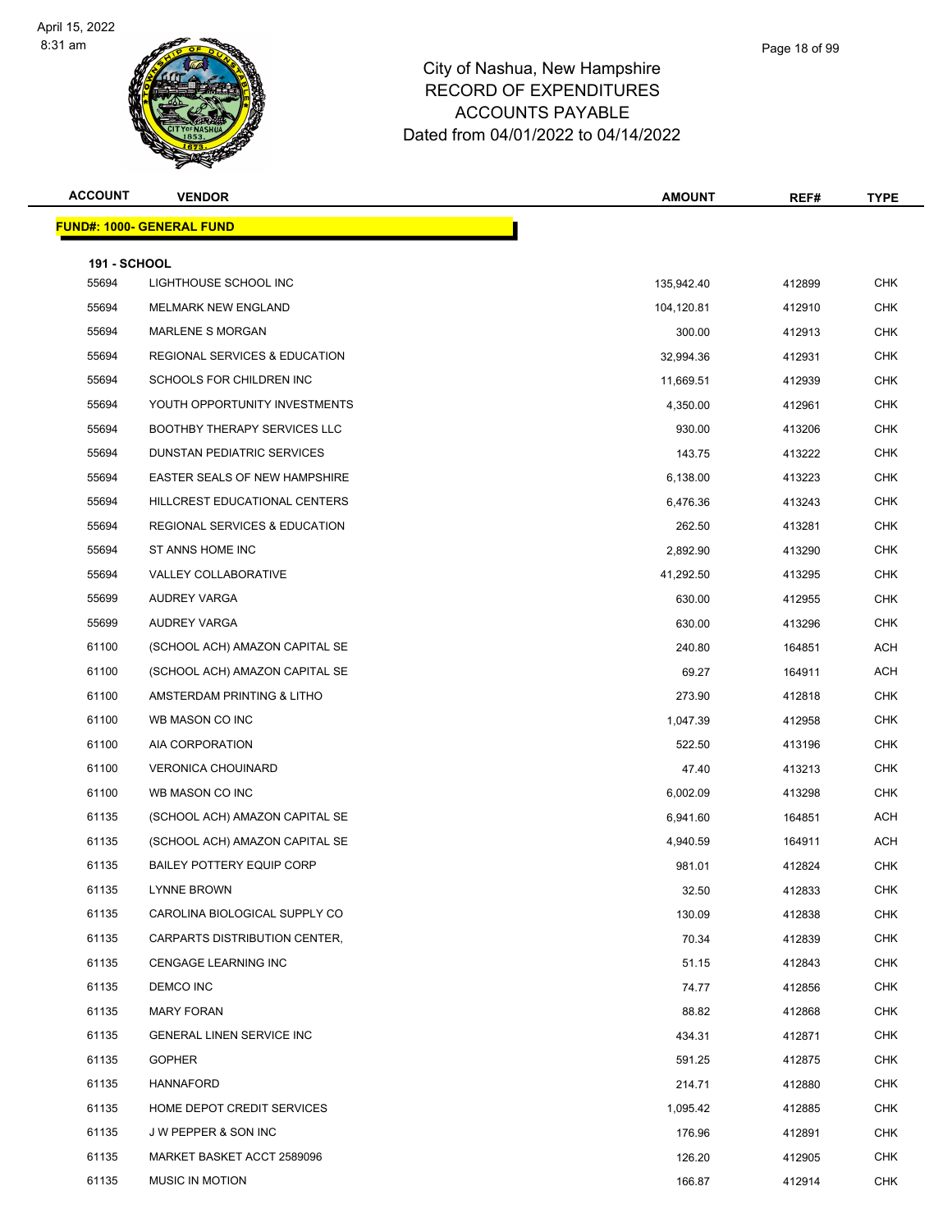# City of Nashua, New Hampshire
## RECORD OF EXPENDITURES
## ACCOUNTS PAYABLE
## Dated from 04/01/2022 to 04/14/2022

| ACCOUNT | VENDOR | AMOUNT | REF# | TYPE |
|---|---|---|---|---|
| **FUND#: 1000- GENERAL FUND** | | | | |
| **191 - SCHOOL** | | | | |
| 55694 | LIGHTHOUSE SCHOOL INC | 135,942.40 | 412899 | CHK |
| 55694 | MELMARK NEW ENGLAND | 104,120.81 | 412910 | CHK |
| 55694 | MARLENE S MORGAN | 300.00 | 412913 | CHK |
| 55694 | REGIONAL SERVICES & EDUCATION | 32,994.36 | 412931 | CHK |
| 55694 | SCHOOLS FOR CHILDREN INC | 11,669.51 | 412939 | CHK |
| 55694 | YOUTH OPPORTUNITY INVESTMENTS | 4,350.00 | 412961 | CHK |
| 55694 | BOOTHBY THERAPY SERVICES LLC | 930.00 | 413206 | CHK |
| 55694 | DUNSTAN PEDIATRIC SERVICES | 143.75 | 413222 | CHK |
| 55694 | EASTER SEALS OF NEW HAMPSHIRE | 6,138.00 | 413223 | CHK |
| 55694 | HILLCREST EDUCATIONAL CENTERS | 6,476.36 | 413243 | CHK |
| 55694 | REGIONAL SERVICES & EDUCATION | 262.50 | 413281 | CHK |
| 55694 | ST ANNS HOME INC | 2,892.90 | 413290 | CHK |
| 55694 | VALLEY COLLABORATIVE | 41,292.50 | 413295 | CHK |
| 55699 | AUDREY VARGA | 630.00 | 412955 | CHK |
| 55699 | AUDREY VARGA | 630.00 | 413296 | CHK |
| 61100 | (SCHOOL ACH) AMAZON CAPITAL SE | 240.80 | 164851 | ACH |
| 61100 | (SCHOOL ACH) AMAZON CAPITAL SE | 69.27 | 164911 | ACH |
| 61100 | AMSTERDAM PRINTING & LITHO | 273.90 | 412818 | CHK |
| 61100 | WB MASON CO INC | 1,047.39 | 412958 | CHK |
| 61100 | AIA CORPORATION | 522.50 | 413196 | CHK |
| 61100 | VERONICA CHOUINARD | 47.40 | 413213 | CHK |
| 61100 | WB MASON CO INC | 6,002.09 | 413298 | CHK |
| 61135 | (SCHOOL ACH) AMAZON CAPITAL SE | 6,941.60 | 164851 | ACH |
| 61135 | (SCHOOL ACH) AMAZON CAPITAL SE | 4,940.59 | 164911 | ACH |
| 61135 | BAILEY POTTERY EQUIP CORP | 981.01 | 412824 | CHK |
| 61135 | LYNNE BROWN | 32.50 | 412833 | CHK |
| 61135 | CAROLINA BIOLOGICAL SUPPLY CO | 130.09 | 412838 | CHK |
| 61135 | CARPARTS DISTRIBUTION CENTER, | 70.34 | 412839 | CHK |
| 61135 | CENGAGE LEARNING INC | 51.15 | 412843 | CHK |
| 61135 | DEMCO INC | 74.77 | 412856 | CHK |
| 61135 | MARY FORAN | 88.82 | 412868 | CHK |
| 61135 | GENERAL LINEN SERVICE INC | 434.31 | 412871 | CHK |
| 61135 | GOPHER | 591.25 | 412875 | CHK |
| 61135 | HANNAFORD | 214.71 | 412880 | CHK |
| 61135 | HOME DEPOT CREDIT SERVICES | 1,095.42 | 412885 | CHK |
| 61135 | J W PEPPER & SON INC | 176.96 | 412891 | CHK |
| 61135 | MARKET BASKET ACCT 2589096 | 126.20 | 412905 | CHK |
| 61135 | MUSIC IN MOTION | 166.87 | 412914 | CHK |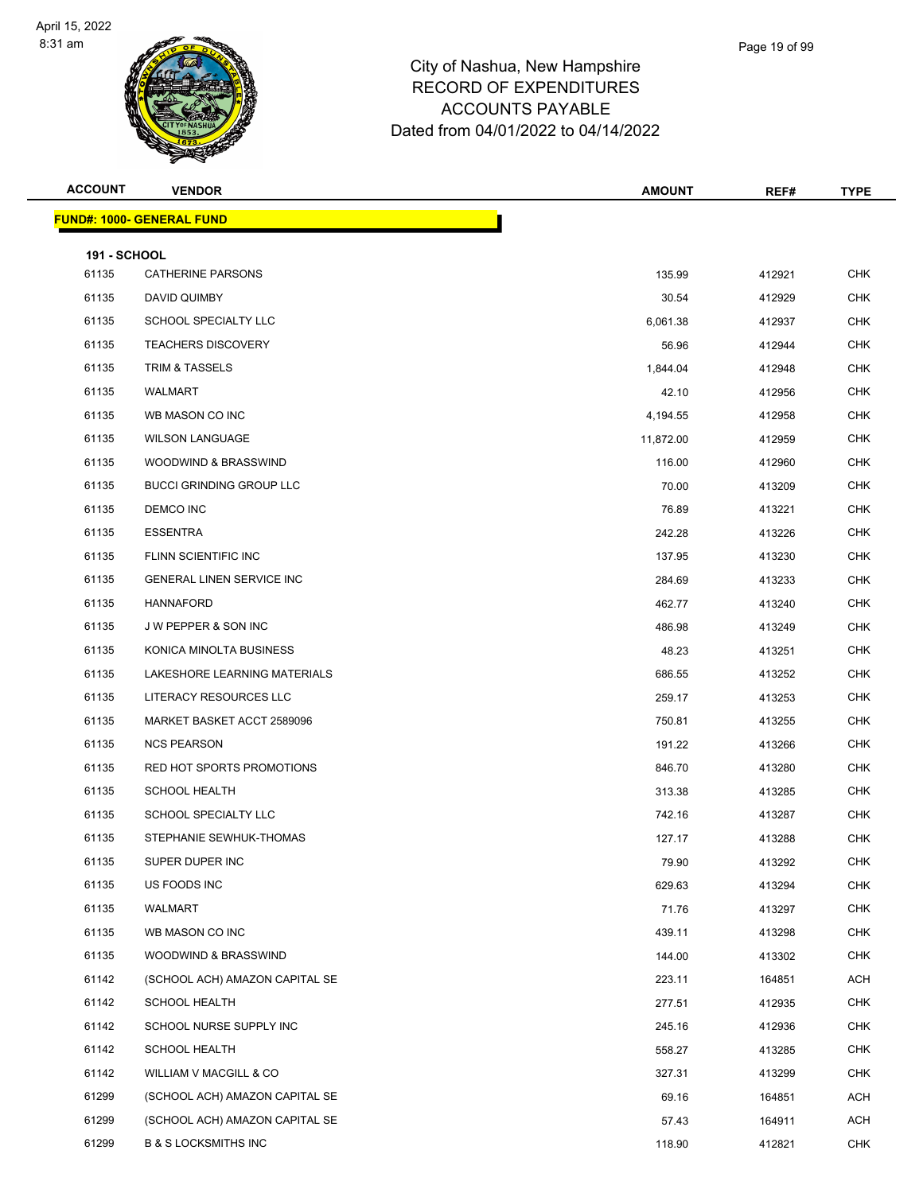City of Nashua, New Hampshire
RECORD OF EXPENDITURES
ACCOUNTS PAYABLE
Dated from 04/01/2022 to 04/14/2022

| ACCOUNT | VENDOR | AMOUNT | REF# | TYPE |
|---|---|---|---|---|
| **FUND#: 1000- GENERAL FUND** | | | | |
| **191 - SCHOOL** | | | | |
| 61135 | CATHERINE PARSONS | 135.99 | 412921 | CHK |
| 61135 | DAVID QUIMBY | 30.54 | 412929 | CHK |
| 61135 | SCHOOL SPECIALTY LLC | 6,061.38 | 412937 | CHK |
| 61135 | TEACHERS DISCOVERY | 56.96 | 412944 | CHK |
| 61135 | TRIM & TASSELS | 1,844.04 | 412948 | CHK |
| 61135 | WALMART | 42.10 | 412956 | CHK |
| 61135 | WB MASON CO INC | 4,194.55 | 412958 | CHK |
| 61135 | WILSON LANGUAGE | 11,872.00 | 412959 | CHK |
| 61135 | WOODWIND & BRASSWIND | 116.00 | 412960 | CHK |
| 61135 | BUCCI GRINDING GROUP LLC | 70.00 | 413209 | CHK |
| 61135 | DEMCO INC | 76.89 | 413221 | CHK |
| 61135 | ESSENTRA | 242.28 | 413226 | CHK |
| 61135 | FLINN SCIENTIFIC INC | 137.95 | 413230 | CHK |
| 61135 | GENERAL LINEN SERVICE INC | 284.69 | 413233 | CHK |
| 61135 | HANNAFORD | 462.77 | 413240 | CHK |
| 61135 | J W PEPPER & SON INC | 486.98 | 413249 | CHK |
| 61135 | KONICA MINOLTA BUSINESS | 48.23 | 413251 | CHK |
| 61135 | LAKESHORE LEARNING MATERIALS | 686.55 | 413252 | CHK |
| 61135 | LITERACY RESOURCES LLC | 259.17 | 413253 | CHK |
| 61135 | MARKET BASKET ACCT 2589096 | 750.81 | 413255 | CHK |
| 61135 | NCS PEARSON | 191.22 | 413266 | CHK |
| 61135 | RED HOT SPORTS PROMOTIONS | 846.70 | 413280 | CHK |
| 61135 | SCHOOL HEALTH | 313.38 | 413285 | CHK |
| 61135 | SCHOOL SPECIALTY LLC | 742.16 | 413287 | CHK |
| 61135 | STEPHANIE SEWHUK-THOMAS | 127.17 | 413288 | CHK |
| 61135 | SUPER DUPER INC | 79.90 | 413292 | CHK |
| 61135 | US FOODS INC | 629.63 | 413294 | CHK |
| 61135 | WALMART | 71.76 | 413297 | CHK |
| 61135 | WB MASON CO INC | 439.11 | 413298 | CHK |
| 61135 | WOODWIND & BRASSWIND | 144.00 | 413302 | CHK |
| 61142 | (SCHOOL ACH) AMAZON CAPITAL SE | 223.11 | 164851 | ACH |
| 61142 | SCHOOL HEALTH | 277.51 | 412935 | CHK |
| 61142 | SCHOOL NURSE SUPPLY INC | 245.16 | 412936 | CHK |
| 61142 | SCHOOL HEALTH | 558.27 | 413285 | CHK |
| 61142 | WILLIAM V MACGILL & CO | 327.31 | 413299 | CHK |
| 61299 | (SCHOOL ACH) AMAZON CAPITAL SE | 69.16 | 164851 | ACH |
| 61299 | (SCHOOL ACH) AMAZON CAPITAL SE | 57.43 | 164911 | ACH |
| 61299 | B & S LOCKSMITHS INC | 118.90 | 412821 | CHK |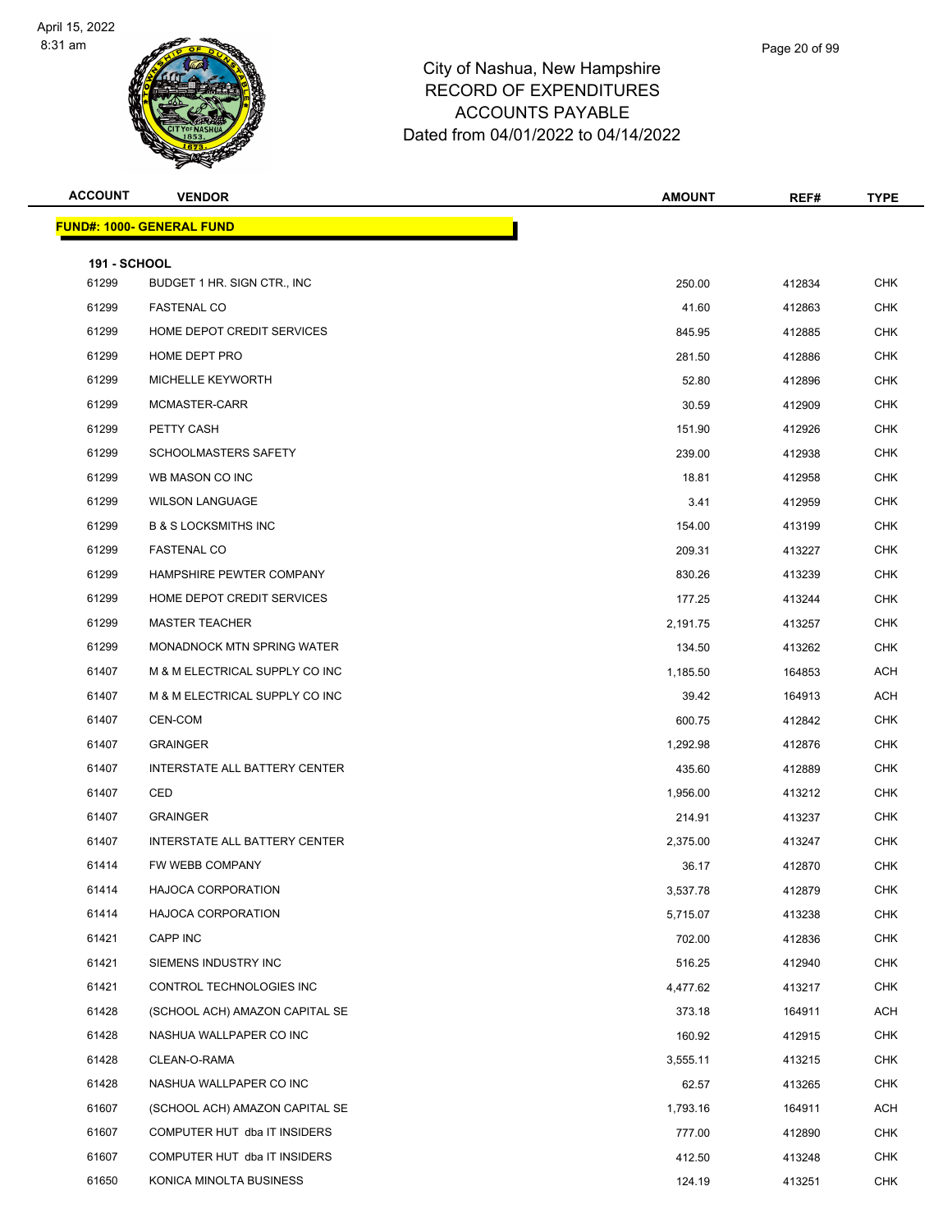# City of Nashua, New Hampshire
## RECORD OF EXPENDITURES
## ACCOUNTS PAYABLE
## Dated from 04/01/2022 to 04/14/2022

April 15, 2022
8:31 am

| ACCOUNT | VENDOR | AMOUNT | REF# | TYPE |
|---|---|---|---|---|
| **FUND#: 1000- GENERAL FUND** | | | | |
| **191 - SCHOOL** | | | | |
| 61299 | BUDGET 1 HR. SIGN CTR., INC | 250.00 | 412834 | CHK |
| 61299 | FASTENAL CO | 41.60 | 412863 | CHK |
| 61299 | HOME DEPOT CREDIT SERVICES | 845.95 | 412885 | CHK |
| 61299 | HOME DEPT PRO | 281.50 | 412886 | CHK |
| 61299 | MICHELLE KEYWORTH | 52.80 | 412896 | CHK |
| 61299 | MCMASTER-CARR | 30.59 | 412909 | CHK |
| 61299 | PETTY CASH | 151.90 | 412926 | CHK |
| 61299 | SCHOOLMASTERS SAFETY | 239.00 | 412938 | CHK |
| 61299 | WB MASON CO INC | 18.81 | 412958 | CHK |
| 61299 | WILSON LANGUAGE | 3.41 | 412959 | CHK |
| 61299 | B & S LOCKSMITHS INC | 154.00 | 413199 | CHK |
| 61299 | FASTENAL CO | 209.31 | 413227 | CHK |
| 61299 | HAMPSHIRE PEWTER COMPANY | 830.26 | 413239 | CHK |
| 61299 | HOME DEPOT CREDIT SERVICES | 177.25 | 413244 | CHK |
| 61299 | MASTER TEACHER | 2,191.75 | 413257 | CHK |
| 61299 | MONADNOCK MTN SPRING WATER | 134.50 | 413262 | CHK |
| 61407 | M & M ELECTRICAL SUPPLY CO INC | 1,185.50 | 164853 | ACH |
| 61407 | M & M ELECTRICAL SUPPLY CO INC | 39.42 | 164913 | ACH |
| 61407 | CEN-COM | 600.75 | 412842 | CHK |
| 61407 | GRAINGER | 1,292.98 | 412876 | CHK |
| 61407 | INTERSTATE ALL BATTERY CENTER | 435.60 | 412889 | CHK |
| 61407 | CED | 1,956.00 | 413212 | CHK |
| 61407 | GRAINGER | 214.91 | 413237 | CHK |
| 61407 | INTERSTATE ALL BATTERY CENTER | 2,375.00 | 413247 | CHK |
| 61414 | FW WEBB COMPANY | 36.17 | 412870 | CHK |
| 61414 | HAJOCA CORPORATION | 3,537.78 | 412879 | CHK |
| 61414 | HAJOCA CORPORATION | 5,715.07 | 413238 | CHK |
| 61421 | CAPP INC | 702.00 | 412836 | CHK |
| 61421 | SIEMENS INDUSTRY INC | 516.25 | 412940 | CHK |
| 61421 | CONTROL TECHNOLOGIES INC | 4,477.62 | 413217 | CHK |
| 61428 | (SCHOOL ACH) AMAZON CAPITAL SE | 373.18 | 164911 | ACH |
| 61428 | NASHUA WALLPAPER CO INC | 160.92 | 412915 | CHK |
| 61428 | CLEAN-O-RAMA | 3,555.11 | 413215 | CHK |
| 61428 | NASHUA WALLPAPER CO INC | 62.57 | 413265 | CHK |
| 61607 | (SCHOOL ACH) AMAZON CAPITAL SE | 1,793.16 | 164911 | ACH |
| 61607 | COMPUTER HUT dba IT INSIDERS | 777.00 | 412890 | CHK |
| 61607 | COMPUTER HUT dba IT INSIDERS | 412.50 | 413248 | CHK |
| 61650 | KONICA MINOLTA BUSINESS | 124.19 | 413251 | CHK |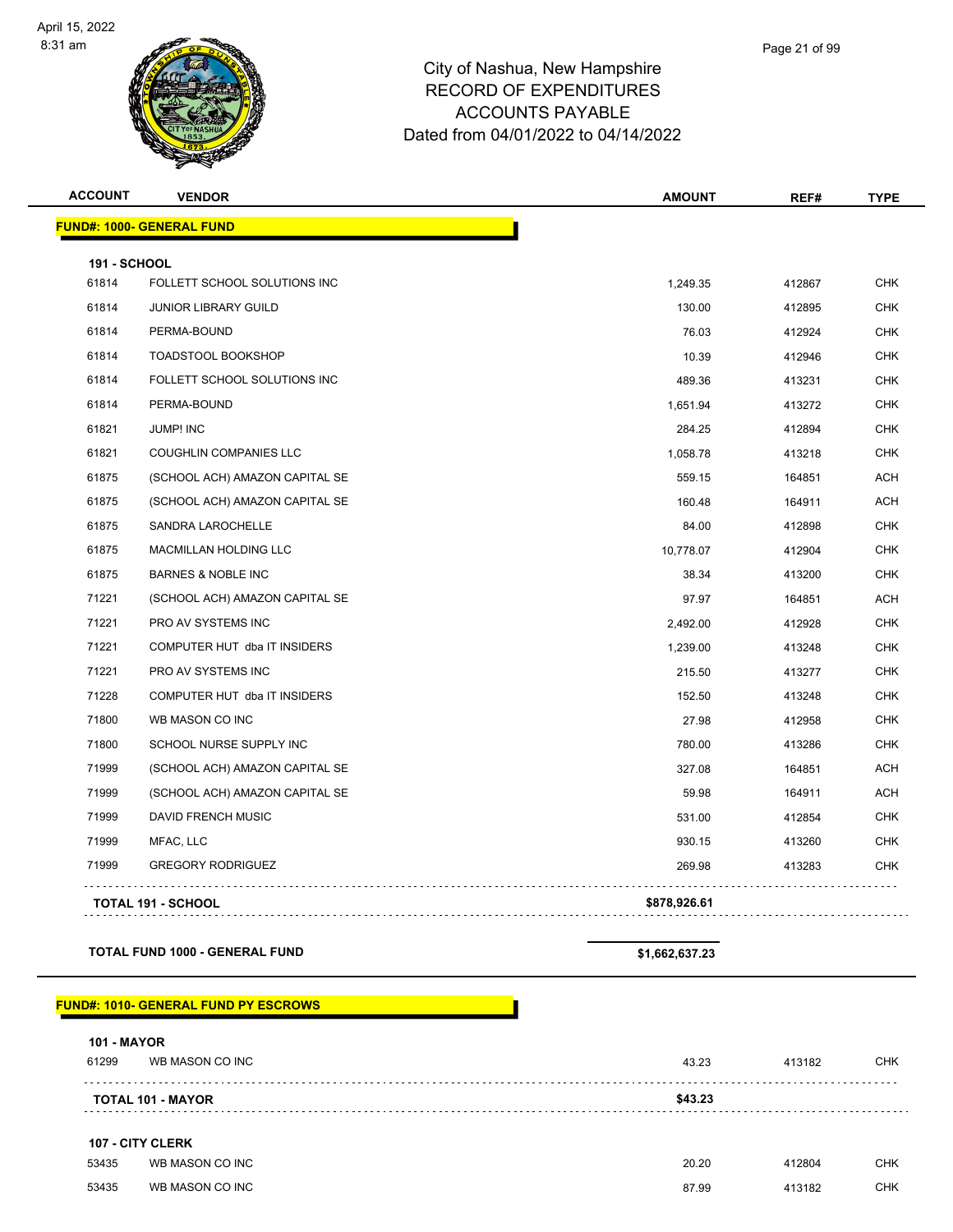City of Nashua, New Hampshire
RECORD OF EXPENDITURES
ACCOUNTS PAYABLE
Dated from 04/01/2022 to 04/14/2022

| ACCOUNT | VENDOR | AMOUNT | REF# | TYPE |
|---|---|---|---|---|
| **FUND#: 1000- GENERAL FUND** | | | | |
| **191 - SCHOOL** | | | | |
| 61814 | FOLLETT SCHOOL SOLUTIONS INC | 1,249.35 | 412867 | CHK |
| 61814 | JUNIOR LIBRARY GUILD | 130.00 | 412895 | CHK |
| 61814 | PERMA-BOUND | 76.03 | 412924 | CHK |
| 61814 | TOADSTOOL BOOKSHOP | 10.39 | 412946 | CHK |
| 61814 | FOLLETT SCHOOL SOLUTIONS INC | 489.36 | 413231 | CHK |
| 61814 | PERMA-BOUND | 1,651.94 | 413272 | CHK |
| 61821 | JUMP! INC | 284.25 | 412894 | CHK |
| 61821 | COUGHLIN COMPANIES LLC | 1,058.78 | 413218 | CHK |
| 61875 | (SCHOOL ACH) AMAZON CAPITAL SE | 559.15 | 164851 | ACH |
| 61875 | (SCHOOL ACH) AMAZON CAPITAL SE | 160.48 | 164911 | ACH |
| 61875 | SANDRA LAROCHELLE | 84.00 | 412898 | CHK |
| 61875 | MACMILLAN HOLDING LLC | 10,778.07 | 412904 | CHK |
| 61875 | BARNES & NOBLE INC | 38.34 | 413200 | CHK |
| 71221 | (SCHOOL ACH) AMAZON CAPITAL SE | 97.97 | 164851 | ACH |
| 71221 | PRO AV SYSTEMS INC | 2,492.00 | 412928 | CHK |
| 71221 | COMPUTER HUT dba IT INSIDERS | 1,239.00 | 413248 | CHK |
| 71221 | PRO AV SYSTEMS INC | 215.50 | 413277 | CHK |
| 71228 | COMPUTER HUT dba IT INSIDERS | 152.50 | 413248 | CHK |
| 71800 | WB MASON CO INC | 27.98 | 412958 | CHK |
| 71800 | SCHOOL NURSE SUPPLY INC | 780.00 | 413286 | CHK |
| 71999 | (SCHOOL ACH) AMAZON CAPITAL SE | 327.08 | 164851 | ACH |
| 71999 | (SCHOOL ACH) AMAZON CAPITAL SE | 59.98 | 164911 | ACH |
| 71999 | DAVID FRENCH MUSIC | 531.00 | 412854 | CHK |
| 71999 | MFAC, LLC | 930.15 | 413260 | CHK |
| 71999 | GREGORY RODRIGUEZ | 269.98 | 413283 | CHK |
| **TOTAL 191 - SCHOOL** | | **$878,926.61** | | |
| **TOTAL FUND 1000 - GENERAL FUND** | | **$1,662,637.23** | | |
| **FUND#: 1010- GENERAL FUND PY ESCROWS** | | | | |
| **101 - MAYOR** | | | | |
| 61299 | WB MASON CO INC | 43.23 | 413182 | CHK |
| **TOTAL 101 - MAYOR** | | **$43.23** | | |
| **107 - CITY CLERK** | | | | |
| 53435 | WB MASON CO INC | 20.20 | 412804 | CHK |
| 53435 | WB MASON CO INC | 87.99 | 413182 | CHK |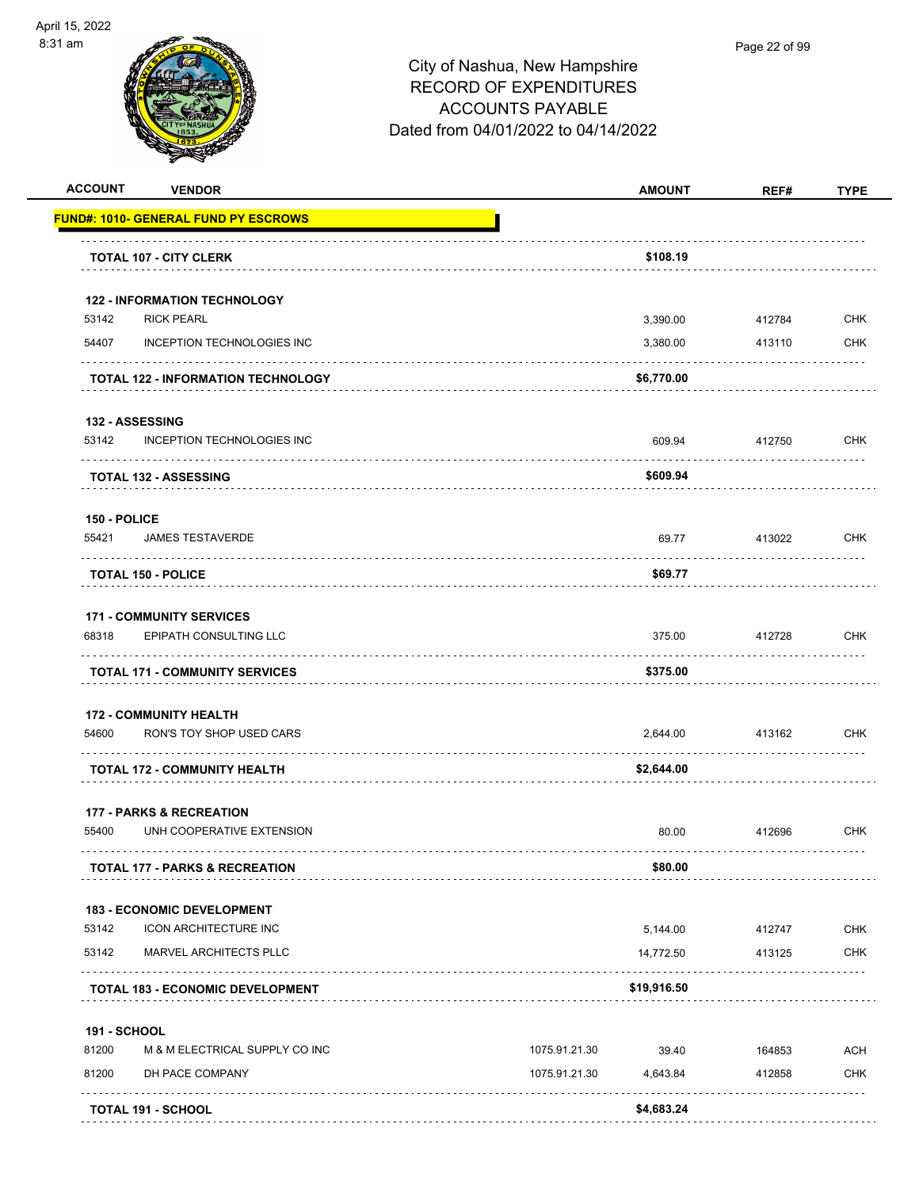# City of Nashua, New Hampshire
## RECORD OF EXPENDITURES
## ACCOUNTS PAYABLE
## Dated from 04/01/2022 to 04/14/2022

April 15, 2022
8:31 am

| ACCOUNT | VENDOR | | AMOUNT | REF# | TYPE |
|---|---|---|---|---|---|
| **FUND#: 1010- GENERAL FUND PY ESCROWS** | | | | | |
| | **TOTAL 107 - CITY CLERK** | | **$108.19** | | |
| **122 - INFORMATION TECHNOLOGY** | | | | | |
| 53142 | RICK PEARL | | 3,390.00 | 412784 | CHK |
| 54407 | INCEPTION TECHNOLOGIES INC | | 3,380.00 | 413110 | CHK |
| | **TOTAL 122 - INFORMATION TECHNOLOGY** | | **$6,770.00** | | |
| **132 - ASSESSING** | | | | | |
| 53142 | INCEPTION TECHNOLOGIES INC | | 609.94 | 412750 | CHK |
| | **TOTAL 132 - ASSESSING** | | **$609.94** | | |
| **150 - POLICE** | | | | | |
| 55421 | JAMES TESTAVERDE | | 69.77 | 413022 | CHK |
| | **TOTAL 150 - POLICE** | | **$69.77** | | |
| **171 - COMMUNITY SERVICES** | | | | | |
| 68318 | EPIPATH CONSULTING LLC | | 375.00 | 412728 | CHK |
| | **TOTAL 171 - COMMUNITY SERVICES** | | **$375.00** | | |
| **172 - COMMUNITY HEALTH** | | | | | |
| 54600 | RON'S TOY SHOP USED CARS | | 2,644.00 | 413162 | CHK |
| | **TOTAL 172 - COMMUNITY HEALTH** | | **$2,644.00** | | |
| **177 - PARKS & RECREATION** | | | | | |
| 55400 | UNH COOPERATIVE EXTENSION | | 80.00 | 412696 | CHK |
| | **TOTAL 177 - PARKS & RECREATION** | | **$80.00** | | |
| **183 - ECONOMIC DEVELOPMENT** | | | | | |
| 53142 | ICON ARCHITECTURE INC | | 5,144.00 | 412747 | CHK |
| 53142 | MARVEL ARCHITECTS PLLC | | 14,772.50 | 413125 | CHK |
| | **TOTAL 183 - ECONOMIC DEVELOPMENT** | | **$19,916.50** | | |
| **191 - SCHOOL** | | | | | |
| 81200 | M & M ELECTRICAL SUPPLY CO INC | 1075.91.21.30 | 39.40 | 164853 | ACH |
| 81200 | DH PACE COMPANY | 1075.91.21.30 | 4,643.84 | 412858 | CHK |
| | **TOTAL 191 - SCHOOL** | | **$4,683.24** | | |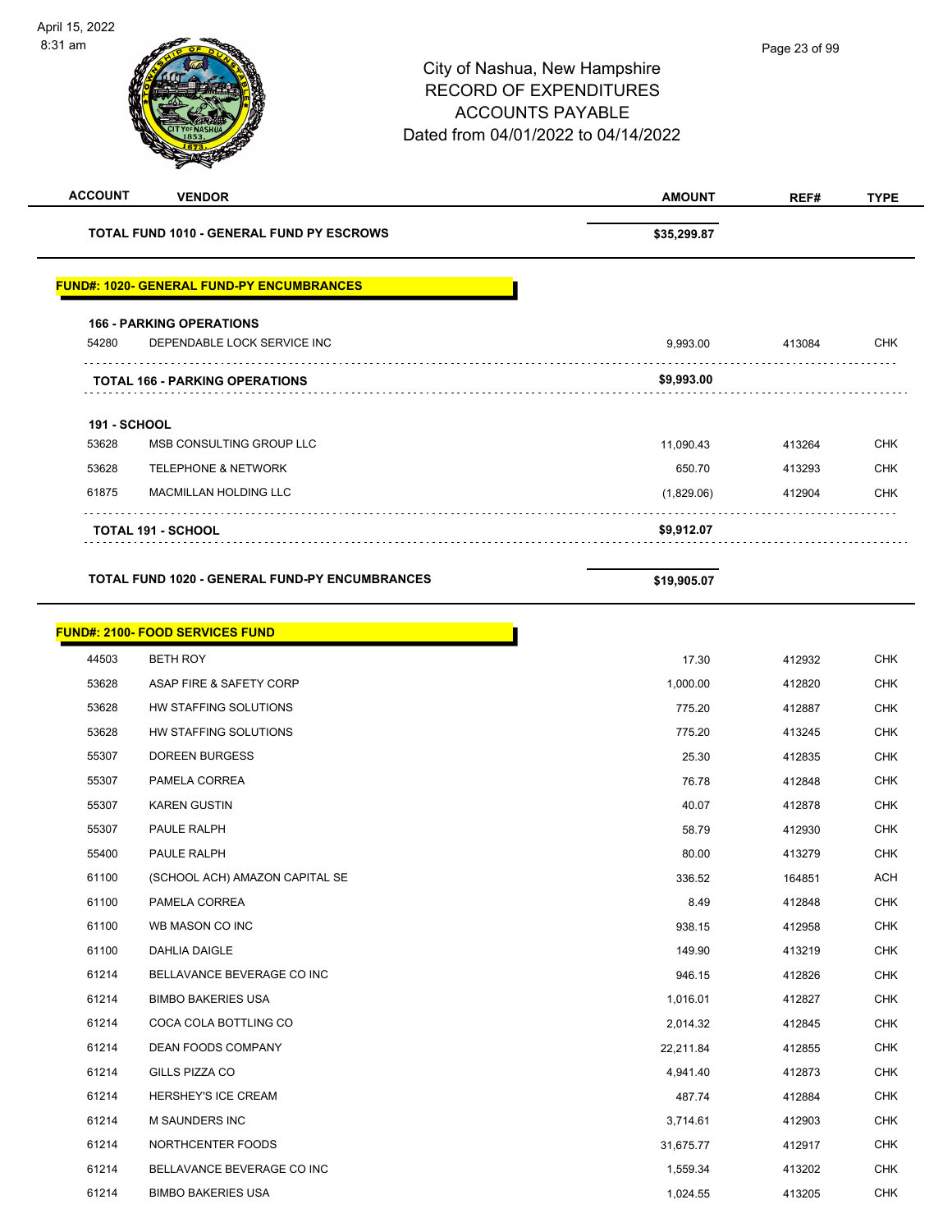City of Nashua, New Hampshire
RECORD OF EXPENDITURES
ACCOUNTS PAYABLE
Dated from 04/01/2022 to 04/14/2022

| ACCOUNT | VENDOR | AMOUNT | REF# | TYPE |
|---|---|---|---|---|
| | **TOTAL FUND 1010 - GENERAL FUND PY ESCROWS** | **$35,299.87** | | |

## FUND#: 1020- GENERAL FUND-PY ENCUMBRANCES

| ACCOUNT | VENDOR | AMOUNT | REF# | TYPE |
|---|---|---|---|---|
| **166 - PARKING OPERATIONS** | | | | |
| 54280 | DEPENDABLE LOCK SERVICE INC | 9,993.00 | 413084 | CHK |
| | **TOTAL 166 - PARKING OPERATIONS** | **$9,993.00** | | |
| **191 - SCHOOL** | | | | |
| 53628 | MSB CONSULTING GROUP LLC | 11,090.43 | 413264 | CHK |
| 53628 | TELEPHONE & NETWORK | 650.70 | 413293 | CHK |
| 61875 | MACMILLAN HOLDING LLC | (1,829.06) | 412904 | CHK |
| | **TOTAL 191 - SCHOOL** | **$9,912.07** | | |
| | **TOTAL FUND 1020 - GENERAL FUND-PY ENCUMBRANCES** | **$19,905.07** | | |

## FUND#: 2100- FOOD SERVICES FUND

| ACCOUNT | VENDOR | AMOUNT | REF# | TYPE |
|---|---|---|---|---|
| 44503 | BETH ROY | 17.30 | 412932 | CHK |
| 53628 | ASAP FIRE & SAFETY CORP | 1,000.00 | 412820 | CHK |
| 53628 | HW STAFFING SOLUTIONS | 775.20 | 412887 | CHK |
| 53628 | HW STAFFING SOLUTIONS | 775.20 | 413245 | CHK |
| 55307 | DOREEN BURGESS | 25.30 | 412835 | CHK |
| 55307 | PAMELA CORREA | 76.78 | 412848 | CHK |
| 55307 | KAREN GUSTIN | 40.07 | 412878 | CHK |
| 55307 | PAULE RALPH | 58.79 | 412930 | CHK |
| 55400 | PAULE RALPH | 80.00 | 413279 | CHK |
| 61100 | (SCHOOL ACH) AMAZON CAPITAL SE | 336.52 | 164851 | ACH |
| 61100 | PAMELA CORREA | 8.49 | 412848 | CHK |
| 61100 | WB MASON CO INC | 938.15 | 412958 | CHK |
| 61100 | DAHLIA DAIGLE | 149.90 | 413219 | CHK |
| 61214 | BELLAVANCE BEVERAGE CO INC | 946.15 | 412826 | CHK |
| 61214 | BIMBO BAKERIES USA | 1,016.01 | 412827 | CHK |
| 61214 | COCA COLA BOTTLING CO | 2,014.32 | 412845 | CHK |
| 61214 | DEAN FOODS COMPANY | 22,211.84 | 412855 | CHK |
| 61214 | GILLS PIZZA CO | 4,941.40 | 412873 | CHK |
| 61214 | HERSHEY'S ICE CREAM | 487.74 | 412884 | CHK |
| 61214 | M SAUNDERS INC | 3,714.61 | 412903 | CHK |
| 61214 | NORTHCENTER FOODS | 31,675.77 | 412917 | CHK |
| 61214 | BELLAVANCE BEVERAGE CO INC | 1,559.34 | 413202 | CHK |
| 61214 | BIMBO BAKERIES USA | 1,024.55 | 413205 | CHK |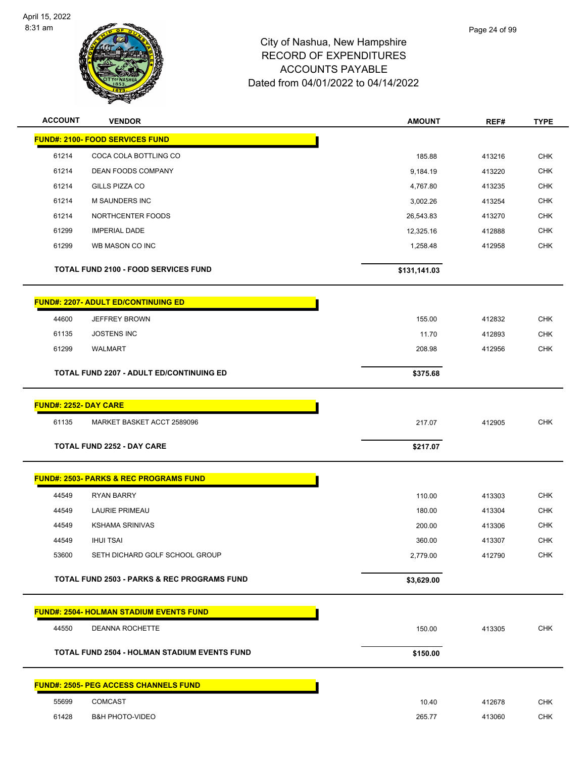City of Nashua, New Hampshire
RECORD OF EXPENDITURES
ACCOUNTS PAYABLE
Dated from 04/01/2022 to 04/14/2022

| ACCOUNT | VENDOR | AMOUNT | REF# | TYPE |
|---|---|---|---|---|
| **FUND#: 2100- FOOD SERVICES FUND** | | | | |
| 61214 | COCA COLA BOTTLING CO | 185.88 | 413216 | CHK |
| 61214 | DEAN FOODS COMPANY | 9,184.19 | 413220 | CHK |
| 61214 | GILLS PIZZA CO | 4,767.80 | 413235 | CHK |
| 61214 | M SAUNDERS INC | 3,002.26 | 413254 | CHK |
| 61214 | NORTHCENTER FOODS | 26,543.83 | 413270 | CHK |
| 61299 | IMPERIAL DADE | 12,325.16 | 412888 | CHK |
| 61299 | WB MASON CO INC | 1,258.48 | 412958 | CHK |
| | **TOTAL FUND 2100 - FOOD SERVICES FUND** | **$131,141.03** | | |
| **FUND#: 2207- ADULT ED/CONTINUING ED** | | | | |
| 44600 | JEFFREY BROWN | 155.00 | 412832 | CHK |
| 61135 | JOSTENS INC | 11.70 | 412893 | CHK |
| 61299 | WALMART | 208.98 | 412956 | CHK |
| | **TOTAL FUND 2207 - ADULT ED/CONTINUING ED** | **$375.68** | | |
| **FUND#: 2252- DAY CARE** | | | | |
| 61135 | MARKET BASKET ACCT 2589096 | 217.07 | 412905 | CHK |
| | **TOTAL FUND 2252 - DAY CARE** | **$217.07** | | |
| **FUND#: 2503- PARKS & REC PROGRAMS FUND** | | | | |
| 44549 | RYAN BARRY | 110.00 | 413303 | CHK |
| 44549 | LAURIE PRIMEAU | 180.00 | 413304 | CHK |
| 44549 | KSHAMA SRINIVAS | 200.00 | 413306 | CHK |
| 44549 | IHUI TSAI | 360.00 | 413307 | CHK |
| 53600 | SETH DICHARD GOLF SCHOOL GROUP | 2,779.00 | 412790 | CHK |
| | **TOTAL FUND 2503 - PARKS & REC PROGRAMS FUND** | **$3,629.00** | | |
| **FUND#: 2504- HOLMAN STADIUM EVENTS FUND** | | | | |
| 44550 | DEANNA ROCHETTE | 150.00 | 413305 | CHK |
| | **TOTAL FUND 2504 - HOLMAN STADIUM EVENTS FUND** | **$150.00** | | |
| **FUND#: 2505- PEG ACCESS CHANNELS FUND** | | | | |
| 55699 | COMCAST | 10.40 | 412678 | CHK |
| 61428 | B&H PHOTO-VIDEO | 265.77 | 413060 | CHK |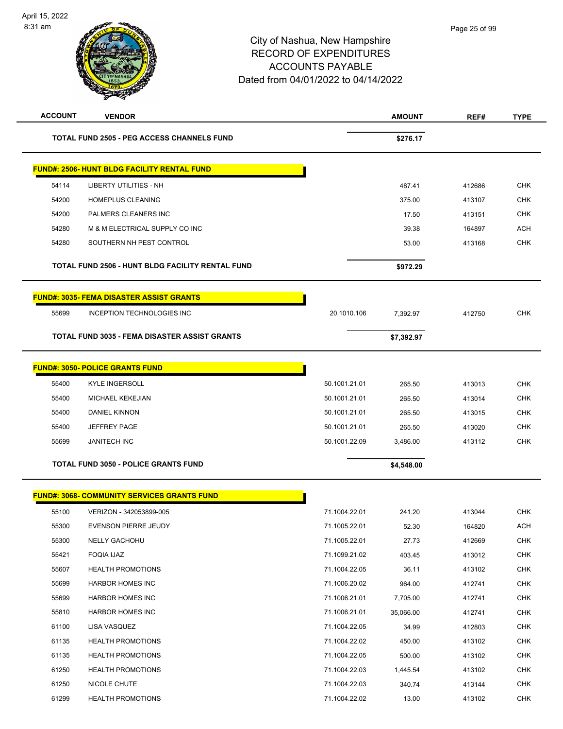# City of Nashua, New Hampshire
## RECORD OF EXPENDITURES
## ACCOUNTS PAYABLE
## Dated from 04/01/2022 to 04/14/2022

| ACCOUNT | VENDOR | | AMOUNT | REF# | TYPE |
|---|---|---|---|---|---|
| | **TOTAL FUND 2505 - PEG ACCESS CHANNELS FUND** | | **$276.17** | | |
| | **FUND#: 2506- HUNT BLDG FACILITY RENTAL FUND** | | | | |
| 54114 | LIBERTY UTILITIES - NH | | 487.41 | 412686 | CHK |
| 54200 | HOMEPLUS CLEANING | | 375.00 | 413107 | CHK |
| 54200 | PALMERS CLEANERS INC | | 17.50 | 413151 | CHK |
| 54280 | M & M ELECTRICAL SUPPLY CO INC | | 39.38 | 164897 | ACH |
| 54280 | SOUTHERN NH PEST CONTROL | | 53.00 | 413168 | CHK |
| | **TOTAL FUND 2506 - HUNT BLDG FACILITY RENTAL FUND** | | **$972.29** | | |
| | **FUND#: 3035- FEMA DISASTER ASSIST GRANTS** | | | | |
| 55699 | INCEPTION TECHNOLOGIES INC | 20.1010.106 | 7,392.97 | 412750 | CHK |
| | **TOTAL FUND 3035 - FEMA DISASTER ASSIST GRANTS** | | **$7,392.97** | | |
| | **FUND#: 3050- POLICE GRANTS FUND** | | | | |
| 55400 | KYLE INGERSOLL | 50.1001.21.01 | 265.50 | 413013 | CHK |
| 55400 | MICHAEL KEKEJIAN | 50.1001.21.01 | 265.50 | 413014 | CHK |
| 55400 | DANIEL KINNON | 50.1001.21.01 | 265.50 | 413015 | CHK |
| 55400 | JEFFREY PAGE | 50.1001.21.01 | 265.50 | 413020 | CHK |
| 55699 | JANITECH INC | 50.1001.22.09 | 3,486.00 | 413112 | CHK |
| | **TOTAL FUND 3050 - POLICE GRANTS FUND** | | **$4,548.00** | | |
| | **FUND#: 3068- COMMUNITY SERVICES GRANTS FUND** | | | | |
| 55100 | VERIZON - 342053899-005 | 71.1004.22.01 | 241.20 | 413044 | CHK |
| 55300 | EVENSON PIERRE JEUDY | 71.1005.22.01 | 52.30 | 164820 | ACH |
| 55300 | NELLY GACHOHU | 71.1005.22.01 | 27.73 | 412669 | CHK |
| 55421 | FOQIA IJAZ | 71.1099.21.02 | 403.45 | 413012 | CHK |
| 55607 | HEALTH PROMOTIONS | 71.1004.22.05 | 36.11 | 413102 | CHK |
| 55699 | HARBOR HOMES INC | 71.1006.20.02 | 964.00 | 412741 | CHK |
| 55699 | HARBOR HOMES INC | 71.1006.21.01 | 7,705.00 | 412741 | CHK |
| 55810 | HARBOR HOMES INC | 71.1006.21.01 | 35,066.00 | 412741 | CHK |
| 61100 | LISA VASQUEZ | 71.1004.22.05 | 34.99 | 412803 | CHK |
| 61135 | HEALTH PROMOTIONS | 71.1004.22.02 | 450.00 | 413102 | CHK |
| 61135 | HEALTH PROMOTIONS | 71.1004.22.05 | 500.00 | 413102 | CHK |
| 61250 | HEALTH PROMOTIONS | 71.1004.22.03 | 1,445.54 | 413102 | CHK |
| 61250 | NICOLE CHUTE | 71.1004.22.03 | 340.74 | 413144 | CHK |
| 61299 | HEALTH PROMOTIONS | 71.1004.22.02 | 13.00 | 413102 | CHK |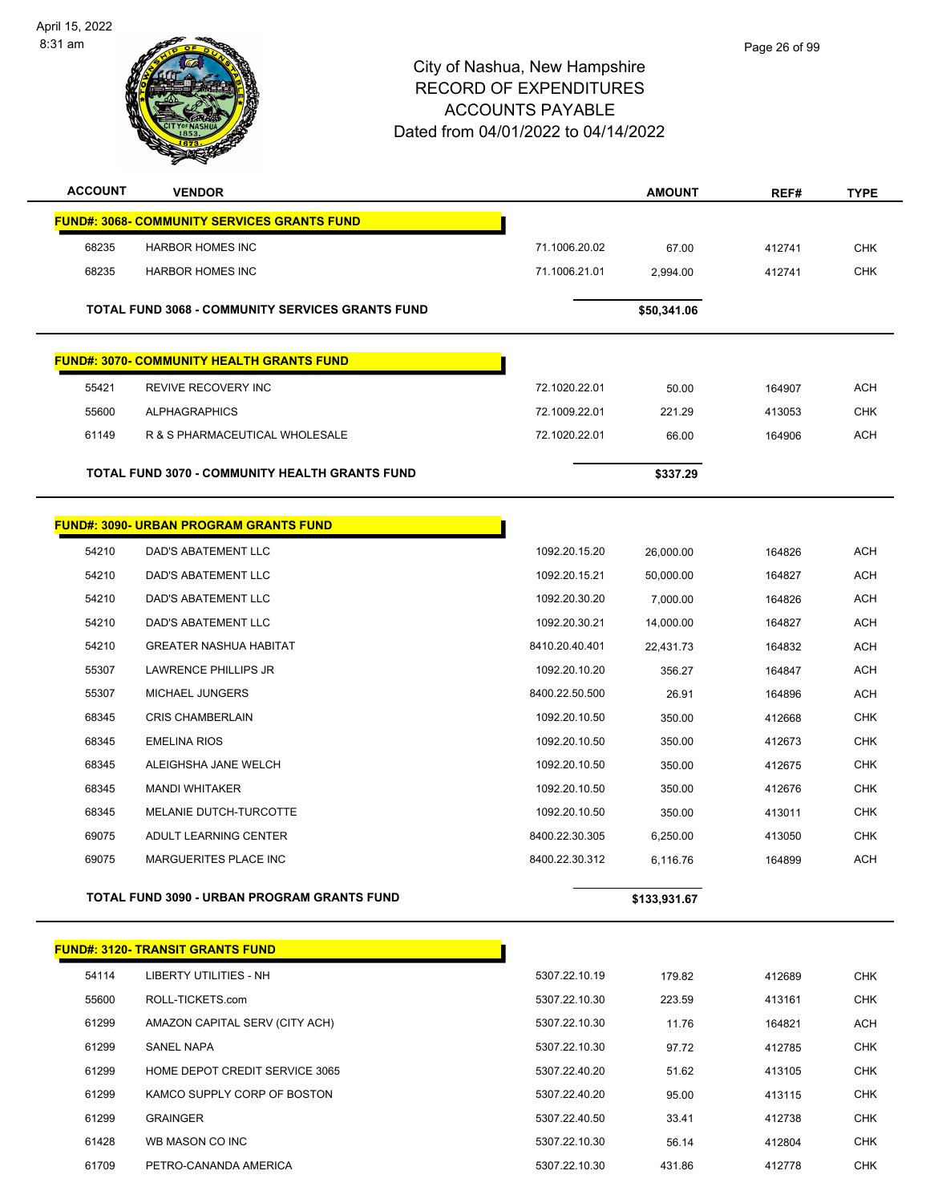City of Nashua, New Hampshire
RECORD OF EXPENDITURES
ACCOUNTS PAYABLE
Dated from 04/01/2022 to 04/14/2022

| ACCOUNT | VENDOR | | AMOUNT | REF# | TYPE |
|---|---|---|---|---|---|
| **FUND#: 3068- COMMUNITY SERVICES GRANTS FUND** | | | | | |
| 68235 | HARBOR HOMES INC | 71.1006.20.02 | 67.00 | 412741 | CHK |
| 68235 | HARBOR HOMES INC | 71.1006.21.01 | 2,994.00 | 412741 | CHK |
| | **TOTAL FUND 3068 - COMMUNITY SERVICES GRANTS FUND** | | **$50,341.06** | | |
| **FUND#: 3070- COMMUNITY HEALTH GRANTS FUND** | | | | | |
| 55421 | REVIVE RECOVERY INC | 72.1020.22.01 | 50.00 | 164907 | ACH |
| 55600 | ALPHAGRAPHICS | 72.1009.22.01 | 221.29 | 413053 | CHK |
| 61149 | R & S PHARMACEUTICAL WHOLESALE | 72.1020.22.01 | 66.00 | 164906 | ACH |
| | **TOTAL FUND 3070 - COMMUNITY HEALTH GRANTS FUND** | | **$337.29** | | |
| **FUND#: 3090- URBAN PROGRAM GRANTS FUND** | | | | | |
| 54210 | DAD'S ABATEMENT LLC | 1092.20.15.20 | 26,000.00 | 164826 | ACH |
| 54210 | DAD'S ABATEMENT LLC | 1092.20.15.21 | 50,000.00 | 164827 | ACH |
| 54210 | DAD'S ABATEMENT LLC | 1092.20.30.20 | 7,000.00 | 164826 | ACH |
| 54210 | DAD'S ABATEMENT LLC | 1092.20.30.21 | 14,000.00 | 164827 | ACH |
| 54210 | GREATER NASHUA HABITAT | 8410.20.40.401 | 22,431.73 | 164832 | ACH |
| 55307 | LAWRENCE PHILLIPS JR | 1092.20.10.20 | 356.27 | 164847 | ACH |
| 55307 | MICHAEL JUNGERS | 8400.22.50.500 | 26.91 | 164896 | ACH |
| 68345 | CRIS CHAMBERLAIN | 1092.20.10.50 | 350.00 | 412668 | CHK |
| 68345 | EMELINA RIOS | 1092.20.10.50 | 350.00 | 412673 | CHK |
| 68345 | ALEIGHSHA JANE WELCH | 1092.20.10.50 | 350.00 | 412675 | CHK |
| 68345 | MANDI WHITAKER | 1092.20.10.50 | 350.00 | 412676 | CHK |
| 68345 | MELANIE DUTCH-TURCOTTE | 1092.20.10.50 | 350.00 | 413011 | CHK |
| 69075 | ADULT LEARNING CENTER | 8400.22.30.305 | 6,250.00 | 413050 | CHK |
| 69075 | MARGUERITES PLACE INC | 8400.22.30.312 | 6,116.76 | 164899 | ACH |
| | **TOTAL FUND 3090 - URBAN PROGRAM GRANTS FUND** | | **$133,931.67** | | |
| **FUND#: 3120- TRANSIT GRANTS FUND** | | | | | |
| 54114 | LIBERTY UTILITIES - NH | 5307.22.10.19 | 179.82 | 412689 | CHK |
| 55600 | ROLL-TICKETS.com | 5307.22.10.30 | 223.59 | 413161 | CHK |
| 61299 | AMAZON CAPITAL SERV (CITY ACH) | 5307.22.10.30 | 11.76 | 164821 | ACH |
| 61299 | SANEL NAPA | 5307.22.10.30 | 97.72 | 412785 | CHK |
| 61299 | HOME DEPOT CREDIT SERVICE 3065 | 5307.22.40.20 | 51.62 | 413105 | CHK |
| 61299 | KAMCO SUPPLY CORP OF BOSTON | 5307.22.40.20 | 95.00 | 413115 | CHK |
| 61299 | GRAINGER | 5307.22.40.50 | 33.41 | 412738 | CHK |
| 61428 | WB MASON CO INC | 5307.22.10.30 | 56.14 | 412804 | CHK |
| 61709 | PETRO-CANANDA AMERICA | 5307.22.10.30 | 431.86 | 412778 | CHK |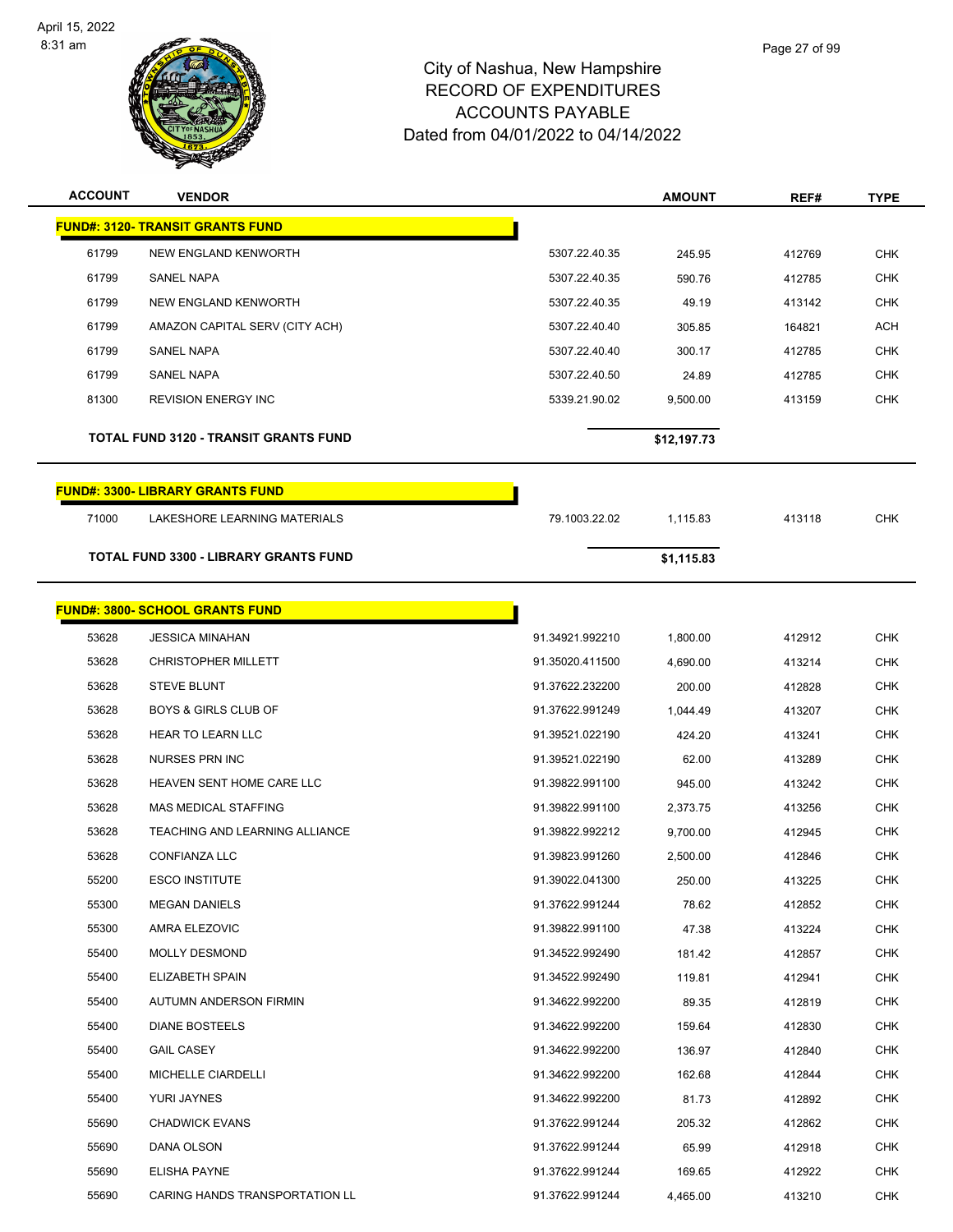# City of Nashua, New Hampshire
## RECORD OF EXPENDITURES
## ACCOUNTS PAYABLE
### Dated from 04/01/2022 to 04/14/2022

| ACCOUNT | VENDOR | | AMOUNT | REF# | TYPE |
|---|---|---|---|---|---|
| **FUND#: 3120- TRANSIT GRANTS FUND** | | | | | |
| 61799 | NEW ENGLAND KENWORTH | 5307.22.40.35 | 245.95 | 412769 | CHK |
| 61799 | SANEL NAPA | 5307.22.40.35 | 590.76 | 412785 | CHK |
| 61799 | NEW ENGLAND KENWORTH | 5307.22.40.35 | 49.19 | 413142 | CHK |
| 61799 | AMAZON CAPITAL SERV (CITY ACH) | 5307.22.40.40 | 305.85 | 164821 | ACH |
| 61799 | SANEL NAPA | 5307.22.40.40 | 300.17 | 412785 | CHK |
| 61799 | SANEL NAPA | 5307.22.40.50 | 24.89 | 412785 | CHK |
| 81300 | REVISION ENERGY INC | 5339.21.90.02 | 9,500.00 | 413159 | CHK |
| | **TOTAL FUND 3120 - TRANSIT GRANTS FUND** | | **$12,197.73** | | |
| **FUND#: 3300- LIBRARY GRANTS FUND** | | | | | |
| 71000 | LAKESHORE LEARNING MATERIALS | 79.1003.22.02 | 1,115.83 | 413118 | CHK |
| | **TOTAL FUND 3300 - LIBRARY GRANTS FUND** | | **$1,115.83** | | |
| **FUND#: 3800- SCHOOL GRANTS FUND** | | | | | |
| 53628 | JESSICA MINAHAN | 91.34921.992210 | 1,800.00 | 412912 | CHK |
| 53628 | CHRISTOPHER MILLETT | 91.35020.411500 | 4,690.00 | 413214 | CHK |
| 53628 | STEVE BLUNT | 91.37622.232200 | 200.00 | 412828 | CHK |
| 53628 | BOYS & GIRLS CLUB OF | 91.37622.991249 | 1,044.49 | 413207 | CHK |
| 53628 | HEAR TO LEARN LLC | 91.39521.022190 | 424.20 | 413241 | CHK |
| 53628 | NURSES PRN INC | 91.39521.022190 | 62.00 | 413289 | CHK |
| 53628 | HEAVEN SENT HOME CARE LLC | 91.39822.991100 | 945.00 | 413242 | CHK |
| 53628 | MAS MEDICAL STAFFING | 91.39822.991100 | 2,373.75 | 413256 | CHK |
| 53628 | TEACHING AND LEARNING ALLIANCE | 91.39822.992212 | 9,700.00 | 412945 | CHK |
| 53628 | CONFIANZA LLC | 91.39823.991260 | 2,500.00 | 412846 | CHK |
| 55200 | ESCO INSTITUTE | 91.39022.041300 | 250.00 | 413225 | CHK |
| 55300 | MEGAN DANIELS | 91.37622.991244 | 78.62 | 412852 | CHK |
| 55300 | AMRA ELEZOVIC | 91.39822.991100 | 47.38 | 413224 | CHK |
| 55400 | MOLLY DESMOND | 91.34522.992490 | 181.42 | 412857 | CHK |
| 55400 | ELIZABETH SPAIN | 91.34522.992490 | 119.81 | 412941 | CHK |
| 55400 | AUTUMN ANDERSON FIRMIN | 91.34622.992200 | 89.35 | 412819 | CHK |
| 55400 | DIANE BOSTEELS | 91.34622.992200 | 159.64 | 412830 | CHK |
| 55400 | GAIL CASEY | 91.34622.992200 | 136.97 | 412840 | CHK |
| 55400 | MICHELLE CIARDELLI | 91.34622.992200 | 162.68 | 412844 | CHK |
| 55400 | YURI JAYNES | 91.34622.992200 | 81.73 | 412892 | CHK |
| 55690 | CHADWICK EVANS | 91.37622.991244 | 205.32 | 412862 | CHK |
| 55690 | DANA OLSON | 91.37622.991244 | 65.99 | 412918 | CHK |
| 55690 | ELISHA PAYNE | 91.37622.991244 | 169.65 | 412922 | CHK |
| 55690 | CARING HANDS TRANSPORTATION LL | 91.37622.991244 | 4,465.00 | 413210 | CHK |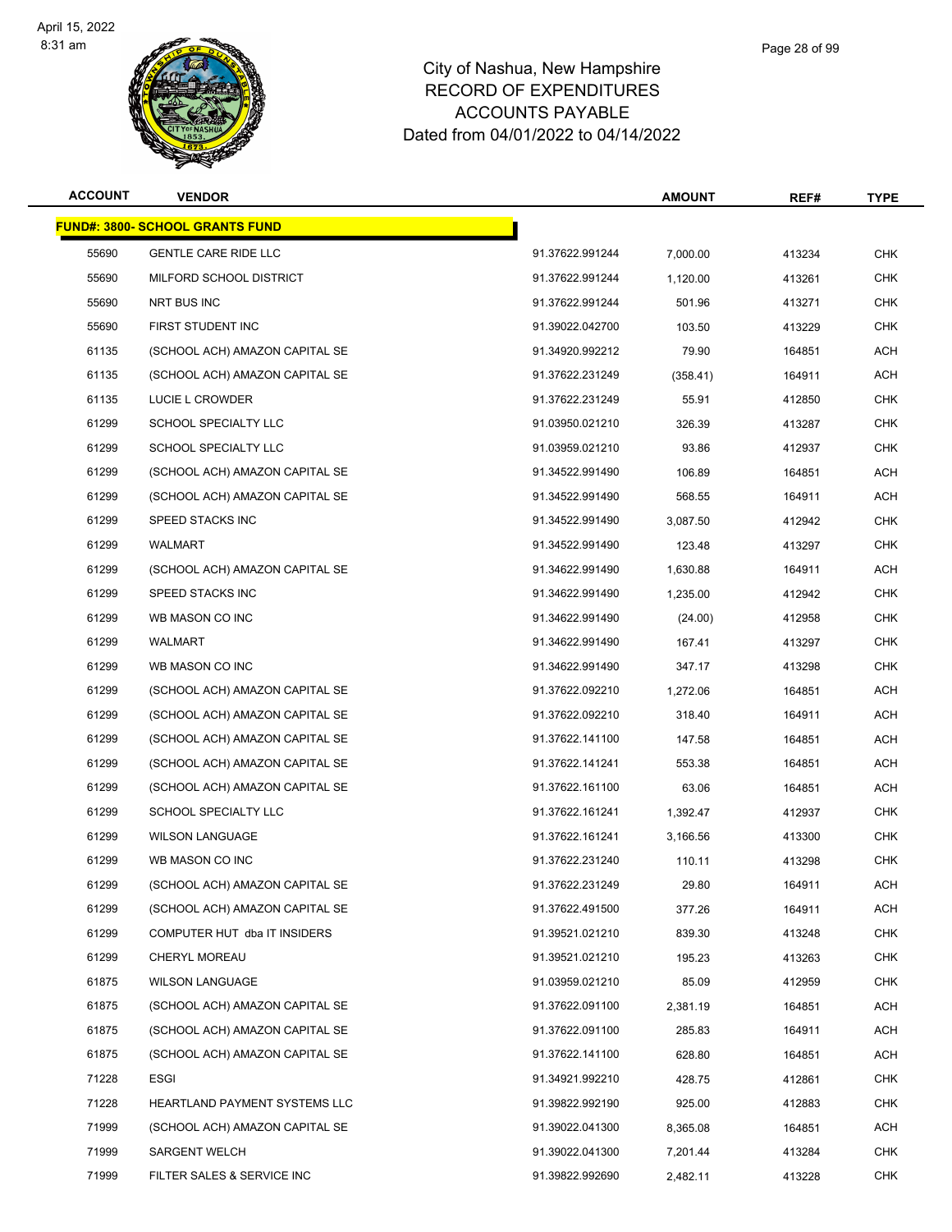# City of Nashua, New Hampshire
# RECORD OF EXPENDITURES
# ACCOUNTS PAYABLE
# Dated from 04/01/2022 to 04/14/2022

| ACCOUNT | VENDOR | | AMOUNT | REF# | TYPE |
|---|---|---|---|---|---|
| **FUND#: 3800- SCHOOL GRANTS FUND** | | | | | |
| 55690 | GENTLE CARE RIDE LLC | 91.37622.991244 | 7,000.00 | 413234 | CHK |
| 55690 | MILFORD SCHOOL DISTRICT | 91.37622.991244 | 1,120.00 | 413261 | CHK |
| 55690 | NRT BUS INC | 91.37622.991244 | 501.96 | 413271 | CHK |
| 55690 | FIRST STUDENT INC | 91.39022.042700 | 103.50 | 413229 | CHK |
| 61135 | (SCHOOL ACH) AMAZON CAPITAL SE | 91.34920.992212 | 79.90 | 164851 | ACH |
| 61135 | (SCHOOL ACH) AMAZON CAPITAL SE | 91.37622.231249 | (358.41) | 164911 | ACH |
| 61135 | LUCIE L CROWDER | 91.37622.231249 | 55.91 | 412850 | CHK |
| 61299 | SCHOOL SPECIALTY LLC | 91.03950.021210 | 326.39 | 413287 | CHK |
| 61299 | SCHOOL SPECIALTY LLC | 91.03959.021210 | 93.86 | 412937 | CHK |
| 61299 | (SCHOOL ACH) AMAZON CAPITAL SE | 91.34522.991490 | 106.89 | 164851 | ACH |
| 61299 | (SCHOOL ACH) AMAZON CAPITAL SE | 91.34522.991490 | 568.55 | 164911 | ACH |
| 61299 | SPEED STACKS INC | 91.34522.991490 | 3,087.50 | 412942 | CHK |
| 61299 | WALMART | 91.34522.991490 | 123.48 | 413297 | CHK |
| 61299 | (SCHOOL ACH) AMAZON CAPITAL SE | 91.34622.991490 | 1,630.88 | 164911 | ACH |
| 61299 | SPEED STACKS INC | 91.34622.991490 | 1,235.00 | 412942 | CHK |
| 61299 | WB MASON CO INC | 91.34622.991490 | (24.00) | 412958 | CHK |
| 61299 | WALMART | 91.34622.991490 | 167.41 | 413297 | CHK |
| 61299 | WB MASON CO INC | 91.34622.991490 | 347.17 | 413298 | CHK |
| 61299 | (SCHOOL ACH) AMAZON CAPITAL SE | 91.37622.092210 | 1,272.06 | 164851 | ACH |
| 61299 | (SCHOOL ACH) AMAZON CAPITAL SE | 91.37622.092210 | 318.40 | 164911 | ACH |
| 61299 | (SCHOOL ACH) AMAZON CAPITAL SE | 91.37622.141100 | 147.58 | 164851 | ACH |
| 61299 | (SCHOOL ACH) AMAZON CAPITAL SE | 91.37622.141241 | 553.38 | 164851 | ACH |
| 61299 | (SCHOOL ACH) AMAZON CAPITAL SE | 91.37622.161100 | 63.06 | 164851 | ACH |
| 61299 | SCHOOL SPECIALTY LLC | 91.37622.161241 | 1,392.47 | 412937 | CHK |
| 61299 | WILSON LANGUAGE | 91.37622.161241 | 3,166.56 | 413300 | CHK |
| 61299 | WB MASON CO INC | 91.37622.231240 | 110.11 | 413298 | CHK |
| 61299 | (SCHOOL ACH) AMAZON CAPITAL SE | 91.37622.231249 | 29.80 | 164911 | ACH |
| 61299 | (SCHOOL ACH) AMAZON CAPITAL SE | 91.37622.491500 | 377.26 | 164911 | ACH |
| 61299 | COMPUTER HUT dba IT INSIDERS | 91.39521.021210 | 839.30 | 413248 | CHK |
| 61299 | CHERYL MOREAU | 91.39521.021210 | 195.23 | 413263 | CHK |
| 61875 | WILSON LANGUAGE | 91.03959.021210 | 85.09 | 412959 | CHK |
| 61875 | (SCHOOL ACH) AMAZON CAPITAL SE | 91.37622.091100 | 2,381.19 | 164851 | ACH |
| 61875 | (SCHOOL ACH) AMAZON CAPITAL SE | 91.37622.091100 | 285.83 | 164911 | ACH |
| 61875 | (SCHOOL ACH) AMAZON CAPITAL SE | 91.37622.141100 | 628.80 | 164851 | ACH |
| 71228 | ESGI | 91.34921.992210 | 428.75 | 412861 | CHK |
| 71228 | HEARTLAND PAYMENT SYSTEMS LLC | 91.39822.992190 | 925.00 | 412883 | CHK |
| 71999 | (SCHOOL ACH) AMAZON CAPITAL SE | 91.39022.041300 | 8,365.08 | 164851 | ACH |
| 71999 | SARGENT WELCH | 91.39022.041300 | 7,201.44 | 413284 | CHK |
| 71999 | FILTER SALES & SERVICE INC | 91.39822.992690 | 2,482.11 | 413228 | CHK |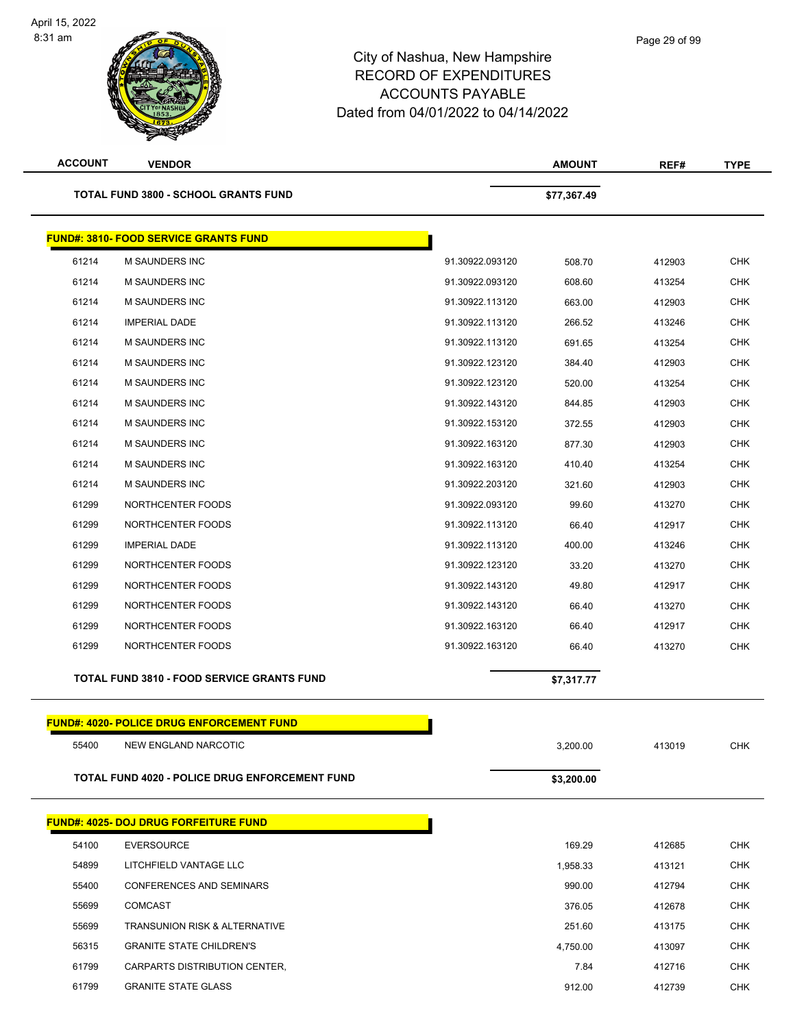# City of Nashua, New Hampshire
## RECORD OF EXPENDITURES
## ACCOUNTS PAYABLE
## Dated from 04/01/2022 to 04/14/2022

April 15, 2022
8:31 am

| ACCOUNT | VENDOR | | AMOUNT | REF# | TYPE |
|---|---|---|---|---|---|
| | **TOTAL FUND 3800 - SCHOOL GRANTS FUND** | | **$77,367.49** | | |

**FUND#: 3810- FOOD SERVICE GRANTS FUND**

| ACCOUNT | VENDOR | | AMOUNT | REF# | TYPE |
|---|---|---|---|---|---|
| 61214 | M SAUNDERS INC | 91.30922.093120 | 508.70 | 412903 | CHK |
| 61214 | M SAUNDERS INC | 91.30922.093120 | 608.60 | 413254 | CHK |
| 61214 | M SAUNDERS INC | 91.30922.113120 | 663.00 | 412903 | CHK |
| 61214 | IMPERIAL DADE | 91.30922.113120 | 266.52 | 413246 | CHK |
| 61214 | M SAUNDERS INC | 91.30922.113120 | 691.65 | 413254 | CHK |
| 61214 | M SAUNDERS INC | 91.30922.123120 | 384.40 | 412903 | CHK |
| 61214 | M SAUNDERS INC | 91.30922.123120 | 520.00 | 413254 | CHK |
| 61214 | M SAUNDERS INC | 91.30922.143120 | 844.85 | 412903 | CHK |
| 61214 | M SAUNDERS INC | 91.30922.153120 | 372.55 | 412903 | CHK |
| 61214 | M SAUNDERS INC | 91.30922.163120 | 877.30 | 412903 | CHK |
| 61214 | M SAUNDERS INC | 91.30922.163120 | 410.40 | 413254 | CHK |
| 61214 | M SAUNDERS INC | 91.30922.203120 | 321.60 | 412903 | CHK |
| 61299 | NORTHCENTER FOODS | 91.30922.093120 | 99.60 | 413270 | CHK |
| 61299 | NORTHCENTER FOODS | 91.30922.113120 | 66.40 | 412917 | CHK |
| 61299 | IMPERIAL DADE | 91.30922.113120 | 400.00 | 413246 | CHK |
| 61299 | NORTHCENTER FOODS | 91.30922.123120 | 33.20 | 413270 | CHK |
| 61299 | NORTHCENTER FOODS | 91.30922.143120 | 49.80 | 412917 | CHK |
| 61299 | NORTHCENTER FOODS | 91.30922.143120 | 66.40 | 413270 | CHK |
| 61299 | NORTHCENTER FOODS | 91.30922.163120 | 66.40 | 412917 | CHK |
| 61299 | NORTHCENTER FOODS | 91.30922.163120 | 66.40 | 413270 | CHK |
| | **TOTAL FUND 3810 - FOOD SERVICE GRANTS FUND** | | **$7,317.77** | | |

**FUND#: 4020- POLICE DRUG ENFORCEMENT FUND**

| ACCOUNT | VENDOR | | AMOUNT | REF# | TYPE |
|---|---|---|---|---|---|
| 55400 | NEW ENGLAND NARCOTIC | | 3,200.00 | 413019 | CHK |
| | **TOTAL FUND 4020 - POLICE DRUG ENFORCEMENT FUND** | | **$3,200.00** | | |

**FUND#: 4025- DOJ DRUG FORFEITURE FUND**

| ACCOUNT | VENDOR | | AMOUNT | REF# | TYPE |
|---|---|---|---|---|---|
| 54100 | EVERSOURCE | | 169.29 | 412685 | CHK |
| 54899 | LITCHFIELD VANTAGE LLC | | 1,958.33 | 413121 | CHK |
| 55400 | CONFERENCES AND SEMINARS | | 990.00 | 412794 | CHK |
| 55699 | COMCAST | | 376.05 | 412678 | CHK |
| 55699 | TRANSUNION RISK & ALTERNATIVE | | 251.60 | 413175 | CHK |
| 56315 | GRANITE STATE CHILDREN'S | | 4,750.00 | 413097 | CHK |
| 61799 | CARPARTS DISTRIBUTION CENTER, | | 7.84 | 412716 | CHK |
| 61799 | GRANITE STATE GLASS | | 912.00 | 412739 | CHK |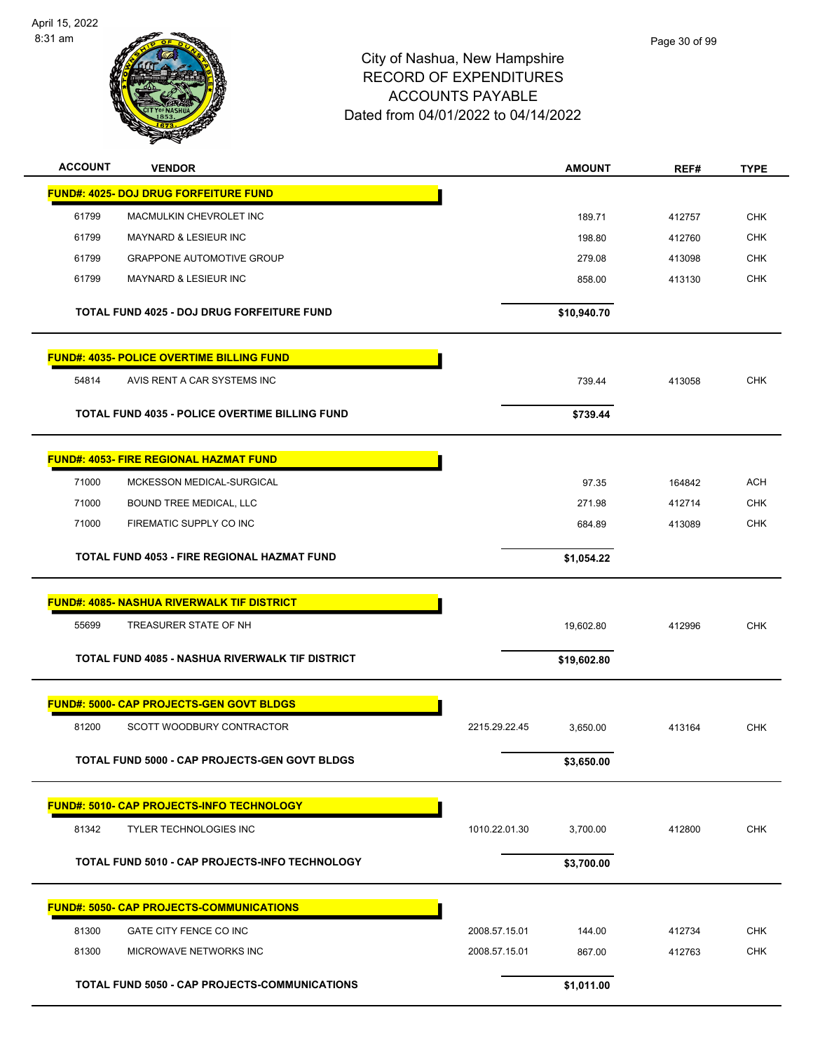City of Nashua, New Hampshire
RECORD OF EXPENDITURES
ACCOUNTS PAYABLE
Dated from 04/01/2022 to 04/14/2022

| ACCOUNT | VENDOR | | AMOUNT | REF# | TYPE |
|---|---|---|---|---|---|
| **FUND#: 4025- DOJ DRUG FORFEITURE FUND** | | | | | |
| 61799 | MACMULKIN CHEVROLET INC | | 189.71 | 412757 | CHK |
| 61799 | MAYNARD & LESIEUR INC | | 198.80 | 412760 | CHK |
| 61799 | GRAPPONE AUTOMOTIVE GROUP | | 279.08 | 413098 | CHK |
| 61799 | MAYNARD & LESIEUR INC | | 858.00 | 413130 | CHK |
| **TOTAL FUND 4025 - DOJ DRUG FORFEITURE FUND** | | | **$10,940.70** | | |
| **FUND#: 4035- POLICE OVERTIME BILLING FUND** | | | | | |
| 54814 | AVIS RENT A CAR SYSTEMS INC | | 739.44 | 413058 | CHK |
| **TOTAL FUND 4035 - POLICE OVERTIME BILLING FUND** | | | **$739.44** | | |
| **FUND#: 4053- FIRE REGIONAL HAZMAT FUND** | | | | | |
| 71000 | MCKESSON MEDICAL-SURGICAL | | 97.35 | 164842 | ACH |
| 71000 | BOUND TREE MEDICAL, LLC | | 271.98 | 412714 | CHK |
| 71000 | FIREMATIC SUPPLY CO INC | | 684.89 | 413089 | CHK |
| **TOTAL FUND 4053 - FIRE REGIONAL HAZMAT FUND** | | | **$1,054.22** | | |
| **FUND#: 4085- NASHUA RIVERWALK TIF DISTRICT** | | | | | |
| 55699 | TREASURER STATE OF NH | | 19,602.80 | 412996 | CHK |
| **TOTAL FUND 4085 - NASHUA RIVERWALK TIF DISTRICT** | | | **$19,602.80** | | |
| **FUND#: 5000- CAP PROJECTS-GEN GOVT BLDGS** | | | | | |
| 81200 | SCOTT WOODBURY CONTRACTOR | 2215.29.22.45 | 3,650.00 | 413164 | CHK |
| **TOTAL FUND 5000 - CAP PROJECTS-GEN GOVT BLDGS** | | | **$3,650.00** | | |
| **FUND#: 5010- CAP PROJECTS-INFO TECHNOLOGY** | | | | | |
| 81342 | TYLER TECHNOLOGIES INC | 1010.22.01.30 | 3,700.00 | 412800 | CHK |
| **TOTAL FUND 5010 - CAP PROJECTS-INFO TECHNOLOGY** | | | **$3,700.00** | | |
| **FUND#: 5050- CAP PROJECTS-COMMUNICATIONS** | | | | | |
| 81300 | GATE CITY FENCE CO INC | 2008.57.15.01 | 144.00 | 412734 | CHK |
| 81300 | MICROWAVE NETWORKS INC | 2008.57.15.01 | 867.00 | 412763 | CHK |
| **TOTAL FUND 5050 - CAP PROJECTS-COMMUNICATIONS** | | | **$1,011.00** | | |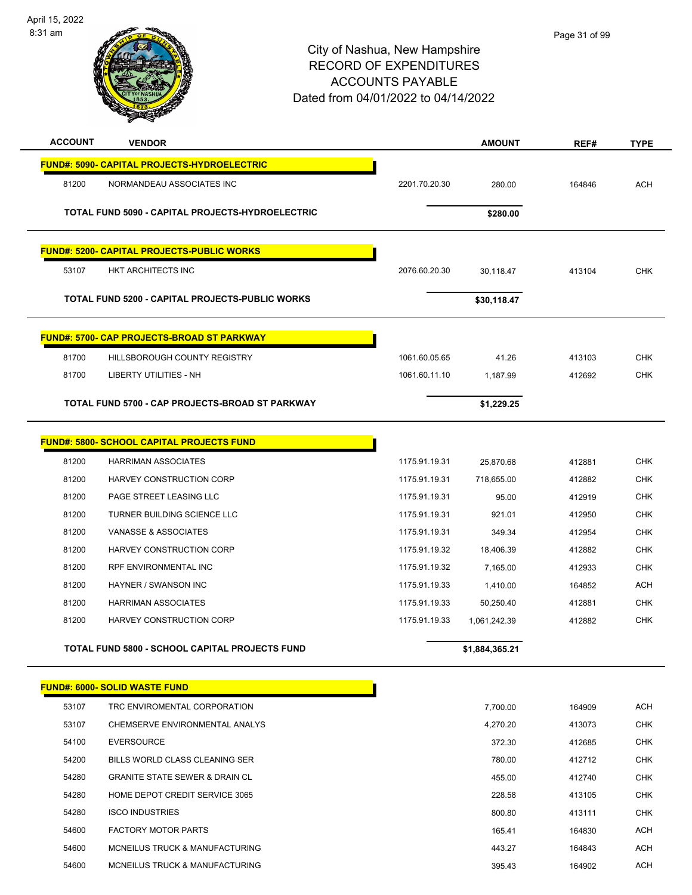City of Nashua, New Hampshire
RECORD OF EXPENDITURES
ACCOUNTS PAYABLE
Dated from 04/01/2022 to 04/14/2022

| ACCOUNT | VENDOR | | AMOUNT | REF# | TYPE |
|---|---|---|---|---|---|
| **FUND#: 5090- CAPITAL PROJECTS-HYDROELECTRIC** | | | | | |
| 81200 | NORMANDEAU ASSOCIATES INC | 2201.70.20.30 | 280.00 | 164846 | ACH |
| | **TOTAL FUND 5090 - CAPITAL PROJECTS-HYDROELECTRIC** | | **$280.00** | | |
| **FUND#: 5200- CAPITAL PROJECTS-PUBLIC WORKS** | | | | | |
| 53107 | HKT ARCHITECTS INC | 2076.60.20.30 | 30,118.47 | 413104 | CHK |
| | **TOTAL FUND 5200 - CAPITAL PROJECTS-PUBLIC WORKS** | | **$30,118.47** | | |
| **FUND#: 5700- CAP PROJECTS-BROAD ST PARKWAY** | | | | | |
| 81700 | HILLSBOROUGH COUNTY REGISTRY | 1061.60.05.65 | 41.26 | 413103 | CHK |
| 81700 | LIBERTY UTILITIES - NH | 1061.60.11.10 | 1,187.99 | 412692 | CHK |
| | **TOTAL FUND 5700 - CAP PROJECTS-BROAD ST PARKWAY** | | **$1,229.25** | | |
| **FUND#: 5800- SCHOOL CAPITAL PROJECTS FUND** | | | | | |
| 81200 | HARRIMAN ASSOCIATES | 1175.91.19.31 | 25,870.68 | 412881 | CHK |
| 81200 | HARVEY CONSTRUCTION CORP | 1175.91.19.31 | 718,655.00 | 412882 | CHK |
| 81200 | PAGE STREET LEASING LLC | 1175.91.19.31 | 95.00 | 412919 | CHK |
| 81200 | TURNER BUILDING SCIENCE LLC | 1175.91.19.31 | 921.01 | 412950 | CHK |
| 81200 | VANASSE & ASSOCIATES | 1175.91.19.31 | 349.34 | 412954 | CHK |
| 81200 | HARVEY CONSTRUCTION CORP | 1175.91.19.32 | 18,406.39 | 412882 | CHK |
| 81200 | RPF ENVIRONMENTAL INC | 1175.91.19.32 | 7,165.00 | 412933 | CHK |
| 81200 | HAYNER / SWANSON INC | 1175.91.19.33 | 1,410.00 | 164852 | ACH |
| 81200 | HARRIMAN ASSOCIATES | 1175.91.19.33 | 50,250.40 | 412881 | CHK |
| 81200 | HARVEY CONSTRUCTION CORP | 1175.91.19.33 | 1,061,242.39 | 412882 | CHK |
| | **TOTAL FUND 5800 - SCHOOL CAPITAL PROJECTS FUND** | | **$1,884,365.21** | | |
| **FUND#: 6000- SOLID WASTE FUND** | | | | | |
| 53107 | TRC ENVIROMENTAL CORPORATION | | 7,700.00 | 164909 | ACH |
| 53107 | CHEMSERVE ENVIRONMENTAL ANALYS | | 4,270.20 | 413073 | CHK |
| 54100 | EVERSOURCE | | 372.30 | 412685 | CHK |
| 54200 | BILLS WORLD CLASS CLEANING SER | | 780.00 | 412712 | CHK |
| 54280 | GRANITE STATE SEWER & DRAIN CL | | 455.00 | 412740 | CHK |
| 54280 | HOME DEPOT CREDIT SERVICE 3065 | | 228.58 | 413105 | CHK |
| 54280 | ISCO INDUSTRIES | | 800.80 | 413111 | CHK |
| 54600 | FACTORY MOTOR PARTS | | 165.41 | 164830 | ACH |
| 54600 | MCNEILUS TRUCK & MANUFACTURING | | 443.27 | 164843 | ACH |
| 54600 | MCNEILUS TRUCK & MANUFACTURING | | 395.43 | 164902 | ACH |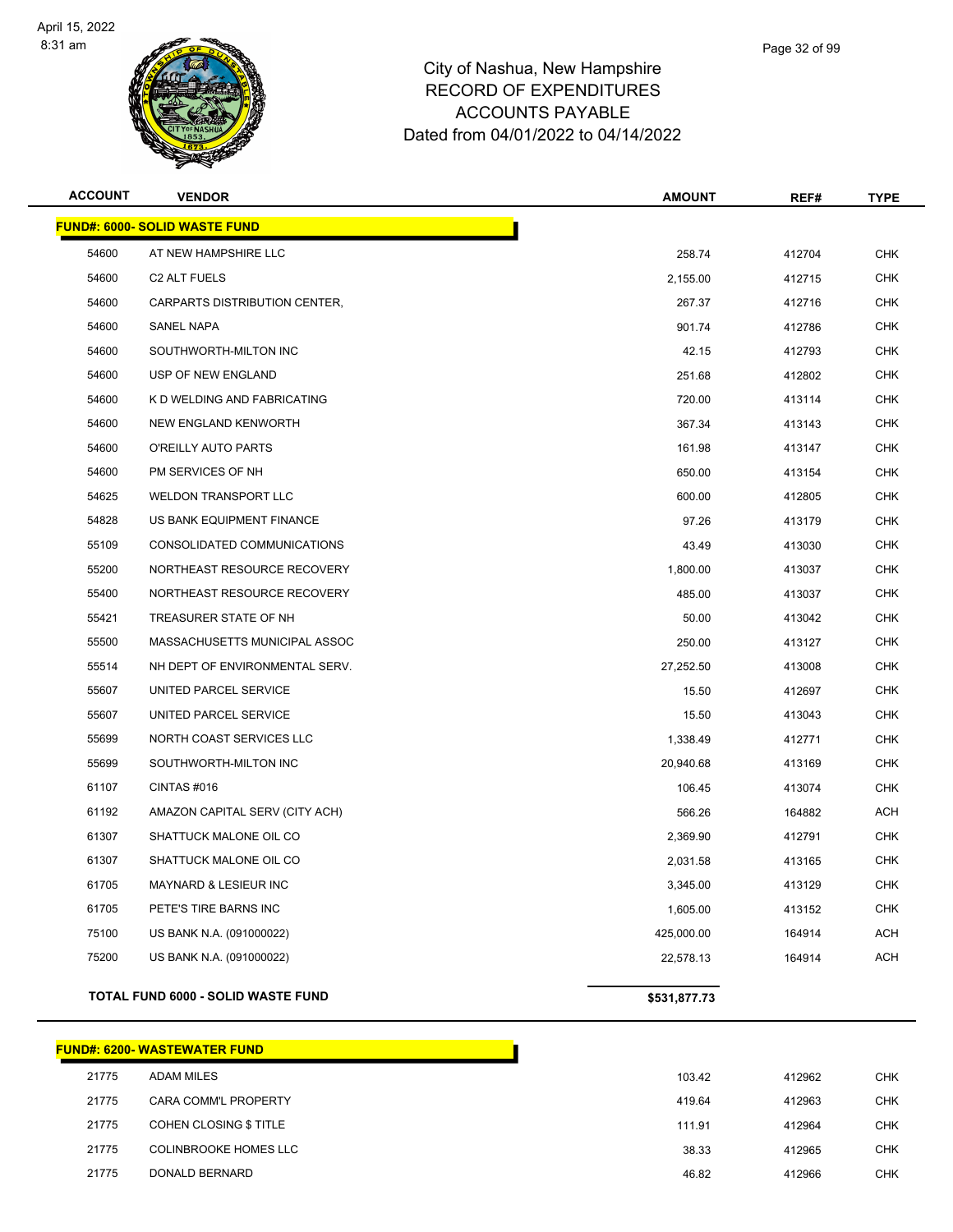# City of Nashua, New Hampshire
## RECORD OF EXPENDITURES
## ACCOUNTS PAYABLE
## Dated from 04/01/2022 to 04/14/2022

| ACCOUNT | VENDOR | AMOUNT | REF# | TYPE |
|---|---|---|---|---|
| **FUND#: 6000- SOLID WASTE FUND** | | | | |
| 54600 | AT NEW HAMPSHIRE LLC | 258.74 | 412704 | CHK |
| 54600 | C2 ALT FUELS | 2,155.00 | 412715 | CHK |
| 54600 | CARPARTS DISTRIBUTION CENTER, | 267.37 | 412716 | CHK |
| 54600 | SANEL NAPA | 901.74 | 412786 | CHK |
| 54600 | SOUTHWORTH-MILTON INC | 42.15 | 412793 | CHK |
| 54600 | USP OF NEW ENGLAND | 251.68 | 412802 | CHK |
| 54600 | K D WELDING AND FABRICATING | 720.00 | 413114 | CHK |
| 54600 | NEW ENGLAND KENWORTH | 367.34 | 413143 | CHK |
| 54600 | O'REILLY AUTO PARTS | 161.98 | 413147 | CHK |
| 54600 | PM SERVICES OF NH | 650.00 | 413154 | CHK |
| 54625 | WELDON TRANSPORT LLC | 600.00 | 412805 | CHK |
| 54828 | US BANK EQUIPMENT FINANCE | 97.26 | 413179 | CHK |
| 55109 | CONSOLIDATED COMMUNICATIONS | 43.49 | 413030 | CHK |
| 55200 | NORTHEAST RESOURCE RECOVERY | 1,800.00 | 413037 | CHK |
| 55400 | NORTHEAST RESOURCE RECOVERY | 485.00 | 413037 | CHK |
| 55421 | TREASURER STATE OF NH | 50.00 | 413042 | CHK |
| 55500 | MASSACHUSETTS MUNICIPAL ASSOC | 250.00 | 413127 | CHK |
| 55514 | NH DEPT OF ENVIRONMENTAL SERV. | 27,252.50 | 413008 | CHK |
| 55607 | UNITED PARCEL SERVICE | 15.50 | 412697 | CHK |
| 55607 | UNITED PARCEL SERVICE | 15.50 | 413043 | CHK |
| 55699 | NORTH COAST SERVICES LLC | 1,338.49 | 412771 | CHK |
| 55699 | SOUTHWORTH-MILTON INC | 20,940.68 | 413169 | CHK |
| 61107 | CINTAS #016 | 106.45 | 413074 | CHK |
| 61192 | AMAZON CAPITAL SERV (CITY ACH) | 566.26 | 164882 | ACH |
| 61307 | SHATTUCK MALONE OIL CO | 2,369.90 | 412791 | CHK |
| 61307 | SHATTUCK MALONE OIL CO | 2,031.58 | 413165 | CHK |
| 61705 | MAYNARD & LESIEUR INC | 3,345.00 | 413129 | CHK |
| 61705 | PETE'S TIRE BARNS INC | 1,605.00 | 413152 | CHK |
| 75100 | US BANK N.A. (091000022) | 425,000.00 | 164914 | ACH |
| 75200 | US BANK N.A. (091000022) | 22,578.13 | 164914 | ACH |
| **TOTAL FUND 6000 - SOLID WASTE FUND** | | **$531,877.73** | | |

| ACCOUNT | VENDOR | AMOUNT | REF# | TYPE |
|---|---|---|---|---|
| **FUND#: 6200- WASTEWATER FUND** | | | | |
| 21775 | ADAM MILES | 103.42 | 412962 | CHK |
| 21775 | CARA COMM'L PROPERTY | 419.64 | 412963 | CHK |
| 21775 | COHEN CLOSING $ TITLE | 111.91 | 412964 | CHK |
| 21775 | COLINBROOKE HOMES LLC | 38.33 | 412965 | CHK |
| 21775 | DONALD BERNARD | 46.82 | 412966 | CHK |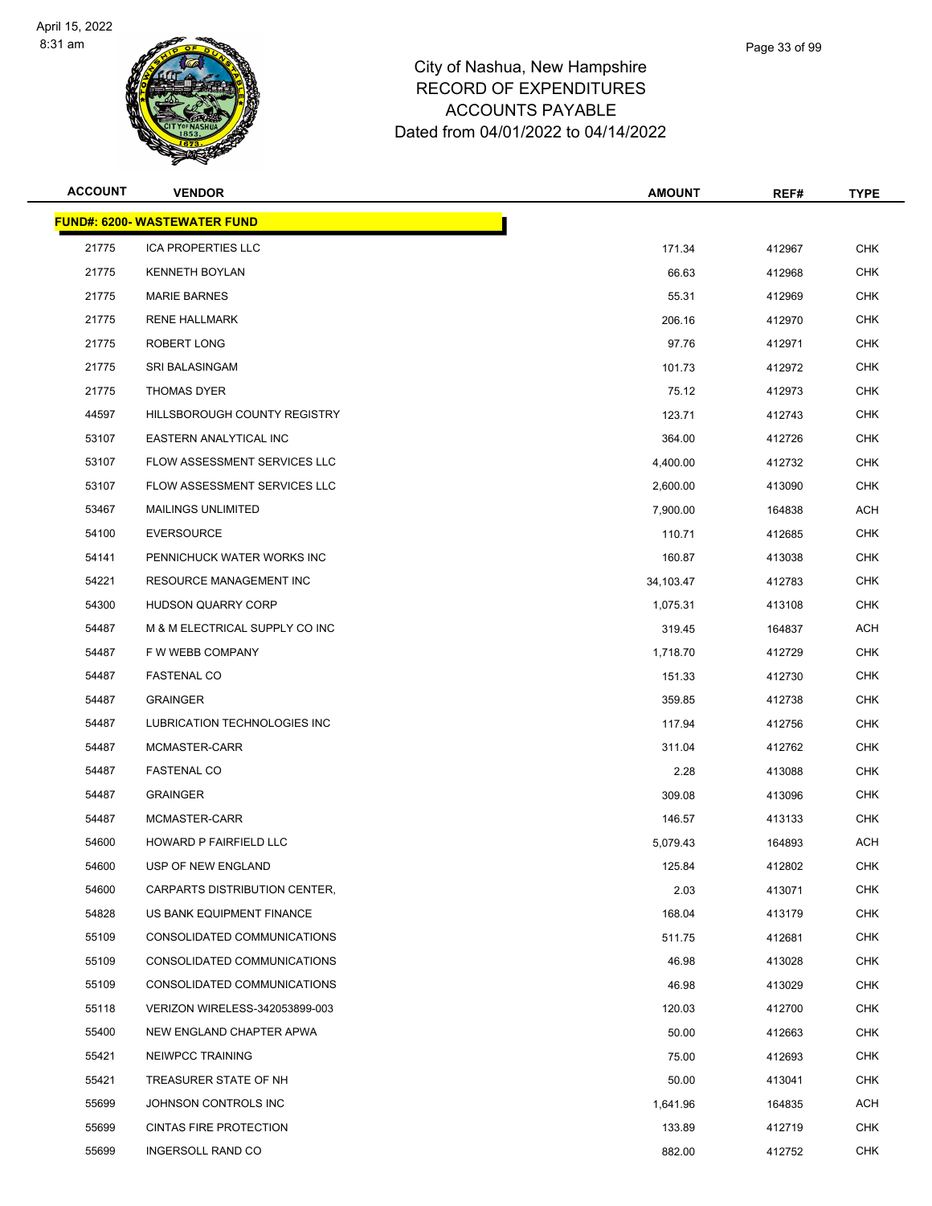# City of Nashua, New Hampshire
## RECORD OF EXPENDITURES
## ACCOUNTS PAYABLE
## Dated from 04/01/2022 to 04/14/2022

| ACCOUNT | VENDOR | AMOUNT | REF# | TYPE |
|---|---|---|---|---|
| **FUND#: 6200- WASTEWATER FUND** | | | | |
| 21775 | ICA PROPERTIES LLC | 171.34 | 412967 | CHK |
| 21775 | KENNETH BOYLAN | 66.63 | 412968 | CHK |
| 21775 | MARIE BARNES | 55.31 | 412969 | CHK |
| 21775 | RENE HALLMARK | 206.16 | 412970 | CHK |
| 21775 | ROBERT LONG | 97.76 | 412971 | CHK |
| 21775 | SRI BALASINGAM | 101.73 | 412972 | CHK |
| 21775 | THOMAS DYER | 75.12 | 412973 | CHK |
| 44597 | HILLSBOROUGH COUNTY REGISTRY | 123.71 | 412743 | CHK |
| 53107 | EASTERN ANALYTICAL INC | 364.00 | 412726 | CHK |
| 53107 | FLOW ASSESSMENT SERVICES LLC | 4,400.00 | 412732 | CHK |
| 53107 | FLOW ASSESSMENT SERVICES LLC | 2,600.00 | 413090 | CHK |
| 53467 | MAILINGS UNLIMITED | 7,900.00 | 164838 | ACH |
| 54100 | EVERSOURCE | 110.71 | 412685 | CHK |
| 54141 | PENNICHUCK WATER WORKS INC | 160.87 | 413038 | CHK |
| 54221 | RESOURCE MANAGEMENT INC | 34,103.47 | 412783 | CHK |
| 54300 | HUDSON QUARRY CORP | 1,075.31 | 413108 | CHK |
| 54487 | M & M ELECTRICAL SUPPLY CO INC | 319.45 | 164837 | ACH |
| 54487 | F W WEBB COMPANY | 1,718.70 | 412729 | CHK |
| 54487 | FASTENAL CO | 151.33 | 412730 | CHK |
| 54487 | GRAINGER | 359.85 | 412738 | CHK |
| 54487 | LUBRICATION TECHNOLOGIES INC | 117.94 | 412756 | CHK |
| 54487 | MCMASTER-CARR | 311.04 | 412762 | CHK |
| 54487 | FASTENAL CO | 2.28 | 413088 | CHK |
| 54487 | GRAINGER | 309.08 | 413096 | CHK |
| 54487 | MCMASTER-CARR | 146.57 | 413133 | CHK |
| 54600 | HOWARD P FAIRFIELD LLC | 5,079.43 | 164893 | ACH |
| 54600 | USP OF NEW ENGLAND | 125.84 | 412802 | CHK |
| 54600 | CARPARTS DISTRIBUTION CENTER, | 2.03 | 413071 | CHK |
| 54828 | US BANK EQUIPMENT FINANCE | 168.04 | 413179 | CHK |
| 55109 | CONSOLIDATED COMMUNICATIONS | 511.75 | 412681 | CHK |
| 55109 | CONSOLIDATED COMMUNICATIONS | 46.98 | 413028 | CHK |
| 55109 | CONSOLIDATED COMMUNICATIONS | 46.98 | 413029 | CHK |
| 55118 | VERIZON WIRELESS-342053899-003 | 120.03 | 412700 | CHK |
| 55400 | NEW ENGLAND CHAPTER APWA | 50.00 | 412663 | CHK |
| 55421 | NEIWPCC TRAINING | 75.00 | 412693 | CHK |
| 55421 | TREASURER STATE OF NH | 50.00 | 413041 | CHK |
| 55699 | JOHNSON CONTROLS INC | 1,641.96 | 164835 | ACH |
| 55699 | CINTAS FIRE PROTECTION | 133.89 | 412719 | CHK |
| 55699 | INGERSOLL RAND CO | 882.00 | 412752 | CHK |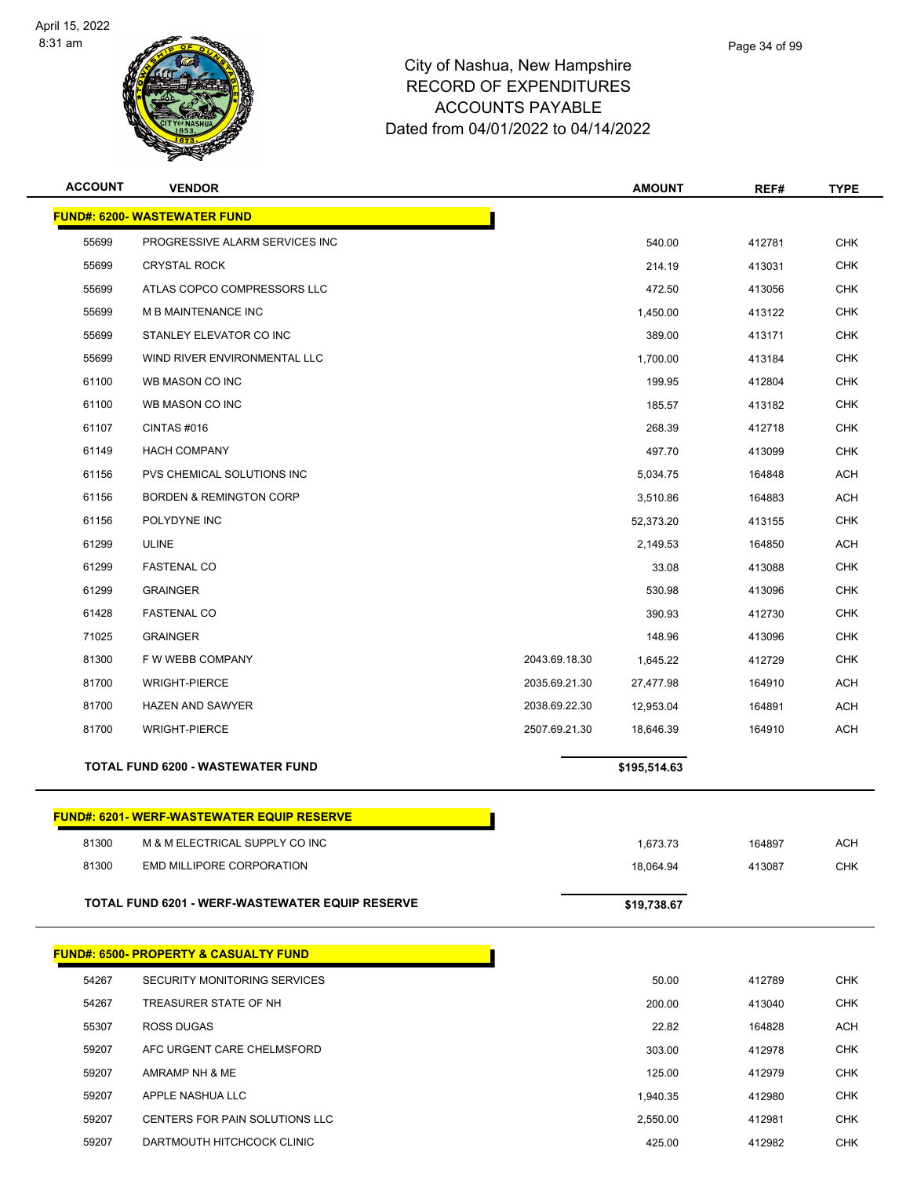City of Nashua, New Hampshire
RECORD OF EXPENDITURES
ACCOUNTS PAYABLE
Dated from 04/01/2022 to 04/14/2022

| ACCOUNT | VENDOR | | AMOUNT | REF# | TYPE |
|---|---|---|---|---|---|
| **FUND#: 6200- WASTEWATER FUND** | | | | | |
| 55699 | PROGRESSIVE ALARM SERVICES INC | | 540.00 | 412781 | CHK |
| 55699 | CRYSTAL ROCK | | 214.19 | 413031 | CHK |
| 55699 | ATLAS COPCO COMPRESSORS LLC | | 472.50 | 413056 | CHK |
| 55699 | M B MAINTENANCE INC | | 1,450.00 | 413122 | CHK |
| 55699 | STANLEY ELEVATOR CO INC | | 389.00 | 413171 | CHK |
| 55699 | WIND RIVER ENVIRONMENTAL LLC | | 1,700.00 | 413184 | CHK |
| 61100 | WB MASON CO INC | | 199.95 | 412804 | CHK |
| 61100 | WB MASON CO INC | | 185.57 | 413182 | CHK |
| 61107 | CINTAS #016 | | 268.39 | 412718 | CHK |
| 61149 | HACH COMPANY | | 497.70 | 413099 | CHK |
| 61156 | PVS CHEMICAL SOLUTIONS INC | | 5,034.75 | 164848 | ACH |
| 61156 | BORDEN & REMINGTON CORP | | 3,510.86 | 164883 | ACH |
| 61156 | POLYDYNE INC | | 52,373.20 | 413155 | CHK |
| 61299 | ULINE | | 2,149.53 | 164850 | ACH |
| 61299 | FASTENAL CO | | 33.08 | 413088 | CHK |
| 61299 | GRAINGER | | 530.98 | 413096 | CHK |
| 61428 | FASTENAL CO | | 390.93 | 412730 | CHK |
| 71025 | GRAINGER | | 148.96 | 413096 | CHK |
| 81300 | F W WEBB COMPANY | 2043.69.18.30 | 1,645.22 | 412729 | CHK |
| 81700 | WRIGHT-PIERCE | 2035.69.21.30 | 27,477.98 | 164910 | ACH |
| 81700 | HAZEN AND SAWYER | 2038.69.22.30 | 12,953.04 | 164891 | ACH |
| 81700 | WRIGHT-PIERCE | 2507.69.21.30 | 18,646.39 | 164910 | ACH |
| **TOTAL FUND 6200 - WASTEWATER FUND** | | | **$195,514.63** | | |

| ACCOUNT | VENDOR | AMOUNT | REF# | TYPE |
|---|---|---|---|---|
| **FUND#: 6201- WERF-WASTEWATER EQUIP RESERVE** | | | | |
| 81300 | M & M ELECTRICAL SUPPLY CO INC | 1,673.73 | 164897 | ACH |
| 81300 | EMD MILLIPORE CORPORATION | 18,064.94 | 413087 | CHK |
| **TOTAL FUND 6201 - WERF-WASTEWATER EQUIP RESERVE** | | **$19,738.67** | | |

| ACCOUNT | VENDOR | AMOUNT | REF# | TYPE |
|---|---|---|---|---|
| **FUND#: 6500- PROPERTY & CASUALTY FUND** | | | | |
| 54267 | SECURITY MONITORING SERVICES | 50.00 | 412789 | CHK |
| 54267 | TREASURER STATE OF NH | 200.00 | 413040 | CHK |
| 55307 | ROSS DUGAS | 22.82 | 164828 | ACH |
| 59207 | AFC URGENT CARE CHELMSFORD | 303.00 | 412978 | CHK |
| 59207 | AMRAMP NH & ME | 125.00 | 412979 | CHK |
| 59207 | APPLE NASHUA LLC | 1,940.35 | 412980 | CHK |
| 59207 | CENTERS FOR PAIN SOLUTIONS LLC | 2,550.00 | 412981 | CHK |
| 59207 | DARTMOUTH HITCHCOCK CLINIC | 425.00 | 412982 | CHK |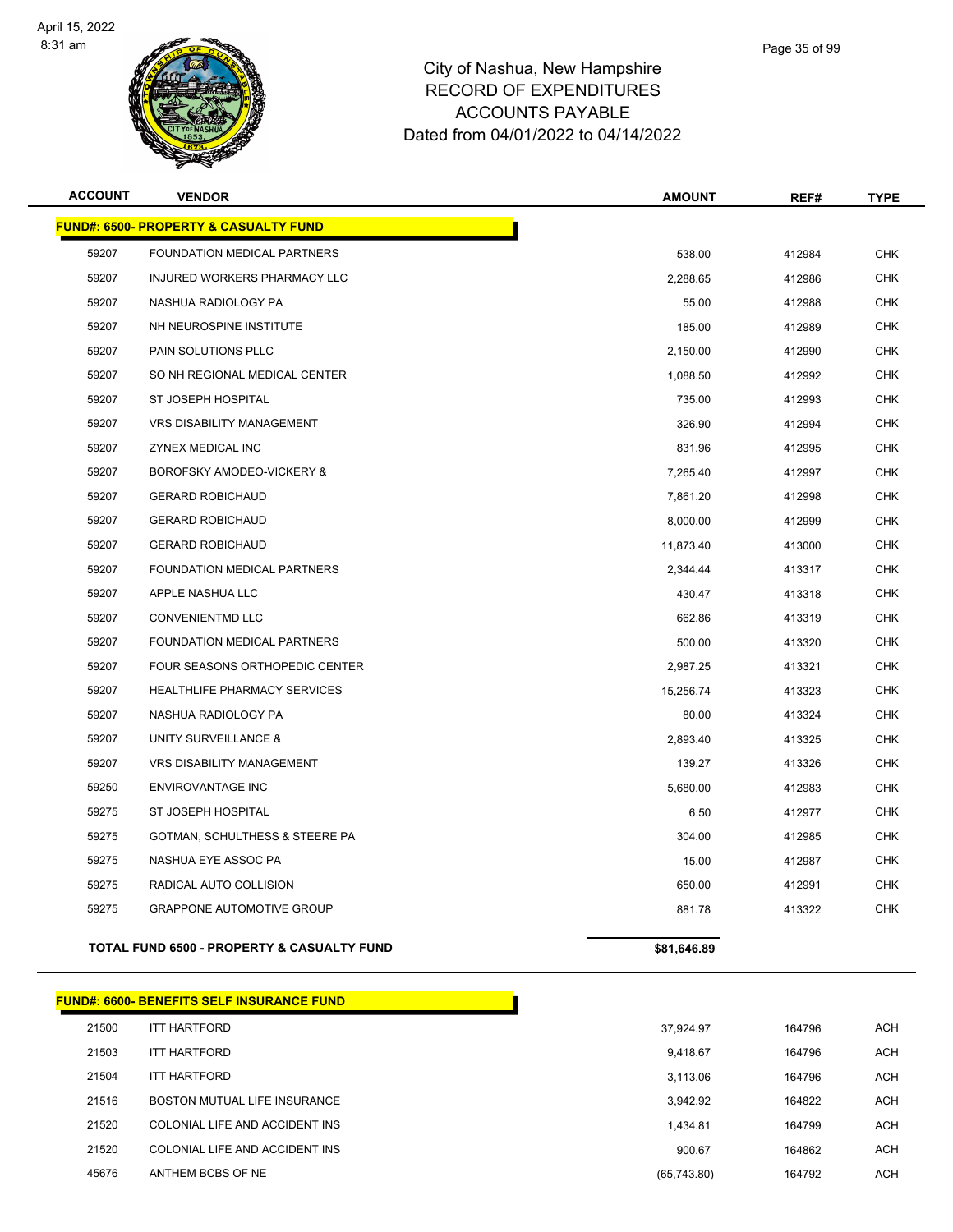# City of Nashua, New Hampshire
## RECORD OF EXPENDITURES
## ACCOUNTS PAYABLE
## Dated from 04/01/2022 to 04/14/2022

| ACCOUNT | VENDOR | AMOUNT | REF# | TYPE |
|---|---|---|---|---|
| **FUND#: 6500- PROPERTY & CASUALTY FUND** | | | | |
| 59207 | FOUNDATION MEDICAL PARTNERS | 538.00 | 412984 | CHK |
| 59207 | INJURED WORKERS PHARMACY LLC | 2,288.65 | 412986 | CHK |
| 59207 | NASHUA RADIOLOGY PA | 55.00 | 412988 | CHK |
| 59207 | NH NEUROSPINE INSTITUTE | 185.00 | 412989 | CHK |
| 59207 | PAIN SOLUTIONS PLLC | 2,150.00 | 412990 | CHK |
| 59207 | SO NH REGIONAL MEDICAL CENTER | 1,088.50 | 412992 | CHK |
| 59207 | ST JOSEPH HOSPITAL | 735.00 | 412993 | CHK |
| 59207 | VRS DISABILITY MANAGEMENT | 326.90 | 412994 | CHK |
| 59207 | ZYNEX MEDICAL INC | 831.96 | 412995 | CHK |
| 59207 | BOROFSKY AMODEO-VICKERY & | 7,265.40 | 412997 | CHK |
| 59207 | GERARD ROBICHAUD | 7,861.20 | 412998 | CHK |
| 59207 | GERARD ROBICHAUD | 8,000.00 | 412999 | CHK |
| 59207 | GERARD ROBICHAUD | 11,873.40 | 413000 | CHK |
| 59207 | FOUNDATION MEDICAL PARTNERS | 2,344.44 | 413317 | CHK |
| 59207 | APPLE NASHUA LLC | 430.47 | 413318 | CHK |
| 59207 | CONVENIENTMD LLC | 662.86 | 413319 | CHK |
| 59207 | FOUNDATION MEDICAL PARTNERS | 500.00 | 413320 | CHK |
| 59207 | FOUR SEASONS ORTHOPEDIC CENTER | 2,987.25 | 413321 | CHK |
| 59207 | HEALTHLIFE PHARMACY SERVICES | 15,256.74 | 413323 | CHK |
| 59207 | NASHUA RADIOLOGY PA | 80.00 | 413324 | CHK |
| 59207 | UNITY SURVEILLANCE & | 2,893.40 | 413325 | CHK |
| 59207 | VRS DISABILITY MANAGEMENT | 139.27 | 413326 | CHK |
| 59250 | ENVIROVANTAGE INC | 5,680.00 | 412983 | CHK |
| 59275 | ST JOSEPH HOSPITAL | 6.50 | 412977 | CHK |
| 59275 | GOTMAN, SCHULTHESS & STEERE PA | 304.00 | 412985 | CHK |
| 59275 | NASHUA EYE ASSOC PA | 15.00 | 412987 | CHK |
| 59275 | RADICAL AUTO COLLISION | 650.00 | 412991 | CHK |
| 59275 | GRAPPONE AUTOMOTIVE GROUP | 881.78 | 413322 | CHK |
| | **TOTAL FUND 6500 - PROPERTY & CASUALTY FUND** | **$81,646.89** | | |

| ACCOUNT | VENDOR | AMOUNT | REF# | TYPE |
|---|---|---|---|---|
| **FUND#: 6600- BENEFITS SELF INSURANCE FUND** | | | | |
| 21500 | ITT HARTFORD | 37,924.97 | 164796 | ACH |
| 21503 | ITT HARTFORD | 9,418.67 | 164796 | ACH |
| 21504 | ITT HARTFORD | 3,113.06 | 164796 | ACH |
| 21516 | BOSTON MUTUAL LIFE INSURANCE | 3,942.92 | 164822 | ACH |
| 21520 | COLONIAL LIFE AND ACCIDENT INS | 1,434.81 | 164799 | ACH |
| 21520 | COLONIAL LIFE AND ACCIDENT INS | 900.67 | 164862 | ACH |
| 45676 | ANTHEM BCBS OF NE | (65,743.80) | 164792 | ACH |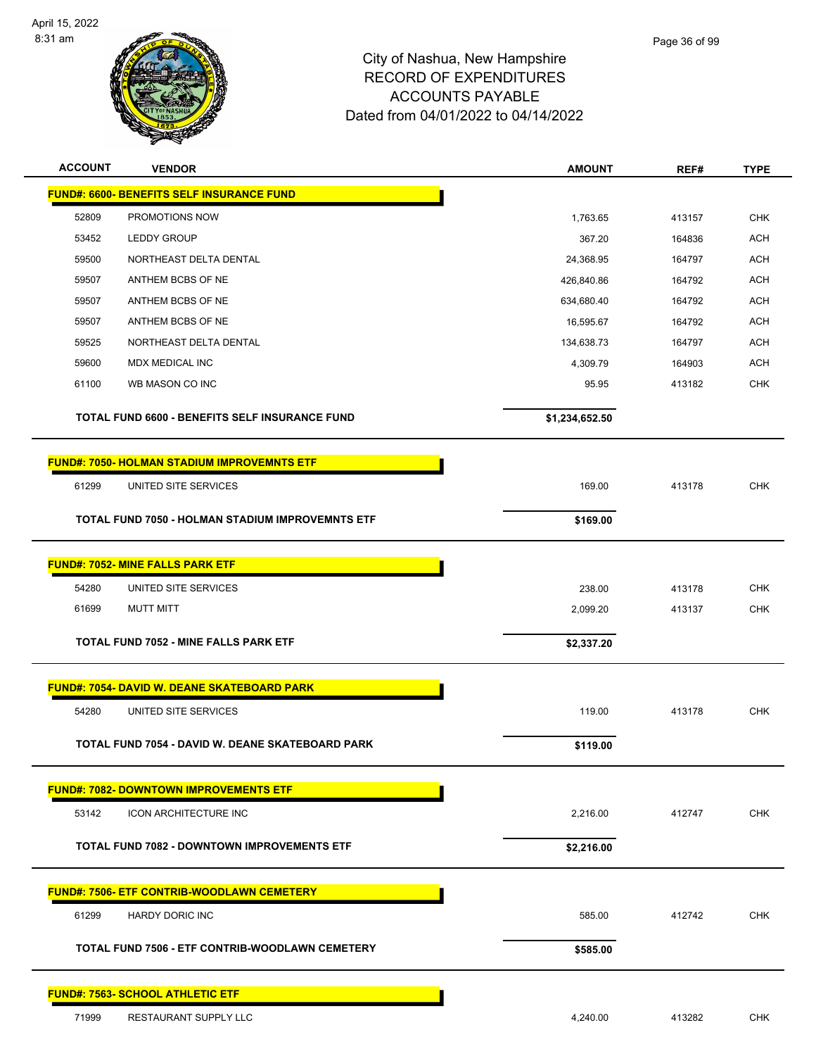City of Nashua, New Hampshire
RECORD OF EXPENDITURES
ACCOUNTS PAYABLE
Dated from 04/01/2022 to 04/14/2022

| ACCOUNT | VENDOR | AMOUNT | REF# | TYPE |
|---|---|---|---|---|
| **FUND#: 6600- BENEFITS SELF INSURANCE FUND** | | | | |
| 52809 | PROMOTIONS NOW | 1,763.65 | 413157 | CHK |
| 53452 | LEDDY GROUP | 367.20 | 164836 | ACH |
| 59500 | NORTHEAST DELTA DENTAL | 24,368.95 | 164797 | ACH |
| 59507 | ANTHEM BCBS OF NE | 426,840.86 | 164792 | ACH |
| 59507 | ANTHEM BCBS OF NE | 634,680.40 | 164792 | ACH |
| 59507 | ANTHEM BCBS OF NE | 16,595.67 | 164792 | ACH |
| 59525 | NORTHEAST DELTA DENTAL | 134,638.73 | 164797 | ACH |
| 59600 | MDX MEDICAL INC | 4,309.79 | 164903 | ACH |
| 61100 | WB MASON CO INC | 95.95 | 413182 | CHK |
| | **TOTAL FUND 6600 - BENEFITS SELF INSURANCE FUND** | **$1,234,652.50** | | |
| **FUND#: 7050- HOLMAN STADIUM IMPROVEMNTS ETF** | | | | |
| 61299 | UNITED SITE SERVICES | 169.00 | 413178 | CHK |
| | **TOTAL FUND 7050 - HOLMAN STADIUM IMPROVEMNTS ETF** | **$169.00** | | |
| **FUND#: 7052- MINE FALLS PARK ETF** | | | | |
| 54280 | UNITED SITE SERVICES | 238.00 | 413178 | CHK |
| 61699 | MUTT MITT | 2,099.20 | 413137 | CHK |
| | **TOTAL FUND 7052 - MINE FALLS PARK ETF** | **$2,337.20** | | |
| **FUND#: 7054- DAVID W. DEANE SKATEBOARD PARK** | | | | |
| 54280 | UNITED SITE SERVICES | 119.00 | 413178 | CHK |
| | **TOTAL FUND 7054 - DAVID W. DEANE SKATEBOARD PARK** | **$119.00** | | |
| **FUND#: 7082- DOWNTOWN IMPROVEMENTS ETF** | | | | |
| 53142 | ICON ARCHITECTURE INC | 2,216.00 | 412747 | CHK |
| | **TOTAL FUND 7082 - DOWNTOWN IMPROVEMENTS ETF** | **$2,216.00** | | |
| **FUND#: 7506- ETF CONTRIB-WOODLAWN CEMETERY** | | | | |
| 61299 | HARDY DORIC INC | 585.00 | 412742 | CHK |
| | **TOTAL FUND 7506 - ETF CONTRIB-WOODLAWN CEMETERY** | **$585.00** | | |
| **FUND#: 7563- SCHOOL ATHLETIC ETF** | | | | |
| 71999 | RESTAURANT SUPPLY LLC | 4,240.00 | 413282 | CHK |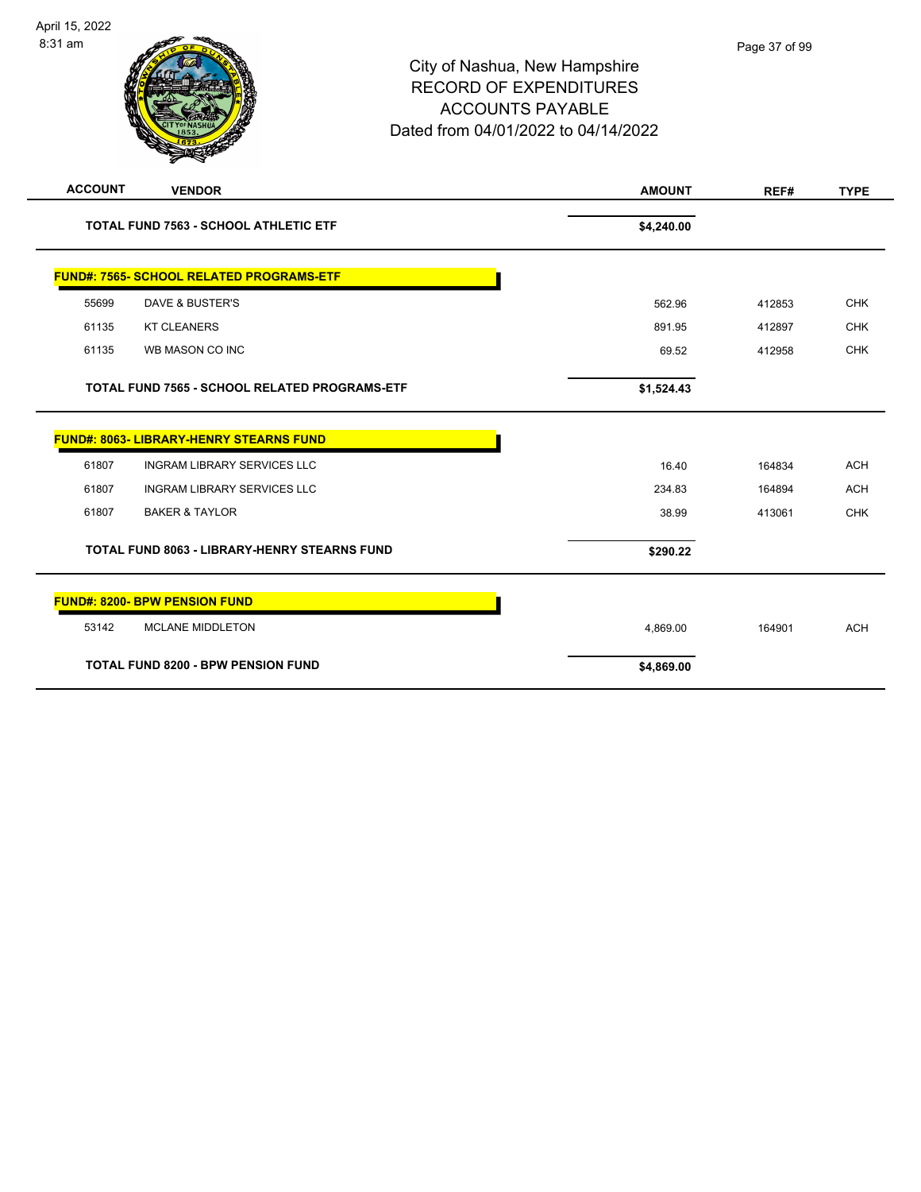# City of Nashua, New Hampshire
## RECORD OF EXPENDITURES
## ACCOUNTS PAYABLE
## Dated from 04/01/2022 to 04/14/2022

| ACCOUNT | VENDOR | AMOUNT | REF# | TYPE |
|---|---|---|---|---|
| | **TOTAL FUND 7563 - SCHOOL ATHLETIC ETF** | **$4,240.00** | | |
| | **FUND#: 7565- SCHOOL RELATED PROGRAMS-ETF** | | | |
| 55699 | DAVE & BUSTER'S | 562.96 | 412853 | CHK |
| 61135 | KT CLEANERS | 891.95 | 412897 | CHK |
| 61135 | WB MASON CO INC | 69.52 | 412958 | CHK |
| | **TOTAL FUND 7565 - SCHOOL RELATED PROGRAMS-ETF** | **$1,524.43** | | |
| | **FUND#: 8063- LIBRARY-HENRY STEARNS FUND** | | | |
| 61807 | INGRAM LIBRARY SERVICES LLC | 16.40 | 164834 | ACH |
| 61807 | INGRAM LIBRARY SERVICES LLC | 234.83 | 164894 | ACH |
| 61807 | BAKER & TAYLOR | 38.99 | 413061 | CHK |
| | **TOTAL FUND 8063 - LIBRARY-HENRY STEARNS FUND** | **$290.22** | | |
| | **FUND#: 8200- BPW PENSION FUND** | | | |
| 53142 | MCLANE MIDDLETON | 4,869.00 | 164901 | ACH |
| | **TOTAL FUND 8200 - BPW PENSION FUND** | **$4,869.00** | | |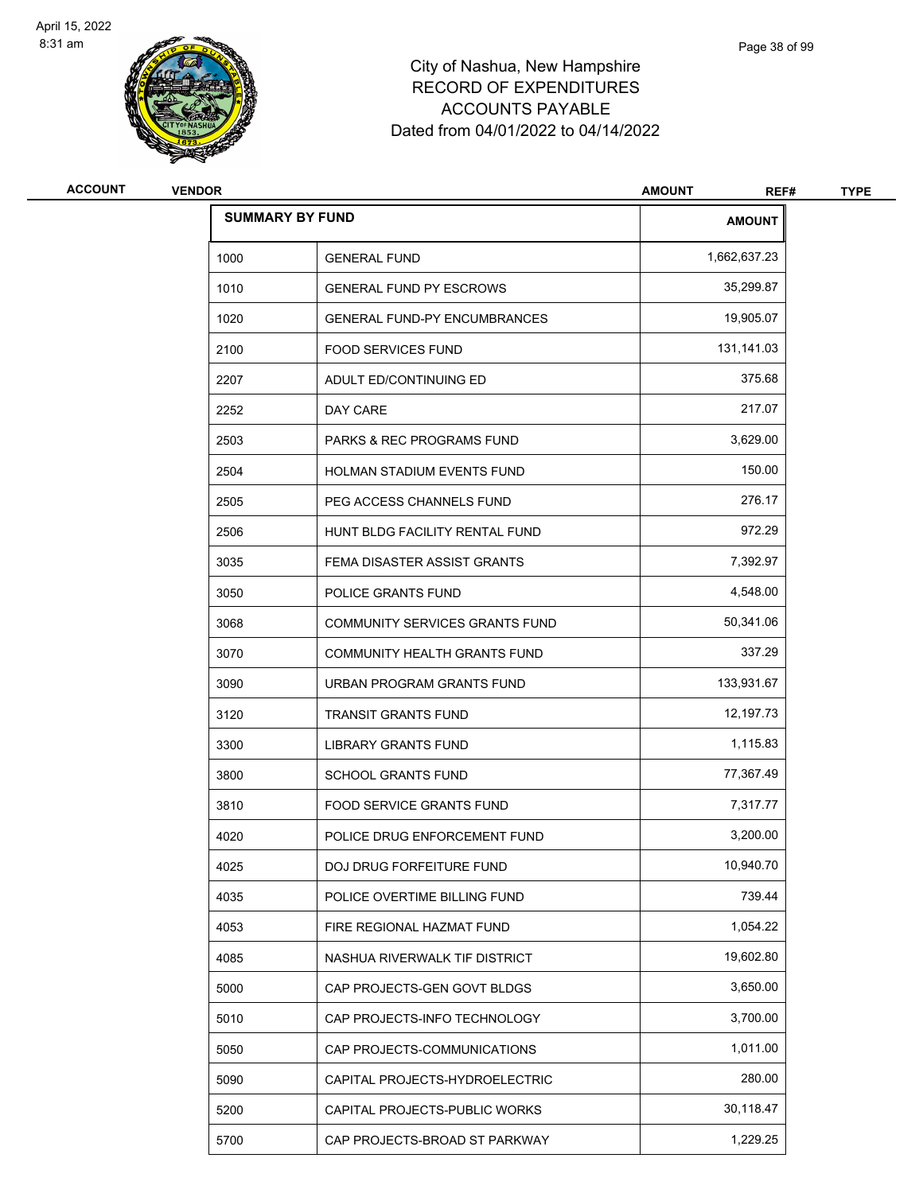City of Nashua, New Hampshire
RECORD OF EXPENDITURES
ACCOUNTS PAYABLE
Dated from 04/01/2022 to 04/14/2022

| ACCOUNT | VENDOR | AMOUNT | REF# | TYPE |
|---|---|---|---|---|

| SUMMARY BY FUND | | AMOUNT |
|---|---|---|
| 1000 | GENERAL FUND | 1,662,637.23 |
| 1010 | GENERAL FUND PY ESCROWS | 35,299.87 |
| 1020 | GENERAL FUND-PY ENCUMBRANCES | 19,905.07 |
| 2100 | FOOD SERVICES FUND | 131,141.03 |
| 2207 | ADULT ED/CONTINUING ED | 375.68 |
| 2252 | DAY CARE | 217.07 |
| 2503 | PARKS & REC PROGRAMS FUND | 3,629.00 |
| 2504 | HOLMAN STADIUM EVENTS FUND | 150.00 |
| 2505 | PEG ACCESS CHANNELS FUND | 276.17 |
| 2506 | HUNT BLDG FACILITY RENTAL FUND | 972.29 |
| 3035 | FEMA DISASTER ASSIST GRANTS | 7,392.97 |
| 3050 | POLICE GRANTS FUND | 4,548.00 |
| 3068 | COMMUNITY SERVICES GRANTS FUND | 50,341.06 |
| 3070 | COMMUNITY HEALTH GRANTS FUND | 337.29 |
| 3090 | URBAN PROGRAM GRANTS FUND | 133,931.67 |
| 3120 | TRANSIT GRANTS FUND | 12,197.73 |
| 3300 | LIBRARY GRANTS FUND | 1,115.83 |
| 3800 | SCHOOL GRANTS FUND | 77,367.49 |
| 3810 | FOOD SERVICE GRANTS FUND | 7,317.77 |
| 4020 | POLICE DRUG ENFORCEMENT FUND | 3,200.00 |
| 4025 | DOJ DRUG FORFEITURE FUND | 10,940.70 |
| 4035 | POLICE OVERTIME BILLING FUND | 739.44 |
| 4053 | FIRE REGIONAL HAZMAT FUND | 1,054.22 |
| 4085 | NASHUA RIVERWALK TIF DISTRICT | 19,602.80 |
| 5000 | CAP PROJECTS-GEN GOVT BLDGS | 3,650.00 |
| 5010 | CAP PROJECTS-INFO TECHNOLOGY | 3,700.00 |
| 5050 | CAP PROJECTS-COMMUNICATIONS | 1,011.00 |
| 5090 | CAPITAL PROJECTS-HYDROELECTRIC | 280.00 |
| 5200 | CAPITAL PROJECTS-PUBLIC WORKS | 30,118.47 |
| 5700 | CAP PROJECTS-BROAD ST PARKWAY | 1,229.25 |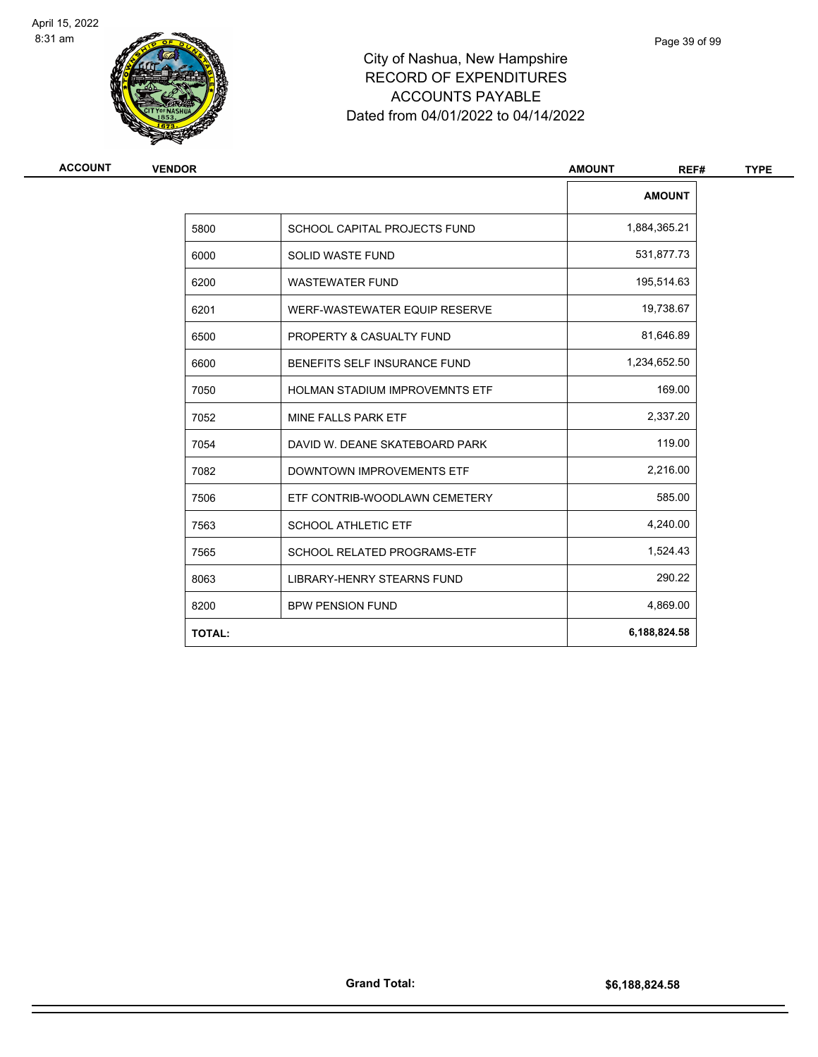# City of Nashua, New Hampshire
## RECORD OF EXPENDITURES
## ACCOUNTS PAYABLE
## Dated from 04/01/2022 to 04/14/2022

| ACCOUNT | VENDOR | AMOUNT | REF# | TYPE |
|---|---|---|---|---|

| | | AMOUNT |
|---|---|---|
| 5800 | SCHOOL CAPITAL PROJECTS FUND | 1,884,365.21 |
| 6000 | SOLID WASTE FUND | 531,877.73 |
| 6200 | WASTEWATER FUND | 195,514.63 |
| 6201 | WERF-WASTEWATER EQUIP RESERVE | 19,738.67 |
| 6500 | PROPERTY & CASUALTY FUND | 81,646.89 |
| 6600 | BENEFITS SELF INSURANCE FUND | 1,234,652.50 |
| 7050 | HOLMAN STADIUM IMPROVEMNTS ETF | 169.00 |
| 7052 | MINE FALLS PARK ETF | 2,337.20 |
| 7054 | DAVID W. DEANE SKATEBOARD PARK | 119.00 |
| 7082 | DOWNTOWN IMPROVEMENTS ETF | 2,216.00 |
| 7506 | ETF CONTRIB-WOODLAWN CEMETERY | 585.00 |
| 7563 | SCHOOL ATHLETIC ETF | 4,240.00 |
| 7565 | SCHOOL RELATED PROGRAMS-ETF | 1,524.43 |
| 8063 | LIBRARY-HENRY STEARNS FUND | 290.22 |
| 8200 | BPW PENSION FUND | 4,869.00 |
| **TOTAL:** | | **6,188,824.58** |

**Grand Total:** **$6,188,824.58**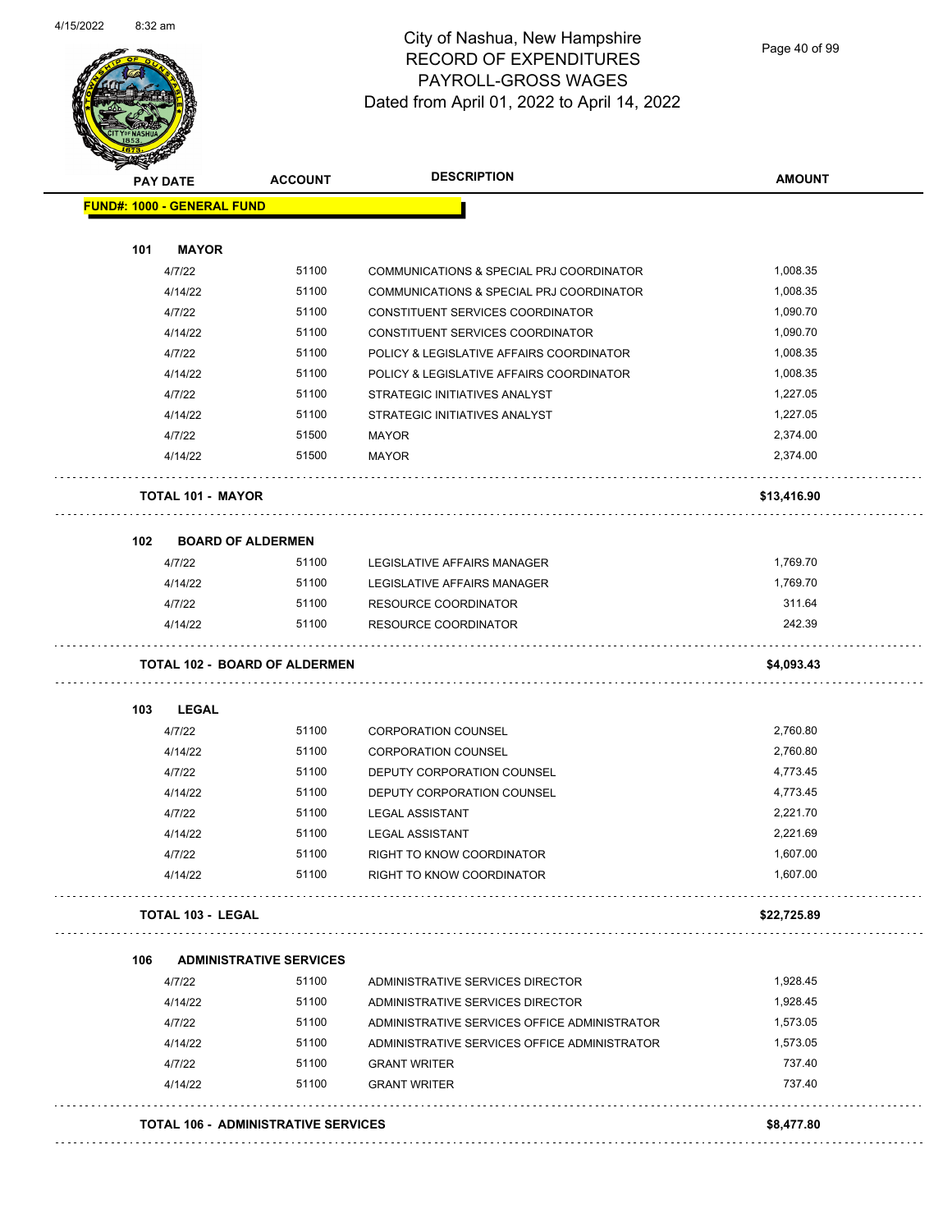# City of Nashua, New Hampshire
## RECORD OF EXPENDITURES
## PAYROLL-GROSS WAGES
### Dated from April 01, 2022 to April 14, 2022

| PAY DATE | ACCOUNT | DESCRIPTION | AMOUNT |
|---|---|---|---|
| **FUND#: 1000 - GENERAL FUND** | | | |
| **101 MAYOR** | | | |
| 4/7/22 | 51100 | COMMUNICATIONS & SPECIAL PRJ COORDINATOR | 1,008.35 |
| 4/14/22 | 51100 | COMMUNICATIONS & SPECIAL PRJ COORDINATOR | 1,008.35 |
| 4/7/22 | 51100 | CONSTITUENT SERVICES COORDINATOR | 1,090.70 |
| 4/14/22 | 51100 | CONSTITUENT SERVICES COORDINATOR | 1,090.70 |
| 4/7/22 | 51100 | POLICY & LEGISLATIVE AFFAIRS COORDINATOR | 1,008.35 |
| 4/14/22 | 51100 | POLICY & LEGISLATIVE AFFAIRS COORDINATOR | 1,008.35 |
| 4/7/22 | 51100 | STRATEGIC INITIATIVES ANALYST | 1,227.05 |
| 4/14/22 | 51100 | STRATEGIC INITIATIVES ANALYST | 1,227.05 |
| 4/7/22 | 51500 | MAYOR | 2,374.00 |
| 4/14/22 | 51500 | MAYOR | 2,374.00 |
| **TOTAL 101 - MAYOR** | | | **$13,416.90** |
| **102 BOARD OF ALDERMEN** | | | |
| 4/7/22 | 51100 | LEGISLATIVE AFFAIRS MANAGER | 1,769.70 |
| 4/14/22 | 51100 | LEGISLATIVE AFFAIRS MANAGER | 1,769.70 |
| 4/7/22 | 51100 | RESOURCE COORDINATOR | 311.64 |
| 4/14/22 | 51100 | RESOURCE COORDINATOR | 242.39 |
| **TOTAL 102 - BOARD OF ALDERMEN** | | | **$4,093.43** |
| **103 LEGAL** | | | |
| 4/7/22 | 51100 | CORPORATION COUNSEL | 2,760.80 |
| 4/14/22 | 51100 | CORPORATION COUNSEL | 2,760.80 |
| 4/7/22 | 51100 | DEPUTY CORPORATION COUNSEL | 4,773.45 |
| 4/14/22 | 51100 | DEPUTY CORPORATION COUNSEL | 4,773.45 |
| 4/7/22 | 51100 | LEGAL ASSISTANT | 2,221.70 |
| 4/14/22 | 51100 | LEGAL ASSISTANT | 2,221.69 |
| 4/7/22 | 51100 | RIGHT TO KNOW COORDINATOR | 1,607.00 |
| 4/14/22 | 51100 | RIGHT TO KNOW COORDINATOR | 1,607.00 |
| **TOTAL 103 - LEGAL** | | | **$22,725.89** |
| **106 ADMINISTRATIVE SERVICES** | | | |
| 4/7/22 | 51100 | ADMINISTRATIVE SERVICES DIRECTOR | 1,928.45 |
| 4/14/22 | 51100 | ADMINISTRATIVE SERVICES DIRECTOR | 1,928.45 |
| 4/7/22 | 51100 | ADMINISTRATIVE SERVICES OFFICE ADMINISTRATOR | 1,573.05 |
| 4/14/22 | 51100 | ADMINISTRATIVE SERVICES OFFICE ADMINISTRATOR | 1,573.05 |
| 4/7/22 | 51100 | GRANT WRITER | 737.40 |
| 4/14/22 | 51100 | GRANT WRITER | 737.40 |
| **TOTAL 106 - ADMINISTRATIVE SERVICES** | | | **$8,477.80** |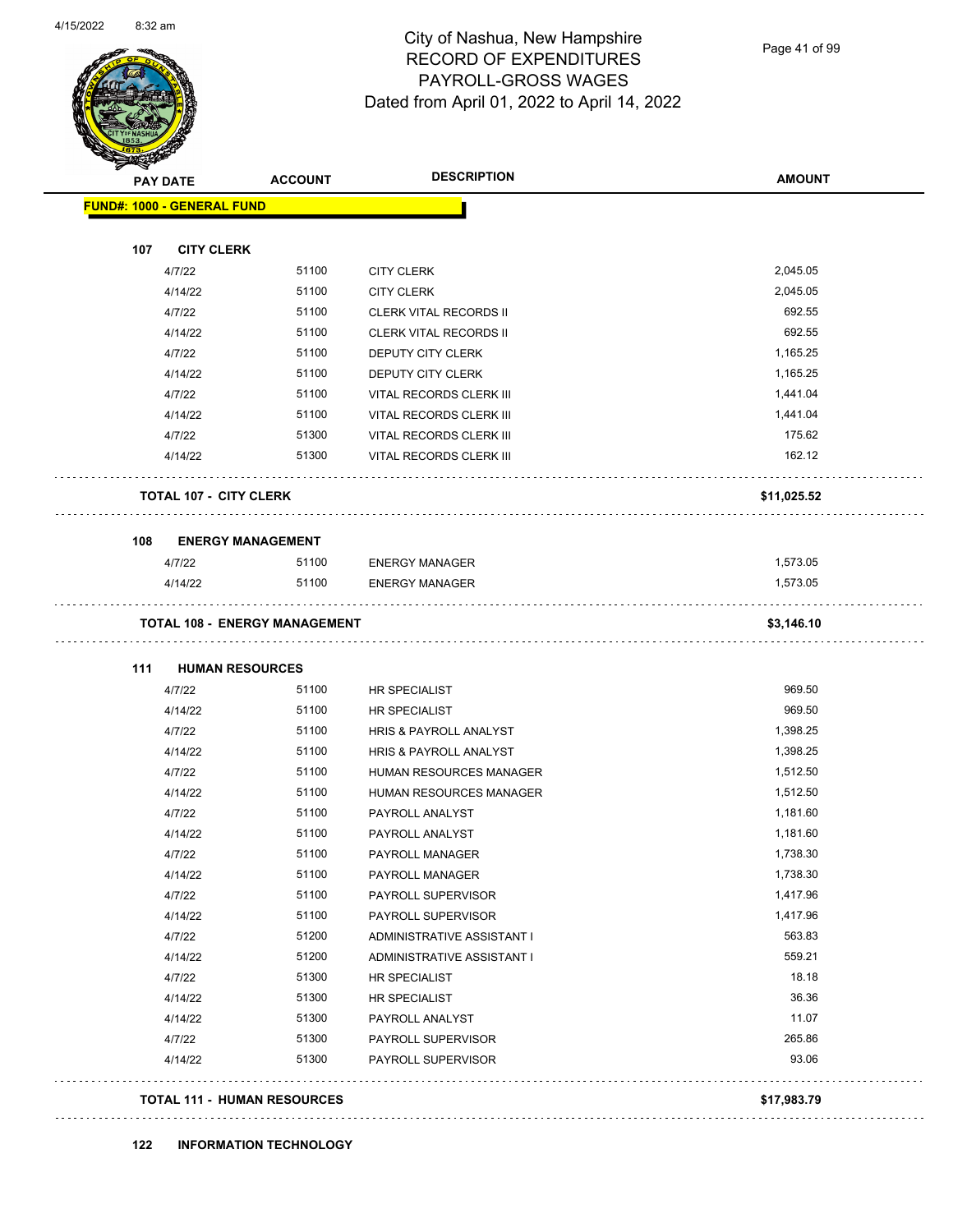# City of Nashua, New Hampshire
## RECORD OF EXPENDITURES
## PAYROLL-GROSS WAGES
### Dated from April 01, 2022 to April 14, 2022

| PAY DATE | ACCOUNT | DESCRIPTION | AMOUNT |
|---|---|---|---|
| **FUND#: 1000 - GENERAL FUND** | | | |
| **107 CITY CLERK** | | | |
| 4/7/22 | 51100 | CITY CLERK | 2,045.05 |
| 4/14/22 | 51100 | CITY CLERK | 2,045.05 |
| 4/7/22 | 51100 | CLERK VITAL RECORDS II | 692.55 |
| 4/14/22 | 51100 | CLERK VITAL RECORDS II | 692.55 |
| 4/7/22 | 51100 | DEPUTY CITY CLERK | 1,165.25 |
| 4/14/22 | 51100 | DEPUTY CITY CLERK | 1,165.25 |
| 4/7/22 | 51100 | VITAL RECORDS CLERK III | 1,441.04 |
| 4/14/22 | 51100 | VITAL RECORDS CLERK III | 1,441.04 |
| 4/7/22 | 51300 | VITAL RECORDS CLERK III | 175.62 |
| 4/14/22 | 51300 | VITAL RECORDS CLERK III | 162.12 |
| **TOTAL 107 - CITY CLERK** | | | **$11,025.52** |
| **108 ENERGY MANAGEMENT** | | | |
| 4/7/22 | 51100 | ENERGY MANAGER | 1,573.05 |
| 4/14/22 | 51100 | ENERGY MANAGER | 1,573.05 |
| **TOTAL 108 - ENERGY MANAGEMENT** | | | **$3,146.10** |
| **111 HUMAN RESOURCES** | | | |
| 4/7/22 | 51100 | HR SPECIALIST | 969.50 |
| 4/14/22 | 51100 | HR SPECIALIST | 969.50 |
| 4/7/22 | 51100 | HRIS & PAYROLL ANALYST | 1,398.25 |
| 4/14/22 | 51100 | HRIS & PAYROLL ANALYST | 1,398.25 |
| 4/7/22 | 51100 | HUMAN RESOURCES MANAGER | 1,512.50 |
| 4/14/22 | 51100 | HUMAN RESOURCES MANAGER | 1,512.50 |
| 4/7/22 | 51100 | PAYROLL ANALYST | 1,181.60 |
| 4/14/22 | 51100 | PAYROLL ANALYST | 1,181.60 |
| 4/7/22 | 51100 | PAYROLL MANAGER | 1,738.30 |
| 4/14/22 | 51100 | PAYROLL MANAGER | 1,738.30 |
| 4/7/22 | 51100 | PAYROLL SUPERVISOR | 1,417.96 |
| 4/14/22 | 51100 | PAYROLL SUPERVISOR | 1,417.96 |
| 4/7/22 | 51200 | ADMINISTRATIVE ASSISTANT I | 563.83 |
| 4/14/22 | 51200 | ADMINISTRATIVE ASSISTANT I | 559.21 |
| 4/7/22 | 51300 | HR SPECIALIST | 18.18 |
| 4/14/22 | 51300 | HR SPECIALIST | 36.36 |
| 4/14/22 | 51300 | PAYROLL ANALYST | 11.07 |
| 4/7/22 | 51300 | PAYROLL SUPERVISOR | 265.86 |
| 4/14/22 | 51300 | PAYROLL SUPERVISOR | 93.06 |
| **TOTAL 111 - HUMAN RESOURCES** | | | **$17,983.79** |
| **122 INFORMATION TECHNOLOGY** | | | |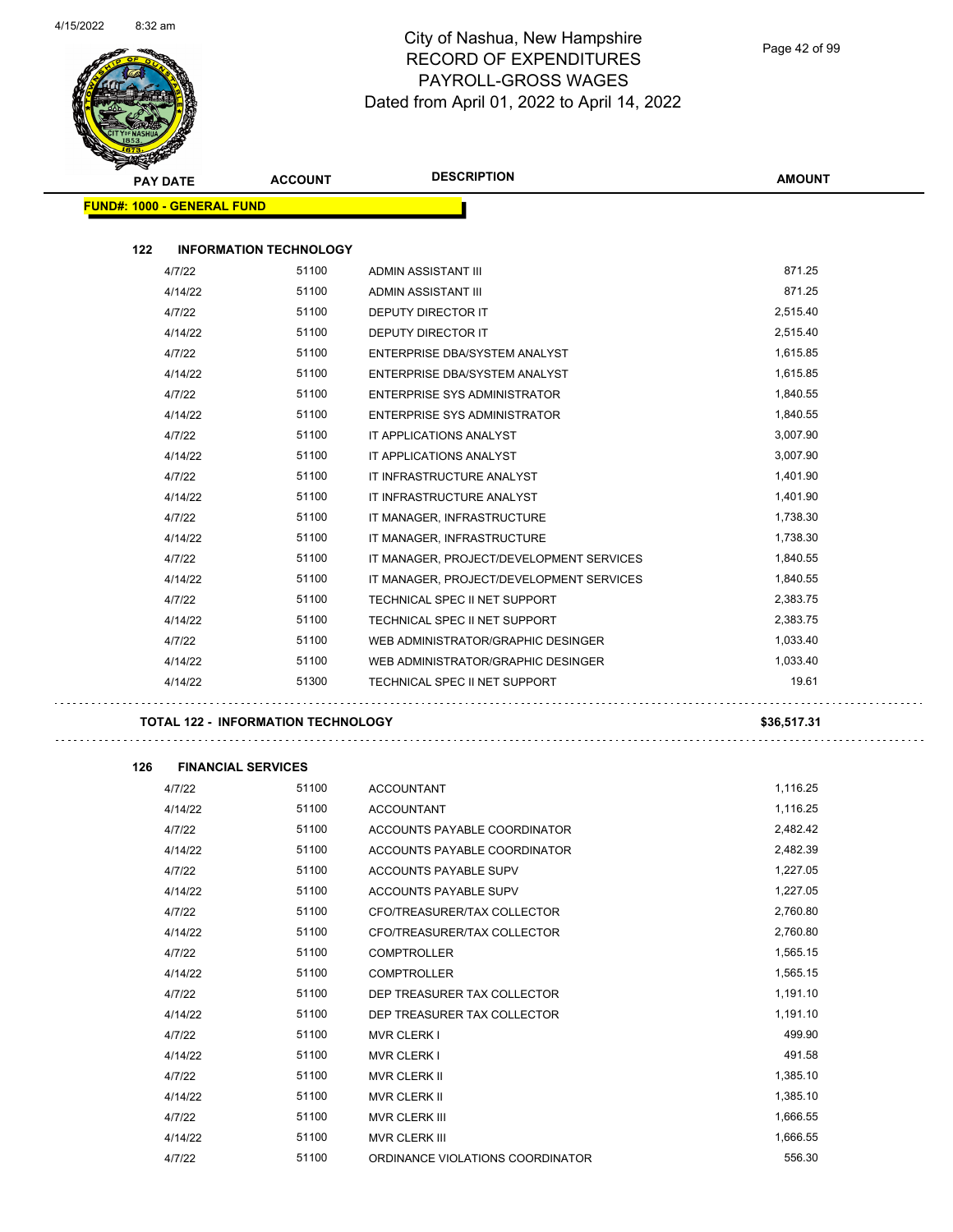# City of Nashua, New Hampshire
## RECORD OF EXPENDITURES
## PAYROLL-GROSS WAGES
Dated from April 01, 2022 to April 14, 2022

| PAY DATE | ACCOUNT | DESCRIPTION | AMOUNT |
|---|---|---|---|
| **FUND#: 1000 - GENERAL FUND** | | | |
| **122 INFORMATION TECHNOLOGY** | | | |
| 4/7/22 | 51100 | ADMIN ASSISTANT III | 871.25 |
| 4/14/22 | 51100 | ADMIN ASSISTANT III | 871.25 |
| 4/7/22 | 51100 | DEPUTY DIRECTOR IT | 2,515.40 |
| 4/14/22 | 51100 | DEPUTY DIRECTOR IT | 2,515.40 |
| 4/7/22 | 51100 | ENTERPRISE DBA/SYSTEM ANALYST | 1,615.85 |
| 4/14/22 | 51100 | ENTERPRISE DBA/SYSTEM ANALYST | 1,615.85 |
| 4/7/22 | 51100 | ENTERPRISE SYS ADMINISTRATOR | 1,840.55 |
| 4/14/22 | 51100 | ENTERPRISE SYS ADMINISTRATOR | 1,840.55 |
| 4/7/22 | 51100 | IT APPLICATIONS ANALYST | 3,007.90 |
| 4/14/22 | 51100 | IT APPLICATIONS ANALYST | 3,007.90 |
| 4/7/22 | 51100 | IT INFRASTRUCTURE ANALYST | 1,401.90 |
| 4/14/22 | 51100 | IT INFRASTRUCTURE ANALYST | 1,401.90 |
| 4/7/22 | 51100 | IT MANAGER, INFRASTRUCTURE | 1,738.30 |
| 4/14/22 | 51100 | IT MANAGER, INFRASTRUCTURE | 1,738.30 |
| 4/7/22 | 51100 | IT MANAGER, PROJECT/DEVELOPMENT SERVICES | 1,840.55 |
| 4/14/22 | 51100 | IT MANAGER, PROJECT/DEVELOPMENT SERVICES | 1,840.55 |
| 4/7/22 | 51100 | TECHNICAL SPEC II NET SUPPORT | 2,383.75 |
| 4/14/22 | 51100 | TECHNICAL SPEC II NET SUPPORT | 2,383.75 |
| 4/7/22 | 51100 | WEB ADMINISTRATOR/GRAPHIC DESINGER | 1,033.40 |
| 4/14/22 | 51100 | WEB ADMINISTRATOR/GRAPHIC DESINGER | 1,033.40 |
| 4/14/22 | 51300 | TECHNICAL SPEC II NET SUPPORT | 19.61 |
| **TOTAL 122 - INFORMATION TECHNOLOGY** | | | **$36,517.31** |
| **126 FINANCIAL SERVICES** | | | |
| 4/7/22 | 51100 | ACCOUNTANT | 1,116.25 |
| 4/14/22 | 51100 | ACCOUNTANT | 1,116.25 |
| 4/7/22 | 51100 | ACCOUNTS PAYABLE COORDINATOR | 2,482.42 |
| 4/14/22 | 51100 | ACCOUNTS PAYABLE COORDINATOR | 2,482.39 |
| 4/7/22 | 51100 | ACCOUNTS PAYABLE SUPV | 1,227.05 |
| 4/14/22 | 51100 | ACCOUNTS PAYABLE SUPV | 1,227.05 |
| 4/7/22 | 51100 | CFO/TREASURER/TAX COLLECTOR | 2,760.80 |
| 4/14/22 | 51100 | CFO/TREASURER/TAX COLLECTOR | 2,760.80 |
| 4/7/22 | 51100 | COMPTROLLER | 1,565.15 |
| 4/14/22 | 51100 | COMPTROLLER | 1,565.15 |
| 4/7/22 | 51100 | DEP TREASURER TAX COLLECTOR | 1,191.10 |
| 4/14/22 | 51100 | DEP TREASURER TAX COLLECTOR | 1,191.10 |
| 4/7/22 | 51100 | MVR CLERK I | 499.90 |
| 4/14/22 | 51100 | MVR CLERK I | 491.58 |
| 4/7/22 | 51100 | MVR CLERK II | 1,385.10 |
| 4/14/22 | 51100 | MVR CLERK II | 1,385.10 |
| 4/7/22 | 51100 | MVR CLERK III | 1,666.55 |
| 4/14/22 | 51100 | MVR CLERK III | 1,666.55 |
| 4/7/22 | 51100 | ORDINANCE VIOLATIONS COORDINATOR | 556.30 |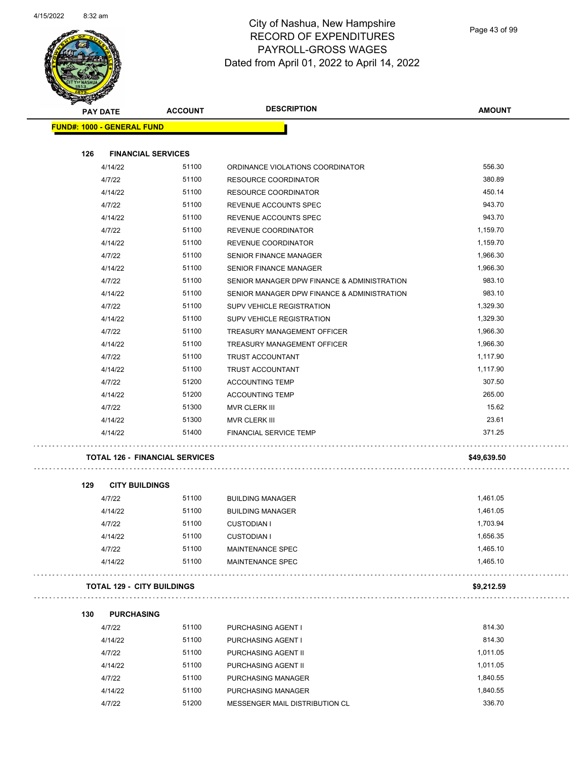# City of Nashua, New Hampshire
## RECORD OF EXPENDITURES
## PAYROLL-GROSS WAGES
## Dated from April 01, 2022 to April 14, 2022

| PAY DATE | ACCOUNT | DESCRIPTION | AMOUNT |
|---|---|---|---|
| **FUND#: 1000 - GENERAL FUND** | | | |
| **126 FINANCIAL SERVICES** | | | |
| 4/14/22 | 51100 | ORDINANCE VIOLATIONS COORDINATOR | 556.30 |
| 4/7/22 | 51100 | RESOURCE COORDINATOR | 380.89 |
| 4/14/22 | 51100 | RESOURCE COORDINATOR | 450.14 |
| 4/7/22 | 51100 | REVENUE ACCOUNTS SPEC | 943.70 |
| 4/14/22 | 51100 | REVENUE ACCOUNTS SPEC | 943.70 |
| 4/7/22 | 51100 | REVENUE COORDINATOR | 1,159.70 |
| 4/14/22 | 51100 | REVENUE COORDINATOR | 1,159.70 |
| 4/7/22 | 51100 | SENIOR FINANCE MANAGER | 1,966.30 |
| 4/14/22 | 51100 | SENIOR FINANCE MANAGER | 1,966.30 |
| 4/7/22 | 51100 | SENIOR MANAGER DPW FINANCE & ADMINISTRATION | 983.10 |
| 4/14/22 | 51100 | SENIOR MANAGER DPW FINANCE & ADMINISTRATION | 983.10 |
| 4/7/22 | 51100 | SUPV VEHICLE REGISTRATION | 1,329.30 |
| 4/14/22 | 51100 | SUPV VEHICLE REGISTRATION | 1,329.30 |
| 4/7/22 | 51100 | TREASURY MANAGEMENT OFFICER | 1,966.30 |
| 4/14/22 | 51100 | TREASURY MANAGEMENT OFFICER | 1,966.30 |
| 4/7/22 | 51100 | TRUST ACCOUNTANT | 1,117.90 |
| 4/14/22 | 51100 | TRUST ACCOUNTANT | 1,117.90 |
| 4/7/22 | 51200 | ACCOUNTING TEMP | 307.50 |
| 4/14/22 | 51200 | ACCOUNTING TEMP | 265.00 |
| 4/7/22 | 51300 | MVR CLERK III | 15.62 |
| 4/14/22 | 51300 | MVR CLERK III | 23.61 |
| 4/14/22 | 51400 | FINANCIAL SERVICE TEMP | 371.25 |
| **TOTAL 126 - FINANCIAL SERVICES** | | | **$49,639.50** |
| **129 CITY BUILDINGS** | | | |
| 4/7/22 | 51100 | BUILDING MANAGER | 1,461.05 |
| 4/14/22 | 51100 | BUILDING MANAGER | 1,461.05 |
| 4/7/22 | 51100 | CUSTODIAN I | 1,703.94 |
| 4/14/22 | 51100 | CUSTODIAN I | 1,656.35 |
| 4/7/22 | 51100 | MAINTENANCE SPEC | 1,465.10 |
| 4/14/22 | 51100 | MAINTENANCE SPEC | 1,465.10 |
| **TOTAL 129 - CITY BUILDINGS** | | | **$9,212.59** |
| **130 PURCHASING** | | | |
| 4/7/22 | 51100 | PURCHASING AGENT I | 814.30 |
| 4/14/22 | 51100 | PURCHASING AGENT I | 814.30 |
| 4/7/22 | 51100 | PURCHASING AGENT II | 1,011.05 |
| 4/14/22 | 51100 | PURCHASING AGENT II | 1,011.05 |
| 4/7/22 | 51100 | PURCHASING MANAGER | 1,840.55 |
| 4/14/22 | 51100 | PURCHASING MANAGER | 1,840.55 |
| 4/7/22 | 51200 | MESSENGER MAIL DISTRIBUTION CL | 336.70 |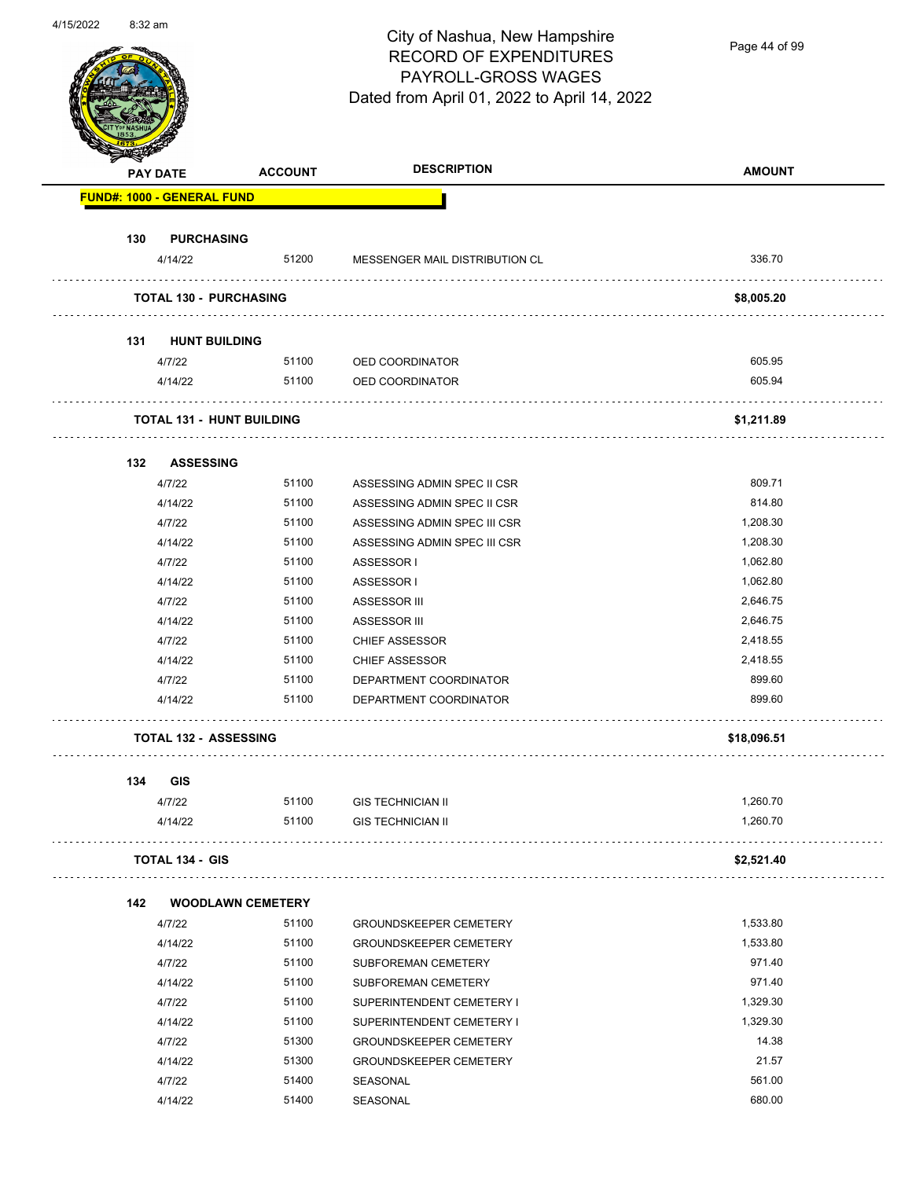City of Nashua, New Hampshire
RECORD OF EXPENDITURES
PAYROLL-GROSS WAGES
Dated from April 01, 2022 to April 14, 2022

| PAY DATE | ACCOUNT | DESCRIPTION | AMOUNT |
|---|---|---|---|
| **FUND#: 1000 - GENERAL FUND** | | | |
| **130 PURCHASING** | | | |
| 4/14/22 | 51200 | MESSENGER MAIL DISTRIBUTION CL | 336.70 |
| **TOTAL 130 - PURCHASING** | | | **$8,005.20** |
| **131 HUNT BUILDING** | | | |
| 4/7/22 | 51100 | OED COORDINATOR | 605.95 |
| 4/14/22 | 51100 | OED COORDINATOR | 605.94 |
| **TOTAL 131 - HUNT BUILDING** | | | **$1,211.89** |
| **132 ASSESSING** | | | |
| 4/7/22 | 51100 | ASSESSING ADMIN SPEC II CSR | 809.71 |
| 4/14/22 | 51100 | ASSESSING ADMIN SPEC II CSR | 814.80 |
| 4/7/22 | 51100 | ASSESSING ADMIN SPEC III CSR | 1,208.30 |
| 4/14/22 | 51100 | ASSESSING ADMIN SPEC III CSR | 1,208.30 |
| 4/7/22 | 51100 | ASSESSOR I | 1,062.80 |
| 4/14/22 | 51100 | ASSESSOR I | 1,062.80 |
| 4/7/22 | 51100 | ASSESSOR III | 2,646.75 |
| 4/14/22 | 51100 | ASSESSOR III | 2,646.75 |
| 4/7/22 | 51100 | CHIEF ASSESSOR | 2,418.55 |
| 4/14/22 | 51100 | CHIEF ASSESSOR | 2,418.55 |
| 4/7/22 | 51100 | DEPARTMENT COORDINATOR | 899.60 |
| 4/14/22 | 51100 | DEPARTMENT COORDINATOR | 899.60 |
| **TOTAL 132 - ASSESSING** | | | **$18,096.51** |
| **134 GIS** | | | |
| 4/7/22 | 51100 | GIS TECHNICIAN II | 1,260.70 |
| 4/14/22 | 51100 | GIS TECHNICIAN II | 1,260.70 |
| **TOTAL 134 - GIS** | | | **$2,521.40** |
| **142 WOODLAWN CEMETERY** | | | |
| 4/7/22 | 51100 | GROUNDSKEEPER CEMETERY | 1,533.80 |
| 4/14/22 | 51100 | GROUNDSKEEPER CEMETERY | 1,533.80 |
| 4/7/22 | 51100 | SUBFOREMAN CEMETERY | 971.40 |
| 4/14/22 | 51100 | SUBFOREMAN CEMETERY | 971.40 |
| 4/7/22 | 51100 | SUPERINTENDENT CEMETERY I | 1,329.30 |
| 4/14/22 | 51100 | SUPERINTENDENT CEMETERY I | 1,329.30 |
| 4/7/22 | 51300 | GROUNDSKEEPER CEMETERY | 14.38 |
| 4/14/22 | 51300 | GROUNDSKEEPER CEMETERY | 21.57 |
| 4/7/22 | 51400 | SEASONAL | 561.00 |
| 4/14/22 | 51400 | SEASONAL | 680.00 |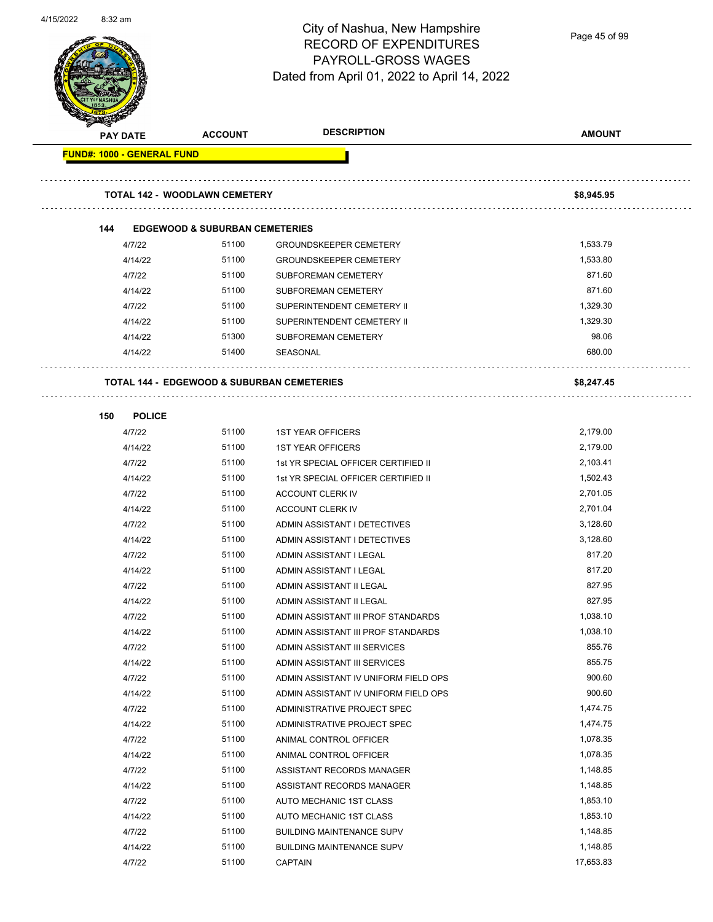# City of Nashua, New Hampshire
## RECORD OF EXPENDITURES
## PAYROLL-GROSS WAGES
### Dated from April 01, 2022 to April 14, 2022

| PAY DATE | ACCOUNT | DESCRIPTION | AMOUNT |
|---|---|---|---|
| **FUND#: 1000 - GENERAL FUND** | | | |
| **TOTAL 142 - WOODLAWN CEMETERY** | | | **$8,945.95** |
| **144 EDGEWOOD & SUBURBAN CEMETERIES** | | | |
| 4/7/22 | 51100 | GROUNDSKEEPER CEMETERY | 1,533.79 |
| 4/14/22 | 51100 | GROUNDSKEEPER CEMETERY | 1,533.80 |
| 4/7/22 | 51100 | SUBFOREMAN CEMETERY | 871.60 |
| 4/14/22 | 51100 | SUBFOREMAN CEMETERY | 871.60 |
| 4/7/22 | 51100 | SUPERINTENDENT CEMETERY II | 1,329.30 |
| 4/14/22 | 51100 | SUPERINTENDENT CEMETERY II | 1,329.30 |
| 4/14/22 | 51300 | SUBFOREMAN CEMETERY | 98.06 |
| 4/14/22 | 51400 | SEASONAL | 680.00 |
| **TOTAL 144 - EDGEWOOD & SUBURBAN CEMETERIES** | | | **$8,247.45** |
| **150 POLICE** | | | |
| 4/7/22 | 51100 | 1ST YEAR OFFICERS | 2,179.00 |
| 4/14/22 | 51100 | 1ST YEAR OFFICERS | 2,179.00 |
| 4/7/22 | 51100 | 1st YR SPECIAL OFFICER CERTIFIED II | 2,103.41 |
| 4/14/22 | 51100 | 1st YR SPECIAL OFFICER CERTIFIED II | 1,502.43 |
| 4/7/22 | 51100 | ACCOUNT CLERK IV | 2,701.05 |
| 4/14/22 | 51100 | ACCOUNT CLERK IV | 2,701.04 |
| 4/7/22 | 51100 | ADMIN ASSISTANT I DETECTIVES | 3,128.60 |
| 4/14/22 | 51100 | ADMIN ASSISTANT I DETECTIVES | 3,128.60 |
| 4/7/22 | 51100 | ADMIN ASSISTANT I LEGAL | 817.20 |
| 4/14/22 | 51100 | ADMIN ASSISTANT I LEGAL | 817.20 |
| 4/7/22 | 51100 | ADMIN ASSISTANT II LEGAL | 827.95 |
| 4/14/22 | 51100 | ADMIN ASSISTANT II LEGAL | 827.95 |
| 4/7/22 | 51100 | ADMIN ASSISTANT III PROF STANDARDS | 1,038.10 |
| 4/14/22 | 51100 | ADMIN ASSISTANT III PROF STANDARDS | 1,038.10 |
| 4/7/22 | 51100 | ADMIN ASSISTANT III SERVICES | 855.76 |
| 4/14/22 | 51100 | ADMIN ASSISTANT III SERVICES | 855.75 |
| 4/7/22 | 51100 | ADMIN ASSISTANT IV UNIFORM FIELD OPS | 900.60 |
| 4/14/22 | 51100 | ADMIN ASSISTANT IV UNIFORM FIELD OPS | 900.60 |
| 4/7/22 | 51100 | ADMINISTRATIVE PROJECT SPEC | 1,474.75 |
| 4/14/22 | 51100 | ADMINISTRATIVE PROJECT SPEC | 1,474.75 |
| 4/7/22 | 51100 | ANIMAL CONTROL OFFICER | 1,078.35 |
| 4/14/22 | 51100 | ANIMAL CONTROL OFFICER | 1,078.35 |
| 4/7/22 | 51100 | ASSISTANT RECORDS MANAGER | 1,148.85 |
| 4/14/22 | 51100 | ASSISTANT RECORDS MANAGER | 1,148.85 |
| 4/7/22 | 51100 | AUTO MECHANIC 1ST CLASS | 1,853.10 |
| 4/14/22 | 51100 | AUTO MECHANIC 1ST CLASS | 1,853.10 |
| 4/7/22 | 51100 | BUILDING MAINTENANCE SUPV | 1,148.85 |
| 4/14/22 | 51100 | BUILDING MAINTENANCE SUPV | 1,148.85 |
| 4/7/22 | 51100 | CAPTAIN | 17,653.83 |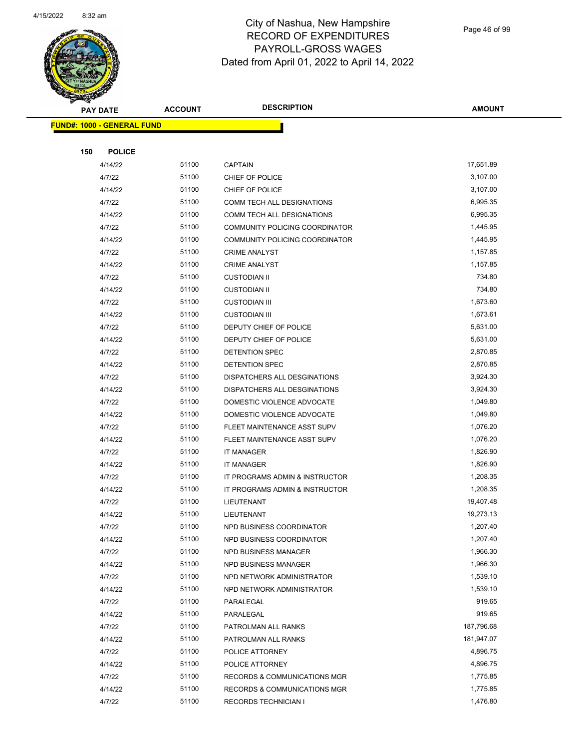# City of Nashua, New Hampshire
## RECORD OF EXPENDITURES
## PAYROLL-GROSS WAGES
## Dated from April 01, 2022 to April 14, 2022

| PAY DATE | ACCOUNT | DESCRIPTION | AMOUNT |
|---|---|---|---|
| **FUND#: 1000 - GENERAL FUND** | | | |
| **150 POLICE** | | | |
| 4/14/22 | 51100 | CAPTAIN | 17,651.89 |
| 4/7/22 | 51100 | CHIEF OF POLICE | 3,107.00 |
| 4/14/22 | 51100 | CHIEF OF POLICE | 3,107.00 |
| 4/7/22 | 51100 | COMM TECH ALL DESIGNATIONS | 6,995.35 |
| 4/14/22 | 51100 | COMM TECH ALL DESIGNATIONS | 6,995.35 |
| 4/7/22 | 51100 | COMMUNITY POLICING COORDINATOR | 1,445.95 |
| 4/14/22 | 51100 | COMMUNITY POLICING COORDINATOR | 1,445.95 |
| 4/7/22 | 51100 | CRIME ANALYST | 1,157.85 |
| 4/14/22 | 51100 | CRIME ANALYST | 1,157.85 |
| 4/7/22 | 51100 | CUSTODIAN II | 734.80 |
| 4/14/22 | 51100 | CUSTODIAN II | 734.80 |
| 4/7/22 | 51100 | CUSTODIAN III | 1,673.60 |
| 4/14/22 | 51100 | CUSTODIAN III | 1,673.61 |
| 4/7/22 | 51100 | DEPUTY CHIEF OF POLICE | 5,631.00 |
| 4/14/22 | 51100 | DEPUTY CHIEF OF POLICE | 5,631.00 |
| 4/7/22 | 51100 | DETENTION SPEC | 2,870.85 |
| 4/14/22 | 51100 | DETENTION SPEC | 2,870.85 |
| 4/7/22 | 51100 | DISPATCHERS ALL DESGINATIONS | 3,924.30 |
| 4/14/22 | 51100 | DISPATCHERS ALL DESGINATIONS | 3,924.30 |
| 4/7/22 | 51100 | DOMESTIC VIOLENCE ADVOCATE | 1,049.80 |
| 4/14/22 | 51100 | DOMESTIC VIOLENCE ADVOCATE | 1,049.80 |
| 4/7/22 | 51100 | FLEET MAINTENANCE ASST SUPV | 1,076.20 |
| 4/14/22 | 51100 | FLEET MAINTENANCE ASST SUPV | 1,076.20 |
| 4/7/22 | 51100 | IT MANAGER | 1,826.90 |
| 4/14/22 | 51100 | IT MANAGER | 1,826.90 |
| 4/7/22 | 51100 | IT PROGRAMS ADMIN & INSTRUCTOR | 1,208.35 |
| 4/14/22 | 51100 | IT PROGRAMS ADMIN & INSTRUCTOR | 1,208.35 |
| 4/7/22 | 51100 | LIEUTENANT | 19,407.48 |
| 4/14/22 | 51100 | LIEUTENANT | 19,273.13 |
| 4/7/22 | 51100 | NPD BUSINESS COORDINATOR | 1,207.40 |
| 4/14/22 | 51100 | NPD BUSINESS COORDINATOR | 1,207.40 |
| 4/7/22 | 51100 | NPD BUSINESS MANAGER | 1,966.30 |
| 4/14/22 | 51100 | NPD BUSINESS MANAGER | 1,966.30 |
| 4/7/22 | 51100 | NPD NETWORK ADMINISTRATOR | 1,539.10 |
| 4/14/22 | 51100 | NPD NETWORK ADMINISTRATOR | 1,539.10 |
| 4/7/22 | 51100 | PARALEGAL | 919.65 |
| 4/14/22 | 51100 | PARALEGAL | 919.65 |
| 4/7/22 | 51100 | PATROLMAN ALL RANKS | 187,796.68 |
| 4/14/22 | 51100 | PATROLMAN ALL RANKS | 181,947.07 |
| 4/7/22 | 51100 | POLICE ATTORNEY | 4,896.75 |
| 4/14/22 | 51100 | POLICE ATTORNEY | 4,896.75 |
| 4/7/22 | 51100 | RECORDS & COMMUNICATIONS MGR | 1,775.85 |
| 4/14/22 | 51100 | RECORDS & COMMUNICATIONS MGR | 1,775.85 |
| 4/7/22 | 51100 | RECORDS TECHNICIAN I | 1,476.80 |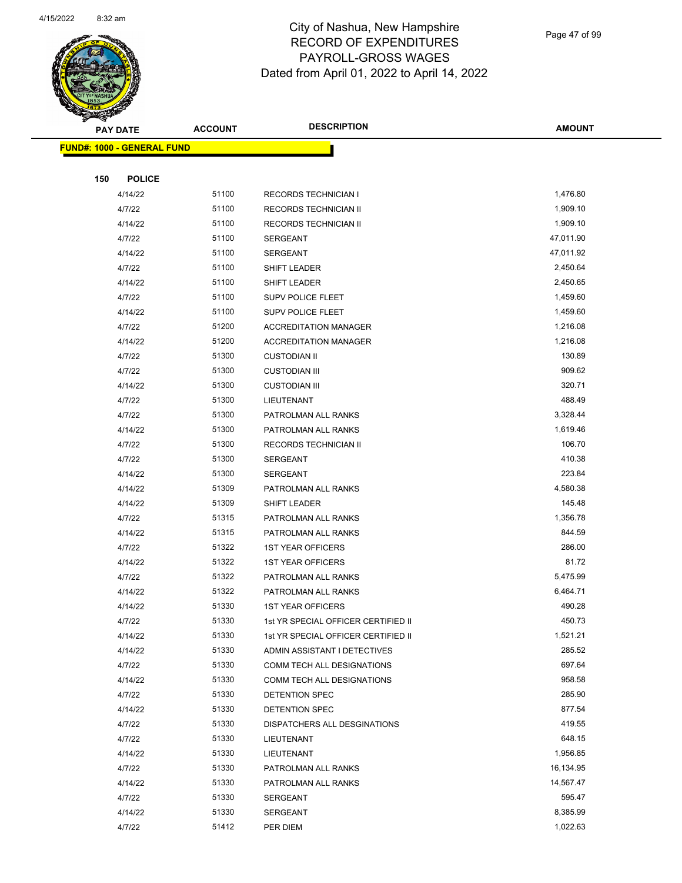# City of Nashua, New Hampshire
## RECORD OF EXPENDITURES
## PAYROLL-GROSS WAGES
## Dated from April 01, 2022 to April 14, 2022

**FUND#: 1000 - GENERAL FUND**

**150 POLICE**

| PAY DATE | ACCOUNT | DESCRIPTION | AMOUNT |
|---|---|---|---|
| 4/14/22 | 51100 | RECORDS TECHNICIAN I | 1,476.80 |
| 4/7/22 | 51100 | RECORDS TECHNICIAN II | 1,909.10 |
| 4/14/22 | 51100 | RECORDS TECHNICIAN II | 1,909.10 |
| 4/7/22 | 51100 | SERGEANT | 47,011.90 |
| 4/14/22 | 51100 | SERGEANT | 47,011.92 |
| 4/7/22 | 51100 | SHIFT LEADER | 2,450.64 |
| 4/14/22 | 51100 | SHIFT LEADER | 2,450.65 |
| 4/7/22 | 51100 | SUPV POLICE FLEET | 1,459.60 |
| 4/14/22 | 51100 | SUPV POLICE FLEET | 1,459.60 |
| 4/7/22 | 51200 | ACCREDITATION MANAGER | 1,216.08 |
| 4/14/22 | 51200 | ACCREDITATION MANAGER | 1,216.08 |
| 4/7/22 | 51300 | CUSTODIAN II | 130.89 |
| 4/7/22 | 51300 | CUSTODIAN III | 909.62 |
| 4/14/22 | 51300 | CUSTODIAN III | 320.71 |
| 4/7/22 | 51300 | LIEUTENANT | 488.49 |
| 4/7/22 | 51300 | PATROLMAN ALL RANKS | 3,328.44 |
| 4/14/22 | 51300 | PATROLMAN ALL RANKS | 1,619.46 |
| 4/7/22 | 51300 | RECORDS TECHNICIAN II | 106.70 |
| 4/7/22 | 51300 | SERGEANT | 410.38 |
| 4/14/22 | 51300 | SERGEANT | 223.84 |
| 4/14/22 | 51309 | PATROLMAN ALL RANKS | 4,580.38 |
| 4/14/22 | 51309 | SHIFT LEADER | 145.48 |
| 4/7/22 | 51315 | PATROLMAN ALL RANKS | 1,356.78 |
| 4/14/22 | 51315 | PATROLMAN ALL RANKS | 844.59 |
| 4/7/22 | 51322 | 1ST YEAR OFFICERS | 286.00 |
| 4/14/22 | 51322 | 1ST YEAR OFFICERS | 81.72 |
| 4/7/22 | 51322 | PATROLMAN ALL RANKS | 5,475.99 |
| 4/14/22 | 51322 | PATROLMAN ALL RANKS | 6,464.71 |
| 4/14/22 | 51330 | 1ST YEAR OFFICERS | 490.28 |
| 4/7/22 | 51330 | 1st YR SPECIAL OFFICER CERTIFIED II | 450.73 |
| 4/14/22 | 51330 | 1st YR SPECIAL OFFICER CERTIFIED II | 1,521.21 |
| 4/14/22 | 51330 | ADMIN ASSISTANT I DETECTIVES | 285.52 |
| 4/7/22 | 51330 | COMM TECH ALL DESIGNATIONS | 697.64 |
| 4/14/22 | 51330 | COMM TECH ALL DESIGNATIONS | 958.58 |
| 4/7/22 | 51330 | DETENTION SPEC | 285.90 |
| 4/14/22 | 51330 | DETENTION SPEC | 877.54 |
| 4/7/22 | 51330 | DISPATCHERS ALL DESGINATIONS | 419.55 |
| 4/7/22 | 51330 | LIEUTENANT | 648.15 |
| 4/14/22 | 51330 | LIEUTENANT | 1,956.85 |
| 4/7/22 | 51330 | PATROLMAN ALL RANKS | 16,134.95 |
| 4/14/22 | 51330 | PATROLMAN ALL RANKS | 14,567.47 |
| 4/7/22 | 51330 | SERGEANT | 595.47 |
| 4/14/22 | 51330 | SERGEANT | 8,385.99 |
| 4/7/22 | 51412 | PER DIEM | 1,022.63 |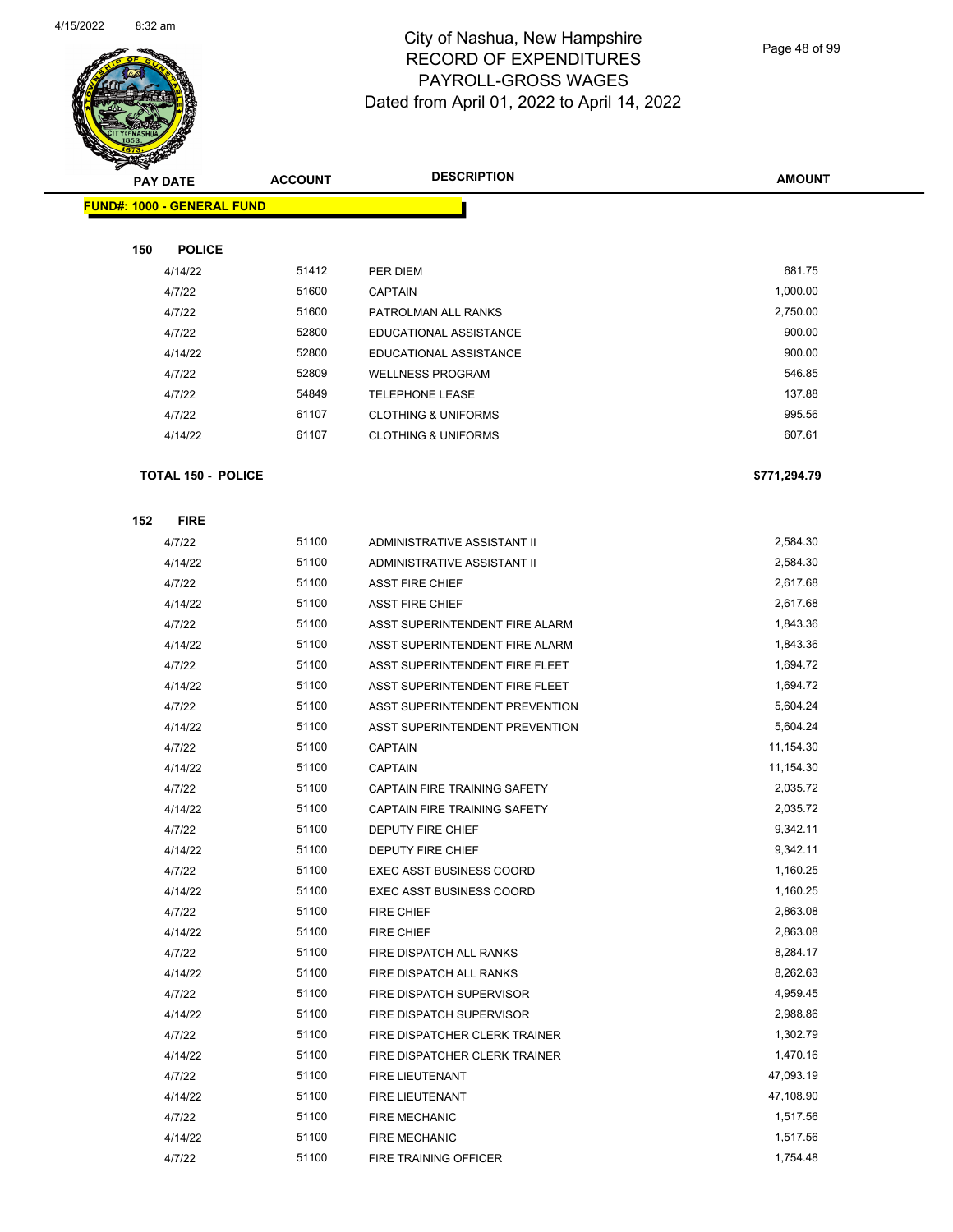# City of Nashua, New Hampshire
## RECORD OF EXPENDITURES
## PAYROLL-GROSS WAGES
### Dated from April 01, 2022 to April 14, 2022

| PAY DATE | ACCOUNT | DESCRIPTION | AMOUNT |
|---|---|---|---|
| **FUND#: 1000 - GENERAL FUND** | | | |
| **150 POLICE** | | | |
| 4/14/22 | 51412 | PER DIEM | 681.75 |
| 4/7/22 | 51600 | CAPTAIN | 1,000.00 |
| 4/7/22 | 51600 | PATROLMAN ALL RANKS | 2,750.00 |
| 4/7/22 | 52800 | EDUCATIONAL ASSISTANCE | 900.00 |
| 4/14/22 | 52800 | EDUCATIONAL ASSISTANCE | 900.00 |
| 4/7/22 | 52809 | WELLNESS PROGRAM | 546.85 |
| 4/7/22 | 54849 | TELEPHONE LEASE | 137.88 |
| 4/7/22 | 61107 | CLOTHING & UNIFORMS | 995.56 |
| 4/14/22 | 61107 | CLOTHING & UNIFORMS | 607.61 |
| **TOTAL 150 - POLICE** | | | **$771,294.79** |
| **152 FIRE** | | | |
| 4/7/22 | 51100 | ADMINISTRATIVE ASSISTANT II | 2,584.30 |
| 4/14/22 | 51100 | ADMINISTRATIVE ASSISTANT II | 2,584.30 |
| 4/7/22 | 51100 | ASST FIRE CHIEF | 2,617.68 |
| 4/14/22 | 51100 | ASST FIRE CHIEF | 2,617.68 |
| 4/7/22 | 51100 | ASST SUPERINTENDENT FIRE ALARM | 1,843.36 |
| 4/14/22 | 51100 | ASST SUPERINTENDENT FIRE ALARM | 1,843.36 |
| 4/7/22 | 51100 | ASST SUPERINTENDENT FIRE FLEET | 1,694.72 |
| 4/14/22 | 51100 | ASST SUPERINTENDENT FIRE FLEET | 1,694.72 |
| 4/7/22 | 51100 | ASST SUPERINTENDENT PREVENTION | 5,604.24 |
| 4/14/22 | 51100 | ASST SUPERINTENDENT PREVENTION | 5,604.24 |
| 4/7/22 | 51100 | CAPTAIN | 11,154.30 |
| 4/14/22 | 51100 | CAPTAIN | 11,154.30 |
| 4/7/22 | 51100 | CAPTAIN FIRE TRAINING SAFETY | 2,035.72 |
| 4/14/22 | 51100 | CAPTAIN FIRE TRAINING SAFETY | 2,035.72 |
| 4/7/22 | 51100 | DEPUTY FIRE CHIEF | 9,342.11 |
| 4/14/22 | 51100 | DEPUTY FIRE CHIEF | 9,342.11 |
| 4/7/22 | 51100 | EXEC ASST BUSINESS COORD | 1,160.25 |
| 4/14/22 | 51100 | EXEC ASST BUSINESS COORD | 1,160.25 |
| 4/7/22 | 51100 | FIRE CHIEF | 2,863.08 |
| 4/14/22 | 51100 | FIRE CHIEF | 2,863.08 |
| 4/7/22 | 51100 | FIRE DISPATCH ALL RANKS | 8,284.17 |
| 4/14/22 | 51100 | FIRE DISPATCH ALL RANKS | 8,262.63 |
| 4/7/22 | 51100 | FIRE DISPATCH SUPERVISOR | 4,959.45 |
| 4/14/22 | 51100 | FIRE DISPATCH SUPERVISOR | 2,988.86 |
| 4/7/22 | 51100 | FIRE DISPATCHER CLERK TRAINER | 1,302.79 |
| 4/14/22 | 51100 | FIRE DISPATCHER CLERK TRAINER | 1,470.16 |
| 4/7/22 | 51100 | FIRE LIEUTENANT | 47,093.19 |
| 4/14/22 | 51100 | FIRE LIEUTENANT | 47,108.90 |
| 4/7/22 | 51100 | FIRE MECHANIC | 1,517.56 |
| 4/14/22 | 51100 | FIRE MECHANIC | 1,517.56 |
| 4/7/22 | 51100 | FIRE TRAINING OFFICER | 1,754.48 |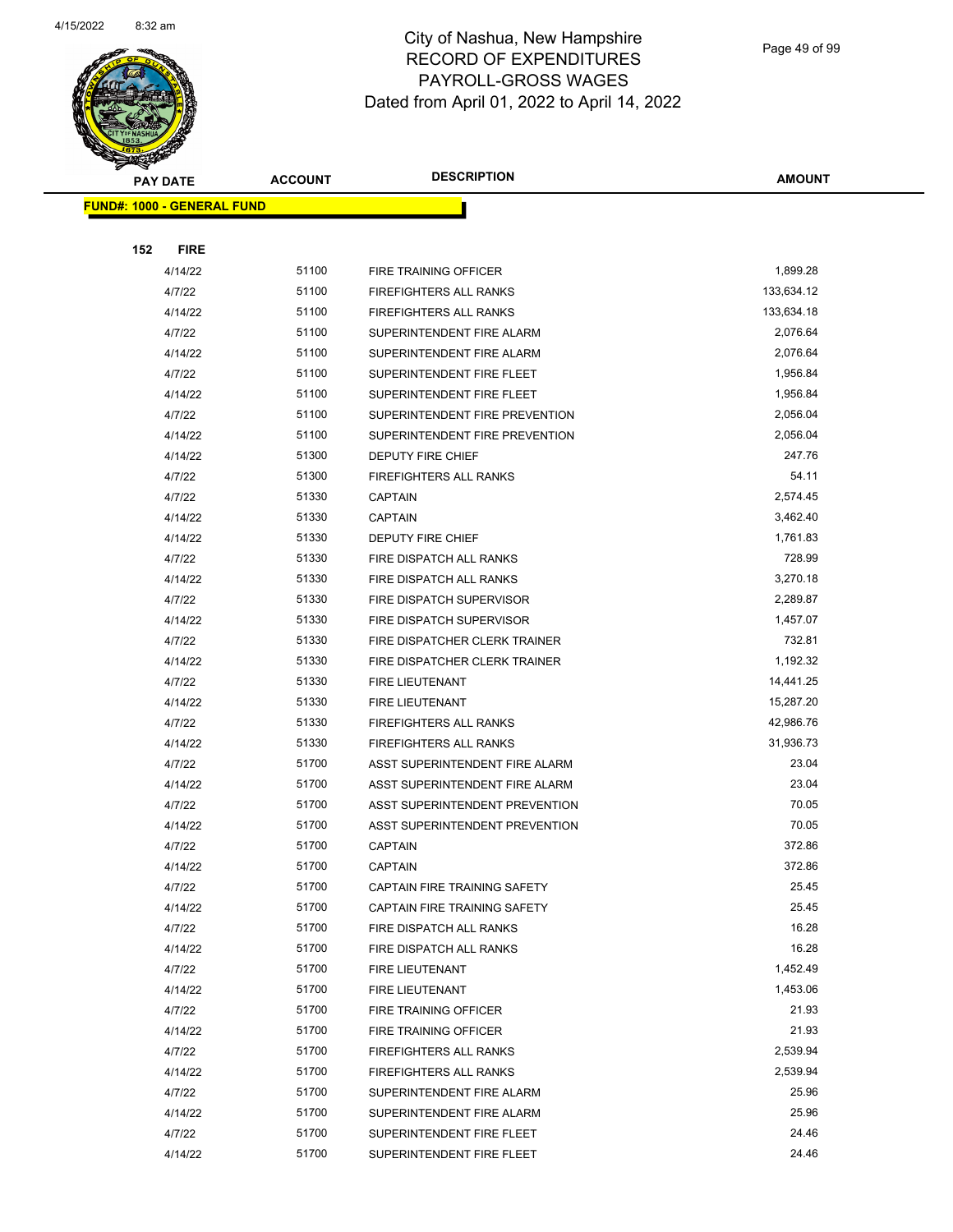# City of Nashua, New Hampshire
# RECORD OF EXPENDITURES
# PAYROLL-GROSS WAGES
# Dated from April 01, 2022 to April 14, 2022

| PAY DATE | ACCOUNT | DESCRIPTION | AMOUNT |
|---|---|---|---|
| **FUND#: 1000 - GENERAL FUND** | | | |
| **152 FIRE** | | | |
| 4/14/22 | 51100 | FIRE TRAINING OFFICER | 1,899.28 |
| 4/7/22 | 51100 | FIREFIGHTERS ALL RANKS | 133,634.12 |
| 4/14/22 | 51100 | FIREFIGHTERS ALL RANKS | 133,634.18 |
| 4/7/22 | 51100 | SUPERINTENDENT FIRE ALARM | 2,076.64 |
| 4/14/22 | 51100 | SUPERINTENDENT FIRE ALARM | 2,076.64 |
| 4/7/22 | 51100 | SUPERINTENDENT FIRE FLEET | 1,956.84 |
| 4/14/22 | 51100 | SUPERINTENDENT FIRE FLEET | 1,956.84 |
| 4/7/22 | 51100 | SUPERINTENDENT FIRE PREVENTION | 2,056.04 |
| 4/14/22 | 51100 | SUPERINTENDENT FIRE PREVENTION | 2,056.04 |
| 4/14/22 | 51300 | DEPUTY FIRE CHIEF | 247.76 |
| 4/7/22 | 51300 | FIREFIGHTERS ALL RANKS | 54.11 |
| 4/7/22 | 51330 | CAPTAIN | 2,574.45 |
| 4/14/22 | 51330 | CAPTAIN | 3,462.40 |
| 4/14/22 | 51330 | DEPUTY FIRE CHIEF | 1,761.83 |
| 4/7/22 | 51330 | FIRE DISPATCH ALL RANKS | 728.99 |
| 4/14/22 | 51330 | FIRE DISPATCH ALL RANKS | 3,270.18 |
| 4/7/22 | 51330 | FIRE DISPATCH SUPERVISOR | 2,289.87 |
| 4/14/22 | 51330 | FIRE DISPATCH SUPERVISOR | 1,457.07 |
| 4/7/22 | 51330 | FIRE DISPATCHER CLERK TRAINER | 732.81 |
| 4/14/22 | 51330 | FIRE DISPATCHER CLERK TRAINER | 1,192.32 |
| 4/7/22 | 51330 | FIRE LIEUTENANT | 14,441.25 |
| 4/14/22 | 51330 | FIRE LIEUTENANT | 15,287.20 |
| 4/7/22 | 51330 | FIREFIGHTERS ALL RANKS | 42,986.76 |
| 4/14/22 | 51330 | FIREFIGHTERS ALL RANKS | 31,936.73 |
| 4/7/22 | 51700 | ASST SUPERINTENDENT FIRE ALARM | 23.04 |
| 4/14/22 | 51700 | ASST SUPERINTENDENT FIRE ALARM | 23.04 |
| 4/7/22 | 51700 | ASST SUPERINTENDENT PREVENTION | 70.05 |
| 4/14/22 | 51700 | ASST SUPERINTENDENT PREVENTION | 70.05 |
| 4/7/22 | 51700 | CAPTAIN | 372.86 |
| 4/14/22 | 51700 | CAPTAIN | 372.86 |
| 4/7/22 | 51700 | CAPTAIN FIRE TRAINING SAFETY | 25.45 |
| 4/14/22 | 51700 | CAPTAIN FIRE TRAINING SAFETY | 25.45 |
| 4/7/22 | 51700 | FIRE DISPATCH ALL RANKS | 16.28 |
| 4/14/22 | 51700 | FIRE DISPATCH ALL RANKS | 16.28 |
| 4/7/22 | 51700 | FIRE LIEUTENANT | 1,452.49 |
| 4/14/22 | 51700 | FIRE LIEUTENANT | 1,453.06 |
| 4/7/22 | 51700 | FIRE TRAINING OFFICER | 21.93 |
| 4/14/22 | 51700 | FIRE TRAINING OFFICER | 21.93 |
| 4/7/22 | 51700 | FIREFIGHTERS ALL RANKS | 2,539.94 |
| 4/14/22 | 51700 | FIREFIGHTERS ALL RANKS | 2,539.94 |
| 4/7/22 | 51700 | SUPERINTENDENT FIRE ALARM | 25.96 |
| 4/14/22 | 51700 | SUPERINTENDENT FIRE ALARM | 25.96 |
| 4/7/22 | 51700 | SUPERINTENDENT FIRE FLEET | 24.46 |
| 4/14/22 | 51700 | SUPERINTENDENT FIRE FLEET | 24.46 |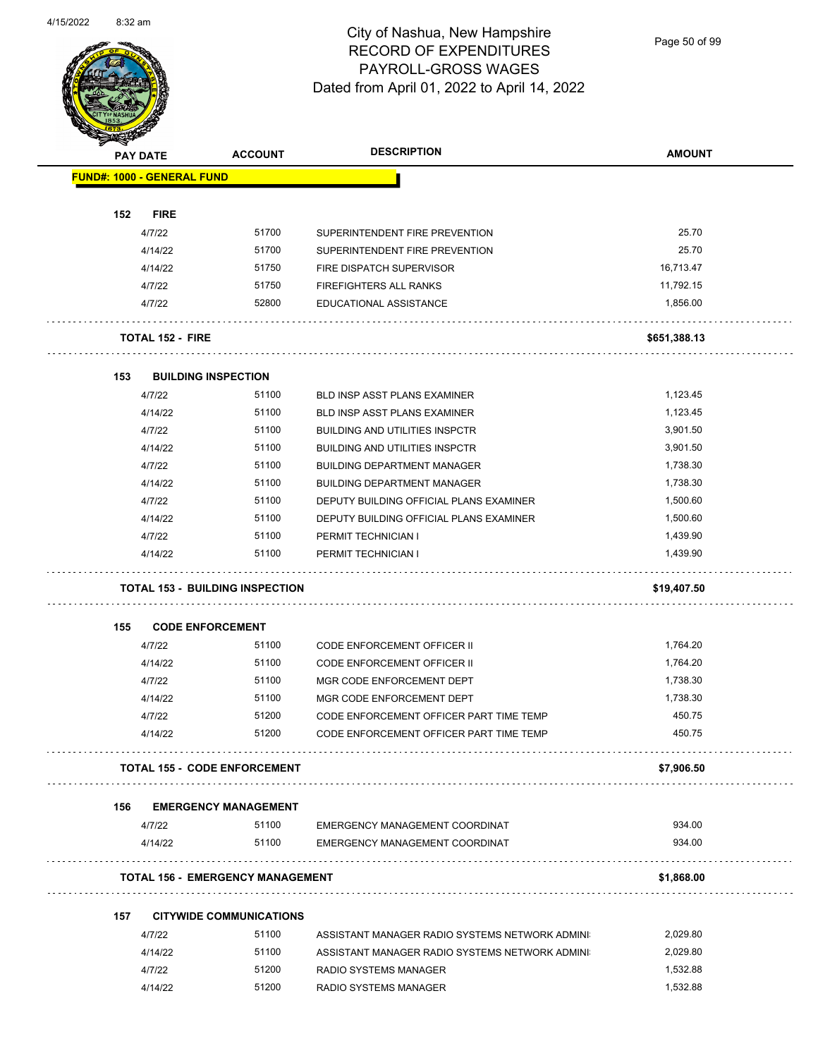# City of Nashua, New Hampshire
## RECORD OF EXPENDITURES
## PAYROLL-GROSS WAGES
### Dated from April 01, 2022 to April 14, 2022

| PAY DATE | ACCOUNT | DESCRIPTION | AMOUNT |
|---|---|---|---|
| **FUND#: 1000 - GENERAL FUND** | | | |
| **152 FIRE** | | | |
| 4/7/22 | 51700 | SUPERINTENDENT FIRE PREVENTION | 25.70 |
| 4/14/22 | 51700 | SUPERINTENDENT FIRE PREVENTION | 25.70 |
| 4/14/22 | 51750 | FIRE DISPATCH SUPERVISOR | 16,713.47 |
| 4/7/22 | 51750 | FIREFIGHTERS ALL RANKS | 11,792.15 |
| 4/7/22 | 52800 | EDUCATIONAL ASSISTANCE | 1,856.00 |
| **TOTAL 152 - FIRE** | | | **$651,388.13** |
| **153 BUILDING INSPECTION** | | | |
| 4/7/22 | 51100 | BLD INSP ASST PLANS EXAMINER | 1,123.45 |
| 4/14/22 | 51100 | BLD INSP ASST PLANS EXAMINER | 1,123.45 |
| 4/7/22 | 51100 | BUILDING AND UTILITIES INSPCTR | 3,901.50 |
| 4/14/22 | 51100 | BUILDING AND UTILITIES INSPCTR | 3,901.50 |
| 4/7/22 | 51100 | BUILDING DEPARTMENT MANAGER | 1,738.30 |
| 4/14/22 | 51100 | BUILDING DEPARTMENT MANAGER | 1,738.30 |
| 4/7/22 | 51100 | DEPUTY BUILDING OFFICIAL PLANS EXAMINER | 1,500.60 |
| 4/14/22 | 51100 | DEPUTY BUILDING OFFICIAL PLANS EXAMINER | 1,500.60 |
| 4/7/22 | 51100 | PERMIT TECHNICIAN I | 1,439.90 |
| 4/14/22 | 51100 | PERMIT TECHNICIAN I | 1,439.90 |
| **TOTAL 153 - BUILDING INSPECTION** | | | **$19,407.50** |
| **155 CODE ENFORCEMENT** | | | |
| 4/7/22 | 51100 | CODE ENFORCEMENT OFFICER II | 1,764.20 |
| 4/14/22 | 51100 | CODE ENFORCEMENT OFFICER II | 1,764.20 |
| 4/7/22 | 51100 | MGR CODE ENFORCEMENT DEPT | 1,738.30 |
| 4/14/22 | 51100 | MGR CODE ENFORCEMENT DEPT | 1,738.30 |
| 4/7/22 | 51200 | CODE ENFORCEMENT OFFICER PART TIME TEMP | 450.75 |
| 4/14/22 | 51200 | CODE ENFORCEMENT OFFICER PART TIME TEMP | 450.75 |
| **TOTAL 155 - CODE ENFORCEMENT** | | | **$7,906.50** |
| **156 EMERGENCY MANAGEMENT** | | | |
| 4/7/22 | 51100 | EMERGENCY MANAGEMENT COORDINAT | 934.00 |
| 4/14/22 | 51100 | EMERGENCY MANAGEMENT COORDINAT | 934.00 |
| **TOTAL 156 - EMERGENCY MANAGEMENT** | | | **$1,868.00** |
| **157 CITYWIDE COMMUNICATIONS** | | | |
| 4/7/22 | 51100 | ASSISTANT MANAGER RADIO SYSTEMS NETWORK ADMINI | 2,029.80 |
| 4/14/22 | 51100 | ASSISTANT MANAGER RADIO SYSTEMS NETWORK ADMINI | 2,029.80 |
| 4/7/22 | 51200 | RADIO SYSTEMS MANAGER | 1,532.88 |
| 4/14/22 | 51200 | RADIO SYSTEMS MANAGER | 1,532.88 |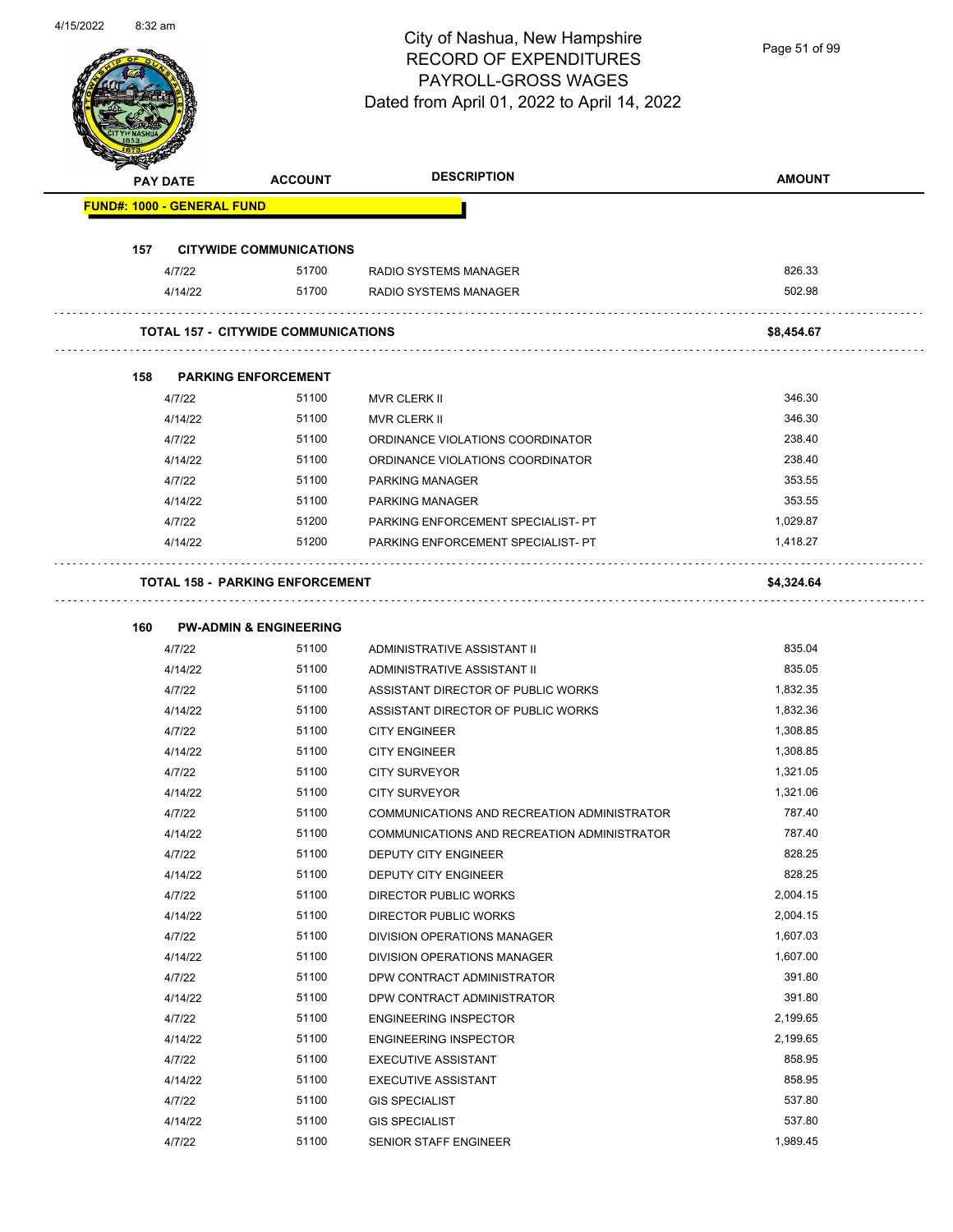# City of Nashua, New Hampshire
## RECORD OF EXPENDITURES
## PAYROLL-GROSS WAGES
### Dated from April 01, 2022 to April 14, 2022

| PAY DATE | ACCOUNT | DESCRIPTION | AMOUNT |
|---|---|---|---|
| **FUND#: 1000 - GENERAL FUND** | | | |
| **157 CITYWIDE COMMUNICATIONS** | | | |
| 4/7/22 | 51700 | RADIO SYSTEMS MANAGER | 826.33 |
| 4/14/22 | 51700 | RADIO SYSTEMS MANAGER | 502.98 |
| **TOTAL 157 - CITYWIDE COMMUNICATIONS** | | | **$8,454.67** |
| **158 PARKING ENFORCEMENT** | | | |
| 4/7/22 | 51100 | MVR CLERK II | 346.30 |
| 4/14/22 | 51100 | MVR CLERK II | 346.30 |
| 4/7/22 | 51100 | ORDINANCE VIOLATIONS COORDINATOR | 238.40 |
| 4/14/22 | 51100 | ORDINANCE VIOLATIONS COORDINATOR | 238.40 |
| 4/7/22 | 51100 | PARKING MANAGER | 353.55 |
| 4/14/22 | 51100 | PARKING MANAGER | 353.55 |
| 4/7/22 | 51200 | PARKING ENFORCEMENT SPECIALIST- PT | 1,029.87 |
| 4/14/22 | 51200 | PARKING ENFORCEMENT SPECIALIST- PT | 1,418.27 |
| **TOTAL 158 - PARKING ENFORCEMENT** | | | **$4,324.64** |
| **160 PW-ADMIN & ENGINEERING** | | | |
| 4/7/22 | 51100 | ADMINISTRATIVE ASSISTANT II | 835.04 |
| 4/14/22 | 51100 | ADMINISTRATIVE ASSISTANT II | 835.05 |
| 4/7/22 | 51100 | ASSISTANT DIRECTOR OF PUBLIC WORKS | 1,832.35 |
| 4/14/22 | 51100 | ASSISTANT DIRECTOR OF PUBLIC WORKS | 1,832.36 |
| 4/7/22 | 51100 | CITY ENGINEER | 1,308.85 |
| 4/14/22 | 51100 | CITY ENGINEER | 1,308.85 |
| 4/7/22 | 51100 | CITY SURVEYOR | 1,321.05 |
| 4/14/22 | 51100 | CITY SURVEYOR | 1,321.06 |
| 4/7/22 | 51100 | COMMUNICATIONS AND RECREATION ADMINISTRATOR | 787.40 |
| 4/14/22 | 51100 | COMMUNICATIONS AND RECREATION ADMINISTRATOR | 787.40 |
| 4/7/22 | 51100 | DEPUTY CITY ENGINEER | 828.25 |
| 4/14/22 | 51100 | DEPUTY CITY ENGINEER | 828.25 |
| 4/7/22 | 51100 | DIRECTOR PUBLIC WORKS | 2,004.15 |
| 4/14/22 | 51100 | DIRECTOR PUBLIC WORKS | 2,004.15 |
| 4/7/22 | 51100 | DIVISION OPERATIONS MANAGER | 1,607.03 |
| 4/14/22 | 51100 | DIVISION OPERATIONS MANAGER | 1,607.00 |
| 4/7/22 | 51100 | DPW CONTRACT ADMINISTRATOR | 391.80 |
| 4/14/22 | 51100 | DPW CONTRACT ADMINISTRATOR | 391.80 |
| 4/7/22 | 51100 | ENGINEERING INSPECTOR | 2,199.65 |
| 4/14/22 | 51100 | ENGINEERING INSPECTOR | 2,199.65 |
| 4/7/22 | 51100 | EXECUTIVE ASSISTANT | 858.95 |
| 4/14/22 | 51100 | EXECUTIVE ASSISTANT | 858.95 |
| 4/7/22 | 51100 | GIS SPECIALIST | 537.80 |
| 4/14/22 | 51100 | GIS SPECIALIST | 537.80 |
| 4/7/22 | 51100 | SENIOR STAFF ENGINEER | 1,989.45 |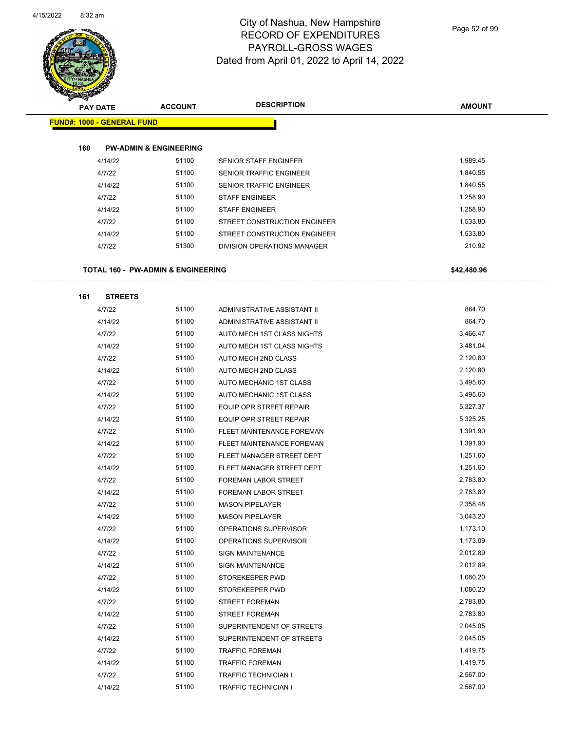City of Nashua, New Hampshire
RECORD OF EXPENDITURES
PAYROLL-GROSS WAGES
Dated from April 01, 2022 to April 14, 2022

| PAY DATE | ACCOUNT | DESCRIPTION | AMOUNT |
|---|---|---|---|

**FUND#: 1000 - GENERAL FUND**

**160 PW-ADMIN & ENGINEERING**

| PAY DATE | ACCOUNT | DESCRIPTION | AMOUNT |
|---|---|---|---|
| 4/14/22 | 51100 | SENIOR STAFF ENGINEER | 1,989.45 |
| 4/7/22 | 51100 | SENIOR TRAFFIC ENGINEER | 1,840.55 |
| 4/14/22 | 51100 | SENIOR TRAFFIC ENGINEER | 1,840.55 |
| 4/7/22 | 51100 | STAFF ENGINEER | 1,258.90 |
| 4/14/22 | 51100 | STAFF ENGINEER | 1,258.90 |
| 4/7/22 | 51100 | STREET CONSTRUCTION ENGINEER | 1,533.80 |
| 4/14/22 | 51100 | STREET CONSTRUCTION ENGINEER | 1,533.80 |
| 4/7/22 | 51300 | DIVISION OPERATIONS MANAGER | 210.92 |

**TOTAL 160 - PW-ADMIN & ENGINEERING** **$42,480.96**

**161 STREETS**

| PAY DATE | ACCOUNT | DESCRIPTION | AMOUNT |
|---|---|---|---|
| 4/7/22 | 51100 | ADMINISTRATIVE ASSISTANT II | 864.70 |
| 4/14/22 | 51100 | ADMINISTRATIVE ASSISTANT II | 864.70 |
| 4/7/22 | 51100 | AUTO MECH 1ST CLASS NIGHTS | 3,466.47 |
| 4/14/22 | 51100 | AUTO MECH 1ST CLASS NIGHTS | 3,481.04 |
| 4/7/22 | 51100 | AUTO MECH 2ND CLASS | 2,120.80 |
| 4/14/22 | 51100 | AUTO MECH 2ND CLASS | 2,120.80 |
| 4/7/22 | 51100 | AUTO MECHANIC 1ST CLASS | 3,495.60 |
| 4/14/22 | 51100 | AUTO MECHANIC 1ST CLASS | 3,495.60 |
| 4/7/22 | 51100 | EQUIP OPR STREET REPAIR | 5,327.37 |
| 4/14/22 | 51100 | EQUIP OPR STREET REPAIR | 5,325.25 |
| 4/7/22 | 51100 | FLEET MAINTENANCE FOREMAN | 1,391.90 |
| 4/14/22 | 51100 | FLEET MAINTENANCE FOREMAN | 1,391.90 |
| 4/7/22 | 51100 | FLEET MANAGER STREET DEPT | 1,251.60 |
| 4/14/22 | 51100 | FLEET MANAGER STREET DEPT | 1,251.60 |
| 4/7/22 | 51100 | FOREMAN LABOR STREET | 2,783.80 |
| 4/14/22 | 51100 | FOREMAN LABOR STREET | 2,783.80 |
| 4/7/22 | 51100 | MASON PIPELAYER | 2,358.48 |
| 4/14/22 | 51100 | MASON PIPELAYER | 3,043.20 |
| 4/7/22 | 51100 | OPERATIONS SUPERVISOR | 1,173.10 |
| 4/14/22 | 51100 | OPERATIONS SUPERVISOR | 1,173.09 |
| 4/7/22 | 51100 | SIGN MAINTENANCE | 2,012.89 |
| 4/14/22 | 51100 | SIGN MAINTENANCE | 2,012.89 |
| 4/7/22 | 51100 | STOREKEEPER PWD | 1,080.20 |
| 4/14/22 | 51100 | STOREKEEPER PWD | 1,080.20 |
| 4/7/22 | 51100 | STREET FOREMAN | 2,783.80 |
| 4/14/22 | 51100 | STREET FOREMAN | 2,783.80 |
| 4/7/22 | 51100 | SUPERINTENDENT OF STREETS | 2,045.05 |
| 4/14/22 | 51100 | SUPERINTENDENT OF STREETS | 2,045.05 |
| 4/7/22 | 51100 | TRAFFIC FOREMAN | 1,419.75 |
| 4/14/22 | 51100 | TRAFFIC FOREMAN | 1,419.75 |
| 4/7/22 | 51100 | TRAFFIC TECHNICIAN I | 2,567.00 |
| 4/14/22 | 51100 | TRAFFIC TECHNICIAN I | 2,567.00 |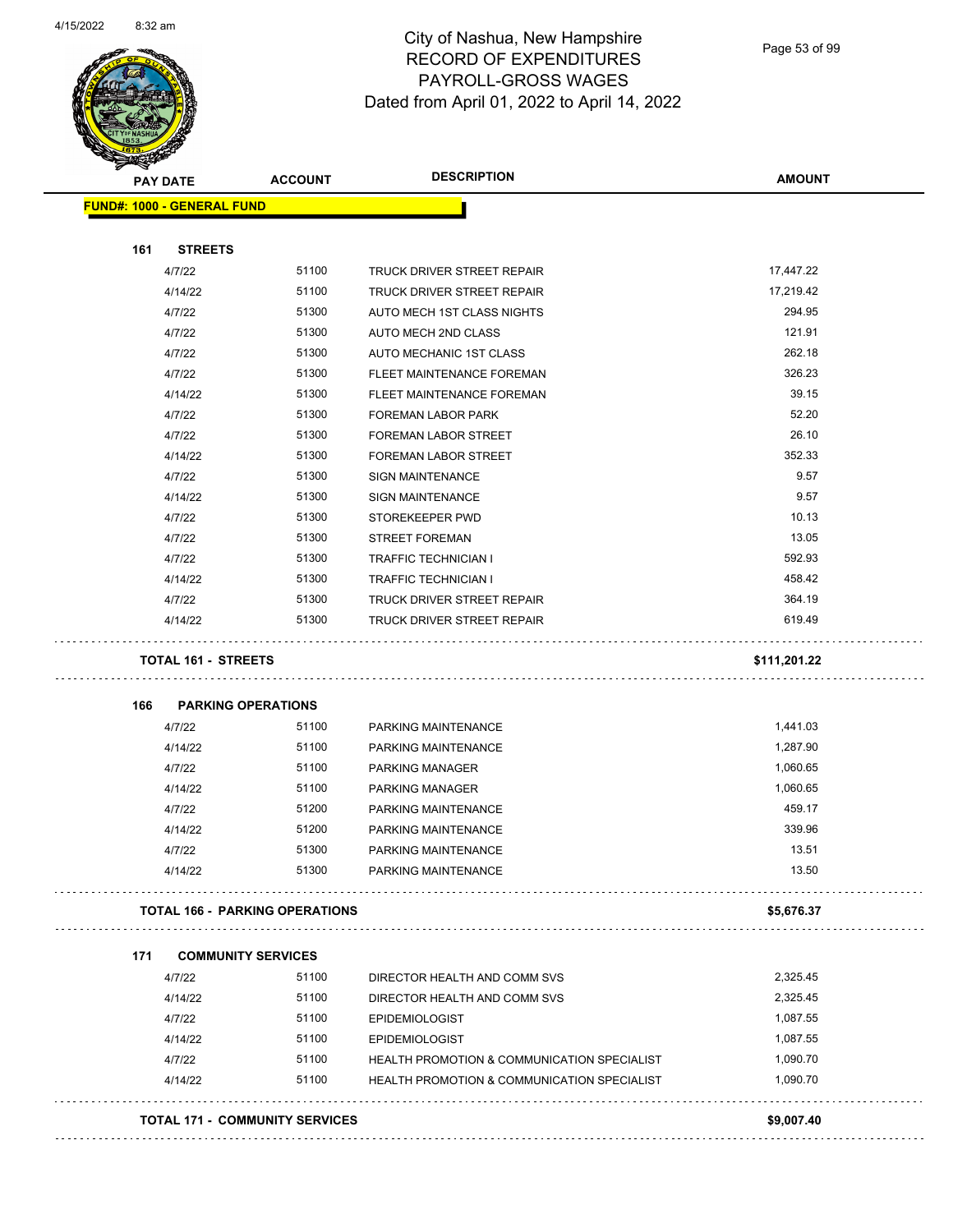# City of Nashua, New Hampshire
## RECORD OF EXPENDITURES
## PAYROLL-GROSS WAGES
### Dated from April 01, 2022 to April 14, 2022

| PAY DATE | ACCOUNT | DESCRIPTION | AMOUNT |
|---|---|---|---|
| **FUND#: 1000 - GENERAL FUND** | | | |
| **161 STREETS** | | | |
| 4/7/22 | 51100 | TRUCK DRIVER STREET REPAIR | 17,447.22 |
| 4/14/22 | 51100 | TRUCK DRIVER STREET REPAIR | 17,219.42 |
| 4/7/22 | 51300 | AUTO MECH 1ST CLASS NIGHTS | 294.95 |
| 4/7/22 | 51300 | AUTO MECH 2ND CLASS | 121.91 |
| 4/7/22 | 51300 | AUTO MECHANIC 1ST CLASS | 262.18 |
| 4/7/22 | 51300 | FLEET MAINTENANCE FOREMAN | 326.23 |
| 4/14/22 | 51300 | FLEET MAINTENANCE FOREMAN | 39.15 |
| 4/7/22 | 51300 | FOREMAN LABOR PARK | 52.20 |
| 4/7/22 | 51300 | FOREMAN LABOR STREET | 26.10 |
| 4/14/22 | 51300 | FOREMAN LABOR STREET | 352.33 |
| 4/7/22 | 51300 | SIGN MAINTENANCE | 9.57 |
| 4/14/22 | 51300 | SIGN MAINTENANCE | 9.57 |
| 4/7/22 | 51300 | STOREKEEPER PWD | 10.13 |
| 4/7/22 | 51300 | STREET FOREMAN | 13.05 |
| 4/7/22 | 51300 | TRAFFIC TECHNICIAN I | 592.93 |
| 4/14/22 | 51300 | TRAFFIC TECHNICIAN I | 458.42 |
| 4/7/22 | 51300 | TRUCK DRIVER STREET REPAIR | 364.19 |
| 4/14/22 | 51300 | TRUCK DRIVER STREET REPAIR | 619.49 |
| **TOTAL 161 - STREETS** | | | **$111,201.22** |
| **166 PARKING OPERATIONS** | | | |
| 4/7/22 | 51100 | PARKING MAINTENANCE | 1,441.03 |
| 4/14/22 | 51100 | PARKING MAINTENANCE | 1,287.90 |
| 4/7/22 | 51100 | PARKING MANAGER | 1,060.65 |
| 4/14/22 | 51100 | PARKING MANAGER | 1,060.65 |
| 4/7/22 | 51200 | PARKING MAINTENANCE | 459.17 |
| 4/14/22 | 51200 | PARKING MAINTENANCE | 339.96 |
| 4/7/22 | 51300 | PARKING MAINTENANCE | 13.51 |
| 4/14/22 | 51300 | PARKING MAINTENANCE | 13.50 |
| **TOTAL 166 - PARKING OPERATIONS** | | | **$5,676.37** |
| **171 COMMUNITY SERVICES** | | | |
| 4/7/22 | 51100 | DIRECTOR HEALTH AND COMM SVS | 2,325.45 |
| 4/14/22 | 51100 | DIRECTOR HEALTH AND COMM SVS | 2,325.45 |
| 4/7/22 | 51100 | EPIDEMIOLOGIST | 1,087.55 |
| 4/14/22 | 51100 | EPIDEMIOLOGIST | 1,087.55 |
| 4/7/22 | 51100 | HEALTH PROMOTION & COMMUNICATION SPECIALIST | 1,090.70 |
| 4/14/22 | 51100 | HEALTH PROMOTION & COMMUNICATION SPECIALIST | 1,090.70 |
| **TOTAL 171 - COMMUNITY SERVICES** | | | **$9,007.40** |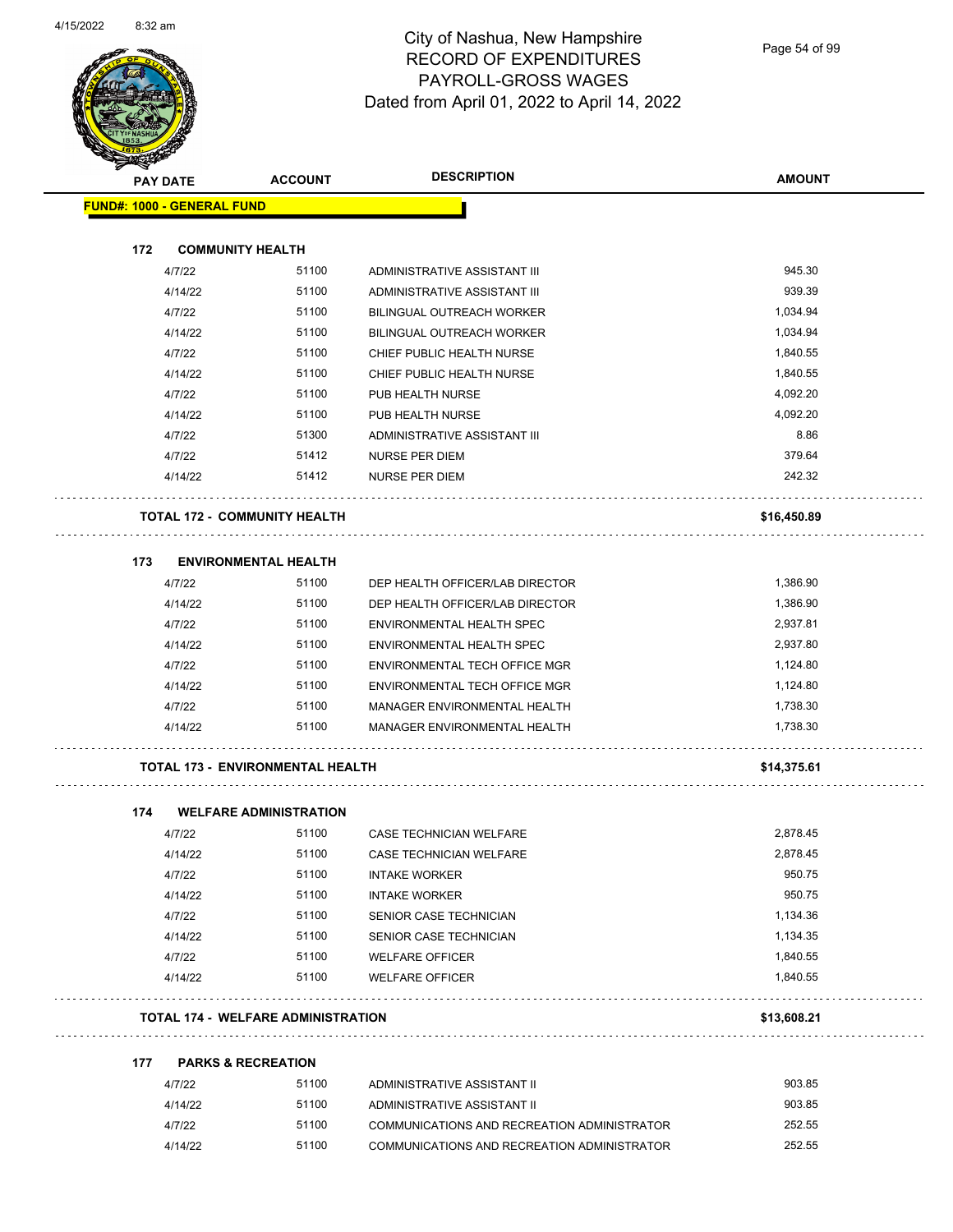# City of Nashua, New Hampshire
## RECORD OF EXPENDITURES
## PAYROLL-GROSS WAGES
## Dated from April 01, 2022 to April 14, 2022

| PAY DATE | ACCOUNT | DESCRIPTION | AMOUNT |
|---|---|---|---|
| **FUND#: 1000 - GENERAL FUND** | | | |
| **172 COMMUNITY HEALTH** | | | |
| 4/7/22 | 51100 | ADMINISTRATIVE ASSISTANT III | 945.30 |
| 4/14/22 | 51100 | ADMINISTRATIVE ASSISTANT III | 939.39 |
| 4/7/22 | 51100 | BILINGUAL OUTREACH WORKER | 1,034.94 |
| 4/14/22 | 51100 | BILINGUAL OUTREACH WORKER | 1,034.94 |
| 4/7/22 | 51100 | CHIEF PUBLIC HEALTH NURSE | 1,840.55 |
| 4/14/22 | 51100 | CHIEF PUBLIC HEALTH NURSE | 1,840.55 |
| 4/7/22 | 51100 | PUB HEALTH NURSE | 4,092.20 |
| 4/14/22 | 51100 | PUB HEALTH NURSE | 4,092.20 |
| 4/7/22 | 51300 | ADMINISTRATIVE ASSISTANT III | 8.86 |
| 4/7/22 | 51412 | NURSE PER DIEM | 379.64 |
| 4/14/22 | 51412 | NURSE PER DIEM | 242.32 |
| **TOTAL 172 - COMMUNITY HEALTH** | | | **$16,450.89** |
| **173 ENVIRONMENTAL HEALTH** | | | |
| 4/7/22 | 51100 | DEP HEALTH OFFICER/LAB DIRECTOR | 1,386.90 |
| 4/14/22 | 51100 | DEP HEALTH OFFICER/LAB DIRECTOR | 1,386.90 |
| 4/7/22 | 51100 | ENVIRONMENTAL HEALTH SPEC | 2,937.81 |
| 4/14/22 | 51100 | ENVIRONMENTAL HEALTH SPEC | 2,937.80 |
| 4/7/22 | 51100 | ENVIRONMENTAL TECH OFFICE MGR | 1,124.80 |
| 4/14/22 | 51100 | ENVIRONMENTAL TECH OFFICE MGR | 1,124.80 |
| 4/7/22 | 51100 | MANAGER ENVIRONMENTAL HEALTH | 1,738.30 |
| 4/14/22 | 51100 | MANAGER ENVIRONMENTAL HEALTH | 1,738.30 |
| **TOTAL 173 - ENVIRONMENTAL HEALTH** | | | **$14,375.61** |
| **174 WELFARE ADMINISTRATION** | | | |
| 4/7/22 | 51100 | CASE TECHNICIAN WELFARE | 2,878.45 |
| 4/14/22 | 51100 | CASE TECHNICIAN WELFARE | 2,878.45 |
| 4/7/22 | 51100 | INTAKE WORKER | 950.75 |
| 4/14/22 | 51100 | INTAKE WORKER | 950.75 |
| 4/7/22 | 51100 | SENIOR CASE TECHNICIAN | 1,134.36 |
| 4/14/22 | 51100 | SENIOR CASE TECHNICIAN | 1,134.35 |
| 4/7/22 | 51100 | WELFARE OFFICER | 1,840.55 |
| 4/14/22 | 51100 | WELFARE OFFICER | 1,840.55 |
| **TOTAL 174 - WELFARE ADMINISTRATION** | | | **$13,608.21** |
| **177 PARKS & RECREATION** | | | |
| 4/7/22 | 51100 | ADMINISTRATIVE ASSISTANT II | 903.85 |
| 4/14/22 | 51100 | ADMINISTRATIVE ASSISTANT II | 903.85 |
| 4/7/22 | 51100 | COMMUNICATIONS AND RECREATION ADMINISTRATOR | 252.55 |
| 4/14/22 | 51100 | COMMUNICATIONS AND RECREATION ADMINISTRATOR | 252.55 |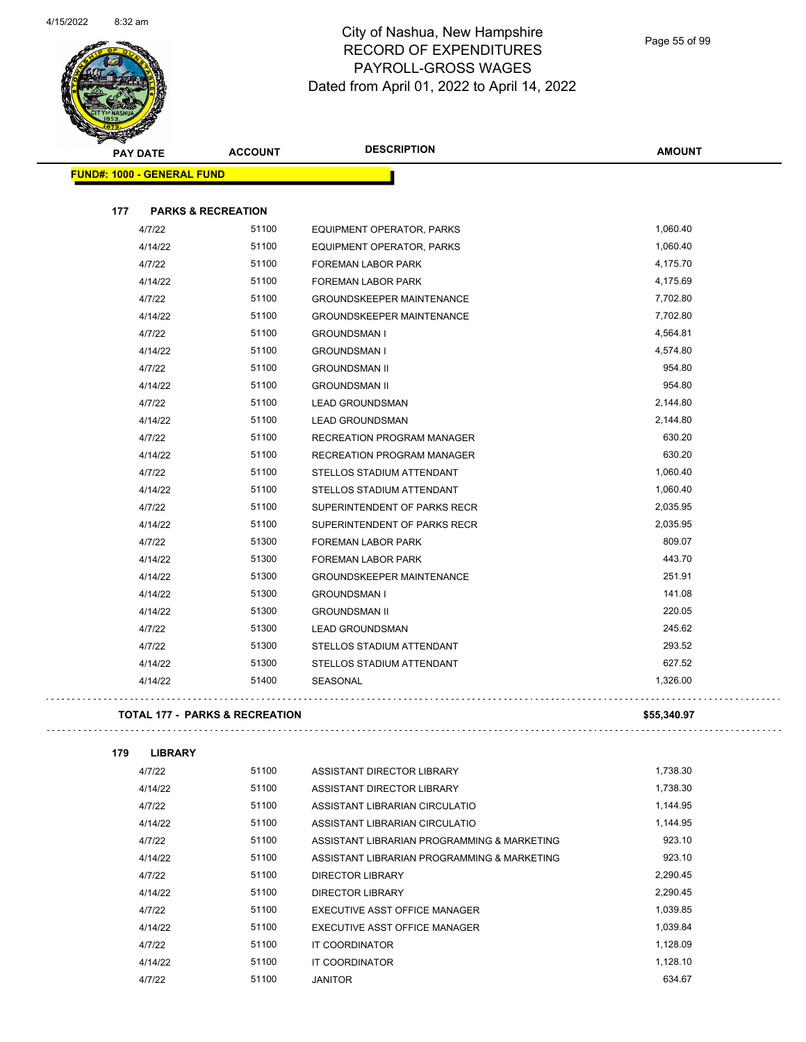# City of Nashua, New Hampshire
## RECORD OF EXPENDITURES
## PAYROLL-GROSS WAGES
### Dated from April 01, 2022 to April 14, 2022

| PAY DATE | ACCOUNT | DESCRIPTION | AMOUNT |
|---|---|---|---|
| **FUND#: 1000 - GENERAL FUND** | | | |
| **177 PARKS & RECREATION** | | | |
| 4/7/22 | 51100 | EQUIPMENT OPERATOR, PARKS | 1,060.40 |
| 4/14/22 | 51100 | EQUIPMENT OPERATOR, PARKS | 1,060.40 |
| 4/7/22 | 51100 | FOREMAN LABOR PARK | 4,175.70 |
| 4/14/22 | 51100 | FOREMAN LABOR PARK | 4,175.69 |
| 4/7/22 | 51100 | GROUNDSKEEPER MAINTENANCE | 7,702.80 |
| 4/14/22 | 51100 | GROUNDSKEEPER MAINTENANCE | 7,702.80 |
| 4/7/22 | 51100 | GROUNDSMAN I | 4,564.81 |
| 4/14/22 | 51100 | GROUNDSMAN I | 4,574.80 |
| 4/7/22 | 51100 | GROUNDSMAN II | 954.80 |
| 4/14/22 | 51100 | GROUNDSMAN II | 954.80 |
| 4/7/22 | 51100 | LEAD GROUNDSMAN | 2,144.80 |
| 4/14/22 | 51100 | LEAD GROUNDSMAN | 2,144.80 |
| 4/7/22 | 51100 | RECREATION PROGRAM MANAGER | 630.20 |
| 4/14/22 | 51100 | RECREATION PROGRAM MANAGER | 630.20 |
| 4/7/22 | 51100 | STELLOS STADIUM ATTENDANT | 1,060.40 |
| 4/14/22 | 51100 | STELLOS STADIUM ATTENDANT | 1,060.40 |
| 4/7/22 | 51100 | SUPERINTENDENT OF PARKS RECR | 2,035.95 |
| 4/14/22 | 51100 | SUPERINTENDENT OF PARKS RECR | 2,035.95 |
| 4/7/22 | 51300 | FOREMAN LABOR PARK | 809.07 |
| 4/14/22 | 51300 | FOREMAN LABOR PARK | 443.70 |
| 4/14/22 | 51300 | GROUNDSKEEPER MAINTENANCE | 251.91 |
| 4/14/22 | 51300 | GROUNDSMAN I | 141.08 |
| 4/14/22 | 51300 | GROUNDSMAN II | 220.05 |
| 4/7/22 | 51300 | LEAD GROUNDSMAN | 245.62 |
| 4/7/22 | 51300 | STELLOS STADIUM ATTENDANT | 293.52 |
| 4/14/22 | 51300 | STELLOS STADIUM ATTENDANT | 627.52 |
| 4/14/22 | 51400 | SEASONAL | 1,326.00 |
| **TOTAL 177 - PARKS & RECREATION** | | | **$55,340.97** |
| **179 LIBRARY** | | | |
| 4/7/22 | 51100 | ASSISTANT DIRECTOR LIBRARY | 1,738.30 |
| 4/14/22 | 51100 | ASSISTANT DIRECTOR LIBRARY | 1,738.30 |
| 4/7/22 | 51100 | ASSISTANT LIBRARIAN CIRCULATIO | 1,144.95 |
| 4/14/22 | 51100 | ASSISTANT LIBRARIAN CIRCULATIO | 1,144.95 |
| 4/7/22 | 51100 | ASSISTANT LIBRARIAN PROGRAMMING & MARKETING | 923.10 |
| 4/14/22 | 51100 | ASSISTANT LIBRARIAN PROGRAMMING & MARKETING | 923.10 |
| 4/7/22 | 51100 | DIRECTOR LIBRARY | 2,290.45 |
| 4/14/22 | 51100 | DIRECTOR LIBRARY | 2,290.45 |
| 4/7/22 | 51100 | EXECUTIVE ASST OFFICE MANAGER | 1,039.85 |
| 4/14/22 | 51100 | EXECUTIVE ASST OFFICE MANAGER | 1,039.84 |
| 4/7/22 | 51100 | IT COORDINATOR | 1,128.09 |
| 4/14/22 | 51100 | IT COORDINATOR | 1,128.10 |
| 4/7/22 | 51100 | JANITOR | 634.67 |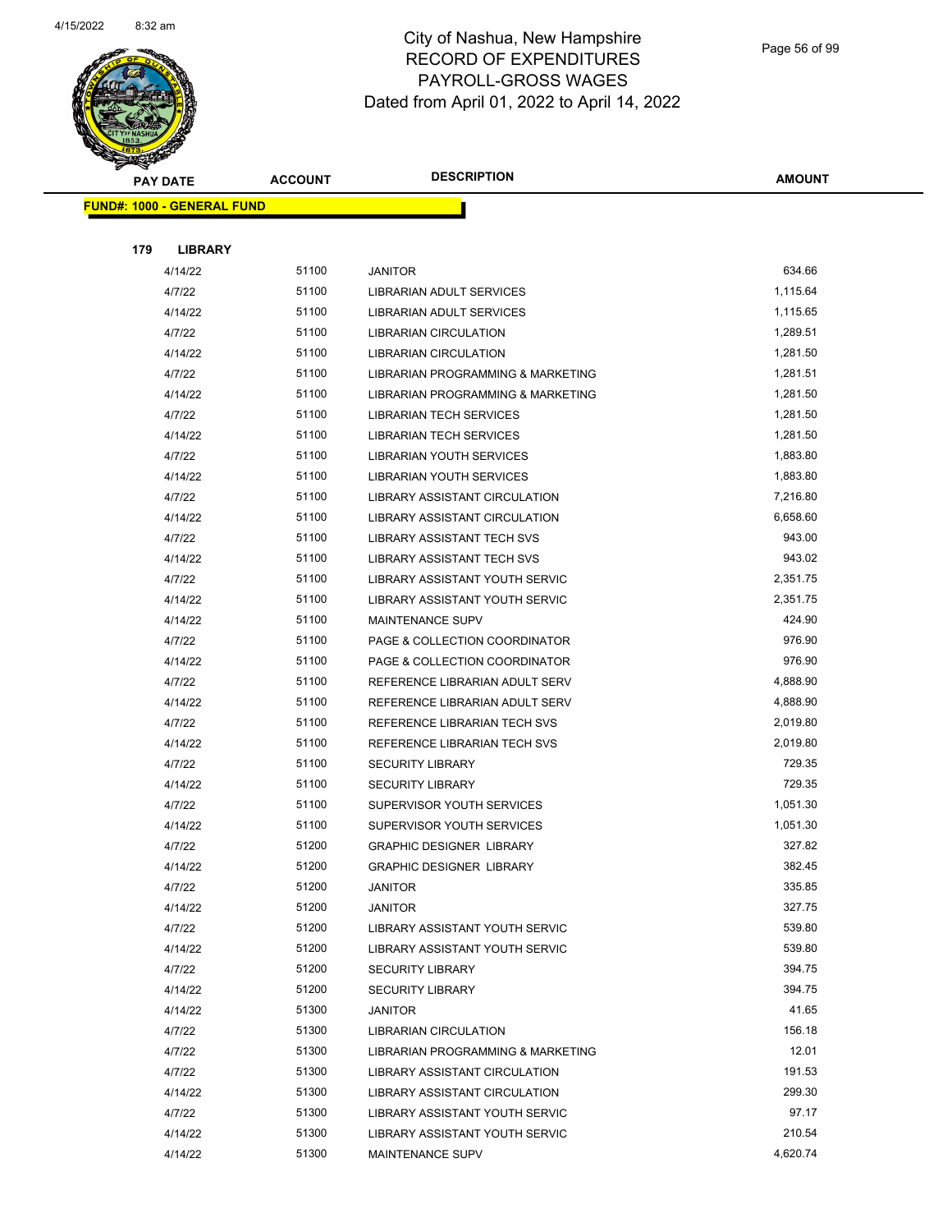# City of Nashua, New Hampshire
## RECORD OF EXPENDITURES
## PAYROLL-GROSS WAGES
## Dated from April 01, 2022 to April 14, 2022

| PAY DATE | ACCOUNT | DESCRIPTION | AMOUNT |
|---|---|---|---|
| **FUND#: 1000 - GENERAL FUND** | | | |
| **179 LIBRARY** | | | |
| 4/14/22 | 51100 | JANITOR | 634.66 |
| 4/7/22 | 51100 | LIBRARIAN ADULT SERVICES | 1,115.64 |
| 4/14/22 | 51100 | LIBRARIAN ADULT SERVICES | 1,115.65 |
| 4/7/22 | 51100 | LIBRARIAN CIRCULATION | 1,289.51 |
| 4/14/22 | 51100 | LIBRARIAN CIRCULATION | 1,281.50 |
| 4/7/22 | 51100 | LIBRARIAN PROGRAMMING & MARKETING | 1,281.51 |
| 4/14/22 | 51100 | LIBRARIAN PROGRAMMING & MARKETING | 1,281.50 |
| 4/7/22 | 51100 | LIBRARIAN TECH SERVICES | 1,281.50 |
| 4/14/22 | 51100 | LIBRARIAN TECH SERVICES | 1,281.50 |
| 4/7/22 | 51100 | LIBRARIAN YOUTH SERVICES | 1,883.80 |
| 4/14/22 | 51100 | LIBRARIAN YOUTH SERVICES | 1,883.80 |
| 4/7/22 | 51100 | LIBRARY ASSISTANT CIRCULATION | 7,216.80 |
| 4/14/22 | 51100 | LIBRARY ASSISTANT CIRCULATION | 6,658.60 |
| 4/7/22 | 51100 | LIBRARY ASSISTANT TECH SVS | 943.00 |
| 4/14/22 | 51100 | LIBRARY ASSISTANT TECH SVS | 943.02 |
| 4/7/22 | 51100 | LIBRARY ASSISTANT YOUTH SERVIC | 2,351.75 |
| 4/14/22 | 51100 | LIBRARY ASSISTANT YOUTH SERVIC | 2,351.75 |
| 4/14/22 | 51100 | MAINTENANCE SUPV | 424.90 |
| 4/7/22 | 51100 | PAGE & COLLECTION COORDINATOR | 976.90 |
| 4/14/22 | 51100 | PAGE & COLLECTION COORDINATOR | 976.90 |
| 4/7/22 | 51100 | REFERENCE LIBRARIAN ADULT SERV | 4,888.90 |
| 4/14/22 | 51100 | REFERENCE LIBRARIAN ADULT SERV | 4,888.90 |
| 4/7/22 | 51100 | REFERENCE LIBRARIAN TECH SVS | 2,019.80 |
| 4/14/22 | 51100 | REFERENCE LIBRARIAN TECH SVS | 2,019.80 |
| 4/7/22 | 51100 | SECURITY LIBRARY | 729.35 |
| 4/14/22 | 51100 | SECURITY LIBRARY | 729.35 |
| 4/7/22 | 51100 | SUPERVISOR YOUTH SERVICES | 1,051.30 |
| 4/14/22 | 51100 | SUPERVISOR YOUTH SERVICES | 1,051.30 |
| 4/7/22 | 51200 | GRAPHIC DESIGNER LIBRARY | 327.82 |
| 4/14/22 | 51200 | GRAPHIC DESIGNER LIBRARY | 382.45 |
| 4/7/22 | 51200 | JANITOR | 335.85 |
| 4/14/22 | 51200 | JANITOR | 327.75 |
| 4/7/22 | 51200 | LIBRARY ASSISTANT YOUTH SERVIC | 539.80 |
| 4/14/22 | 51200 | LIBRARY ASSISTANT YOUTH SERVIC | 539.80 |
| 4/7/22 | 51200 | SECURITY LIBRARY | 394.75 |
| 4/14/22 | 51200 | SECURITY LIBRARY | 394.75 |
| 4/14/22 | 51300 | JANITOR | 41.65 |
| 4/7/22 | 51300 | LIBRARIAN CIRCULATION | 156.18 |
| 4/7/22 | 51300 | LIBRARIAN PROGRAMMING & MARKETING | 12.01 |
| 4/7/22 | 51300 | LIBRARY ASSISTANT CIRCULATION | 191.53 |
| 4/14/22 | 51300 | LIBRARY ASSISTANT CIRCULATION | 299.30 |
| 4/7/22 | 51300 | LIBRARY ASSISTANT YOUTH SERVIC | 97.17 |
| 4/14/22 | 51300 | LIBRARY ASSISTANT YOUTH SERVIC | 210.54 |
| 4/14/22 | 51300 | MAINTENANCE SUPV | 4,620.74 |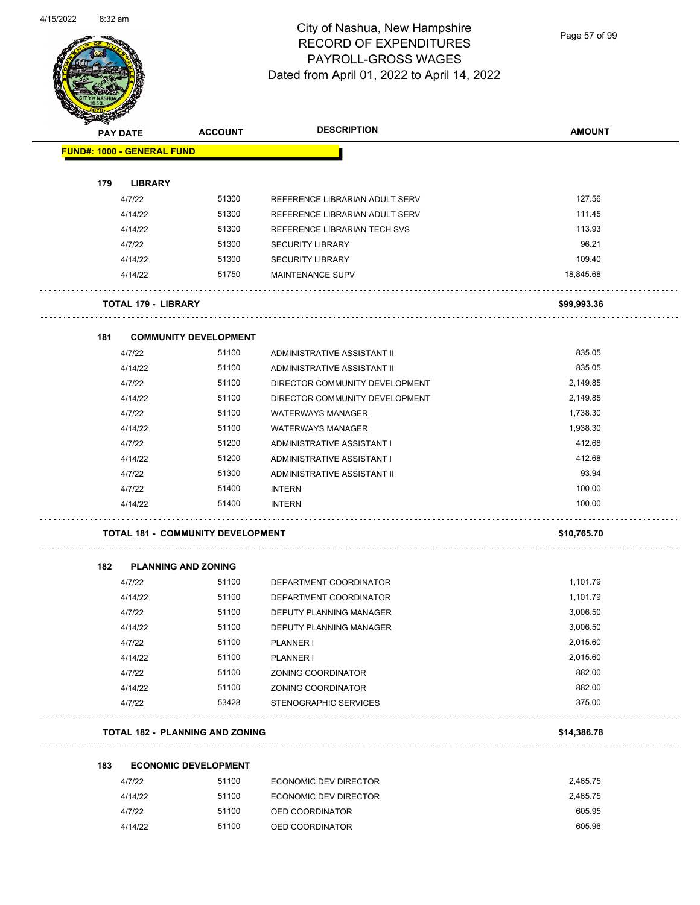# City of Nashua, New Hampshire
## RECORD OF EXPENDITURES
## PAYROLL-GROSS WAGES
## Dated from April 01, 2022 to April 14, 2022

| PAY DATE | ACCOUNT | DESCRIPTION | AMOUNT |
|---|---|---|---|
| **FUND#: 1000 - GENERAL FUND** | | | |
| **179 LIBRARY** | | | |
| 4/7/22 | 51300 | REFERENCE LIBRARIAN ADULT SERV | 127.56 |
| 4/14/22 | 51300 | REFERENCE LIBRARIAN ADULT SERV | 111.45 |
| 4/14/22 | 51300 | REFERENCE LIBRARIAN TECH SVS | 113.93 |
| 4/7/22 | 51300 | SECURITY LIBRARY | 96.21 |
| 4/14/22 | 51300 | SECURITY LIBRARY | 109.40 |
| 4/14/22 | 51750 | MAINTENANCE SUPV | 18,845.68 |
| **TOTAL 179 - LIBRARY** | | | **$99,993.36** |
| **181 COMMUNITY DEVELOPMENT** | | | |
| 4/7/22 | 51100 | ADMINISTRATIVE ASSISTANT II | 835.05 |
| 4/14/22 | 51100 | ADMINISTRATIVE ASSISTANT II | 835.05 |
| 4/7/22 | 51100 | DIRECTOR COMMUNITY DEVELOPMENT | 2,149.85 |
| 4/14/22 | 51100 | DIRECTOR COMMUNITY DEVELOPMENT | 2,149.85 |
| 4/7/22 | 51100 | WATERWAYS MANAGER | 1,738.30 |
| 4/14/22 | 51100 | WATERWAYS MANAGER | 1,938.30 |
| 4/7/22 | 51200 | ADMINISTRATIVE ASSISTANT I | 412.68 |
| 4/14/22 | 51200 | ADMINISTRATIVE ASSISTANT I | 412.68 |
| 4/7/22 | 51300 | ADMINISTRATIVE ASSISTANT II | 93.94 |
| 4/7/22 | 51400 | INTERN | 100.00 |
| 4/14/22 | 51400 | INTERN | 100.00 |
| **TOTAL 181 - COMMUNITY DEVELOPMENT** | | | **$10,765.70** |
| **182 PLANNING AND ZONING** | | | |
| 4/7/22 | 51100 | DEPARTMENT COORDINATOR | 1,101.79 |
| 4/14/22 | 51100 | DEPARTMENT COORDINATOR | 1,101.79 |
| 4/7/22 | 51100 | DEPUTY PLANNING MANAGER | 3,006.50 |
| 4/14/22 | 51100 | DEPUTY PLANNING MANAGER | 3,006.50 |
| 4/7/22 | 51100 | PLANNER I | 2,015.60 |
| 4/14/22 | 51100 | PLANNER I | 2,015.60 |
| 4/7/22 | 51100 | ZONING COORDINATOR | 882.00 |
| 4/14/22 | 51100 | ZONING COORDINATOR | 882.00 |
| 4/7/22 | 53428 | STENOGRAPHIC SERVICES | 375.00 |
| **TOTAL 182 - PLANNING AND ZONING** | | | **$14,386.78** |
| **183 ECONOMIC DEVELOPMENT** | | | |
| 4/7/22 | 51100 | ECONOMIC DEV DIRECTOR | 2,465.75 |
| 4/14/22 | 51100 | ECONOMIC DEV DIRECTOR | 2,465.75 |
| 4/7/22 | 51100 | OED COORDINATOR | 605.95 |
| 4/14/22 | 51100 | OED COORDINATOR | 605.96 |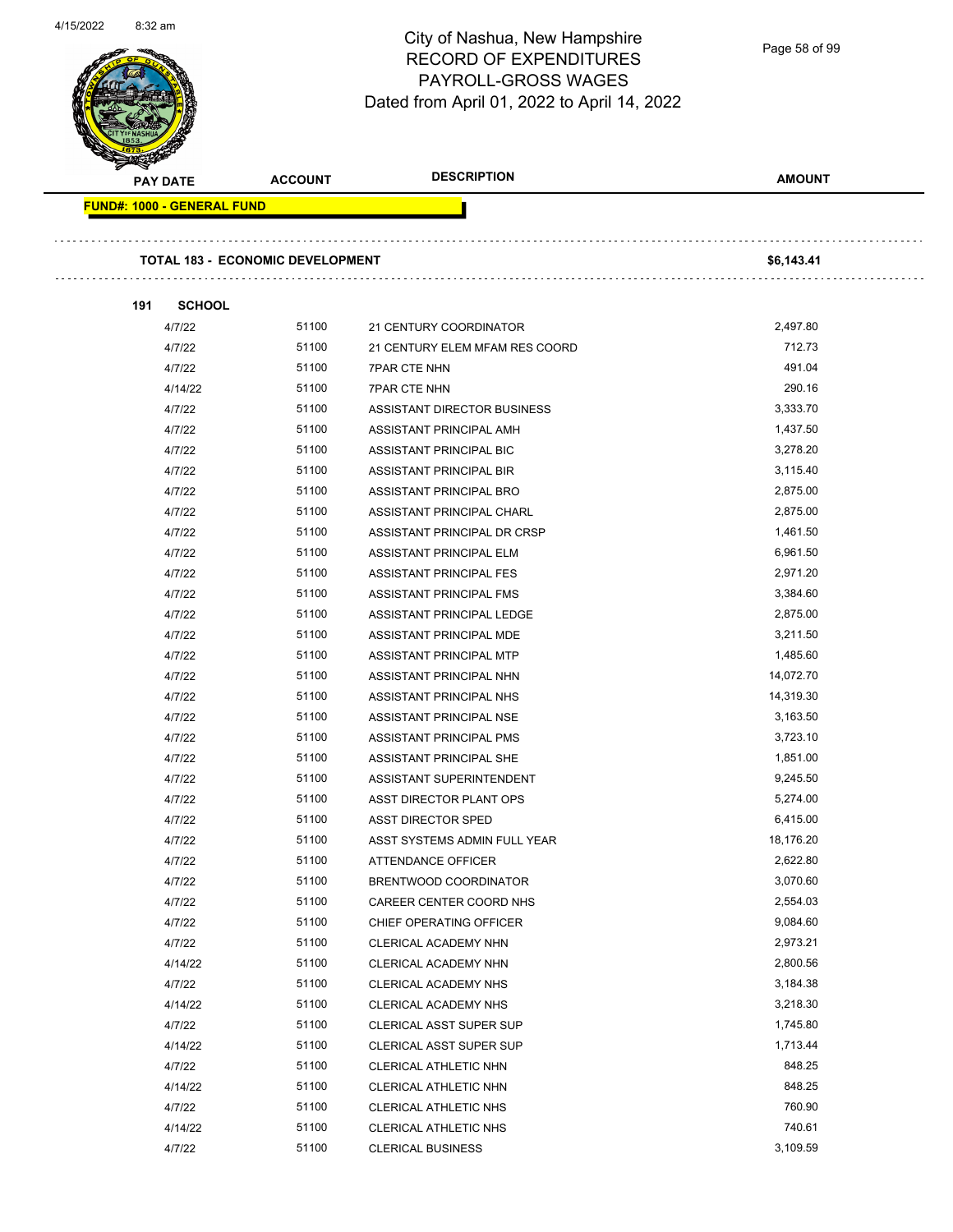City of Nashua, New Hampshire
RECORD OF EXPENDITURES
PAYROLL-GROSS WAGES
Dated from April 01, 2022 to April 14, 2022

| PAY DATE | ACCOUNT | DESCRIPTION | AMOUNT |
|---|---|---|---|

**FUND#: 1000 - GENERAL FUND**

**TOTAL 183 - ECONOMIC DEVELOPMENT** **$6,143.41**

**191 SCHOOL**

| PAY DATE | ACCOUNT | DESCRIPTION | AMOUNT |
|---|---|---|---|
| 4/7/22 | 51100 | 21 CENTURY COORDINATOR | 2,497.80 |
| 4/7/22 | 51100 | 21 CENTURY ELEM MFAM RES COORD | 712.73 |
| 4/7/22 | 51100 | 7PAR CTE NHN | 491.04 |
| 4/14/22 | 51100 | 7PAR CTE NHN | 290.16 |
| 4/7/22 | 51100 | ASSISTANT DIRECTOR BUSINESS | 3,333.70 |
| 4/7/22 | 51100 | ASSISTANT PRINCIPAL AMH | 1,437.50 |
| 4/7/22 | 51100 | ASSISTANT PRINCIPAL BIC | 3,278.20 |
| 4/7/22 | 51100 | ASSISTANT PRINCIPAL BIR | 3,115.40 |
| 4/7/22 | 51100 | ASSISTANT PRINCIPAL BRO | 2,875.00 |
| 4/7/22 | 51100 | ASSISTANT PRINCIPAL CHARL | 2,875.00 |
| 4/7/22 | 51100 | ASSISTANT PRINCIPAL DR CRSP | 1,461.50 |
| 4/7/22 | 51100 | ASSISTANT PRINCIPAL ELM | 6,961.50 |
| 4/7/22 | 51100 | ASSISTANT PRINCIPAL FES | 2,971.20 |
| 4/7/22 | 51100 | ASSISTANT PRINCIPAL FMS | 3,384.60 |
| 4/7/22 | 51100 | ASSISTANT PRINCIPAL LEDGE | 2,875.00 |
| 4/7/22 | 51100 | ASSISTANT PRINCIPAL MDE | 3,211.50 |
| 4/7/22 | 51100 | ASSISTANT PRINCIPAL MTP | 1,485.60 |
| 4/7/22 | 51100 | ASSISTANT PRINCIPAL NHN | 14,072.70 |
| 4/7/22 | 51100 | ASSISTANT PRINCIPAL NHS | 14,319.30 |
| 4/7/22 | 51100 | ASSISTANT PRINCIPAL NSE | 3,163.50 |
| 4/7/22 | 51100 | ASSISTANT PRINCIPAL PMS | 3,723.10 |
| 4/7/22 | 51100 | ASSISTANT PRINCIPAL SHE | 1,851.00 |
| 4/7/22 | 51100 | ASSISTANT SUPERINTENDENT | 9,245.50 |
| 4/7/22 | 51100 | ASST DIRECTOR PLANT OPS | 5,274.00 |
| 4/7/22 | 51100 | ASST DIRECTOR SPED | 6,415.00 |
| 4/7/22 | 51100 | ASST SYSTEMS ADMIN FULL YEAR | 18,176.20 |
| 4/7/22 | 51100 | ATTENDANCE OFFICER | 2,622.80 |
| 4/7/22 | 51100 | BRENTWOOD COORDINATOR | 3,070.60 |
| 4/7/22 | 51100 | CAREER CENTER COORD NHS | 2,554.03 |
| 4/7/22 | 51100 | CHIEF OPERATING OFFICER | 9,084.60 |
| 4/7/22 | 51100 | CLERICAL ACADEMY NHN | 2,973.21 |
| 4/14/22 | 51100 | CLERICAL ACADEMY NHN | 2,800.56 |
| 4/7/22 | 51100 | CLERICAL ACADEMY NHS | 3,184.38 |
| 4/14/22 | 51100 | CLERICAL ACADEMY NHS | 3,218.30 |
| 4/7/22 | 51100 | CLERICAL ASST SUPER SUP | 1,745.80 |
| 4/14/22 | 51100 | CLERICAL ASST SUPER SUP | 1,713.44 |
| 4/7/22 | 51100 | CLERICAL ATHLETIC NHN | 848.25 |
| 4/14/22 | 51100 | CLERICAL ATHLETIC NHN | 848.25 |
| 4/7/22 | 51100 | CLERICAL ATHLETIC NHS | 760.90 |
| 4/14/22 | 51100 | CLERICAL ATHLETIC NHS | 740.61 |
| 4/7/22 | 51100 | CLERICAL BUSINESS | 3,109.59 |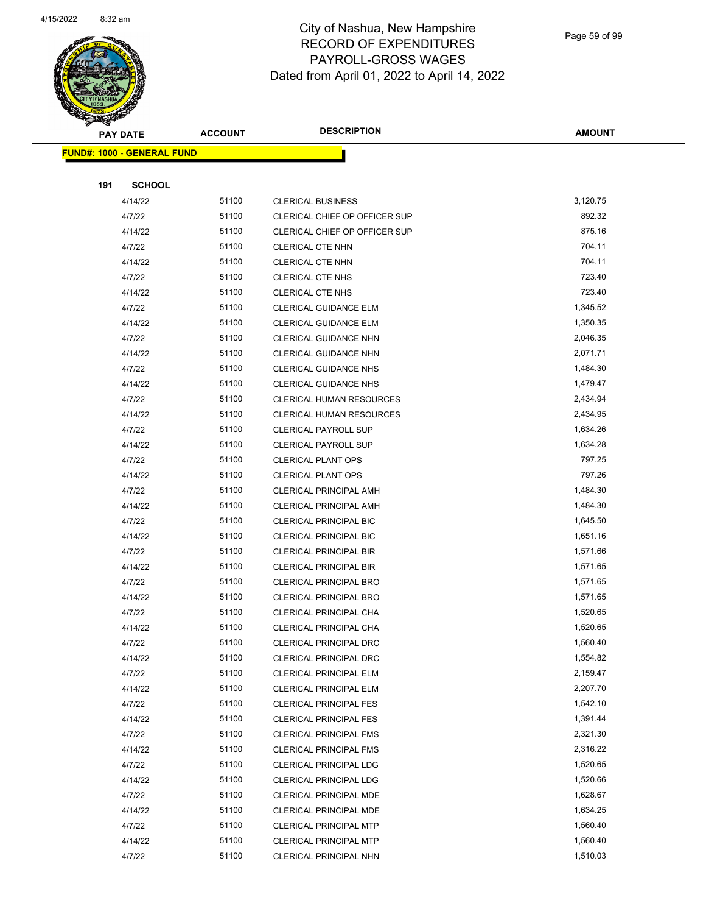# City of Nashua, New Hampshire
## RECORD OF EXPENDITURES
## PAYROLL-GROSS WAGES
## Dated from April 01, 2022 to April 14, 2022

**FUND#: 1000 - GENERAL FUND**

**191 SCHOOL**

| PAY DATE | ACCOUNT | DESCRIPTION | AMOUNT |
|---|---|---|---|
| 4/14/22 | 51100 | CLERICAL BUSINESS | 3,120.75 |
| 4/7/22 | 51100 | CLERICAL CHIEF OP OFFICER SUP | 892.32 |
| 4/14/22 | 51100 | CLERICAL CHIEF OP OFFICER SUP | 875.16 |
| 4/7/22 | 51100 | CLERICAL CTE NHN | 704.11 |
| 4/14/22 | 51100 | CLERICAL CTE NHN | 704.11 |
| 4/7/22 | 51100 | CLERICAL CTE NHS | 723.40 |
| 4/14/22 | 51100 | CLERICAL CTE NHS | 723.40 |
| 4/7/22 | 51100 | CLERICAL GUIDANCE ELM | 1,345.52 |
| 4/14/22 | 51100 | CLERICAL GUIDANCE ELM | 1,350.35 |
| 4/7/22 | 51100 | CLERICAL GUIDANCE NHN | 2,046.35 |
| 4/14/22 | 51100 | CLERICAL GUIDANCE NHN | 2,071.71 |
| 4/7/22 | 51100 | CLERICAL GUIDANCE NHS | 1,484.30 |
| 4/14/22 | 51100 | CLERICAL GUIDANCE NHS | 1,479.47 |
| 4/7/22 | 51100 | CLERICAL HUMAN RESOURCES | 2,434.94 |
| 4/14/22 | 51100 | CLERICAL HUMAN RESOURCES | 2,434.95 |
| 4/7/22 | 51100 | CLERICAL PAYROLL SUP | 1,634.26 |
| 4/14/22 | 51100 | CLERICAL PAYROLL SUP | 1,634.28 |
| 4/7/22 | 51100 | CLERICAL PLANT OPS | 797.25 |
| 4/14/22 | 51100 | CLERICAL PLANT OPS | 797.26 |
| 4/7/22 | 51100 | CLERICAL PRINCIPAL AMH | 1,484.30 |
| 4/14/22 | 51100 | CLERICAL PRINCIPAL AMH | 1,484.30 |
| 4/7/22 | 51100 | CLERICAL PRINCIPAL BIC | 1,645.50 |
| 4/14/22 | 51100 | CLERICAL PRINCIPAL BIC | 1,651.16 |
| 4/7/22 | 51100 | CLERICAL PRINCIPAL BIR | 1,571.66 |
| 4/14/22 | 51100 | CLERICAL PRINCIPAL BIR | 1,571.65 |
| 4/7/22 | 51100 | CLERICAL PRINCIPAL BRO | 1,571.65 |
| 4/14/22 | 51100 | CLERICAL PRINCIPAL BRO | 1,571.65 |
| 4/7/22 | 51100 | CLERICAL PRINCIPAL CHA | 1,520.65 |
| 4/14/22 | 51100 | CLERICAL PRINCIPAL CHA | 1,520.65 |
| 4/7/22 | 51100 | CLERICAL PRINCIPAL DRC | 1,560.40 |
| 4/14/22 | 51100 | CLERICAL PRINCIPAL DRC | 1,554.82 |
| 4/7/22 | 51100 | CLERICAL PRINCIPAL ELM | 2,159.47 |
| 4/14/22 | 51100 | CLERICAL PRINCIPAL ELM | 2,207.70 |
| 4/7/22 | 51100 | CLERICAL PRINCIPAL FES | 1,542.10 |
| 4/14/22 | 51100 | CLERICAL PRINCIPAL FES | 1,391.44 |
| 4/7/22 | 51100 | CLERICAL PRINCIPAL FMS | 2,321.30 |
| 4/14/22 | 51100 | CLERICAL PRINCIPAL FMS | 2,316.22 |
| 4/7/22 | 51100 | CLERICAL PRINCIPAL LDG | 1,520.65 |
| 4/14/22 | 51100 | CLERICAL PRINCIPAL LDG | 1,520.66 |
| 4/7/22 | 51100 | CLERICAL PRINCIPAL MDE | 1,628.67 |
| 4/14/22 | 51100 | CLERICAL PRINCIPAL MDE | 1,634.25 |
| 4/7/22 | 51100 | CLERICAL PRINCIPAL MTP | 1,560.40 |
| 4/14/22 | 51100 | CLERICAL PRINCIPAL MTP | 1,560.40 |
| 4/7/22 | 51100 | CLERICAL PRINCIPAL NHN | 1,510.03 |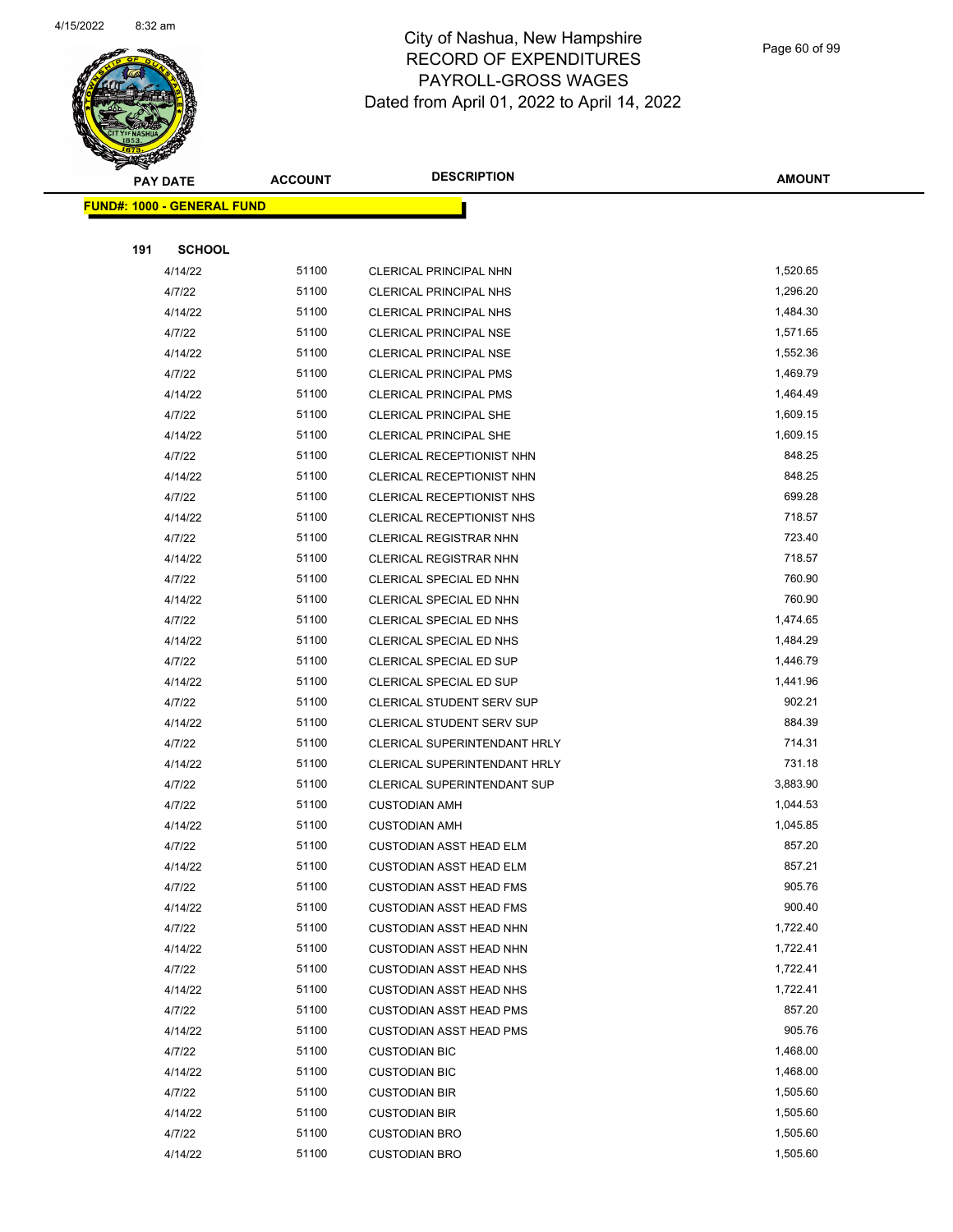City of Nashua, New Hampshire
RECORD OF EXPENDITURES
PAYROLL-GROSS WAGES
Dated from April 01, 2022 to April 14, 2022

| PAY DATE | ACCOUNT | DESCRIPTION | AMOUNT |
|---|---|---|---|

**FUND#: 1000 - GENERAL FUND**

**191 SCHOOL**

| PAY DATE | ACCOUNT | DESCRIPTION | AMOUNT |
|---|---|---|---|
| 4/14/22 | 51100 | CLERICAL PRINCIPAL NHN | 1,520.65 |
| 4/7/22 | 51100 | CLERICAL PRINCIPAL NHS | 1,296.20 |
| 4/14/22 | 51100 | CLERICAL PRINCIPAL NHS | 1,484.30 |
| 4/7/22 | 51100 | CLERICAL PRINCIPAL NSE | 1,571.65 |
| 4/14/22 | 51100 | CLERICAL PRINCIPAL NSE | 1,552.36 |
| 4/7/22 | 51100 | CLERICAL PRINCIPAL PMS | 1,469.79 |
| 4/14/22 | 51100 | CLERICAL PRINCIPAL PMS | 1,464.49 |
| 4/7/22 | 51100 | CLERICAL PRINCIPAL SHE | 1,609.15 |
| 4/14/22 | 51100 | CLERICAL PRINCIPAL SHE | 1,609.15 |
| 4/7/22 | 51100 | CLERICAL RECEPTIONIST NHN | 848.25 |
| 4/14/22 | 51100 | CLERICAL RECEPTIONIST NHN | 848.25 |
| 4/7/22 | 51100 | CLERICAL RECEPTIONIST NHS | 699.28 |
| 4/14/22 | 51100 | CLERICAL RECEPTIONIST NHS | 718.57 |
| 4/7/22 | 51100 | CLERICAL REGISTRAR NHN | 723.40 |
| 4/14/22 | 51100 | CLERICAL REGISTRAR NHN | 718.57 |
| 4/7/22 | 51100 | CLERICAL SPECIAL ED NHN | 760.90 |
| 4/14/22 | 51100 | CLERICAL SPECIAL ED NHN | 760.90 |
| 4/7/22 | 51100 | CLERICAL SPECIAL ED NHS | 1,474.65 |
| 4/14/22 | 51100 | CLERICAL SPECIAL ED NHS | 1,484.29 |
| 4/7/22 | 51100 | CLERICAL SPECIAL ED SUP | 1,446.79 |
| 4/14/22 | 51100 | CLERICAL SPECIAL ED SUP | 1,441.96 |
| 4/7/22 | 51100 | CLERICAL STUDENT SERV SUP | 902.21 |
| 4/14/22 | 51100 | CLERICAL STUDENT SERV SUP | 884.39 |
| 4/7/22 | 51100 | CLERICAL SUPERINTENDANT HRLY | 714.31 |
| 4/14/22 | 51100 | CLERICAL SUPERINTENDANT HRLY | 731.18 |
| 4/7/22 | 51100 | CLERICAL SUPERINTENDANT SUP | 3,883.90 |
| 4/7/22 | 51100 | CUSTODIAN AMH | 1,044.53 |
| 4/14/22 | 51100 | CUSTODIAN AMH | 1,045.85 |
| 4/7/22 | 51100 | CUSTODIAN ASST HEAD ELM | 857.20 |
| 4/14/22 | 51100 | CUSTODIAN ASST HEAD ELM | 857.21 |
| 4/7/22 | 51100 | CUSTODIAN ASST HEAD FMS | 905.76 |
| 4/14/22 | 51100 | CUSTODIAN ASST HEAD FMS | 900.40 |
| 4/7/22 | 51100 | CUSTODIAN ASST HEAD NHN | 1,722.40 |
| 4/14/22 | 51100 | CUSTODIAN ASST HEAD NHN | 1,722.41 |
| 4/7/22 | 51100 | CUSTODIAN ASST HEAD NHS | 1,722.41 |
| 4/14/22 | 51100 | CUSTODIAN ASST HEAD NHS | 1,722.41 |
| 4/7/22 | 51100 | CUSTODIAN ASST HEAD PMS | 857.20 |
| 4/14/22 | 51100 | CUSTODIAN ASST HEAD PMS | 905.76 |
| 4/7/22 | 51100 | CUSTODIAN BIC | 1,468.00 |
| 4/14/22 | 51100 | CUSTODIAN BIC | 1,468.00 |
| 4/7/22 | 51100 | CUSTODIAN BIR | 1,505.60 |
| 4/14/22 | 51100 | CUSTODIAN BIR | 1,505.60 |
| 4/7/22 | 51100 | CUSTODIAN BRO | 1,505.60 |
| 4/14/22 | 51100 | CUSTODIAN BRO | 1,505.60 |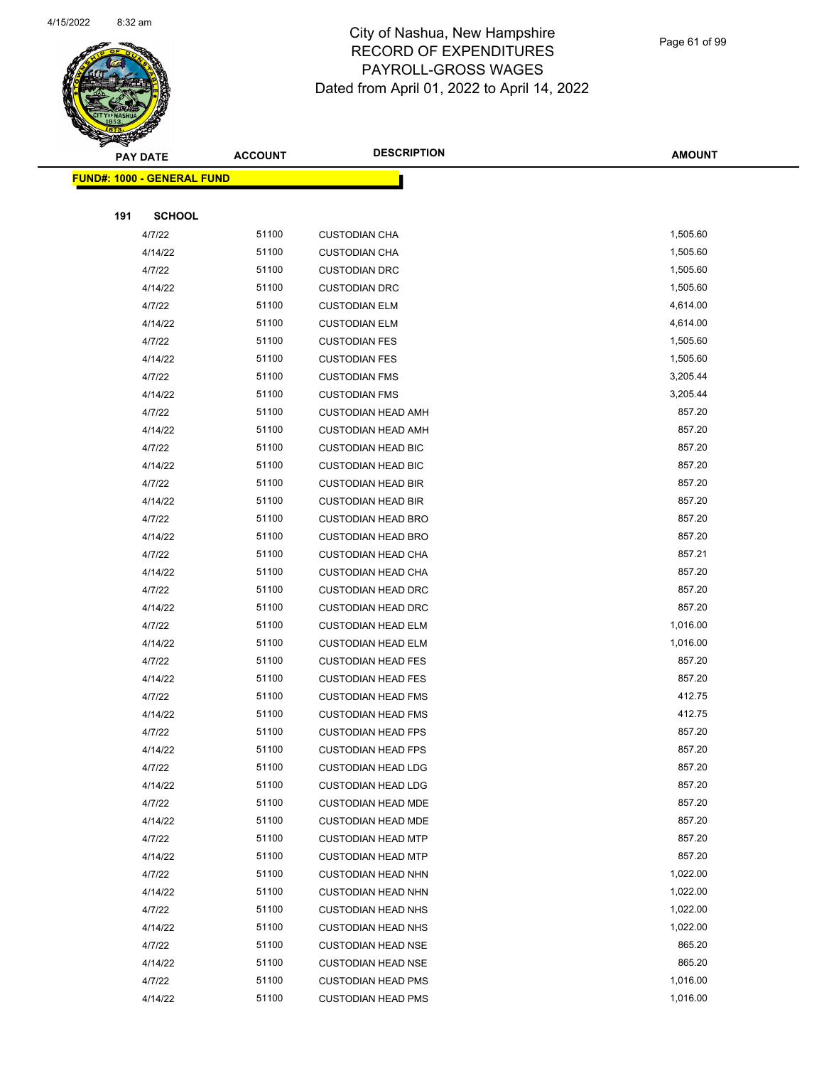# City of Nashua, New Hampshire
## RECORD OF EXPENDITURES
## PAYROLL-GROSS WAGES
### Dated from April 01, 2022 to April 14, 2022

| PAY DATE | ACCOUNT | DESCRIPTION | AMOUNT |
|---|---|---|---|
| **FUND#: 1000 - GENERAL FUND** | | | |
| **191 SCHOOL** | | | |
| 4/7/22 | 51100 | CUSTODIAN CHA | 1,505.60 |
| 4/14/22 | 51100 | CUSTODIAN CHA | 1,505.60 |
| 4/7/22 | 51100 | CUSTODIAN DRC | 1,505.60 |
| 4/14/22 | 51100 | CUSTODIAN DRC | 1,505.60 |
| 4/7/22 | 51100 | CUSTODIAN ELM | 4,614.00 |
| 4/14/22 | 51100 | CUSTODIAN ELM | 4,614.00 |
| 4/7/22 | 51100 | CUSTODIAN FES | 1,505.60 |
| 4/14/22 | 51100 | CUSTODIAN FES | 1,505.60 |
| 4/7/22 | 51100 | CUSTODIAN FMS | 3,205.44 |
| 4/14/22 | 51100 | CUSTODIAN FMS | 3,205.44 |
| 4/7/22 | 51100 | CUSTODIAN HEAD AMH | 857.20 |
| 4/14/22 | 51100 | CUSTODIAN HEAD AMH | 857.20 |
| 4/7/22 | 51100 | CUSTODIAN HEAD BIC | 857.20 |
| 4/14/22 | 51100 | CUSTODIAN HEAD BIC | 857.20 |
| 4/7/22 | 51100 | CUSTODIAN HEAD BIR | 857.20 |
| 4/14/22 | 51100 | CUSTODIAN HEAD BIR | 857.20 |
| 4/7/22 | 51100 | CUSTODIAN HEAD BRO | 857.20 |
| 4/14/22 | 51100 | CUSTODIAN HEAD BRO | 857.20 |
| 4/7/22 | 51100 | CUSTODIAN HEAD CHA | 857.21 |
| 4/14/22 | 51100 | CUSTODIAN HEAD CHA | 857.20 |
| 4/7/22 | 51100 | CUSTODIAN HEAD DRC | 857.20 |
| 4/14/22 | 51100 | CUSTODIAN HEAD DRC | 857.20 |
| 4/7/22 | 51100 | CUSTODIAN HEAD ELM | 1,016.00 |
| 4/14/22 | 51100 | CUSTODIAN HEAD ELM | 1,016.00 |
| 4/7/22 | 51100 | CUSTODIAN HEAD FES | 857.20 |
| 4/14/22 | 51100 | CUSTODIAN HEAD FES | 857.20 |
| 4/7/22 | 51100 | CUSTODIAN HEAD FMS | 412.75 |
| 4/14/22 | 51100 | CUSTODIAN HEAD FMS | 412.75 |
| 4/7/22 | 51100 | CUSTODIAN HEAD FPS | 857.20 |
| 4/14/22 | 51100 | CUSTODIAN HEAD FPS | 857.20 |
| 4/7/22 | 51100 | CUSTODIAN HEAD LDG | 857.20 |
| 4/14/22 | 51100 | CUSTODIAN HEAD LDG | 857.20 |
| 4/7/22 | 51100 | CUSTODIAN HEAD MDE | 857.20 |
| 4/14/22 | 51100 | CUSTODIAN HEAD MDE | 857.20 |
| 4/7/22 | 51100 | CUSTODIAN HEAD MTP | 857.20 |
| 4/14/22 | 51100 | CUSTODIAN HEAD MTP | 857.20 |
| 4/7/22 | 51100 | CUSTODIAN HEAD NHN | 1,022.00 |
| 4/14/22 | 51100 | CUSTODIAN HEAD NHN | 1,022.00 |
| 4/7/22 | 51100 | CUSTODIAN HEAD NHS | 1,022.00 |
| 4/14/22 | 51100 | CUSTODIAN HEAD NHS | 1,022.00 |
| 4/7/22 | 51100 | CUSTODIAN HEAD NSE | 865.20 |
| 4/14/22 | 51100 | CUSTODIAN HEAD NSE | 865.20 |
| 4/7/22 | 51100 | CUSTODIAN HEAD PMS | 1,016.00 |
| 4/14/22 | 51100 | CUSTODIAN HEAD PMS | 1,016.00 |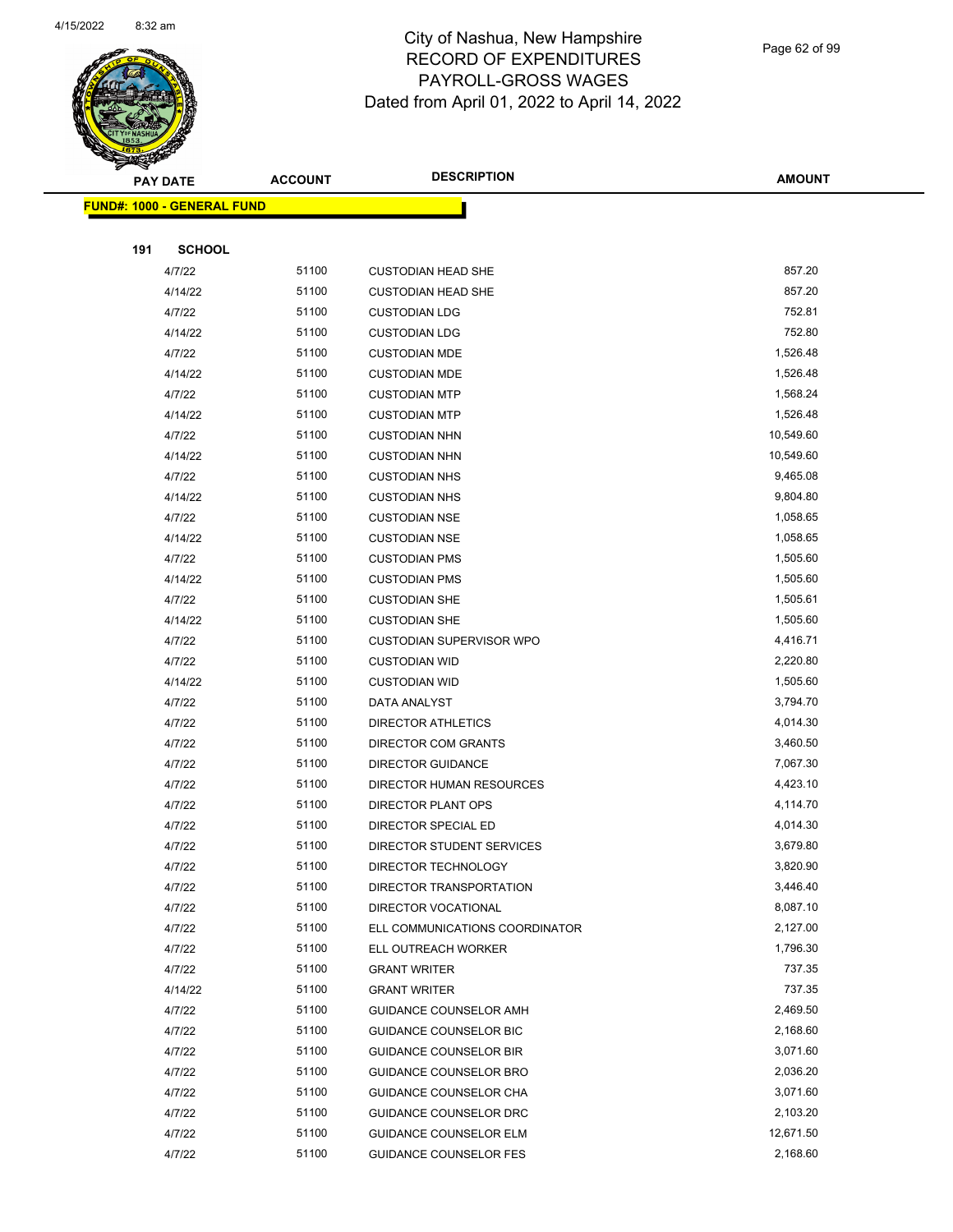# City of Nashua, New Hampshire
## RECORD OF EXPENDITURES
## PAYROLL-GROSS WAGES
### Dated from April 01, 2022 to April 14, 2022

**FUND#: 1000 - GENERAL FUND**

**191 SCHOOL**

| PAY DATE | ACCOUNT | DESCRIPTION | AMOUNT |
|---|---|---|---|
| 4/7/22 | 51100 | CUSTODIAN HEAD SHE | 857.20 |
| 4/14/22 | 51100 | CUSTODIAN HEAD SHE | 857.20 |
| 4/7/22 | 51100 | CUSTODIAN LDG | 752.81 |
| 4/14/22 | 51100 | CUSTODIAN LDG | 752.80 |
| 4/7/22 | 51100 | CUSTODIAN MDE | 1,526.48 |
| 4/14/22 | 51100 | CUSTODIAN MDE | 1,526.48 |
| 4/7/22 | 51100 | CUSTODIAN MTP | 1,568.24 |
| 4/14/22 | 51100 | CUSTODIAN MTP | 1,526.48 |
| 4/7/22 | 51100 | CUSTODIAN NHN | 10,549.60 |
| 4/14/22 | 51100 | CUSTODIAN NHN | 10,549.60 |
| 4/7/22 | 51100 | CUSTODIAN NHS | 9,465.08 |
| 4/14/22 | 51100 | CUSTODIAN NHS | 9,804.80 |
| 4/7/22 | 51100 | CUSTODIAN NSE | 1,058.65 |
| 4/14/22 | 51100 | CUSTODIAN NSE | 1,058.65 |
| 4/7/22 | 51100 | CUSTODIAN PMS | 1,505.60 |
| 4/14/22 | 51100 | CUSTODIAN PMS | 1,505.60 |
| 4/7/22 | 51100 | CUSTODIAN SHE | 1,505.61 |
| 4/14/22 | 51100 | CUSTODIAN SHE | 1,505.60 |
| 4/7/22 | 51100 | CUSTODIAN SUPERVISOR WPO | 4,416.71 |
| 4/7/22 | 51100 | CUSTODIAN WID | 2,220.80 |
| 4/14/22 | 51100 | CUSTODIAN WID | 1,505.60 |
| 4/7/22 | 51100 | DATA ANALYST | 3,794.70 |
| 4/7/22 | 51100 | DIRECTOR ATHLETICS | 4,014.30 |
| 4/7/22 | 51100 | DIRECTOR COM GRANTS | 3,460.50 |
| 4/7/22 | 51100 | DIRECTOR GUIDANCE | 7,067.30 |
| 4/7/22 | 51100 | DIRECTOR HUMAN RESOURCES | 4,423.10 |
| 4/7/22 | 51100 | DIRECTOR PLANT OPS | 4,114.70 |
| 4/7/22 | 51100 | DIRECTOR SPECIAL ED | 4,014.30 |
| 4/7/22 | 51100 | DIRECTOR STUDENT SERVICES | 3,679.80 |
| 4/7/22 | 51100 | DIRECTOR TECHNOLOGY | 3,820.90 |
| 4/7/22 | 51100 | DIRECTOR TRANSPORTATION | 3,446.40 |
| 4/7/22 | 51100 | DIRECTOR VOCATIONAL | 8,087.10 |
| 4/7/22 | 51100 | ELL COMMUNICATIONS COORDINATOR | 2,127.00 |
| 4/7/22 | 51100 | ELL OUTREACH WORKER | 1,796.30 |
| 4/7/22 | 51100 | GRANT WRITER | 737.35 |
| 4/14/22 | 51100 | GRANT WRITER | 737.35 |
| 4/7/22 | 51100 | GUIDANCE COUNSELOR AMH | 2,469.50 |
| 4/7/22 | 51100 | GUIDANCE COUNSELOR BIC | 2,168.60 |
| 4/7/22 | 51100 | GUIDANCE COUNSELOR BIR | 3,071.60 |
| 4/7/22 | 51100 | GUIDANCE COUNSELOR BRO | 2,036.20 |
| 4/7/22 | 51100 | GUIDANCE COUNSELOR CHA | 3,071.60 |
| 4/7/22 | 51100 | GUIDANCE COUNSELOR DRC | 2,103.20 |
| 4/7/22 | 51100 | GUIDANCE COUNSELOR ELM | 12,671.50 |
| 4/7/22 | 51100 | GUIDANCE COUNSELOR FES | 2,168.60 |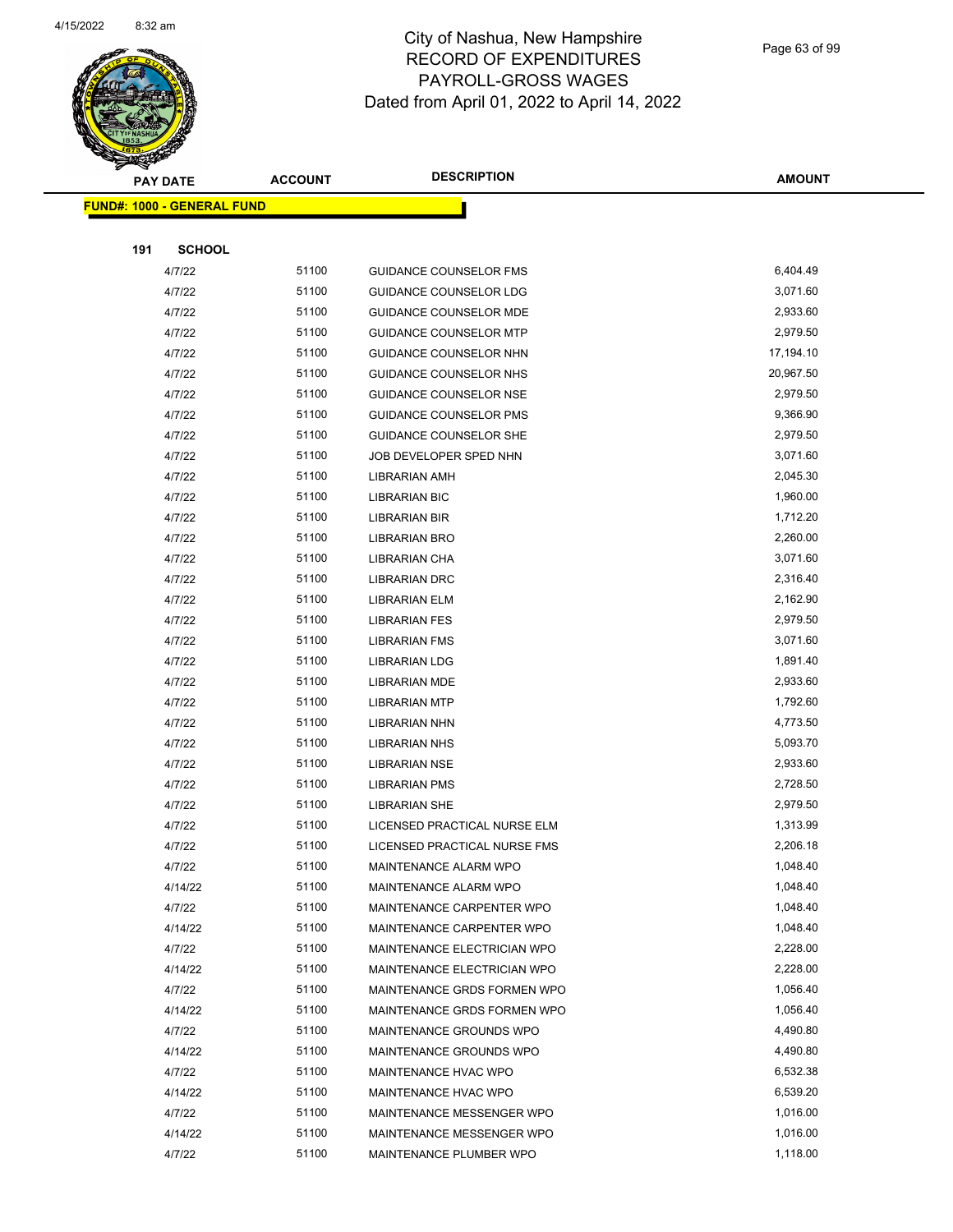# City of Nashua, New Hampshire
## RECORD OF EXPENDITURES
## PAYROLL-GROSS WAGES
## Dated from April 01, 2022 to April 14, 2022

| PAY DATE | ACCOUNT | DESCRIPTION | AMOUNT |
|---|---|---|---|
| **FUND#: 1000 - GENERAL FUND** | | | |
| **191 SCHOOL** | | | |
| 4/7/22 | 51100 | GUIDANCE COUNSELOR FMS | 6,404.49 |
| 4/7/22 | 51100 | GUIDANCE COUNSELOR LDG | 3,071.60 |
| 4/7/22 | 51100 | GUIDANCE COUNSELOR MDE | 2,933.60 |
| 4/7/22 | 51100 | GUIDANCE COUNSELOR MTP | 2,979.50 |
| 4/7/22 | 51100 | GUIDANCE COUNSELOR NHN | 17,194.10 |
| 4/7/22 | 51100 | GUIDANCE COUNSELOR NHS | 20,967.50 |
| 4/7/22 | 51100 | GUIDANCE COUNSELOR NSE | 2,979.50 |
| 4/7/22 | 51100 | GUIDANCE COUNSELOR PMS | 9,366.90 |
| 4/7/22 | 51100 | GUIDANCE COUNSELOR SHE | 2,979.50 |
| 4/7/22 | 51100 | JOB DEVELOPER SPED NHN | 3,071.60 |
| 4/7/22 | 51100 | LIBRARIAN AMH | 2,045.30 |
| 4/7/22 | 51100 | LIBRARIAN BIC | 1,960.00 |
| 4/7/22 | 51100 | LIBRARIAN BIR | 1,712.20 |
| 4/7/22 | 51100 | LIBRARIAN BRO | 2,260.00 |
| 4/7/22 | 51100 | LIBRARIAN CHA | 3,071.60 |
| 4/7/22 | 51100 | LIBRARIAN DRC | 2,316.40 |
| 4/7/22 | 51100 | LIBRARIAN ELM | 2,162.90 |
| 4/7/22 | 51100 | LIBRARIAN FES | 2,979.50 |
| 4/7/22 | 51100 | LIBRARIAN FMS | 3,071.60 |
| 4/7/22 | 51100 | LIBRARIAN LDG | 1,891.40 |
| 4/7/22 | 51100 | LIBRARIAN MDE | 2,933.60 |
| 4/7/22 | 51100 | LIBRARIAN MTP | 1,792.60 |
| 4/7/22 | 51100 | LIBRARIAN NHN | 4,773.50 |
| 4/7/22 | 51100 | LIBRARIAN NHS | 5,093.70 |
| 4/7/22 | 51100 | LIBRARIAN NSE | 2,933.60 |
| 4/7/22 | 51100 | LIBRARIAN PMS | 2,728.50 |
| 4/7/22 | 51100 | LIBRARIAN SHE | 2,979.50 |
| 4/7/22 | 51100 | LICENSED PRACTICAL NURSE ELM | 1,313.99 |
| 4/7/22 | 51100 | LICENSED PRACTICAL NURSE FMS | 2,206.18 |
| 4/7/22 | 51100 | MAINTENANCE ALARM WPO | 1,048.40 |
| 4/14/22 | 51100 | MAINTENANCE ALARM WPO | 1,048.40 |
| 4/7/22 | 51100 | MAINTENANCE CARPENTER WPO | 1,048.40 |
| 4/14/22 | 51100 | MAINTENANCE CARPENTER WPO | 1,048.40 |
| 4/7/22 | 51100 | MAINTENANCE ELECTRICIAN WPO | 2,228.00 |
| 4/14/22 | 51100 | MAINTENANCE ELECTRICIAN WPO | 2,228.00 |
| 4/7/22 | 51100 | MAINTENANCE GRDS FORMEN WPO | 1,056.40 |
| 4/14/22 | 51100 | MAINTENANCE GRDS FORMEN WPO | 1,056.40 |
| 4/7/22 | 51100 | MAINTENANCE GROUNDS WPO | 4,490.80 |
| 4/14/22 | 51100 | MAINTENANCE GROUNDS WPO | 4,490.80 |
| 4/7/22 | 51100 | MAINTENANCE HVAC WPO | 6,532.38 |
| 4/14/22 | 51100 | MAINTENANCE HVAC WPO | 6,539.20 |
| 4/7/22 | 51100 | MAINTENANCE MESSENGER WPO | 1,016.00 |
| 4/14/22 | 51100 | MAINTENANCE MESSENGER WPO | 1,016.00 |
| 4/7/22 | 51100 | MAINTENANCE PLUMBER WPO | 1,118.00 |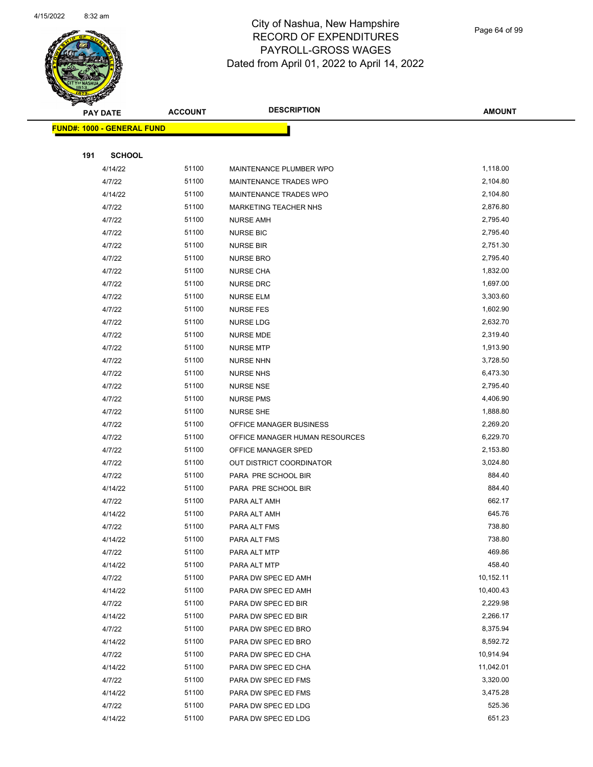# City of Nashua, New Hampshire
## RECORD OF EXPENDITURES
## PAYROLL-GROSS WAGES
## Dated from April 01, 2022 to April 14, 2022

| PAY DATE | ACCOUNT | DESCRIPTION | AMOUNT |
|---|---|---|---|
| **FUND#: 1000 - GENERAL FUND** | | | |
| **191 SCHOOL** | | | |
| 4/14/22 | 51100 | MAINTENANCE PLUMBER WPO | 1,118.00 |
| 4/7/22 | 51100 | MAINTENANCE TRADES WPO | 2,104.80 |
| 4/14/22 | 51100 | MAINTENANCE TRADES WPO | 2,104.80 |
| 4/7/22 | 51100 | MARKETING TEACHER NHS | 2,876.80 |
| 4/7/22 | 51100 | NURSE AMH | 2,795.40 |
| 4/7/22 | 51100 | NURSE BIC | 2,795.40 |
| 4/7/22 | 51100 | NURSE BIR | 2,751.30 |
| 4/7/22 | 51100 | NURSE BRO | 2,795.40 |
| 4/7/22 | 51100 | NURSE CHA | 1,832.00 |
| 4/7/22 | 51100 | NURSE DRC | 1,697.00 |
| 4/7/22 | 51100 | NURSE ELM | 3,303.60 |
| 4/7/22 | 51100 | NURSE FES | 1,602.90 |
| 4/7/22 | 51100 | NURSE LDG | 2,632.70 |
| 4/7/22 | 51100 | NURSE MDE | 2,319.40 |
| 4/7/22 | 51100 | NURSE MTP | 1,913.90 |
| 4/7/22 | 51100 | NURSE NHN | 3,728.50 |
| 4/7/22 | 51100 | NURSE NHS | 6,473.30 |
| 4/7/22 | 51100 | NURSE NSE | 2,795.40 |
| 4/7/22 | 51100 | NURSE PMS | 4,406.90 |
| 4/7/22 | 51100 | NURSE SHE | 1,888.80 |
| 4/7/22 | 51100 | OFFICE MANAGER BUSINESS | 2,269.20 |
| 4/7/22 | 51100 | OFFICE MANAGER HUMAN RESOURCES | 6,229.70 |
| 4/7/22 | 51100 | OFFICE MANAGER SPED | 2,153.80 |
| 4/7/22 | 51100 | OUT DISTRICT COORDINATOR | 3,024.80 |
| 4/7/22 | 51100 | PARA PRE SCHOOL BIR | 884.40 |
| 4/14/22 | 51100 | PARA PRE SCHOOL BIR | 884.40 |
| 4/7/22 | 51100 | PARA ALT AMH | 662.17 |
| 4/14/22 | 51100 | PARA ALT AMH | 645.76 |
| 4/7/22 | 51100 | PARA ALT FMS | 738.80 |
| 4/14/22 | 51100 | PARA ALT FMS | 738.80 |
| 4/7/22 | 51100 | PARA ALT MTP | 469.86 |
| 4/14/22 | 51100 | PARA ALT MTP | 458.40 |
| 4/7/22 | 51100 | PARA DW SPEC ED AMH | 10,152.11 |
| 4/14/22 | 51100 | PARA DW SPEC ED AMH | 10,400.43 |
| 4/7/22 | 51100 | PARA DW SPEC ED BIR | 2,229.98 |
| 4/14/22 | 51100 | PARA DW SPEC ED BIR | 2,266.17 |
| 4/7/22 | 51100 | PARA DW SPEC ED BRO | 8,375.94 |
| 4/14/22 | 51100 | PARA DW SPEC ED BRO | 8,592.72 |
| 4/7/22 | 51100 | PARA DW SPEC ED CHA | 10,914.94 |
| 4/14/22 | 51100 | PARA DW SPEC ED CHA | 11,042.01 |
| 4/7/22 | 51100 | PARA DW SPEC ED FMS | 3,320.00 |
| 4/14/22 | 51100 | PARA DW SPEC ED FMS | 3,475.28 |
| 4/7/22 | 51100 | PARA DW SPEC ED LDG | 525.36 |
| 4/14/22 | 51100 | PARA DW SPEC ED LDG | 651.23 |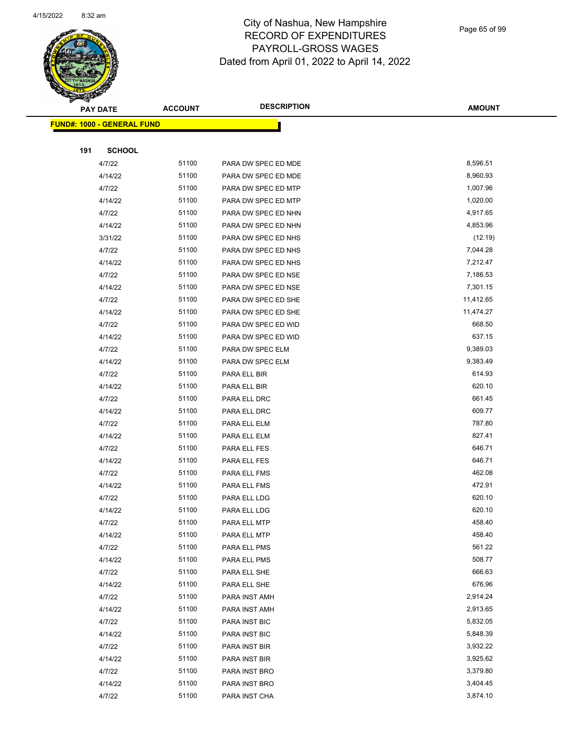City of Nashua, New Hampshire
RECORD OF EXPENDITURES
PAYROLL-GROSS WAGES
Dated from April 01, 2022 to April 14, 2022

| PAY DATE | ACCOUNT | DESCRIPTION | AMOUNT |
|---|---|---|---|
| **FUND#: 1000 - GENERAL FUND** | | | |
| **191 SCHOOL** | | | |
| 4/7/22 | 51100 | PARA DW SPEC ED MDE | 8,596.51 |
| 4/14/22 | 51100 | PARA DW SPEC ED MDE | 8,960.93 |
| 4/7/22 | 51100 | PARA DW SPEC ED MTP | 1,007.96 |
| 4/14/22 | 51100 | PARA DW SPEC ED MTP | 1,020.00 |
| 4/7/22 | 51100 | PARA DW SPEC ED NHN | 4,917.65 |
| 4/14/22 | 51100 | PARA DW SPEC ED NHN | 4,853.96 |
| 3/31/22 | 51100 | PARA DW SPEC ED NHS | (12.19) |
| 4/7/22 | 51100 | PARA DW SPEC ED NHS | 7,044.28 |
| 4/14/22 | 51100 | PARA DW SPEC ED NHS | 7,212.47 |
| 4/7/22 | 51100 | PARA DW SPEC ED NSE | 7,186.53 |
| 4/14/22 | 51100 | PARA DW SPEC ED NSE | 7,301.15 |
| 4/7/22 | 51100 | PARA DW SPEC ED SHE | 11,412.65 |
| 4/14/22 | 51100 | PARA DW SPEC ED SHE | 11,474.27 |
| 4/7/22 | 51100 | PARA DW SPEC ED WID | 668.50 |
| 4/14/22 | 51100 | PARA DW SPEC ED WID | 637.15 |
| 4/7/22 | 51100 | PARA DW SPEC ELM | 9,389.03 |
| 4/14/22 | 51100 | PARA DW SPEC ELM | 9,383.49 |
| 4/7/22 | 51100 | PARA ELL BIR | 614.93 |
| 4/14/22 | 51100 | PARA ELL BIR | 620.10 |
| 4/7/22 | 51100 | PARA ELL DRC | 661.45 |
| 4/14/22 | 51100 | PARA ELL DRC | 609.77 |
| 4/7/22 | 51100 | PARA ELL ELM | 787.80 |
| 4/14/22 | 51100 | PARA ELL ELM | 827.41 |
| 4/7/22 | 51100 | PARA ELL FES | 646.71 |
| 4/14/22 | 51100 | PARA ELL FES | 646.71 |
| 4/7/22 | 51100 | PARA ELL FMS | 462.08 |
| 4/14/22 | 51100 | PARA ELL FMS | 472.91 |
| 4/7/22 | 51100 | PARA ELL LDG | 620.10 |
| 4/14/22 | 51100 | PARA ELL LDG | 620.10 |
| 4/7/22 | 51100 | PARA ELL MTP | 458.40 |
| 4/14/22 | 51100 | PARA ELL MTP | 458.40 |
| 4/7/22 | 51100 | PARA ELL PMS | 561.22 |
| 4/14/22 | 51100 | PARA ELL PMS | 508.77 |
| 4/7/22 | 51100 | PARA ELL SHE | 666.63 |
| 4/14/22 | 51100 | PARA ELL SHE | 676.96 |
| 4/7/22 | 51100 | PARA INST AMH | 2,914.24 |
| 4/14/22 | 51100 | PARA INST AMH | 2,913.65 |
| 4/7/22 | 51100 | PARA INST BIC | 5,832.05 |
| 4/14/22 | 51100 | PARA INST BIC | 5,848.39 |
| 4/7/22 | 51100 | PARA INST BIR | 3,932.22 |
| 4/14/22 | 51100 | PARA INST BIR | 3,925.62 |
| 4/7/22 | 51100 | PARA INST BRO | 3,379.80 |
| 4/14/22 | 51100 | PARA INST BRO | 3,404.45 |
| 4/7/22 | 51100 | PARA INST CHA | 3,874.10 |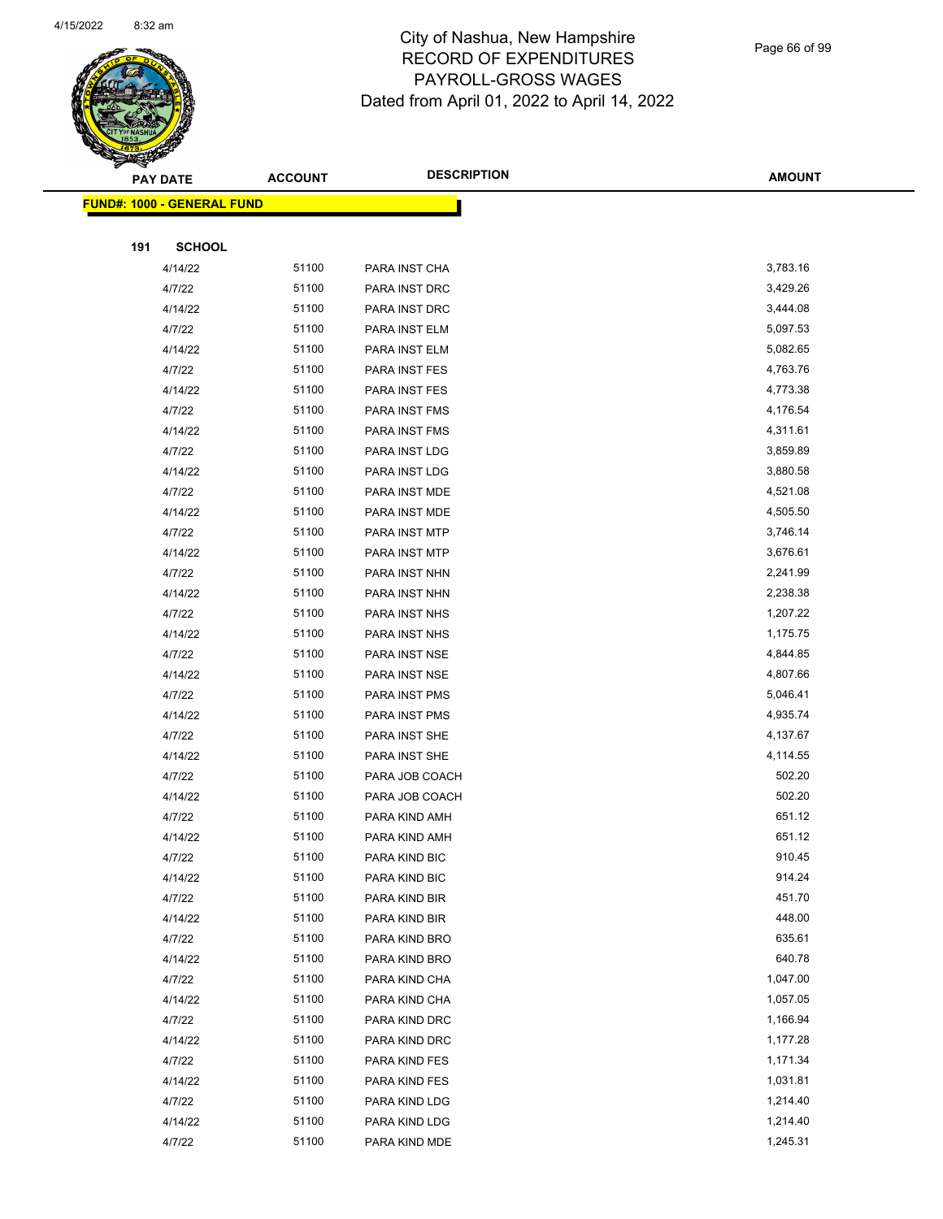# City of Nashua, New Hampshire
# RECORD OF EXPENDITURES
# PAYROLL-GROSS WAGES
## Dated from April 01, 2022 to April 14, 2022

| PAY DATE | ACCOUNT | DESCRIPTION | AMOUNT |
|---|---|---|---|
| **FUND#: 1000 - GENERAL FUND** | | | |
| **191 SCHOOL** | | | |
| 4/14/22 | 51100 | PARA INST CHA | 3,783.16 |
| 4/7/22 | 51100 | PARA INST DRC | 3,429.26 |
| 4/14/22 | 51100 | PARA INST DRC | 3,444.08 |
| 4/7/22 | 51100 | PARA INST ELM | 5,097.53 |
| 4/14/22 | 51100 | PARA INST ELM | 5,082.65 |
| 4/7/22 | 51100 | PARA INST FES | 4,763.76 |
| 4/14/22 | 51100 | PARA INST FES | 4,773.38 |
| 4/7/22 | 51100 | PARA INST FMS | 4,176.54 |
| 4/14/22 | 51100 | PARA INST FMS | 4,311.61 |
| 4/7/22 | 51100 | PARA INST LDG | 3,859.89 |
| 4/14/22 | 51100 | PARA INST LDG | 3,880.58 |
| 4/7/22 | 51100 | PARA INST MDE | 4,521.08 |
| 4/14/22 | 51100 | PARA INST MDE | 4,505.50 |
| 4/7/22 | 51100 | PARA INST MTP | 3,746.14 |
| 4/14/22 | 51100 | PARA INST MTP | 3,676.61 |
| 4/7/22 | 51100 | PARA INST NHN | 2,241.99 |
| 4/14/22 | 51100 | PARA INST NHN | 2,238.38 |
| 4/7/22 | 51100 | PARA INST NHS | 1,207.22 |
| 4/14/22 | 51100 | PARA INST NHS | 1,175.75 |
| 4/7/22 | 51100 | PARA INST NSE | 4,844.85 |
| 4/14/22 | 51100 | PARA INST NSE | 4,807.66 |
| 4/7/22 | 51100 | PARA INST PMS | 5,046.41 |
| 4/14/22 | 51100 | PARA INST PMS | 4,935.74 |
| 4/7/22 | 51100 | PARA INST SHE | 4,137.67 |
| 4/14/22 | 51100 | PARA INST SHE | 4,114.55 |
| 4/7/22 | 51100 | PARA JOB COACH | 502.20 |
| 4/14/22 | 51100 | PARA JOB COACH | 502.20 |
| 4/7/22 | 51100 | PARA KIND AMH | 651.12 |
| 4/14/22 | 51100 | PARA KIND AMH | 651.12 |
| 4/7/22 | 51100 | PARA KIND BIC | 910.45 |
| 4/14/22 | 51100 | PARA KIND BIC | 914.24 |
| 4/7/22 | 51100 | PARA KIND BIR | 451.70 |
| 4/14/22 | 51100 | PARA KIND BIR | 448.00 |
| 4/7/22 | 51100 | PARA KIND BRO | 635.61 |
| 4/14/22 | 51100 | PARA KIND BRO | 640.78 |
| 4/7/22 | 51100 | PARA KIND CHA | 1,047.00 |
| 4/14/22 | 51100 | PARA KIND CHA | 1,057.05 |
| 4/7/22 | 51100 | PARA KIND DRC | 1,166.94 |
| 4/14/22 | 51100 | PARA KIND DRC | 1,177.28 |
| 4/7/22 | 51100 | PARA KIND FES | 1,171.34 |
| 4/14/22 | 51100 | PARA KIND FES | 1,031.81 |
| 4/7/22 | 51100 | PARA KIND LDG | 1,214.40 |
| 4/14/22 | 51100 | PARA KIND LDG | 1,214.40 |
| 4/7/22 | 51100 | PARA KIND MDE | 1,245.31 |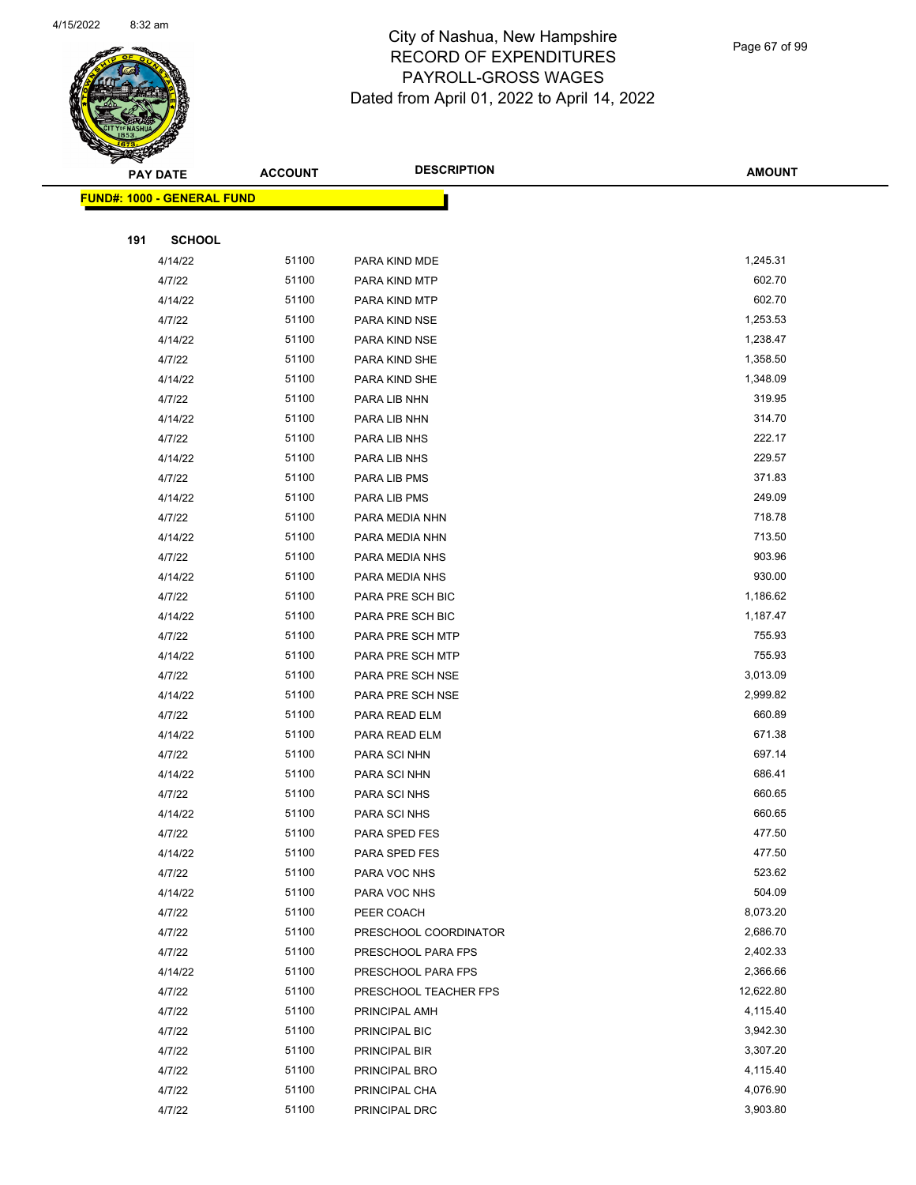City of Nashua, New Hampshire
RECORD OF EXPENDITURES
PAYROLL-GROSS WAGES
Dated from April 01, 2022 to April 14, 2022

| PAY DATE | ACCOUNT | DESCRIPTION | AMOUNT |
|---|---|---|---|
| **FUND#: 1000 - GENERAL FUND** | | | |
| **191 SCHOOL** | | | |
| 4/14/22 | 51100 | PARA KIND MDE | 1,245.31 |
| 4/7/22 | 51100 | PARA KIND MTP | 602.70 |
| 4/14/22 | 51100 | PARA KIND MTP | 602.70 |
| 4/7/22 | 51100 | PARA KIND NSE | 1,253.53 |
| 4/14/22 | 51100 | PARA KIND NSE | 1,238.47 |
| 4/7/22 | 51100 | PARA KIND SHE | 1,358.50 |
| 4/14/22 | 51100 | PARA KIND SHE | 1,348.09 |
| 4/7/22 | 51100 | PARA LIB NHN | 319.95 |
| 4/14/22 | 51100 | PARA LIB NHN | 314.70 |
| 4/7/22 | 51100 | PARA LIB NHS | 222.17 |
| 4/14/22 | 51100 | PARA LIB NHS | 229.57 |
| 4/7/22 | 51100 | PARA LIB PMS | 371.83 |
| 4/14/22 | 51100 | PARA LIB PMS | 249.09 |
| 4/7/22 | 51100 | PARA MEDIA NHN | 718.78 |
| 4/14/22 | 51100 | PARA MEDIA NHN | 713.50 |
| 4/7/22 | 51100 | PARA MEDIA NHS | 903.96 |
| 4/14/22 | 51100 | PARA MEDIA NHS | 930.00 |
| 4/7/22 | 51100 | PARA PRE SCH BIC | 1,186.62 |
| 4/14/22 | 51100 | PARA PRE SCH BIC | 1,187.47 |
| 4/7/22 | 51100 | PARA PRE SCH MTP | 755.93 |
| 4/14/22 | 51100 | PARA PRE SCH MTP | 755.93 |
| 4/7/22 | 51100 | PARA PRE SCH NSE | 3,013.09 |
| 4/14/22 | 51100 | PARA PRE SCH NSE | 2,999.82 |
| 4/7/22 | 51100 | PARA READ ELM | 660.89 |
| 4/14/22 | 51100 | PARA READ ELM | 671.38 |
| 4/7/22 | 51100 | PARA SCI NHN | 697.14 |
| 4/14/22 | 51100 | PARA SCI NHN | 686.41 |
| 4/7/22 | 51100 | PARA SCI NHS | 660.65 |
| 4/14/22 | 51100 | PARA SCI NHS | 660.65 |
| 4/7/22 | 51100 | PARA SPED FES | 477.50 |
| 4/14/22 | 51100 | PARA SPED FES | 477.50 |
| 4/7/22 | 51100 | PARA VOC NHS | 523.62 |
| 4/14/22 | 51100 | PARA VOC NHS | 504.09 |
| 4/7/22 | 51100 | PEER COACH | 8,073.20 |
| 4/7/22 | 51100 | PRESCHOOL COORDINATOR | 2,686.70 |
| 4/7/22 | 51100 | PRESCHOOL PARA FPS | 2,402.33 |
| 4/14/22 | 51100 | PRESCHOOL PARA FPS | 2,366.66 |
| 4/7/22 | 51100 | PRESCHOOL TEACHER FPS | 12,622.80 |
| 4/7/22 | 51100 | PRINCIPAL AMH | 4,115.40 |
| 4/7/22 | 51100 | PRINCIPAL BIC | 3,942.30 |
| 4/7/22 | 51100 | PRINCIPAL BIR | 3,307.20 |
| 4/7/22 | 51100 | PRINCIPAL BRO | 4,115.40 |
| 4/7/22 | 51100 | PRINCIPAL CHA | 4,076.90 |
| 4/7/22 | 51100 | PRINCIPAL DRC | 3,903.80 |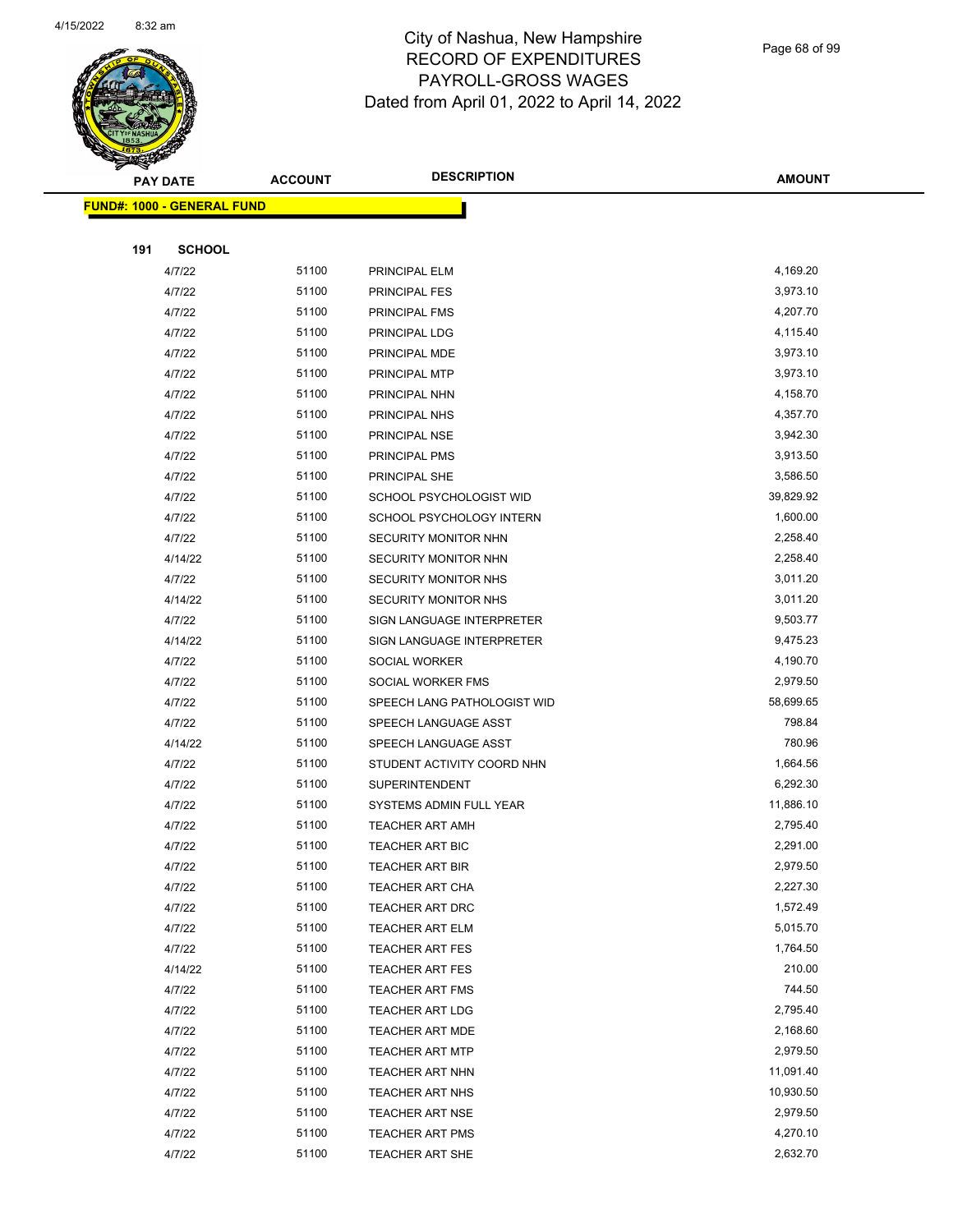# City of Nashua, New Hampshire
## RECORD OF EXPENDITURES
## PAYROLL-GROSS WAGES
### Dated from April 01, 2022 to April 14, 2022

**FUND#: 1000 - GENERAL FUND**

**191 SCHOOL**

| PAY DATE | ACCOUNT | DESCRIPTION | AMOUNT |
|---|---|---|---|
| 4/7/22 | 51100 | PRINCIPAL ELM | 4,169.20 |
| 4/7/22 | 51100 | PRINCIPAL FES | 3,973.10 |
| 4/7/22 | 51100 | PRINCIPAL FMS | 4,207.70 |
| 4/7/22 | 51100 | PRINCIPAL LDG | 4,115.40 |
| 4/7/22 | 51100 | PRINCIPAL MDE | 3,973.10 |
| 4/7/22 | 51100 | PRINCIPAL MTP | 3,973.10 |
| 4/7/22 | 51100 | PRINCIPAL NHN | 4,158.70 |
| 4/7/22 | 51100 | PRINCIPAL NHS | 4,357.70 |
| 4/7/22 | 51100 | PRINCIPAL NSE | 3,942.30 |
| 4/7/22 | 51100 | PRINCIPAL PMS | 3,913.50 |
| 4/7/22 | 51100 | PRINCIPAL SHE | 3,586.50 |
| 4/7/22 | 51100 | SCHOOL PSYCHOLOGIST WID | 39,829.92 |
| 4/7/22 | 51100 | SCHOOL PSYCHOLOGY INTERN | 1,600.00 |
| 4/7/22 | 51100 | SECURITY MONITOR NHN | 2,258.40 |
| 4/14/22 | 51100 | SECURITY MONITOR NHN | 2,258.40 |
| 4/7/22 | 51100 | SECURITY MONITOR NHS | 3,011.20 |
| 4/14/22 | 51100 | SECURITY MONITOR NHS | 3,011.20 |
| 4/7/22 | 51100 | SIGN LANGUAGE INTERPRETER | 9,503.77 |
| 4/14/22 | 51100 | SIGN LANGUAGE INTERPRETER | 9,475.23 |
| 4/7/22 | 51100 | SOCIAL WORKER | 4,190.70 |
| 4/7/22 | 51100 | SOCIAL WORKER FMS | 2,979.50 |
| 4/7/22 | 51100 | SPEECH LANG PATHOLOGIST WID | 58,699.65 |
| 4/7/22 | 51100 | SPEECH LANGUAGE ASST | 798.84 |
| 4/14/22 | 51100 | SPEECH LANGUAGE ASST | 780.96 |
| 4/7/22 | 51100 | STUDENT ACTIVITY COORD NHN | 1,664.56 |
| 4/7/22 | 51100 | SUPERINTENDENT | 6,292.30 |
| 4/7/22 | 51100 | SYSTEMS ADMIN FULL YEAR | 11,886.10 |
| 4/7/22 | 51100 | TEACHER ART AMH | 2,795.40 |
| 4/7/22 | 51100 | TEACHER ART BIC | 2,291.00 |
| 4/7/22 | 51100 | TEACHER ART BIR | 2,979.50 |
| 4/7/22 | 51100 | TEACHER ART CHA | 2,227.30 |
| 4/7/22 | 51100 | TEACHER ART DRC | 1,572.49 |
| 4/7/22 | 51100 | TEACHER ART ELM | 5,015.70 |
| 4/7/22 | 51100 | TEACHER ART FES | 1,764.50 |
| 4/14/22 | 51100 | TEACHER ART FES | 210.00 |
| 4/7/22 | 51100 | TEACHER ART FMS | 744.50 |
| 4/7/22 | 51100 | TEACHER ART LDG | 2,795.40 |
| 4/7/22 | 51100 | TEACHER ART MDE | 2,168.60 |
| 4/7/22 | 51100 | TEACHER ART MTP | 2,979.50 |
| 4/7/22 | 51100 | TEACHER ART NHN | 11,091.40 |
| 4/7/22 | 51100 | TEACHER ART NHS | 10,930.50 |
| 4/7/22 | 51100 | TEACHER ART NSE | 2,979.50 |
| 4/7/22 | 51100 | TEACHER ART PMS | 4,270.10 |
| 4/7/22 | 51100 | TEACHER ART SHE | 2,632.70 |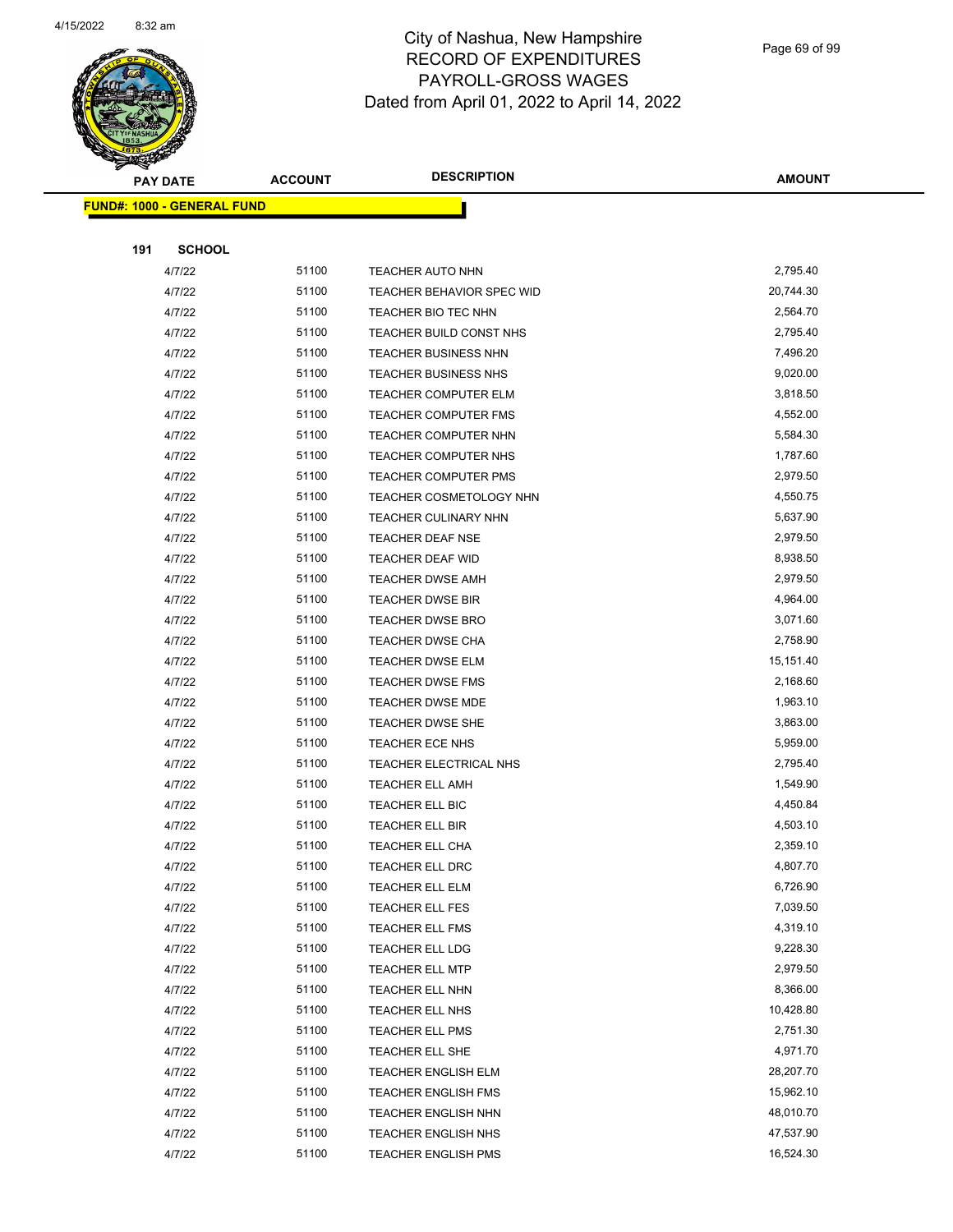# City of Nashua, New Hampshire
## RECORD OF EXPENDITURES
## PAYROLL-GROSS WAGES
Dated from April 01, 2022 to April 14, 2022

| PAY DATE | ACCOUNT | DESCRIPTION | AMOUNT |
|---|---|---|---|
| **FUND#: 1000 - GENERAL FUND** | | | |
| **191 SCHOOL** | | | |
| 4/7/22 | 51100 | TEACHER AUTO NHN | 2,795.40 |
| 4/7/22 | 51100 | TEACHER BEHAVIOR SPEC WID | 20,744.30 |
| 4/7/22 | 51100 | TEACHER BIO TEC NHN | 2,564.70 |
| 4/7/22 | 51100 | TEACHER BUILD CONST NHS | 2,795.40 |
| 4/7/22 | 51100 | TEACHER BUSINESS NHN | 7,496.20 |
| 4/7/22 | 51100 | TEACHER BUSINESS NHS | 9,020.00 |
| 4/7/22 | 51100 | TEACHER COMPUTER ELM | 3,818.50 |
| 4/7/22 | 51100 | TEACHER COMPUTER FMS | 4,552.00 |
| 4/7/22 | 51100 | TEACHER COMPUTER NHN | 5,584.30 |
| 4/7/22 | 51100 | TEACHER COMPUTER NHS | 1,787.60 |
| 4/7/22 | 51100 | TEACHER COMPUTER PMS | 2,979.50 |
| 4/7/22 | 51100 | TEACHER COSMETOLOGY NHN | 4,550.75 |
| 4/7/22 | 51100 | TEACHER CULINARY NHN | 5,637.90 |
| 4/7/22 | 51100 | TEACHER DEAF NSE | 2,979.50 |
| 4/7/22 | 51100 | TEACHER DEAF WID | 8,938.50 |
| 4/7/22 | 51100 | TEACHER DWSE AMH | 2,979.50 |
| 4/7/22 | 51100 | TEACHER DWSE BIR | 4,964.00 |
| 4/7/22 | 51100 | TEACHER DWSE BRO | 3,071.60 |
| 4/7/22 | 51100 | TEACHER DWSE CHA | 2,758.90 |
| 4/7/22 | 51100 | TEACHER DWSE ELM | 15,151.40 |
| 4/7/22 | 51100 | TEACHER DWSE FMS | 2,168.60 |
| 4/7/22 | 51100 | TEACHER DWSE MDE | 1,963.10 |
| 4/7/22 | 51100 | TEACHER DWSE SHE | 3,863.00 |
| 4/7/22 | 51100 | TEACHER ECE NHS | 5,959.00 |
| 4/7/22 | 51100 | TEACHER ELECTRICAL NHS | 2,795.40 |
| 4/7/22 | 51100 | TEACHER ELL AMH | 1,549.90 |
| 4/7/22 | 51100 | TEACHER ELL BIC | 4,450.84 |
| 4/7/22 | 51100 | TEACHER ELL BIR | 4,503.10 |
| 4/7/22 | 51100 | TEACHER ELL CHA | 2,359.10 |
| 4/7/22 | 51100 | TEACHER ELL DRC | 4,807.70 |
| 4/7/22 | 51100 | TEACHER ELL ELM | 6,726.90 |
| 4/7/22 | 51100 | TEACHER ELL FES | 7,039.50 |
| 4/7/22 | 51100 | TEACHER ELL FMS | 4,319.10 |
| 4/7/22 | 51100 | TEACHER ELL LDG | 9,228.30 |
| 4/7/22 | 51100 | TEACHER ELL MTP | 2,979.50 |
| 4/7/22 | 51100 | TEACHER ELL NHN | 8,366.00 |
| 4/7/22 | 51100 | TEACHER ELL NHS | 10,428.80 |
| 4/7/22 | 51100 | TEACHER ELL PMS | 2,751.30 |
| 4/7/22 | 51100 | TEACHER ELL SHE | 4,971.70 |
| 4/7/22 | 51100 | TEACHER ENGLISH ELM | 28,207.70 |
| 4/7/22 | 51100 | TEACHER ENGLISH FMS | 15,962.10 |
| 4/7/22 | 51100 | TEACHER ENGLISH NHN | 48,010.70 |
| 4/7/22 | 51100 | TEACHER ENGLISH NHS | 47,537.90 |
| 4/7/22 | 51100 | TEACHER ENGLISH PMS | 16,524.30 |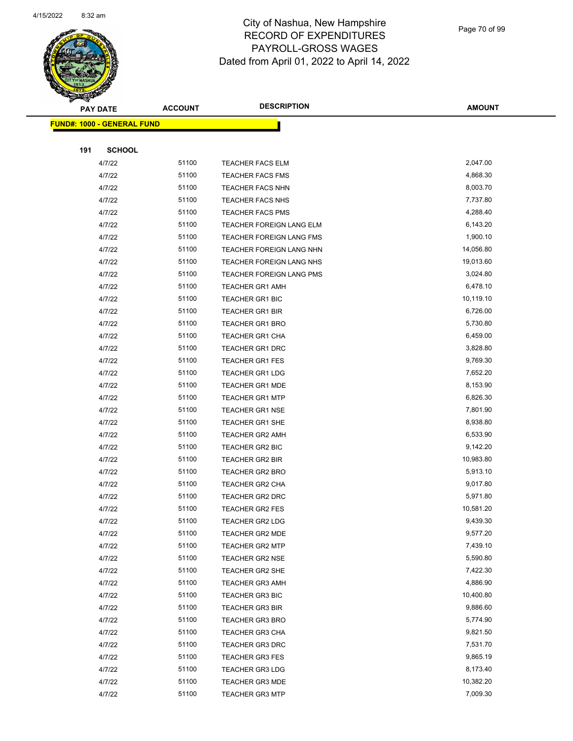City of Nashua, New Hampshire
RECORD OF EXPENDITURES
PAYROLL-GROSS WAGES
Dated from April 01, 2022 to April 14, 2022

| PAY DATE | ACCOUNT | DESCRIPTION | AMOUNT |
|---|---|---|---|

**FUND#: 1000 - GENERAL FUND**

**191 SCHOOL**

| PAY DATE | ACCOUNT | DESCRIPTION | AMOUNT |
|---|---|---|---|
| 4/7/22 | 51100 | TEACHER FACS ELM | 2,047.00 |
| 4/7/22 | 51100 | TEACHER FACS FMS | 4,868.30 |
| 4/7/22 | 51100 | TEACHER FACS NHN | 8,003.70 |
| 4/7/22 | 51100 | TEACHER FACS NHS | 7,737.80 |
| 4/7/22 | 51100 | TEACHER FACS PMS | 4,288.40 |
| 4/7/22 | 51100 | TEACHER FOREIGN LANG ELM | 6,143.20 |
| 4/7/22 | 51100 | TEACHER FOREIGN LANG FMS | 1,900.10 |
| 4/7/22 | 51100 | TEACHER FOREIGN LANG NHN | 14,056.80 |
| 4/7/22 | 51100 | TEACHER FOREIGN LANG NHS | 19,013.60 |
| 4/7/22 | 51100 | TEACHER FOREIGN LANG PMS | 3,024.80 |
| 4/7/22 | 51100 | TEACHER GR1 AMH | 6,478.10 |
| 4/7/22 | 51100 | TEACHER GR1 BIC | 10,119.10 |
| 4/7/22 | 51100 | TEACHER GR1 BIR | 6,726.00 |
| 4/7/22 | 51100 | TEACHER GR1 BRO | 5,730.80 |
| 4/7/22 | 51100 | TEACHER GR1 CHA | 6,459.00 |
| 4/7/22 | 51100 | TEACHER GR1 DRC | 3,828.80 |
| 4/7/22 | 51100 | TEACHER GR1 FES | 9,769.30 |
| 4/7/22 | 51100 | TEACHER GR1 LDG | 7,652.20 |
| 4/7/22 | 51100 | TEACHER GR1 MDE | 8,153.90 |
| 4/7/22 | 51100 | TEACHER GR1 MTP | 6,826.30 |
| 4/7/22 | 51100 | TEACHER GR1 NSE | 7,801.90 |
| 4/7/22 | 51100 | TEACHER GR1 SHE | 8,938.80 |
| 4/7/22 | 51100 | TEACHER GR2 AMH | 6,533.90 |
| 4/7/22 | 51100 | TEACHER GR2 BIC | 9,142.20 |
| 4/7/22 | 51100 | TEACHER GR2 BIR | 10,983.80 |
| 4/7/22 | 51100 | TEACHER GR2 BRO | 5,913.10 |
| 4/7/22 | 51100 | TEACHER GR2 CHA | 9,017.80 |
| 4/7/22 | 51100 | TEACHER GR2 DRC | 5,971.80 |
| 4/7/22 | 51100 | TEACHER GR2 FES | 10,581.20 |
| 4/7/22 | 51100 | TEACHER GR2 LDG | 9,439.30 |
| 4/7/22 | 51100 | TEACHER GR2 MDE | 9,577.20 |
| 4/7/22 | 51100 | TEACHER GR2 MTP | 7,439.10 |
| 4/7/22 | 51100 | TEACHER GR2 NSE | 5,590.80 |
| 4/7/22 | 51100 | TEACHER GR2 SHE | 7,422.30 |
| 4/7/22 | 51100 | TEACHER GR3 AMH | 4,886.90 |
| 4/7/22 | 51100 | TEACHER GR3 BIC | 10,400.80 |
| 4/7/22 | 51100 | TEACHER GR3 BIR | 9,886.60 |
| 4/7/22 | 51100 | TEACHER GR3 BRO | 5,774.90 |
| 4/7/22 | 51100 | TEACHER GR3 CHA | 9,821.50 |
| 4/7/22 | 51100 | TEACHER GR3 DRC | 7,531.70 |
| 4/7/22 | 51100 | TEACHER GR3 FES | 9,865.19 |
| 4/7/22 | 51100 | TEACHER GR3 LDG | 8,173.40 |
| 4/7/22 | 51100 | TEACHER GR3 MDE | 10,382.20 |
| 4/7/22 | 51100 | TEACHER GR3 MTP | 7,009.30 |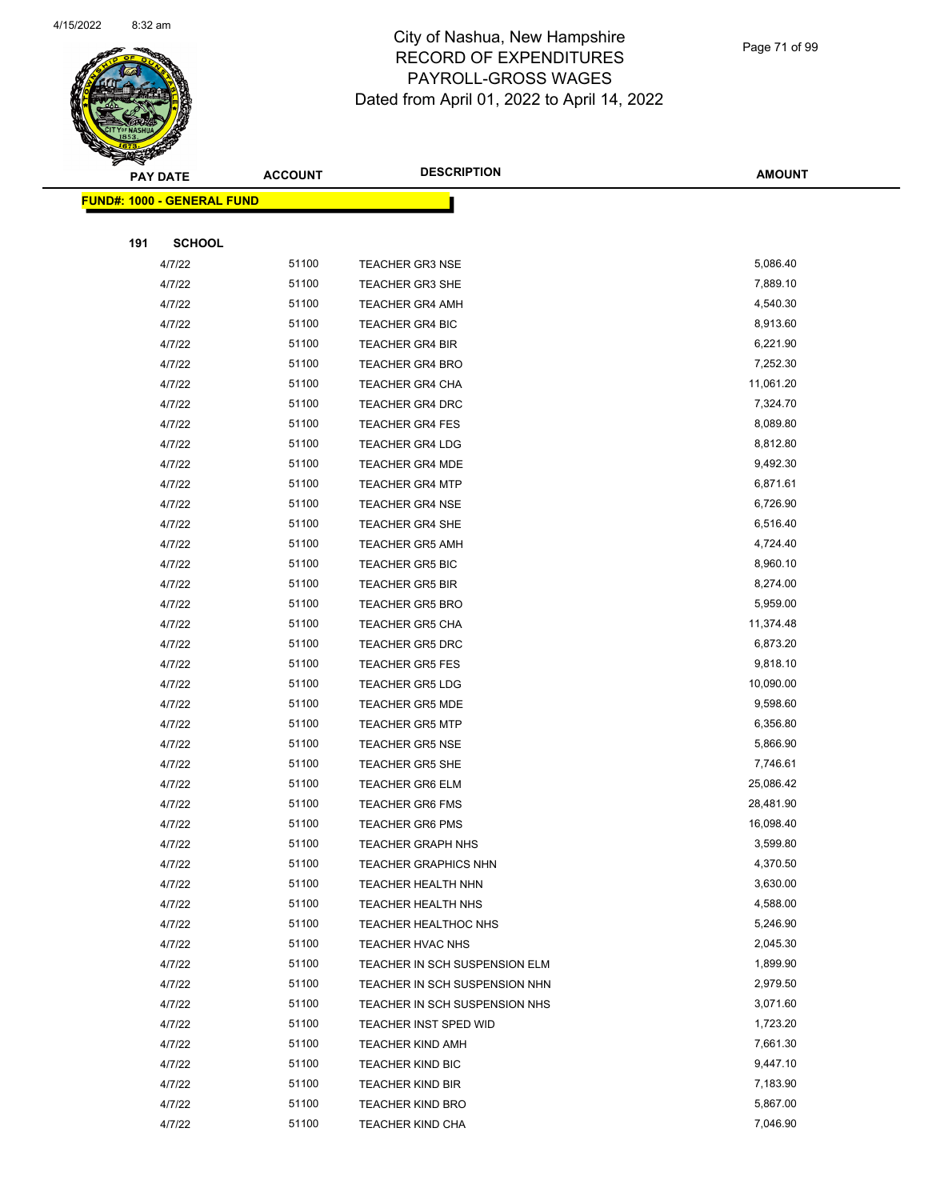# City of Nashua, New Hampshire
## RECORD OF EXPENDITURES
## PAYROLL-GROSS WAGES
## Dated from April 01, 2022 to April 14, 2022

| PAY DATE | ACCOUNT | DESCRIPTION | AMOUNT |
|---|---|---|---|
| **FUND#: 1000 - GENERAL FUND** | | | |
| **191 SCHOOL** | | | |
| 4/7/22 | 51100 | TEACHER GR3 NSE | 5,086.40 |
| 4/7/22 | 51100 | TEACHER GR3 SHE | 7,889.10 |
| 4/7/22 | 51100 | TEACHER GR4 AMH | 4,540.30 |
| 4/7/22 | 51100 | TEACHER GR4 BIC | 8,913.60 |
| 4/7/22 | 51100 | TEACHER GR4 BIR | 6,221.90 |
| 4/7/22 | 51100 | TEACHER GR4 BRO | 7,252.30 |
| 4/7/22 | 51100 | TEACHER GR4 CHA | 11,061.20 |
| 4/7/22 | 51100 | TEACHER GR4 DRC | 7,324.70 |
| 4/7/22 | 51100 | TEACHER GR4 FES | 8,089.80 |
| 4/7/22 | 51100 | TEACHER GR4 LDG | 8,812.80 |
| 4/7/22 | 51100 | TEACHER GR4 MDE | 9,492.30 |
| 4/7/22 | 51100 | TEACHER GR4 MTP | 6,871.61 |
| 4/7/22 | 51100 | TEACHER GR4 NSE | 6,726.90 |
| 4/7/22 | 51100 | TEACHER GR4 SHE | 6,516.40 |
| 4/7/22 | 51100 | TEACHER GR5 AMH | 4,724.40 |
| 4/7/22 | 51100 | TEACHER GR5 BIC | 8,960.10 |
| 4/7/22 | 51100 | TEACHER GR5 BIR | 8,274.00 |
| 4/7/22 | 51100 | TEACHER GR5 BRO | 5,959.00 |
| 4/7/22 | 51100 | TEACHER GR5 CHA | 11,374.48 |
| 4/7/22 | 51100 | TEACHER GR5 DRC | 6,873.20 |
| 4/7/22 | 51100 | TEACHER GR5 FES | 9,818.10 |
| 4/7/22 | 51100 | TEACHER GR5 LDG | 10,090.00 |
| 4/7/22 | 51100 | TEACHER GR5 MDE | 9,598.60 |
| 4/7/22 | 51100 | TEACHER GR5 MTP | 6,356.80 |
| 4/7/22 | 51100 | TEACHER GR5 NSE | 5,866.90 |
| 4/7/22 | 51100 | TEACHER GR5 SHE | 7,746.61 |
| 4/7/22 | 51100 | TEACHER GR6 ELM | 25,086.42 |
| 4/7/22 | 51100 | TEACHER GR6 FMS | 28,481.90 |
| 4/7/22 | 51100 | TEACHER GR6 PMS | 16,098.40 |
| 4/7/22 | 51100 | TEACHER GRAPH NHS | 3,599.80 |
| 4/7/22 | 51100 | TEACHER GRAPHICS NHN | 4,370.50 |
| 4/7/22 | 51100 | TEACHER HEALTH NHN | 3,630.00 |
| 4/7/22 | 51100 | TEACHER HEALTH NHS | 4,588.00 |
| 4/7/22 | 51100 | TEACHER HEALTHOC NHS | 5,246.90 |
| 4/7/22 | 51100 | TEACHER HVAC NHS | 2,045.30 |
| 4/7/22 | 51100 | TEACHER IN SCH SUSPENSION ELM | 1,899.90 |
| 4/7/22 | 51100 | TEACHER IN SCH SUSPENSION NHN | 2,979.50 |
| 4/7/22 | 51100 | TEACHER IN SCH SUSPENSION NHS | 3,071.60 |
| 4/7/22 | 51100 | TEACHER INST SPED WID | 1,723.20 |
| 4/7/22 | 51100 | TEACHER KIND AMH | 7,661.30 |
| 4/7/22 | 51100 | TEACHER KIND BIC | 9,447.10 |
| 4/7/22 | 51100 | TEACHER KIND BIR | 7,183.90 |
| 4/7/22 | 51100 | TEACHER KIND BRO | 5,867.00 |
| 4/7/22 | 51100 | TEACHER KIND CHA | 7,046.90 |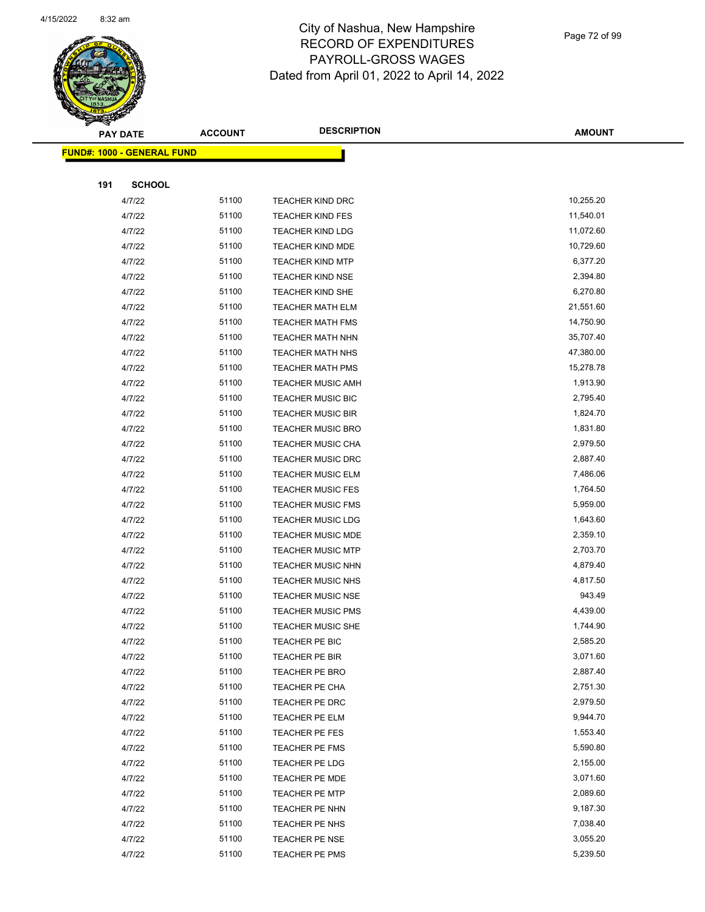# City of Nashua, New Hampshire
## RECORD OF EXPENDITURES
## PAYROLL-GROSS WAGES
## Dated from April 01, 2022 to April 14, 2022

| PAY DATE | ACCOUNT | DESCRIPTION | AMOUNT |
|---|---|---|---|
| **FUND#: 1000 - GENERAL FUND** | | | |
| **191 SCHOOL** | | | |
| 4/7/22 | 51100 | TEACHER KIND DRC | 10,255.20 |
| 4/7/22 | 51100 | TEACHER KIND FES | 11,540.01 |
| 4/7/22 | 51100 | TEACHER KIND LDG | 11,072.60 |
| 4/7/22 | 51100 | TEACHER KIND MDE | 10,729.60 |
| 4/7/22 | 51100 | TEACHER KIND MTP | 6,377.20 |
| 4/7/22 | 51100 | TEACHER KIND NSE | 2,394.80 |
| 4/7/22 | 51100 | TEACHER KIND SHE | 6,270.80 |
| 4/7/22 | 51100 | TEACHER MATH ELM | 21,551.60 |
| 4/7/22 | 51100 | TEACHER MATH FMS | 14,750.90 |
| 4/7/22 | 51100 | TEACHER MATH NHN | 35,707.40 |
| 4/7/22 | 51100 | TEACHER MATH NHS | 47,380.00 |
| 4/7/22 | 51100 | TEACHER MATH PMS | 15,278.78 |
| 4/7/22 | 51100 | TEACHER MUSIC AMH | 1,913.90 |
| 4/7/22 | 51100 | TEACHER MUSIC BIC | 2,795.40 |
| 4/7/22 | 51100 | TEACHER MUSIC BIR | 1,824.70 |
| 4/7/22 | 51100 | TEACHER MUSIC BRO | 1,831.80 |
| 4/7/22 | 51100 | TEACHER MUSIC CHA | 2,979.50 |
| 4/7/22 | 51100 | TEACHER MUSIC DRC | 2,887.40 |
| 4/7/22 | 51100 | TEACHER MUSIC ELM | 7,486.06 |
| 4/7/22 | 51100 | TEACHER MUSIC FES | 1,764.50 |
| 4/7/22 | 51100 | TEACHER MUSIC FMS | 5,959.00 |
| 4/7/22 | 51100 | TEACHER MUSIC LDG | 1,643.60 |
| 4/7/22 | 51100 | TEACHER MUSIC MDE | 2,359.10 |
| 4/7/22 | 51100 | TEACHER MUSIC MTP | 2,703.70 |
| 4/7/22 | 51100 | TEACHER MUSIC NHN | 4,879.40 |
| 4/7/22 | 51100 | TEACHER MUSIC NHS | 4,817.50 |
| 4/7/22 | 51100 | TEACHER MUSIC NSE | 943.49 |
| 4/7/22 | 51100 | TEACHER MUSIC PMS | 4,439.00 |
| 4/7/22 | 51100 | TEACHER MUSIC SHE | 1,744.90 |
| 4/7/22 | 51100 | TEACHER PE BIC | 2,585.20 |
| 4/7/22 | 51100 | TEACHER PE BIR | 3,071.60 |
| 4/7/22 | 51100 | TEACHER PE BRO | 2,887.40 |
| 4/7/22 | 51100 | TEACHER PE CHA | 2,751.30 |
| 4/7/22 | 51100 | TEACHER PE DRC | 2,979.50 |
| 4/7/22 | 51100 | TEACHER PE ELM | 9,944.70 |
| 4/7/22 | 51100 | TEACHER PE FES | 1,553.40 |
| 4/7/22 | 51100 | TEACHER PE FMS | 5,590.80 |
| 4/7/22 | 51100 | TEACHER PE LDG | 2,155.00 |
| 4/7/22 | 51100 | TEACHER PE MDE | 3,071.60 |
| 4/7/22 | 51100 | TEACHER PE MTP | 2,089.60 |
| 4/7/22 | 51100 | TEACHER PE NHN | 9,187.30 |
| 4/7/22 | 51100 | TEACHER PE NHS | 7,038.40 |
| 4/7/22 | 51100 | TEACHER PE NSE | 3,055.20 |
| 4/7/22 | 51100 | TEACHER PE PMS | 5,239.50 |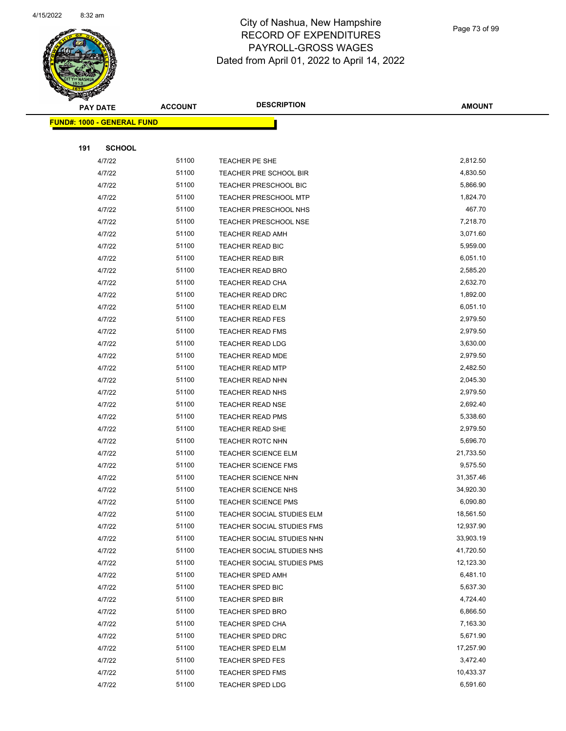# City of Nashua, New Hampshire
## RECORD OF EXPENDITURES
## PAYROLL-GROSS WAGES
### Dated from April 01, 2022 to April 14, 2022

| PAY DATE | ACCOUNT | DESCRIPTION | AMOUNT |
|---|---|---|---|
| **FUND#: 1000 - GENERAL FUND** | | | |
| **191 SCHOOL** | | | |
| 4/7/22 | 51100 | TEACHER PE SHE | 2,812.50 |
| 4/7/22 | 51100 | TEACHER PRE SCHOOL BIR | 4,830.50 |
| 4/7/22 | 51100 | TEACHER PRESCHOOL BIC | 5,866.90 |
| 4/7/22 | 51100 | TEACHER PRESCHOOL MTP | 1,824.70 |
| 4/7/22 | 51100 | TEACHER PRESCHOOL NHS | 467.70 |
| 4/7/22 | 51100 | TEACHER PRESCHOOL NSE | 7,218.70 |
| 4/7/22 | 51100 | TEACHER READ AMH | 3,071.60 |
| 4/7/22 | 51100 | TEACHER READ BIC | 5,959.00 |
| 4/7/22 | 51100 | TEACHER READ BIR | 6,051.10 |
| 4/7/22 | 51100 | TEACHER READ BRO | 2,585.20 |
| 4/7/22 | 51100 | TEACHER READ CHA | 2,632.70 |
| 4/7/22 | 51100 | TEACHER READ DRC | 1,892.00 |
| 4/7/22 | 51100 | TEACHER READ ELM | 6,051.10 |
| 4/7/22 | 51100 | TEACHER READ FES | 2,979.50 |
| 4/7/22 | 51100 | TEACHER READ FMS | 2,979.50 |
| 4/7/22 | 51100 | TEACHER READ LDG | 3,630.00 |
| 4/7/22 | 51100 | TEACHER READ MDE | 2,979.50 |
| 4/7/22 | 51100 | TEACHER READ MTP | 2,482.50 |
| 4/7/22 | 51100 | TEACHER READ NHN | 2,045.30 |
| 4/7/22 | 51100 | TEACHER READ NHS | 2,979.50 |
| 4/7/22 | 51100 | TEACHER READ NSE | 2,692.40 |
| 4/7/22 | 51100 | TEACHER READ PMS | 5,338.60 |
| 4/7/22 | 51100 | TEACHER READ SHE | 2,979.50 |
| 4/7/22 | 51100 | TEACHER ROTC NHN | 5,696.70 |
| 4/7/22 | 51100 | TEACHER SCIENCE ELM | 21,733.50 |
| 4/7/22 | 51100 | TEACHER SCIENCE FMS | 9,575.50 |
| 4/7/22 | 51100 | TEACHER SCIENCE NHN | 31,357.46 |
| 4/7/22 | 51100 | TEACHER SCIENCE NHS | 34,920.30 |
| 4/7/22 | 51100 | TEACHER SCIENCE PMS | 6,090.80 |
| 4/7/22 | 51100 | TEACHER SOCIAL STUDIES ELM | 18,561.50 |
| 4/7/22 | 51100 | TEACHER SOCIAL STUDIES FMS | 12,937.90 |
| 4/7/22 | 51100 | TEACHER SOCIAL STUDIES NHN | 33,903.19 |
| 4/7/22 | 51100 | TEACHER SOCIAL STUDIES NHS | 41,720.50 |
| 4/7/22 | 51100 | TEACHER SOCIAL STUDIES PMS | 12,123.30 |
| 4/7/22 | 51100 | TEACHER SPED AMH | 6,481.10 |
| 4/7/22 | 51100 | TEACHER SPED BIC | 5,637.30 |
| 4/7/22 | 51100 | TEACHER SPED BIR | 4,724.40 |
| 4/7/22 | 51100 | TEACHER SPED BRO | 6,866.50 |
| 4/7/22 | 51100 | TEACHER SPED CHA | 7,163.30 |
| 4/7/22 | 51100 | TEACHER SPED DRC | 5,671.90 |
| 4/7/22 | 51100 | TEACHER SPED ELM | 17,257.90 |
| 4/7/22 | 51100 | TEACHER SPED FES | 3,472.40 |
| 4/7/22 | 51100 | TEACHER SPED FMS | 10,433.37 |
| 4/7/22 | 51100 | TEACHER SPED LDG | 6,591.60 |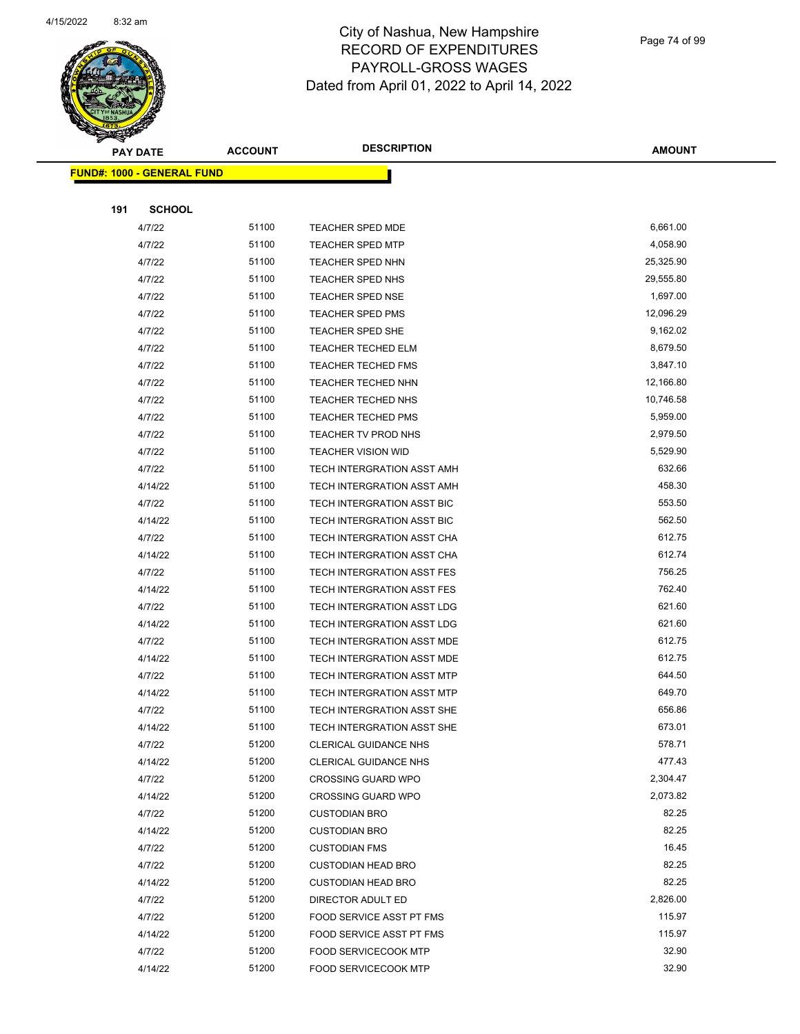# City of Nashua, New Hampshire
## RECORD OF EXPENDITURES
## PAYROLL-GROSS WAGES
## Dated from April 01, 2022 to April 14, 2022

4/15/2022 8:32 am

| PAY DATE | ACCOUNT | DESCRIPTION | AMOUNT |
|---|---|---|---|
| **FUND#: 1000 - GENERAL FUND** | | | |
| **191 SCHOOL** | | | |
| 4/7/22 | 51100 | TEACHER SPED MDE | 6,661.00 |
| 4/7/22 | 51100 | TEACHER SPED MTP | 4,058.90 |
| 4/7/22 | 51100 | TEACHER SPED NHN | 25,325.90 |
| 4/7/22 | 51100 | TEACHER SPED NHS | 29,555.80 |
| 4/7/22 | 51100 | TEACHER SPED NSE | 1,697.00 |
| 4/7/22 | 51100 | TEACHER SPED PMS | 12,096.29 |
| 4/7/22 | 51100 | TEACHER SPED SHE | 9,162.02 |
| 4/7/22 | 51100 | TEACHER TECHED ELM | 8,679.50 |
| 4/7/22 | 51100 | TEACHER TECHED FMS | 3,847.10 |
| 4/7/22 | 51100 | TEACHER TECHED NHN | 12,166.80 |
| 4/7/22 | 51100 | TEACHER TECHED NHS | 10,746.58 |
| 4/7/22 | 51100 | TEACHER TECHED PMS | 5,959.00 |
| 4/7/22 | 51100 | TEACHER TV PROD NHS | 2,979.50 |
| 4/7/22 | 51100 | TEACHER VISION WID | 5,529.90 |
| 4/7/22 | 51100 | TECH INTERGRATION ASST AMH | 632.66 |
| 4/14/22 | 51100 | TECH INTERGRATION ASST AMH | 458.30 |
| 4/7/22 | 51100 | TECH INTERGRATION ASST BIC | 553.50 |
| 4/14/22 | 51100 | TECH INTERGRATION ASST BIC | 562.50 |
| 4/7/22 | 51100 | TECH INTERGRATION ASST CHA | 612.75 |
| 4/14/22 | 51100 | TECH INTERGRATION ASST CHA | 612.74 |
| 4/7/22 | 51100 | TECH INTERGRATION ASST FES | 756.25 |
| 4/14/22 | 51100 | TECH INTERGRATION ASST FES | 762.40 |
| 4/7/22 | 51100 | TECH INTERGRATION ASST LDG | 621.60 |
| 4/14/22 | 51100 | TECH INTERGRATION ASST LDG | 621.60 |
| 4/7/22 | 51100 | TECH INTERGRATION ASST MDE | 612.75 |
| 4/14/22 | 51100 | TECH INTERGRATION ASST MDE | 612.75 |
| 4/7/22 | 51100 | TECH INTERGRATION ASST MTP | 644.50 |
| 4/14/22 | 51100 | TECH INTERGRATION ASST MTP | 649.70 |
| 4/7/22 | 51100 | TECH INTERGRATION ASST SHE | 656.86 |
| 4/14/22 | 51100 | TECH INTERGRATION ASST SHE | 673.01 |
| 4/7/22 | 51200 | CLERICAL GUIDANCE NHS | 578.71 |
| 4/14/22 | 51200 | CLERICAL GUIDANCE NHS | 477.43 |
| 4/7/22 | 51200 | CROSSING GUARD WPO | 2,304.47 |
| 4/14/22 | 51200 | CROSSING GUARD WPO | 2,073.82 |
| 4/7/22 | 51200 | CUSTODIAN BRO | 82.25 |
| 4/14/22 | 51200 | CUSTODIAN BRO | 82.25 |
| 4/7/22 | 51200 | CUSTODIAN FMS | 16.45 |
| 4/7/22 | 51200 | CUSTODIAN HEAD BRO | 82.25 |
| 4/14/22 | 51200 | CUSTODIAN HEAD BRO | 82.25 |
| 4/7/22 | 51200 | DIRECTOR ADULT ED | 2,826.00 |
| 4/7/22 | 51200 | FOOD SERVICE ASST PT FMS | 115.97 |
| 4/14/22 | 51200 | FOOD SERVICE ASST PT FMS | 115.97 |
| 4/7/22 | 51200 | FOOD SERVICECOOK MTP | 32.90 |
| 4/14/22 | 51200 | FOOD SERVICECOOK MTP | 32.90 |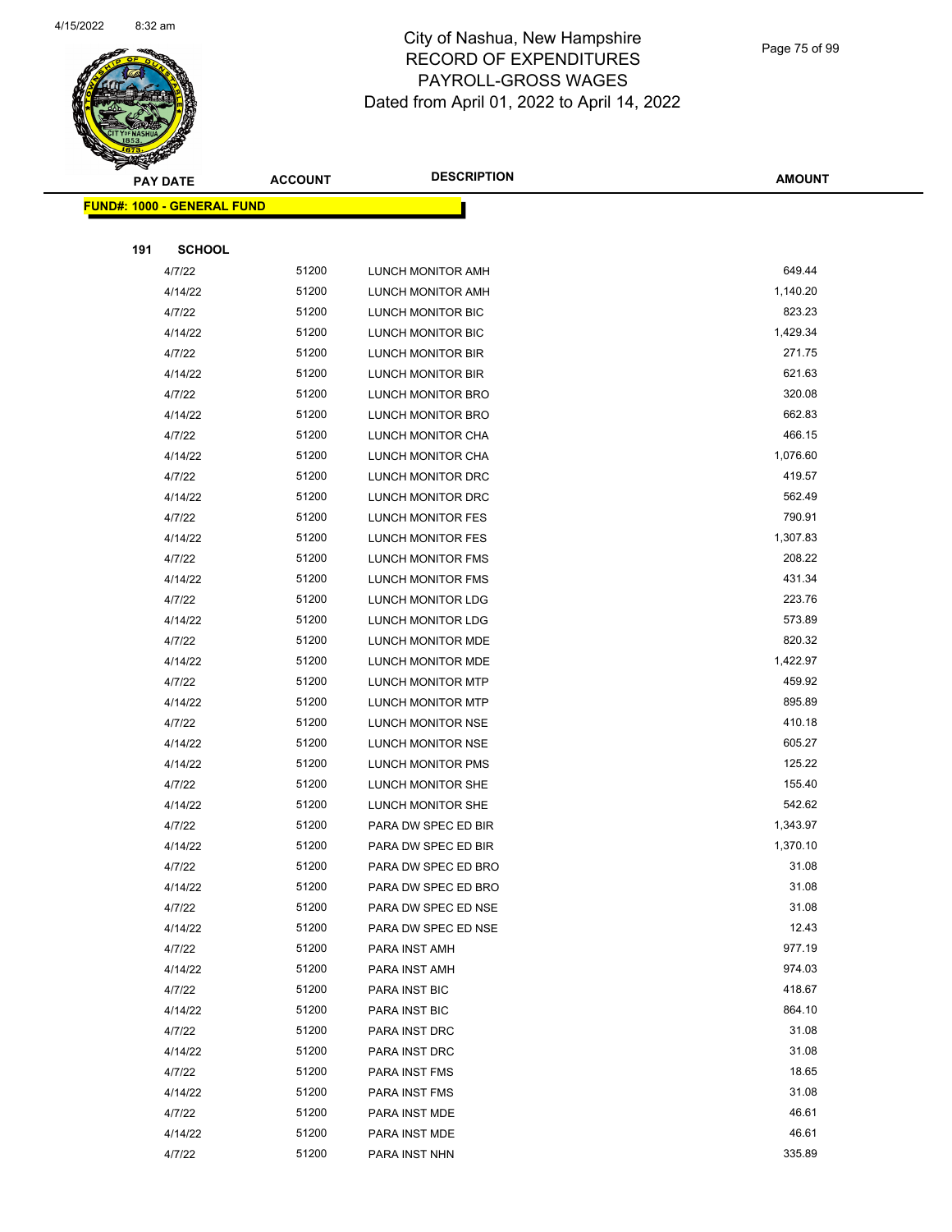# City of Nashua, New Hampshire
# RECORD OF EXPENDITURES
# PAYROLL-GROSS WAGES
# Dated from April 01, 2022 to April 14, 2022

**FUND#: 1000 - GENERAL FUND**

**191 SCHOOL**

| PAY DATE | ACCOUNT | DESCRIPTION | AMOUNT |
|---|---|---|---|
| 4/7/22 | 51200 | LUNCH MONITOR AMH | 649.44 |
| 4/14/22 | 51200 | LUNCH MONITOR AMH | 1,140.20 |
| 4/7/22 | 51200 | LUNCH MONITOR BIC | 823.23 |
| 4/14/22 | 51200 | LUNCH MONITOR BIC | 1,429.34 |
| 4/7/22 | 51200 | LUNCH MONITOR BIR | 271.75 |
| 4/14/22 | 51200 | LUNCH MONITOR BIR | 621.63 |
| 4/7/22 | 51200 | LUNCH MONITOR BRO | 320.08 |
| 4/14/22 | 51200 | LUNCH MONITOR BRO | 662.83 |
| 4/7/22 | 51200 | LUNCH MONITOR CHA | 466.15 |
| 4/14/22 | 51200 | LUNCH MONITOR CHA | 1,076.60 |
| 4/7/22 | 51200 | LUNCH MONITOR DRC | 419.57 |
| 4/14/22 | 51200 | LUNCH MONITOR DRC | 562.49 |
| 4/7/22 | 51200 | LUNCH MONITOR FES | 790.91 |
| 4/14/22 | 51200 | LUNCH MONITOR FES | 1,307.83 |
| 4/7/22 | 51200 | LUNCH MONITOR FMS | 208.22 |
| 4/14/22 | 51200 | LUNCH MONITOR FMS | 431.34 |
| 4/7/22 | 51200 | LUNCH MONITOR LDG | 223.76 |
| 4/14/22 | 51200 | LUNCH MONITOR LDG | 573.89 |
| 4/7/22 | 51200 | LUNCH MONITOR MDE | 820.32 |
| 4/14/22 | 51200 | LUNCH MONITOR MDE | 1,422.97 |
| 4/7/22 | 51200 | LUNCH MONITOR MTP | 459.92 |
| 4/14/22 | 51200 | LUNCH MONITOR MTP | 895.89 |
| 4/7/22 | 51200 | LUNCH MONITOR NSE | 410.18 |
| 4/14/22 | 51200 | LUNCH MONITOR NSE | 605.27 |
| 4/14/22 | 51200 | LUNCH MONITOR PMS | 125.22 |
| 4/7/22 | 51200 | LUNCH MONITOR SHE | 155.40 |
| 4/14/22 | 51200 | LUNCH MONITOR SHE | 542.62 |
| 4/7/22 | 51200 | PARA DW SPEC ED BIR | 1,343.97 |
| 4/14/22 | 51200 | PARA DW SPEC ED BIR | 1,370.10 |
| 4/7/22 | 51200 | PARA DW SPEC ED BRO | 31.08 |
| 4/14/22 | 51200 | PARA DW SPEC ED BRO | 31.08 |
| 4/7/22 | 51200 | PARA DW SPEC ED NSE | 31.08 |
| 4/14/22 | 51200 | PARA DW SPEC ED NSE | 12.43 |
| 4/7/22 | 51200 | PARA INST AMH | 977.19 |
| 4/14/22 | 51200 | PARA INST AMH | 974.03 |
| 4/7/22 | 51200 | PARA INST BIC | 418.67 |
| 4/14/22 | 51200 | PARA INST BIC | 864.10 |
| 4/7/22 | 51200 | PARA INST DRC | 31.08 |
| 4/14/22 | 51200 | PARA INST DRC | 31.08 |
| 4/7/22 | 51200 | PARA INST FMS | 18.65 |
| 4/14/22 | 51200 | PARA INST FMS | 31.08 |
| 4/7/22 | 51200 | PARA INST MDE | 46.61 |
| 4/14/22 | 51200 | PARA INST MDE | 46.61 |
| 4/7/22 | 51200 | PARA INST NHN | 335.89 |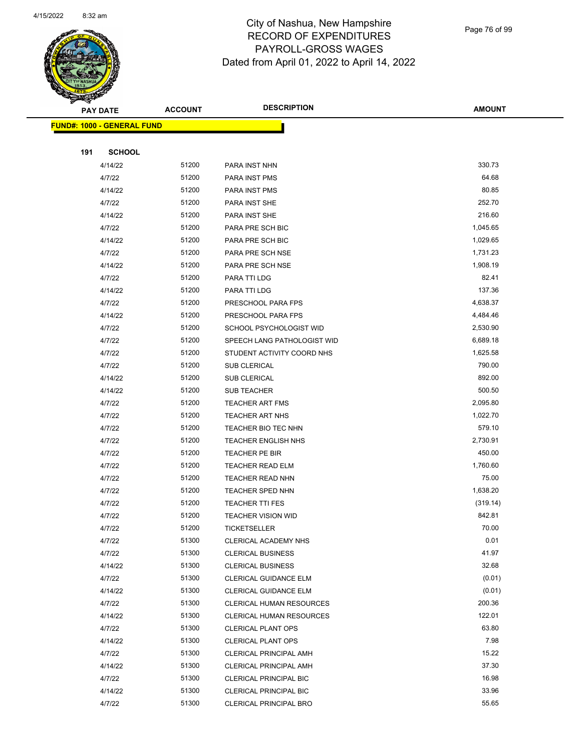# City of Nashua, New Hampshire
## RECORD OF EXPENDITURES
## PAYROLL-GROSS WAGES
### Dated from April 01, 2022 to April 14, 2022

**FUND#: 1000 - GENERAL FUND**

**191 SCHOOL**

| PAY DATE | ACCOUNT | DESCRIPTION | AMOUNT |
|---|---|---|---|
| 4/14/22 | 51200 | PARA INST NHN | 330.73 |
| 4/7/22 | 51200 | PARA INST PMS | 64.68 |
| 4/14/22 | 51200 | PARA INST PMS | 80.85 |
| 4/7/22 | 51200 | PARA INST SHE | 252.70 |
| 4/14/22 | 51200 | PARA INST SHE | 216.60 |
| 4/7/22 | 51200 | PARA PRE SCH BIC | 1,045.65 |
| 4/14/22 | 51200 | PARA PRE SCH BIC | 1,029.65 |
| 4/7/22 | 51200 | PARA PRE SCH NSE | 1,731.23 |
| 4/14/22 | 51200 | PARA PRE SCH NSE | 1,908.19 |
| 4/7/22 | 51200 | PARA TTI LDG | 82.41 |
| 4/14/22 | 51200 | PARA TTI LDG | 137.36 |
| 4/7/22 | 51200 | PRESCHOOL PARA FPS | 4,638.37 |
| 4/14/22 | 51200 | PRESCHOOL PARA FPS | 4,484.46 |
| 4/7/22 | 51200 | SCHOOL PSYCHOLOGIST WID | 2,530.90 |
| 4/7/22 | 51200 | SPEECH LANG PATHOLOGIST WID | 6,689.18 |
| 4/7/22 | 51200 | STUDENT ACTIVITY COORD NHS | 1,625.58 |
| 4/7/22 | 51200 | SUB CLERICAL | 790.00 |
| 4/14/22 | 51200 | SUB CLERICAL | 892.00 |
| 4/14/22 | 51200 | SUB TEACHER | 500.50 |
| 4/7/22 | 51200 | TEACHER ART FMS | 2,095.80 |
| 4/7/22 | 51200 | TEACHER ART NHS | 1,022.70 |
| 4/7/22 | 51200 | TEACHER BIO TEC NHN | 579.10 |
| 4/7/22 | 51200 | TEACHER ENGLISH NHS | 2,730.91 |
| 4/7/22 | 51200 | TEACHER PE BIR | 450.00 |
| 4/7/22 | 51200 | TEACHER READ ELM | 1,760.60 |
| 4/7/22 | 51200 | TEACHER READ NHN | 75.00 |
| 4/7/22 | 51200 | TEACHER SPED NHN | 1,638.20 |
| 4/7/22 | 51200 | TEACHER TTI FES | (319.14) |
| 4/7/22 | 51200 | TEACHER VISION WID | 842.81 |
| 4/7/22 | 51200 | TICKETSELLER | 70.00 |
| 4/7/22 | 51300 | CLERICAL ACADEMY NHS | 0.01 |
| 4/7/22 | 51300 | CLERICAL BUSINESS | 41.97 |
| 4/14/22 | 51300 | CLERICAL BUSINESS | 32.68 |
| 4/7/22 | 51300 | CLERICAL GUIDANCE ELM | (0.01) |
| 4/14/22 | 51300 | CLERICAL GUIDANCE ELM | (0.01) |
| 4/7/22 | 51300 | CLERICAL HUMAN RESOURCES | 200.36 |
| 4/14/22 | 51300 | CLERICAL HUMAN RESOURCES | 122.01 |
| 4/7/22 | 51300 | CLERICAL PLANT OPS | 63.80 |
| 4/14/22 | 51300 | CLERICAL PLANT OPS | 7.98 |
| 4/7/22 | 51300 | CLERICAL PRINCIPAL AMH | 15.22 |
| 4/14/22 | 51300 | CLERICAL PRINCIPAL AMH | 37.30 |
| 4/7/22 | 51300 | CLERICAL PRINCIPAL BIC | 16.98 |
| 4/14/22 | 51300 | CLERICAL PRINCIPAL BIC | 33.96 |
| 4/7/22 | 51300 | CLERICAL PRINCIPAL BRO | 55.65 |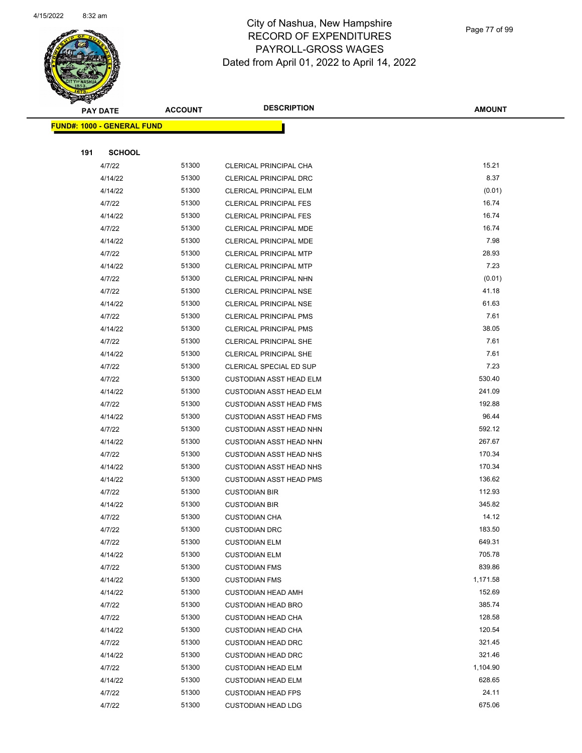City of Nashua, New Hampshire
RECORD OF EXPENDITURES
PAYROLL-GROSS WAGES
Dated from April 01, 2022 to April 14, 2022

| PAY DATE | ACCOUNT | DESCRIPTION | AMOUNT |
|---|---|---|---|
| **FUND#: 1000 - GENERAL FUND** | | | |
| **191 SCHOOL** | | | |
| 4/7/22 | 51300 | CLERICAL PRINCIPAL CHA | 15.21 |
| 4/14/22 | 51300 | CLERICAL PRINCIPAL DRC | 8.37 |
| 4/14/22 | 51300 | CLERICAL PRINCIPAL ELM | (0.01) |
| 4/7/22 | 51300 | CLERICAL PRINCIPAL FES | 16.74 |
| 4/14/22 | 51300 | CLERICAL PRINCIPAL FES | 16.74 |
| 4/7/22 | 51300 | CLERICAL PRINCIPAL MDE | 16.74 |
| 4/14/22 | 51300 | CLERICAL PRINCIPAL MDE | 7.98 |
| 4/7/22 | 51300 | CLERICAL PRINCIPAL MTP | 28.93 |
| 4/14/22 | 51300 | CLERICAL PRINCIPAL MTP | 7.23 |
| 4/7/22 | 51300 | CLERICAL PRINCIPAL NHN | (0.01) |
| 4/7/22 | 51300 | CLERICAL PRINCIPAL NSE | 41.18 |
| 4/14/22 | 51300 | CLERICAL PRINCIPAL NSE | 61.63 |
| 4/7/22 | 51300 | CLERICAL PRINCIPAL PMS | 7.61 |
| 4/14/22 | 51300 | CLERICAL PRINCIPAL PMS | 38.05 |
| 4/7/22 | 51300 | CLERICAL PRINCIPAL SHE | 7.61 |
| 4/14/22 | 51300 | CLERICAL PRINCIPAL SHE | 7.61 |
| 4/7/22 | 51300 | CLERICAL SPECIAL ED SUP | 7.23 |
| 4/7/22 | 51300 | CUSTODIAN ASST HEAD ELM | 530.40 |
| 4/14/22 | 51300 | CUSTODIAN ASST HEAD ELM | 241.09 |
| 4/7/22 | 51300 | CUSTODIAN ASST HEAD FMS | 192.88 |
| 4/14/22 | 51300 | CUSTODIAN ASST HEAD FMS | 96.44 |
| 4/7/22 | 51300 | CUSTODIAN ASST HEAD NHN | 592.12 |
| 4/14/22 | 51300 | CUSTODIAN ASST HEAD NHN | 267.67 |
| 4/7/22 | 51300 | CUSTODIAN ASST HEAD NHS | 170.34 |
| 4/14/22 | 51300 | CUSTODIAN ASST HEAD NHS | 170.34 |
| 4/14/22 | 51300 | CUSTODIAN ASST HEAD PMS | 136.62 |
| 4/7/22 | 51300 | CUSTODIAN BIR | 112.93 |
| 4/14/22 | 51300 | CUSTODIAN BIR | 345.82 |
| 4/7/22 | 51300 | CUSTODIAN CHA | 14.12 |
| 4/7/22 | 51300 | CUSTODIAN DRC | 183.50 |
| 4/7/22 | 51300 | CUSTODIAN ELM | 649.31 |
| 4/14/22 | 51300 | CUSTODIAN ELM | 705.78 |
| 4/7/22 | 51300 | CUSTODIAN FMS | 839.86 |
| 4/14/22 | 51300 | CUSTODIAN FMS | 1,171.58 |
| 4/14/22 | 51300 | CUSTODIAN HEAD AMH | 152.69 |
| 4/7/22 | 51300 | CUSTODIAN HEAD BRO | 385.74 |
| 4/7/22 | 51300 | CUSTODIAN HEAD CHA | 128.58 |
| 4/14/22 | 51300 | CUSTODIAN HEAD CHA | 120.54 |
| 4/7/22 | 51300 | CUSTODIAN HEAD DRC | 321.45 |
| 4/14/22 | 51300 | CUSTODIAN HEAD DRC | 321.46 |
| 4/7/22 | 51300 | CUSTODIAN HEAD ELM | 1,104.90 |
| 4/14/22 | 51300 | CUSTODIAN HEAD ELM | 628.65 |
| 4/7/22 | 51300 | CUSTODIAN HEAD FPS | 24.11 |
| 4/7/22 | 51300 | CUSTODIAN HEAD LDG | 675.06 |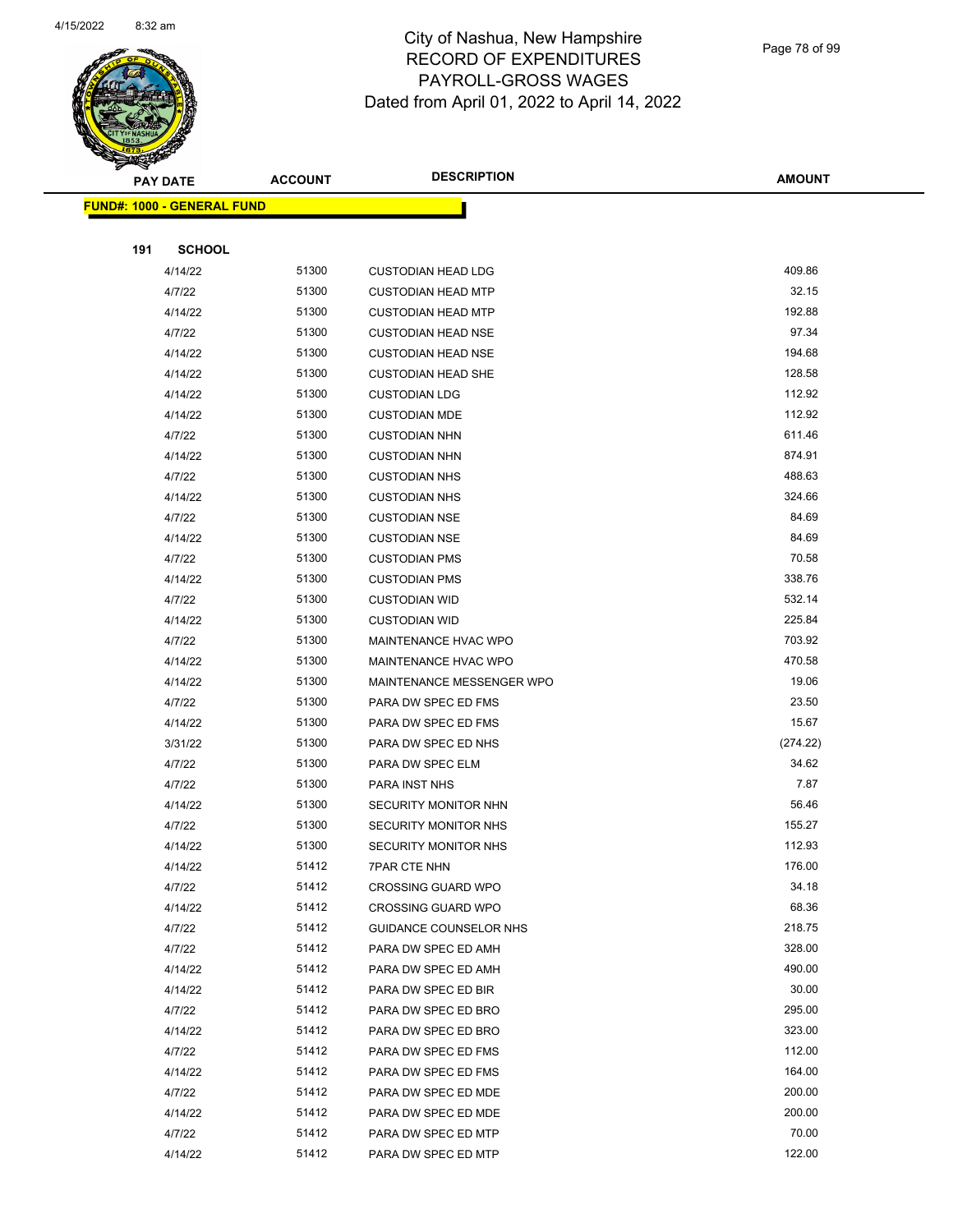# City of Nashua, New Hampshire
## RECORD OF EXPENDITURES
## PAYROLL-GROSS WAGES
## Dated from April 01, 2022 to April 14, 2022

**FUND#: 1000 - GENERAL FUND**

**191 SCHOOL**

| PAY DATE | ACCOUNT | DESCRIPTION | AMOUNT |
|---|---|---|---|
| 4/14/22 | 51300 | CUSTODIAN HEAD LDG | 409.86 |
| 4/7/22 | 51300 | CUSTODIAN HEAD MTP | 32.15 |
| 4/14/22 | 51300 | CUSTODIAN HEAD MTP | 192.88 |
| 4/7/22 | 51300 | CUSTODIAN HEAD NSE | 97.34 |
| 4/14/22 | 51300 | CUSTODIAN HEAD NSE | 194.68 |
| 4/14/22 | 51300 | CUSTODIAN HEAD SHE | 128.58 |
| 4/14/22 | 51300 | CUSTODIAN LDG | 112.92 |
| 4/14/22 | 51300 | CUSTODIAN MDE | 112.92 |
| 4/7/22 | 51300 | CUSTODIAN NHN | 611.46 |
| 4/14/22 | 51300 | CUSTODIAN NHN | 874.91 |
| 4/7/22 | 51300 | CUSTODIAN NHS | 488.63 |
| 4/14/22 | 51300 | CUSTODIAN NHS | 324.66 |
| 4/7/22 | 51300 | CUSTODIAN NSE | 84.69 |
| 4/14/22 | 51300 | CUSTODIAN NSE | 84.69 |
| 4/7/22 | 51300 | CUSTODIAN PMS | 70.58 |
| 4/14/22 | 51300 | CUSTODIAN PMS | 338.76 |
| 4/7/22 | 51300 | CUSTODIAN WID | 532.14 |
| 4/14/22 | 51300 | CUSTODIAN WID | 225.84 |
| 4/7/22 | 51300 | MAINTENANCE HVAC WPO | 703.92 |
| 4/14/22 | 51300 | MAINTENANCE HVAC WPO | 470.58 |
| 4/14/22 | 51300 | MAINTENANCE MESSENGER WPO | 19.06 |
| 4/7/22 | 51300 | PARA DW SPEC ED FMS | 23.50 |
| 4/14/22 | 51300 | PARA DW SPEC ED FMS | 15.67 |
| 3/31/22 | 51300 | PARA DW SPEC ED NHS | (274.22) |
| 4/7/22 | 51300 | PARA DW SPEC ELM | 34.62 |
| 4/7/22 | 51300 | PARA INST NHS | 7.87 |
| 4/14/22 | 51300 | SECURITY MONITOR NHN | 56.46 |
| 4/7/22 | 51300 | SECURITY MONITOR NHS | 155.27 |
| 4/14/22 | 51300 | SECURITY MONITOR NHS | 112.93 |
| 4/14/22 | 51412 | 7PAR CTE NHN | 176.00 |
| 4/7/22 | 51412 | CROSSING GUARD WPO | 34.18 |
| 4/14/22 | 51412 | CROSSING GUARD WPO | 68.36 |
| 4/7/22 | 51412 | GUIDANCE COUNSELOR NHS | 218.75 |
| 4/7/22 | 51412 | PARA DW SPEC ED AMH | 328.00 |
| 4/14/22 | 51412 | PARA DW SPEC ED AMH | 490.00 |
| 4/14/22 | 51412 | PARA DW SPEC ED BIR | 30.00 |
| 4/7/22 | 51412 | PARA DW SPEC ED BRO | 295.00 |
| 4/14/22 | 51412 | PARA DW SPEC ED BRO | 323.00 |
| 4/7/22 | 51412 | PARA DW SPEC ED FMS | 112.00 |
| 4/14/22 | 51412 | PARA DW SPEC ED FMS | 164.00 |
| 4/7/22 | 51412 | PARA DW SPEC ED MDE | 200.00 |
| 4/14/22 | 51412 | PARA DW SPEC ED MDE | 200.00 |
| 4/7/22 | 51412 | PARA DW SPEC ED MTP | 70.00 |
| 4/14/22 | 51412 | PARA DW SPEC ED MTP | 122.00 |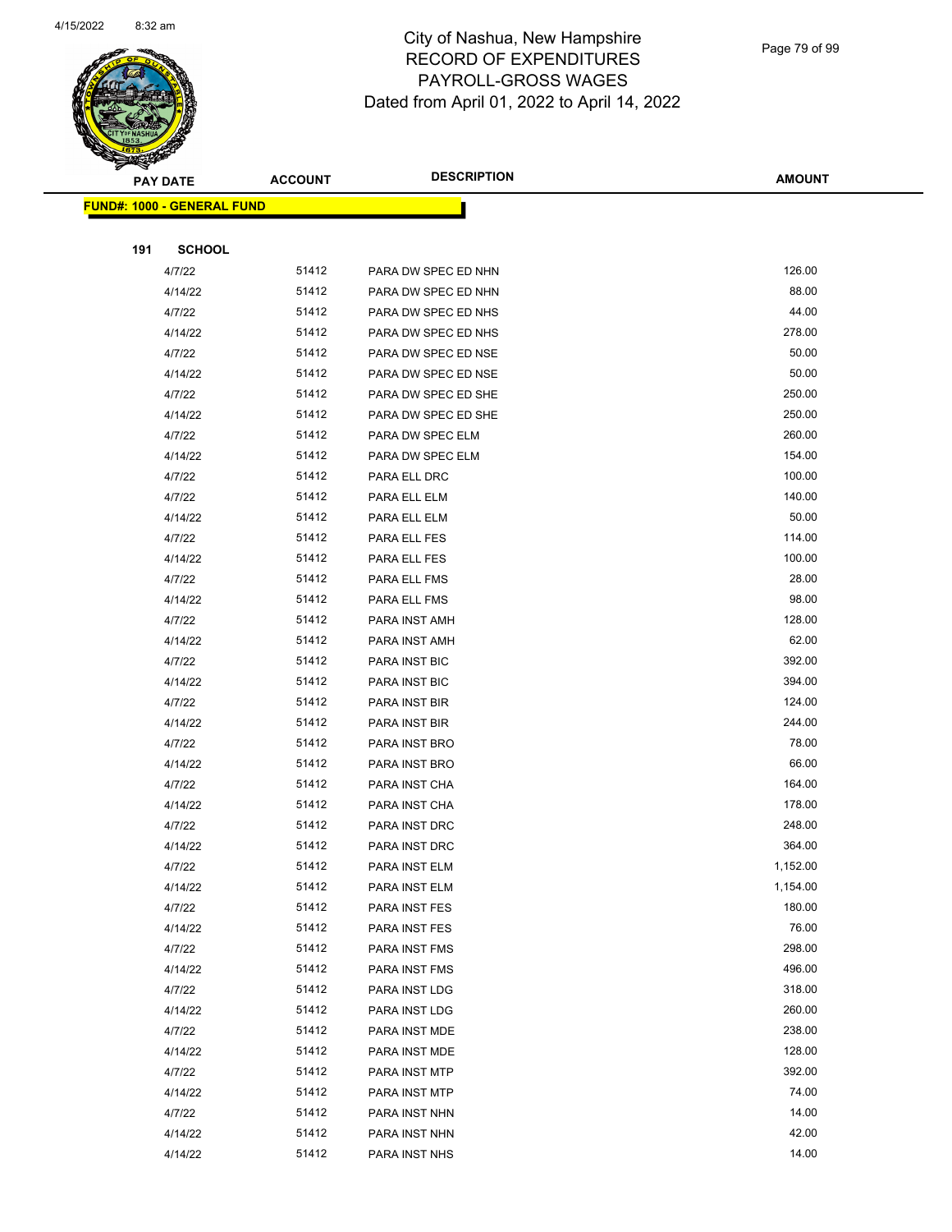City of Nashua, New Hampshire
RECORD OF EXPENDITURES
PAYROLL-GROSS WAGES
Dated from April 01, 2022 to April 14, 2022

| PAY DATE | ACCOUNT | DESCRIPTION | AMOUNT |
|---|---|---|---|
| **FUND#: 1000 - GENERAL FUND** | | | |
| **191 SCHOOL** | | | |
| 4/7/22 | 51412 | PARA DW SPEC ED NHN | 126.00 |
| 4/14/22 | 51412 | PARA DW SPEC ED NHN | 88.00 |
| 4/7/22 | 51412 | PARA DW SPEC ED NHS | 44.00 |
| 4/14/22 | 51412 | PARA DW SPEC ED NHS | 278.00 |
| 4/7/22 | 51412 | PARA DW SPEC ED NSE | 50.00 |
| 4/14/22 | 51412 | PARA DW SPEC ED NSE | 50.00 |
| 4/7/22 | 51412 | PARA DW SPEC ED SHE | 250.00 |
| 4/14/22 | 51412 | PARA DW SPEC ED SHE | 250.00 |
| 4/7/22 | 51412 | PARA DW SPEC ELM | 260.00 |
| 4/14/22 | 51412 | PARA DW SPEC ELM | 154.00 |
| 4/7/22 | 51412 | PARA ELL DRC | 100.00 |
| 4/7/22 | 51412 | PARA ELL ELM | 140.00 |
| 4/14/22 | 51412 | PARA ELL ELM | 50.00 |
| 4/7/22 | 51412 | PARA ELL FES | 114.00 |
| 4/14/22 | 51412 | PARA ELL FES | 100.00 |
| 4/7/22 | 51412 | PARA ELL FMS | 28.00 |
| 4/14/22 | 51412 | PARA ELL FMS | 98.00 |
| 4/7/22 | 51412 | PARA INST AMH | 128.00 |
| 4/14/22 | 51412 | PARA INST AMH | 62.00 |
| 4/7/22 | 51412 | PARA INST BIC | 392.00 |
| 4/14/22 | 51412 | PARA INST BIC | 394.00 |
| 4/7/22 | 51412 | PARA INST BIR | 124.00 |
| 4/14/22 | 51412 | PARA INST BIR | 244.00 |
| 4/7/22 | 51412 | PARA INST BRO | 78.00 |
| 4/14/22 | 51412 | PARA INST BRO | 66.00 |
| 4/7/22 | 51412 | PARA INST CHA | 164.00 |
| 4/14/22 | 51412 | PARA INST CHA | 178.00 |
| 4/7/22 | 51412 | PARA INST DRC | 248.00 |
| 4/14/22 | 51412 | PARA INST DRC | 364.00 |
| 4/7/22 | 51412 | PARA INST ELM | 1,152.00 |
| 4/14/22 | 51412 | PARA INST ELM | 1,154.00 |
| 4/7/22 | 51412 | PARA INST FES | 180.00 |
| 4/14/22 | 51412 | PARA INST FES | 76.00 |
| 4/7/22 | 51412 | PARA INST FMS | 298.00 |
| 4/14/22 | 51412 | PARA INST FMS | 496.00 |
| 4/7/22 | 51412 | PARA INST LDG | 318.00 |
| 4/14/22 | 51412 | PARA INST LDG | 260.00 |
| 4/7/22 | 51412 | PARA INST MDE | 238.00 |
| 4/14/22 | 51412 | PARA INST MDE | 128.00 |
| 4/7/22 | 51412 | PARA INST MTP | 392.00 |
| 4/14/22 | 51412 | PARA INST MTP | 74.00 |
| 4/7/22 | 51412 | PARA INST NHN | 14.00 |
| 4/14/22 | 51412 | PARA INST NHN | 42.00 |
| 4/14/22 | 51412 | PARA INST NHS | 14.00 |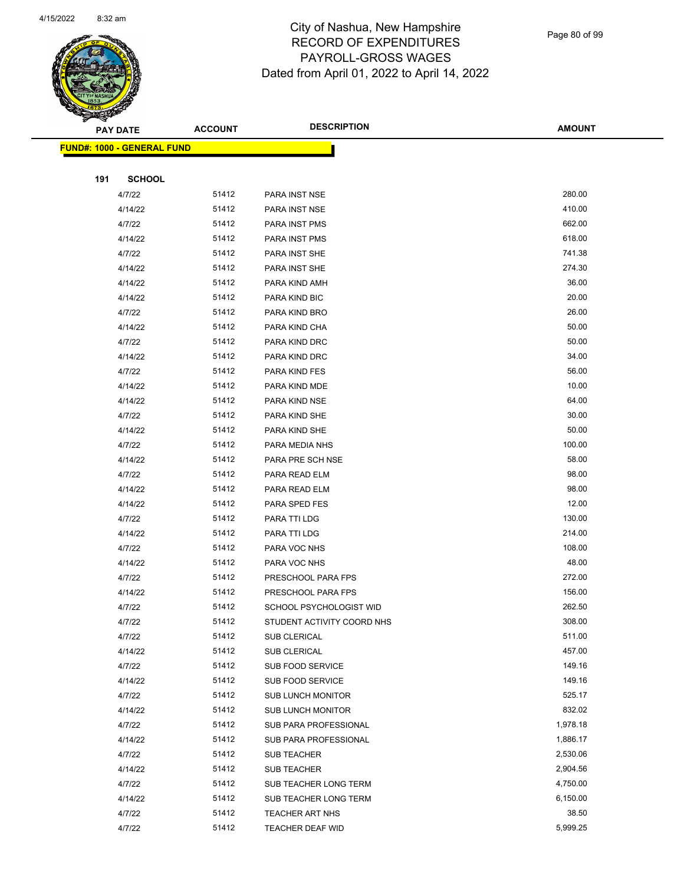# City of Nashua, New Hampshire
## RECORD OF EXPENDITURES
## PAYROLL-GROSS WAGES
## Dated from April 01, 2022 to April 14, 2022

| PAY DATE | ACCOUNT | DESCRIPTION | AMOUNT |
|---|---|---|---|
| **FUND#: 1000 - GENERAL FUND** | | | |
| **191 SCHOOL** | | | |
| 4/7/22 | 51412 | PARA INST NSE | 280.00 |
| 4/14/22 | 51412 | PARA INST NSE | 410.00 |
| 4/7/22 | 51412 | PARA INST PMS | 662.00 |
| 4/14/22 | 51412 | PARA INST PMS | 618.00 |
| 4/7/22 | 51412 | PARA INST SHE | 741.38 |
| 4/14/22 | 51412 | PARA INST SHE | 274.30 |
| 4/14/22 | 51412 | PARA KIND AMH | 36.00 |
| 4/14/22 | 51412 | PARA KIND BIC | 20.00 |
| 4/7/22 | 51412 | PARA KIND BRO | 26.00 |
| 4/14/22 | 51412 | PARA KIND CHA | 50.00 |
| 4/7/22 | 51412 | PARA KIND DRC | 50.00 |
| 4/14/22 | 51412 | PARA KIND DRC | 34.00 |
| 4/7/22 | 51412 | PARA KIND FES | 56.00 |
| 4/14/22 | 51412 | PARA KIND MDE | 10.00 |
| 4/14/22 | 51412 | PARA KIND NSE | 64.00 |
| 4/7/22 | 51412 | PARA KIND SHE | 30.00 |
| 4/14/22 | 51412 | PARA KIND SHE | 50.00 |
| 4/7/22 | 51412 | PARA MEDIA NHS | 100.00 |
| 4/14/22 | 51412 | PARA PRE SCH NSE | 58.00 |
| 4/7/22 | 51412 | PARA READ ELM | 98.00 |
| 4/14/22 | 51412 | PARA READ ELM | 98.00 |
| 4/14/22 | 51412 | PARA SPED FES | 12.00 |
| 4/7/22 | 51412 | PARA TTI LDG | 130.00 |
| 4/14/22 | 51412 | PARA TTI LDG | 214.00 |
| 4/7/22 | 51412 | PARA VOC NHS | 108.00 |
| 4/14/22 | 51412 | PARA VOC NHS | 48.00 |
| 4/7/22 | 51412 | PRESCHOOL PARA FPS | 272.00 |
| 4/14/22 | 51412 | PRESCHOOL PARA FPS | 156.00 |
| 4/7/22 | 51412 | SCHOOL PSYCHOLOGIST WID | 262.50 |
| 4/7/22 | 51412 | STUDENT ACTIVITY COORD NHS | 308.00 |
| 4/7/22 | 51412 | SUB CLERICAL | 511.00 |
| 4/14/22 | 51412 | SUB CLERICAL | 457.00 |
| 4/7/22 | 51412 | SUB FOOD SERVICE | 149.16 |
| 4/14/22 | 51412 | SUB FOOD SERVICE | 149.16 |
| 4/7/22 | 51412 | SUB LUNCH MONITOR | 525.17 |
| 4/14/22 | 51412 | SUB LUNCH MONITOR | 832.02 |
| 4/7/22 | 51412 | SUB PARA PROFESSIONAL | 1,978.18 |
| 4/14/22 | 51412 | SUB PARA PROFESSIONAL | 1,886.17 |
| 4/7/22 | 51412 | SUB TEACHER | 2,530.06 |
| 4/14/22 | 51412 | SUB TEACHER | 2,904.56 |
| 4/7/22 | 51412 | SUB TEACHER LONG TERM | 4,750.00 |
| 4/14/22 | 51412 | SUB TEACHER LONG TERM | 6,150.00 |
| 4/7/22 | 51412 | TEACHER ART NHS | 38.50 |
| 4/7/22 | 51412 | TEACHER DEAF WID | 5,999.25 |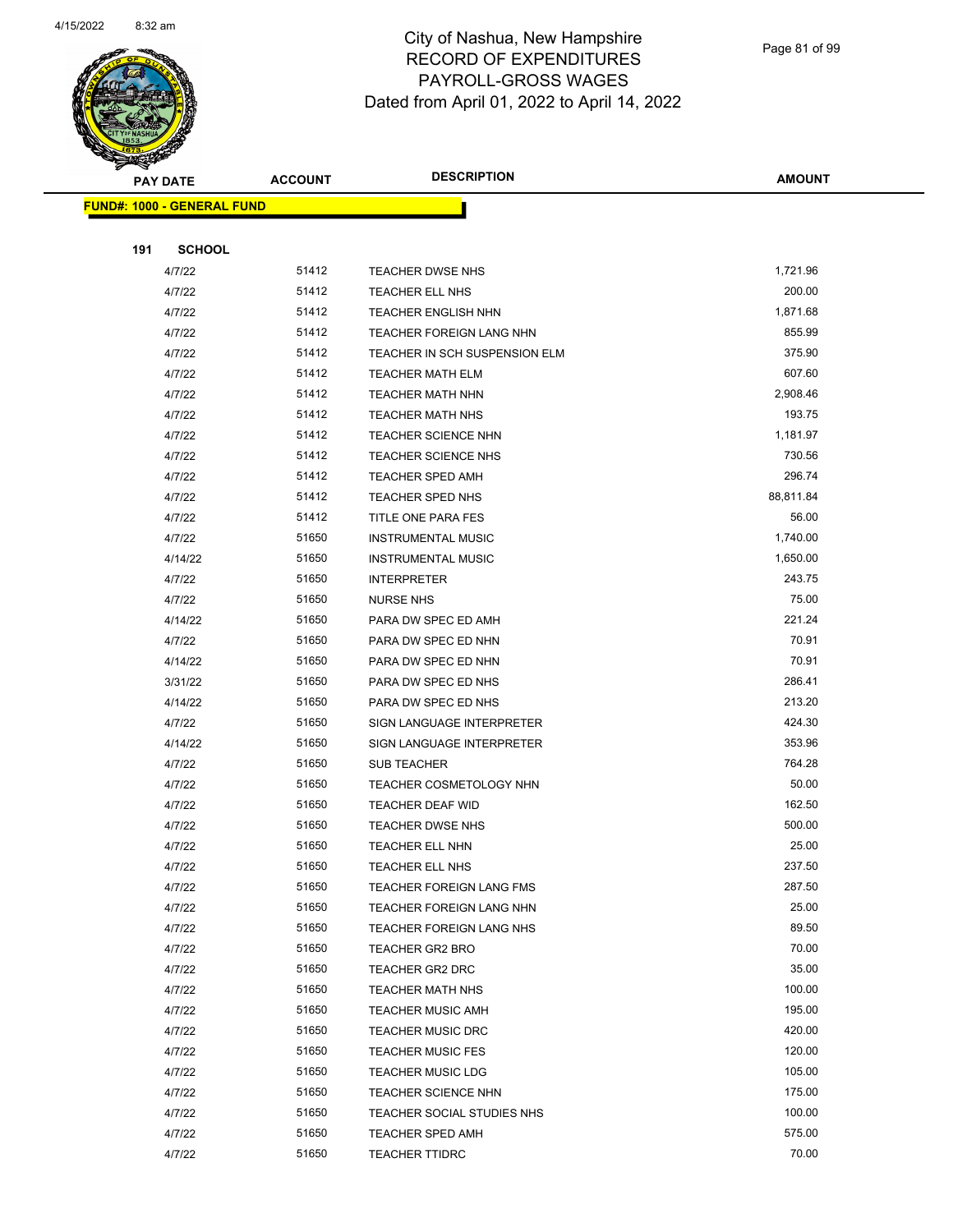City of Nashua, New Hampshire
RECORD OF EXPENDITURES
PAYROLL-GROSS WAGES
Dated from April 01, 2022 to April 14, 2022

**FUND#: 1000 - GENERAL FUND**

**191 SCHOOL**

| PAY DATE | ACCOUNT | DESCRIPTION | AMOUNT |
|---|---|---|---|
| 4/7/22 | 51412 | TEACHER DWSE NHS | 1,721.96 |
| 4/7/22 | 51412 | TEACHER ELL NHS | 200.00 |
| 4/7/22 | 51412 | TEACHER ENGLISH NHN | 1,871.68 |
| 4/7/22 | 51412 | TEACHER FOREIGN LANG NHN | 855.99 |
| 4/7/22 | 51412 | TEACHER IN SCH SUSPENSION ELM | 375.90 |
| 4/7/22 | 51412 | TEACHER MATH ELM | 607.60 |
| 4/7/22 | 51412 | TEACHER MATH NHN | 2,908.46 |
| 4/7/22 | 51412 | TEACHER MATH NHS | 193.75 |
| 4/7/22 | 51412 | TEACHER SCIENCE NHN | 1,181.97 |
| 4/7/22 | 51412 | TEACHER SCIENCE NHS | 730.56 |
| 4/7/22 | 51412 | TEACHER SPED AMH | 296.74 |
| 4/7/22 | 51412 | TEACHER SPED NHS | 88,811.84 |
| 4/7/22 | 51412 | TITLE ONE PARA FES | 56.00 |
| 4/7/22 | 51650 | INSTRUMENTAL MUSIC | 1,740.00 |
| 4/14/22 | 51650 | INSTRUMENTAL MUSIC | 1,650.00 |
| 4/7/22 | 51650 | INTERPRETER | 243.75 |
| 4/7/22 | 51650 | NURSE NHS | 75.00 |
| 4/14/22 | 51650 | PARA DW SPEC ED AMH | 221.24 |
| 4/7/22 | 51650 | PARA DW SPEC ED NHN | 70.91 |
| 4/14/22 | 51650 | PARA DW SPEC ED NHN | 70.91 |
| 3/31/22 | 51650 | PARA DW SPEC ED NHS | 286.41 |
| 4/14/22 | 51650 | PARA DW SPEC ED NHS | 213.20 |
| 4/7/22 | 51650 | SIGN LANGUAGE INTERPRETER | 424.30 |
| 4/14/22 | 51650 | SIGN LANGUAGE INTERPRETER | 353.96 |
| 4/7/22 | 51650 | SUB TEACHER | 764.28 |
| 4/7/22 | 51650 | TEACHER COSMETOLOGY NHN | 50.00 |
| 4/7/22 | 51650 | TEACHER DEAF WID | 162.50 |
| 4/7/22 | 51650 | TEACHER DWSE NHS | 500.00 |
| 4/7/22 | 51650 | TEACHER ELL NHN | 25.00 |
| 4/7/22 | 51650 | TEACHER ELL NHS | 237.50 |
| 4/7/22 | 51650 | TEACHER FOREIGN LANG FMS | 287.50 |
| 4/7/22 | 51650 | TEACHER FOREIGN LANG NHN | 25.00 |
| 4/7/22 | 51650 | TEACHER FOREIGN LANG NHS | 89.50 |
| 4/7/22 | 51650 | TEACHER GR2 BRO | 70.00 |
| 4/7/22 | 51650 | TEACHER GR2 DRC | 35.00 |
| 4/7/22 | 51650 | TEACHER MATH NHS | 100.00 |
| 4/7/22 | 51650 | TEACHER MUSIC AMH | 195.00 |
| 4/7/22 | 51650 | TEACHER MUSIC DRC | 420.00 |
| 4/7/22 | 51650 | TEACHER MUSIC FES | 120.00 |
| 4/7/22 | 51650 | TEACHER MUSIC LDG | 105.00 |
| 4/7/22 | 51650 | TEACHER SCIENCE NHN | 175.00 |
| 4/7/22 | 51650 | TEACHER SOCIAL STUDIES NHS | 100.00 |
| 4/7/22 | 51650 | TEACHER SPED AMH | 575.00 |
| 4/7/22 | 51650 | TEACHER TTIDRC | 70.00 |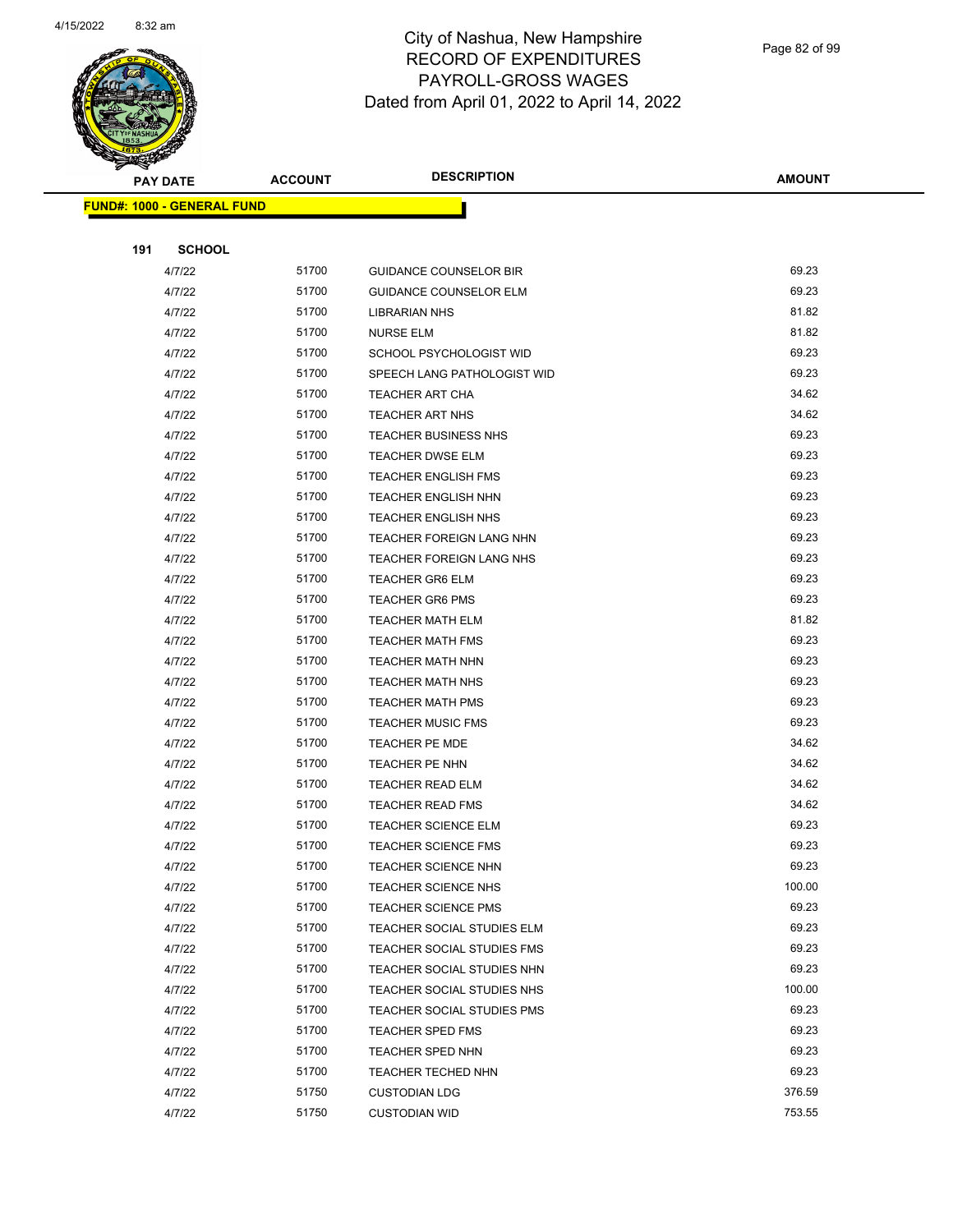City of Nashua, New Hampshire
RECORD OF EXPENDITURES
PAYROLL-GROSS WAGES
Dated from April 01, 2022 to April 14, 2022

| PAY DATE | ACCOUNT | DESCRIPTION | AMOUNT |
|---|---|---|---|

**FUND#: 1000 - GENERAL FUND**

**191 SCHOOL**

| PAY DATE | ACCOUNT | DESCRIPTION | AMOUNT |
|---|---|---|---|
| 4/7/22 | 51700 | GUIDANCE COUNSELOR BIR | 69.23 |
| 4/7/22 | 51700 | GUIDANCE COUNSELOR ELM | 69.23 |
| 4/7/22 | 51700 | LIBRARIAN NHS | 81.82 |
| 4/7/22 | 51700 | NURSE ELM | 81.82 |
| 4/7/22 | 51700 | SCHOOL PSYCHOLOGIST WID | 69.23 |
| 4/7/22 | 51700 | SPEECH LANG PATHOLOGIST WID | 69.23 |
| 4/7/22 | 51700 | TEACHER ART CHA | 34.62 |
| 4/7/22 | 51700 | TEACHER ART NHS | 34.62 |
| 4/7/22 | 51700 | TEACHER BUSINESS NHS | 69.23 |
| 4/7/22 | 51700 | TEACHER DWSE ELM | 69.23 |
| 4/7/22 | 51700 | TEACHER ENGLISH FMS | 69.23 |
| 4/7/22 | 51700 | TEACHER ENGLISH NHN | 69.23 |
| 4/7/22 | 51700 | TEACHER ENGLISH NHS | 69.23 |
| 4/7/22 | 51700 | TEACHER FOREIGN LANG NHN | 69.23 |
| 4/7/22 | 51700 | TEACHER FOREIGN LANG NHS | 69.23 |
| 4/7/22 | 51700 | TEACHER GR6 ELM | 69.23 |
| 4/7/22 | 51700 | TEACHER GR6 PMS | 69.23 |
| 4/7/22 | 51700 | TEACHER MATH ELM | 81.82 |
| 4/7/22 | 51700 | TEACHER MATH FMS | 69.23 |
| 4/7/22 | 51700 | TEACHER MATH NHN | 69.23 |
| 4/7/22 | 51700 | TEACHER MATH NHS | 69.23 |
| 4/7/22 | 51700 | TEACHER MATH PMS | 69.23 |
| 4/7/22 | 51700 | TEACHER MUSIC FMS | 69.23 |
| 4/7/22 | 51700 | TEACHER PE MDE | 34.62 |
| 4/7/22 | 51700 | TEACHER PE NHN | 34.62 |
| 4/7/22 | 51700 | TEACHER READ ELM | 34.62 |
| 4/7/22 | 51700 | TEACHER READ FMS | 34.62 |
| 4/7/22 | 51700 | TEACHER SCIENCE ELM | 69.23 |
| 4/7/22 | 51700 | TEACHER SCIENCE FMS | 69.23 |
| 4/7/22 | 51700 | TEACHER SCIENCE NHN | 69.23 |
| 4/7/22 | 51700 | TEACHER SCIENCE NHS | 100.00 |
| 4/7/22 | 51700 | TEACHER SCIENCE PMS | 69.23 |
| 4/7/22 | 51700 | TEACHER SOCIAL STUDIES ELM | 69.23 |
| 4/7/22 | 51700 | TEACHER SOCIAL STUDIES FMS | 69.23 |
| 4/7/22 | 51700 | TEACHER SOCIAL STUDIES NHN | 69.23 |
| 4/7/22 | 51700 | TEACHER SOCIAL STUDIES NHS | 100.00 |
| 4/7/22 | 51700 | TEACHER SOCIAL STUDIES PMS | 69.23 |
| 4/7/22 | 51700 | TEACHER SPED FMS | 69.23 |
| 4/7/22 | 51700 | TEACHER SPED NHN | 69.23 |
| 4/7/22 | 51700 | TEACHER TECHED NHN | 69.23 |
| 4/7/22 | 51750 | CUSTODIAN LDG | 376.59 |
| 4/7/22 | 51750 | CUSTODIAN WID | 753.55 |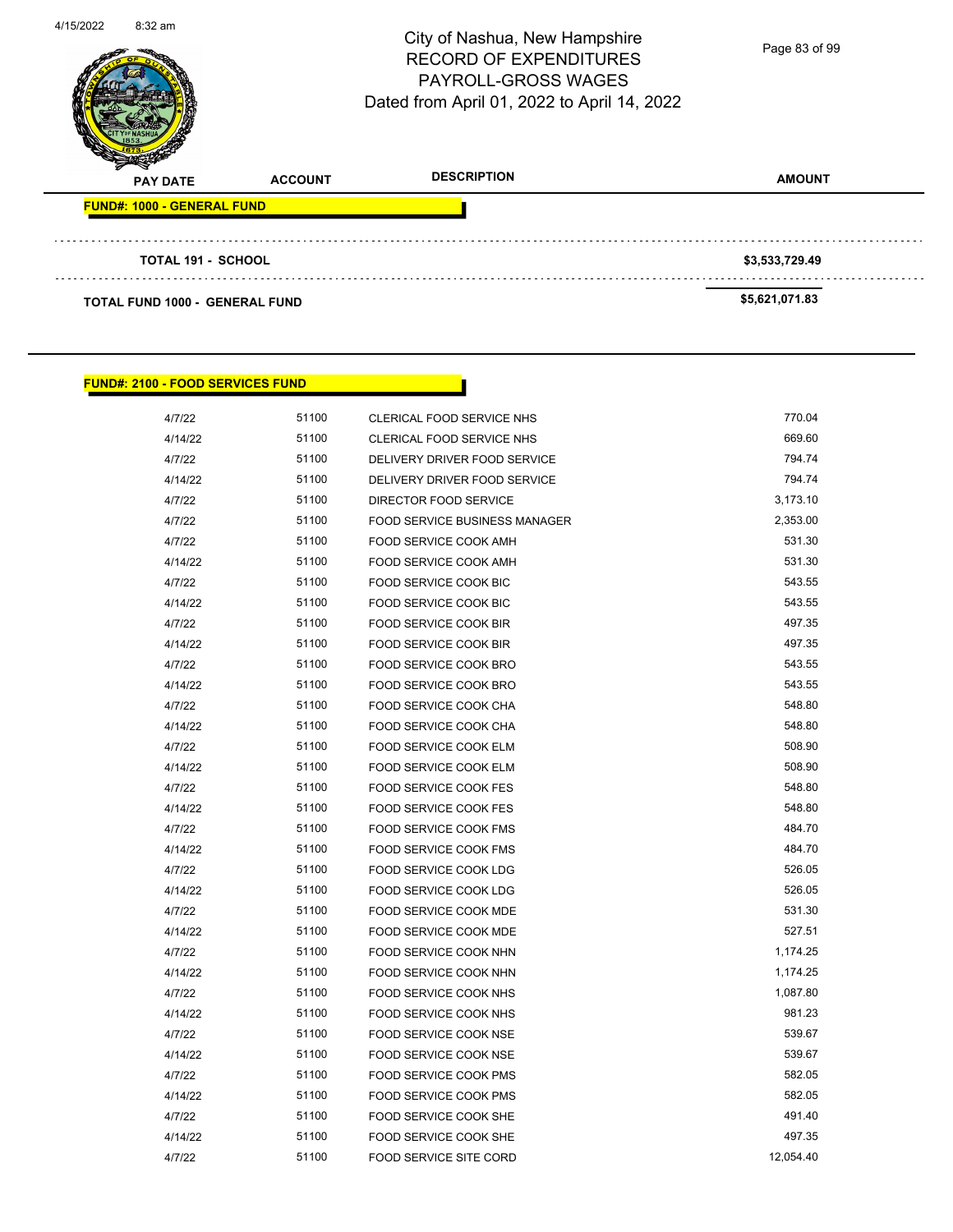City of Nashua, New Hampshire
RECORD OF EXPENDITURES
PAYROLL-GROSS WAGES
Dated from April 01, 2022 to April 14, 2022

| PAY DATE | ACCOUNT | DESCRIPTION | AMOUNT |
|---|---|---|---|

**FUND#: 1000 - GENERAL FUND**

| | | | |
|---|---|---|---|
| **TOTAL 191 - SCHOOL** | | | **$3,533,729.49** |
| **TOTAL FUND 1000 - GENERAL FUND** | | | **$5,621,071.83** |

**FUND#: 2100 - FOOD SERVICES FUND**

| PAY DATE | ACCOUNT | DESCRIPTION | AMOUNT |
|---|---|---|---|
| 4/7/22 | 51100 | CLERICAL FOOD SERVICE NHS | 770.04 |
| 4/14/22 | 51100 | CLERICAL FOOD SERVICE NHS | 669.60 |
| 4/7/22 | 51100 | DELIVERY DRIVER FOOD SERVICE | 794.74 |
| 4/14/22 | 51100 | DELIVERY DRIVER FOOD SERVICE | 794.74 |
| 4/7/22 | 51100 | DIRECTOR FOOD SERVICE | 3,173.10 |
| 4/7/22 | 51100 | FOOD SERVICE BUSINESS MANAGER | 2,353.00 |
| 4/7/22 | 51100 | FOOD SERVICE COOK AMH | 531.30 |
| 4/14/22 | 51100 | FOOD SERVICE COOK AMH | 531.30 |
| 4/7/22 | 51100 | FOOD SERVICE COOK BIC | 543.55 |
| 4/14/22 | 51100 | FOOD SERVICE COOK BIC | 543.55 |
| 4/7/22 | 51100 | FOOD SERVICE COOK BIR | 497.35 |
| 4/14/22 | 51100 | FOOD SERVICE COOK BIR | 497.35 |
| 4/7/22 | 51100 | FOOD SERVICE COOK BRO | 543.55 |
| 4/14/22 | 51100 | FOOD SERVICE COOK BRO | 543.55 |
| 4/7/22 | 51100 | FOOD SERVICE COOK CHA | 548.80 |
| 4/14/22 | 51100 | FOOD SERVICE COOK CHA | 548.80 |
| 4/7/22 | 51100 | FOOD SERVICE COOK ELM | 508.90 |
| 4/14/22 | 51100 | FOOD SERVICE COOK ELM | 508.90 |
| 4/7/22 | 51100 | FOOD SERVICE COOK FES | 548.80 |
| 4/14/22 | 51100 | FOOD SERVICE COOK FES | 548.80 |
| 4/7/22 | 51100 | FOOD SERVICE COOK FMS | 484.70 |
| 4/14/22 | 51100 | FOOD SERVICE COOK FMS | 484.70 |
| 4/7/22 | 51100 | FOOD SERVICE COOK LDG | 526.05 |
| 4/14/22 | 51100 | FOOD SERVICE COOK LDG | 526.05 |
| 4/7/22 | 51100 | FOOD SERVICE COOK MDE | 531.30 |
| 4/14/22 | 51100 | FOOD SERVICE COOK MDE | 527.51 |
| 4/7/22 | 51100 | FOOD SERVICE COOK NHN | 1,174.25 |
| 4/14/22 | 51100 | FOOD SERVICE COOK NHN | 1,174.25 |
| 4/7/22 | 51100 | FOOD SERVICE COOK NHS | 1,087.80 |
| 4/14/22 | 51100 | FOOD SERVICE COOK NHS | 981.23 |
| 4/7/22 | 51100 | FOOD SERVICE COOK NSE | 539.67 |
| 4/14/22 | 51100 | FOOD SERVICE COOK NSE | 539.67 |
| 4/7/22 | 51100 | FOOD SERVICE COOK PMS | 582.05 |
| 4/14/22 | 51100 | FOOD SERVICE COOK PMS | 582.05 |
| 4/7/22 | 51100 | FOOD SERVICE COOK SHE | 491.40 |
| 4/14/22 | 51100 | FOOD SERVICE COOK SHE | 497.35 |
| 4/7/22 | 51100 | FOOD SERVICE SITE CORD | 12,054.40 |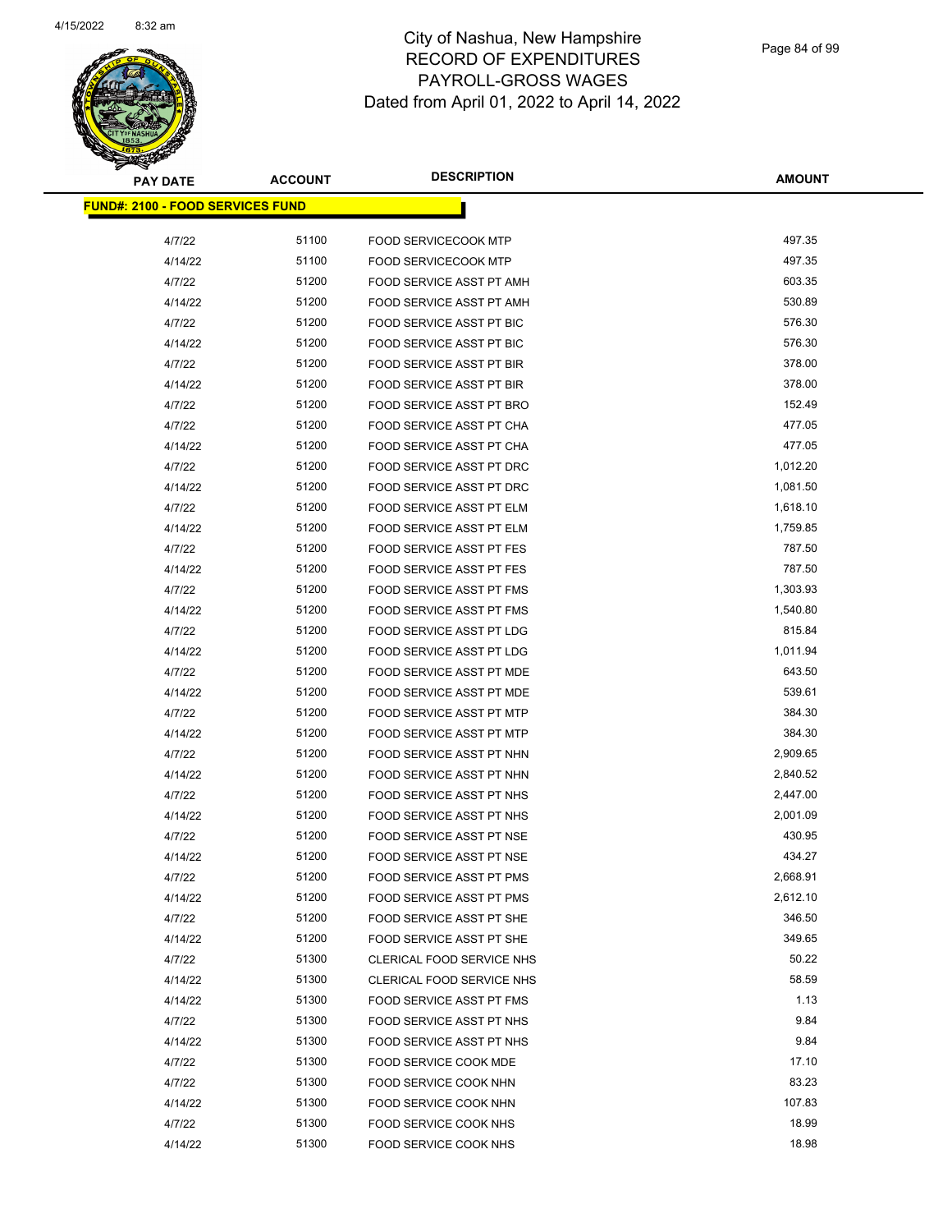# City of Nashua, New Hampshire
# RECORD OF EXPENDITURES
# PAYROLL-GROSS WAGES
# Dated from April 01, 2022 to April 14, 2022

| PAY DATE | ACCOUNT | DESCRIPTION | AMOUNT |
|---|---|---|---|
| **FUND#: 2100 - FOOD SERVICES FUND** | | | |
| 4/7/22 | 51100 | FOOD SERVICECOOK MTP | 497.35 |
| 4/14/22 | 51100 | FOOD SERVICECOOK MTP | 497.35 |
| 4/7/22 | 51200 | FOOD SERVICE ASST PT AMH | 603.35 |
| 4/14/22 | 51200 | FOOD SERVICE ASST PT AMH | 530.89 |
| 4/7/22 | 51200 | FOOD SERVICE ASST PT BIC | 576.30 |
| 4/14/22 | 51200 | FOOD SERVICE ASST PT BIC | 576.30 |
| 4/7/22 | 51200 | FOOD SERVICE ASST PT BIR | 378.00 |
| 4/14/22 | 51200 | FOOD SERVICE ASST PT BIR | 378.00 |
| 4/7/22 | 51200 | FOOD SERVICE ASST PT BRO | 152.49 |
| 4/7/22 | 51200 | FOOD SERVICE ASST PT CHA | 477.05 |
| 4/14/22 | 51200 | FOOD SERVICE ASST PT CHA | 477.05 |
| 4/7/22 | 51200 | FOOD SERVICE ASST PT DRC | 1,012.20 |
| 4/14/22 | 51200 | FOOD SERVICE ASST PT DRC | 1,081.50 |
| 4/7/22 | 51200 | FOOD SERVICE ASST PT ELM | 1,618.10 |
| 4/14/22 | 51200 | FOOD SERVICE ASST PT ELM | 1,759.85 |
| 4/7/22 | 51200 | FOOD SERVICE ASST PT FES | 787.50 |
| 4/14/22 | 51200 | FOOD SERVICE ASST PT FES | 787.50 |
| 4/7/22 | 51200 | FOOD SERVICE ASST PT FMS | 1,303.93 |
| 4/14/22 | 51200 | FOOD SERVICE ASST PT FMS | 1,540.80 |
| 4/7/22 | 51200 | FOOD SERVICE ASST PT LDG | 815.84 |
| 4/14/22 | 51200 | FOOD SERVICE ASST PT LDG | 1,011.94 |
| 4/7/22 | 51200 | FOOD SERVICE ASST PT MDE | 643.50 |
| 4/14/22 | 51200 | FOOD SERVICE ASST PT MDE | 539.61 |
| 4/7/22 | 51200 | FOOD SERVICE ASST PT MTP | 384.30 |
| 4/14/22 | 51200 | FOOD SERVICE ASST PT MTP | 384.30 |
| 4/7/22 | 51200 | FOOD SERVICE ASST PT NHN | 2,909.65 |
| 4/14/22 | 51200 | FOOD SERVICE ASST PT NHN | 2,840.52 |
| 4/7/22 | 51200 | FOOD SERVICE ASST PT NHS | 2,447.00 |
| 4/14/22 | 51200 | FOOD SERVICE ASST PT NHS | 2,001.09 |
| 4/7/22 | 51200 | FOOD SERVICE ASST PT NSE | 430.95 |
| 4/14/22 | 51200 | FOOD SERVICE ASST PT NSE | 434.27 |
| 4/7/22 | 51200 | FOOD SERVICE ASST PT PMS | 2,668.91 |
| 4/14/22 | 51200 | FOOD SERVICE ASST PT PMS | 2,612.10 |
| 4/7/22 | 51200 | FOOD SERVICE ASST PT SHE | 346.50 |
| 4/14/22 | 51200 | FOOD SERVICE ASST PT SHE | 349.65 |
| 4/7/22 | 51300 | CLERICAL FOOD SERVICE NHS | 50.22 |
| 4/14/22 | 51300 | CLERICAL FOOD SERVICE NHS | 58.59 |
| 4/14/22 | 51300 | FOOD SERVICE ASST PT FMS | 1.13 |
| 4/7/22 | 51300 | FOOD SERVICE ASST PT NHS | 9.84 |
| 4/14/22 | 51300 | FOOD SERVICE ASST PT NHS | 9.84 |
| 4/7/22 | 51300 | FOOD SERVICE COOK MDE | 17.10 |
| 4/7/22 | 51300 | FOOD SERVICE COOK NHN | 83.23 |
| 4/14/22 | 51300 | FOOD SERVICE COOK NHN | 107.83 |
| 4/7/22 | 51300 | FOOD SERVICE COOK NHS | 18.99 |
| 4/14/22 | 51300 | FOOD SERVICE COOK NHS | 18.98 |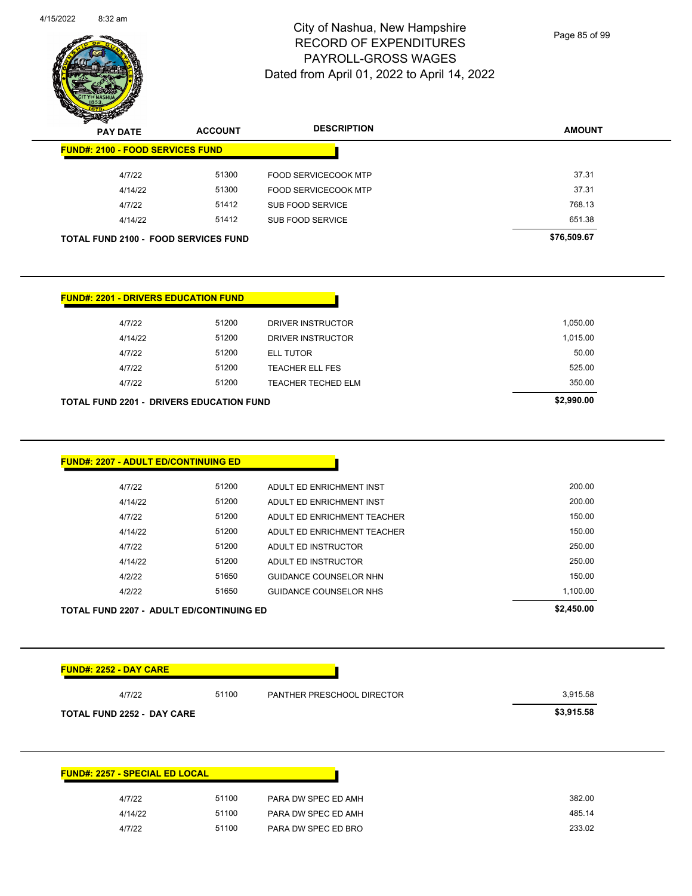# City of Nashua, New Hampshire
## RECORD OF EXPENDITURES
## PAYROLL-GROSS WAGES
### Dated from April 01, 2022 to April 14, 2022

| PAY DATE | ACCOUNT | DESCRIPTION | AMOUNT |
|---|---|---|---|
| **FUND#: 2100 - FOOD SERVICES FUND** | | | |
| 4/7/22 | 51300 | FOOD SERVICECOOK MTP | 37.31 |
| 4/14/22 | 51300 | FOOD SERVICECOOK MTP | 37.31 |
| 4/7/22 | 51412 | SUB FOOD SERVICE | 768.13 |
| 4/14/22 | 51412 | SUB FOOD SERVICE | 651.38 |
| **TOTAL FUND 2100 - FOOD SERVICES FUND** | | | **$76,509.67** |

| PAY DATE | ACCOUNT | DESCRIPTION | AMOUNT |
|---|---|---|---|
| **FUND#: 2201 - DRIVERS EDUCATION FUND** | | | |
| 4/7/22 | 51200 | DRIVER INSTRUCTOR | 1,050.00 |
| 4/14/22 | 51200 | DRIVER INSTRUCTOR | 1,015.00 |
| 4/7/22 | 51200 | ELL TUTOR | 50.00 |
| 4/7/22 | 51200 | TEACHER ELL FES | 525.00 |
| 4/7/22 | 51200 | TEACHER TECHED ELM | 350.00 |
| **TOTAL FUND 2201 - DRIVERS EDUCATION FUND** | | | **$2,990.00** |

| PAY DATE | ACCOUNT | DESCRIPTION | AMOUNT |
|---|---|---|---|
| **FUND#: 2207 - ADULT ED/CONTINUING ED** | | | |
| 4/7/22 | 51200 | ADULT ED ENRICHMENT INST | 200.00 |
| 4/14/22 | 51200 | ADULT ED ENRICHMENT INST | 200.00 |
| 4/7/22 | 51200 | ADULT ED ENRICHMENT TEACHER | 150.00 |
| 4/14/22 | 51200 | ADULT ED ENRICHMENT TEACHER | 150.00 |
| 4/7/22 | 51200 | ADULT ED INSTRUCTOR | 250.00 |
| 4/14/22 | 51200 | ADULT ED INSTRUCTOR | 250.00 |
| 4/2/22 | 51650 | GUIDANCE COUNSELOR NHN | 150.00 |
| 4/2/22 | 51650 | GUIDANCE COUNSELOR NHS | 1,100.00 |
| **TOTAL FUND 2207 - ADULT ED/CONTINUING ED** | | | **$2,450.00** |

| PAY DATE | ACCOUNT | DESCRIPTION | AMOUNT |
|---|---|---|---|
| **FUND#: 2252 - DAY CARE** | | | |
| 4/7/22 | 51100 | PANTHER PRESCHOOL DIRECTOR | 3,915.58 |
| **TOTAL FUND 2252 - DAY CARE** | | | **$3,915.58** |

| PAY DATE | ACCOUNT | DESCRIPTION | AMOUNT |
|---|---|---|---|
| **FUND#: 2257 - SPECIAL ED LOCAL** | | | |
| 4/7/22 | 51100 | PARA DW SPEC ED AMH | 382.00 |
| 4/14/22 | 51100 | PARA DW SPEC ED AMH | 485.14 |
| 4/7/22 | 51100 | PARA DW SPEC ED BRO | 233.02 |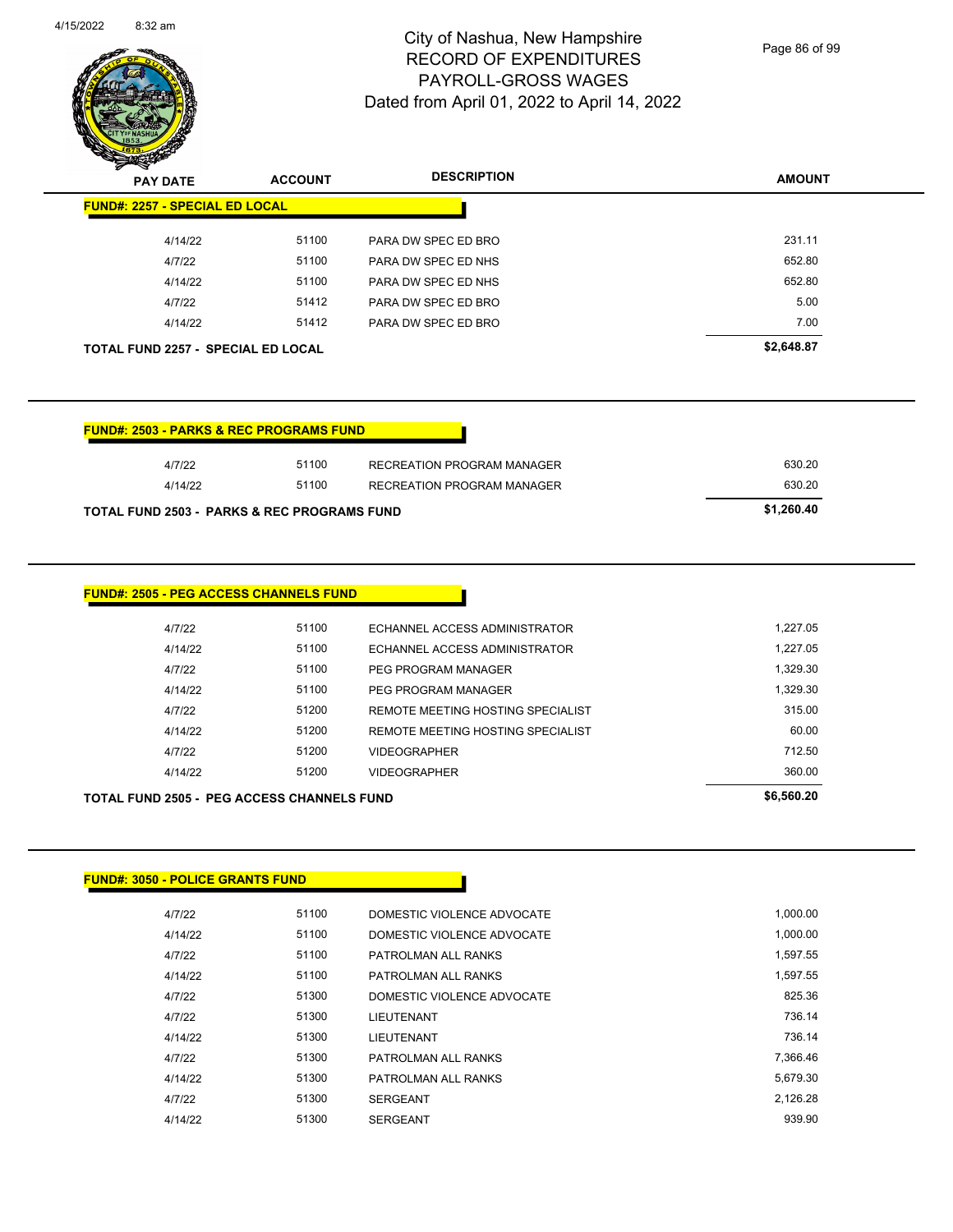# City of Nashua, New Hampshire
# RECORD OF EXPENDITURES
# PAYROLL-GROSS WAGES
## Dated from April 01, 2022 to April 14, 2022

**FUND#: 2257 - SPECIAL ED LOCAL**

| PAY DATE | ACCOUNT | DESCRIPTION | AMOUNT |
|---|---|---|---|
| 4/14/22 | 51100 | PARA DW SPEC ED BRO | 231.11 |
| 4/7/22 | 51100 | PARA DW SPEC ED NHS | 652.80 |
| 4/14/22 | 51100 | PARA DW SPEC ED NHS | 652.80 |
| 4/7/22 | 51412 | PARA DW SPEC ED BRO | 5.00 |
| 4/14/22 | 51412 | PARA DW SPEC ED BRO | 7.00 |
| **TOTAL FUND 2257 - SPECIAL ED LOCAL** | | | **$2,648.87** |

**FUND#: 2503 - PARKS & REC PROGRAMS FUND**

| PAY DATE | ACCOUNT | DESCRIPTION | AMOUNT |
|---|---|---|---|
| 4/7/22 | 51100 | RECREATION PROGRAM MANAGER | 630.20 |
| 4/14/22 | 51100 | RECREATION PROGRAM MANAGER | 630.20 |
| **TOTAL FUND 2503 - PARKS & REC PROGRAMS FUND** | | | **$1,260.40** |

**FUND#: 2505 - PEG ACCESS CHANNELS FUND**

| PAY DATE | ACCOUNT | DESCRIPTION | AMOUNT |
|---|---|---|---|
| 4/7/22 | 51100 | ECHANNEL ACCESS ADMINISTRATOR | 1,227.05 |
| 4/14/22 | 51100 | ECHANNEL ACCESS ADMINISTRATOR | 1,227.05 |
| 4/7/22 | 51100 | PEG PROGRAM MANAGER | 1,329.30 |
| 4/14/22 | 51100 | PEG PROGRAM MANAGER | 1,329.30 |
| 4/7/22 | 51200 | REMOTE MEETING HOSTING SPECIALIST | 315.00 |
| 4/14/22 | 51200 | REMOTE MEETING HOSTING SPECIALIST | 60.00 |
| 4/7/22 | 51200 | VIDEOGRAPHER | 712.50 |
| 4/14/22 | 51200 | VIDEOGRAPHER | 360.00 |
| **TOTAL FUND 2505 - PEG ACCESS CHANNELS FUND** | | | **$6,560.20** |

**FUND#: 3050 - POLICE GRANTS FUND**

| PAY DATE | ACCOUNT | DESCRIPTION | AMOUNT |
|---|---|---|---|
| 4/7/22 | 51100 | DOMESTIC VIOLENCE ADVOCATE | 1,000.00 |
| 4/14/22 | 51100 | DOMESTIC VIOLENCE ADVOCATE | 1,000.00 |
| 4/7/22 | 51100 | PATROLMAN ALL RANKS | 1,597.55 |
| 4/14/22 | 51100 | PATROLMAN ALL RANKS | 1,597.55 |
| 4/7/22 | 51300 | DOMESTIC VIOLENCE ADVOCATE | 825.36 |
| 4/7/22 | 51300 | LIEUTENANT | 736.14 |
| 4/14/22 | 51300 | LIEUTENANT | 736.14 |
| 4/7/22 | 51300 | PATROLMAN ALL RANKS | 7,366.46 |
| 4/14/22 | 51300 | PATROLMAN ALL RANKS | 5,679.30 |
| 4/7/22 | 51300 | SERGEANT | 2,126.28 |
| 4/14/22 | 51300 | SERGEANT | 939.90 |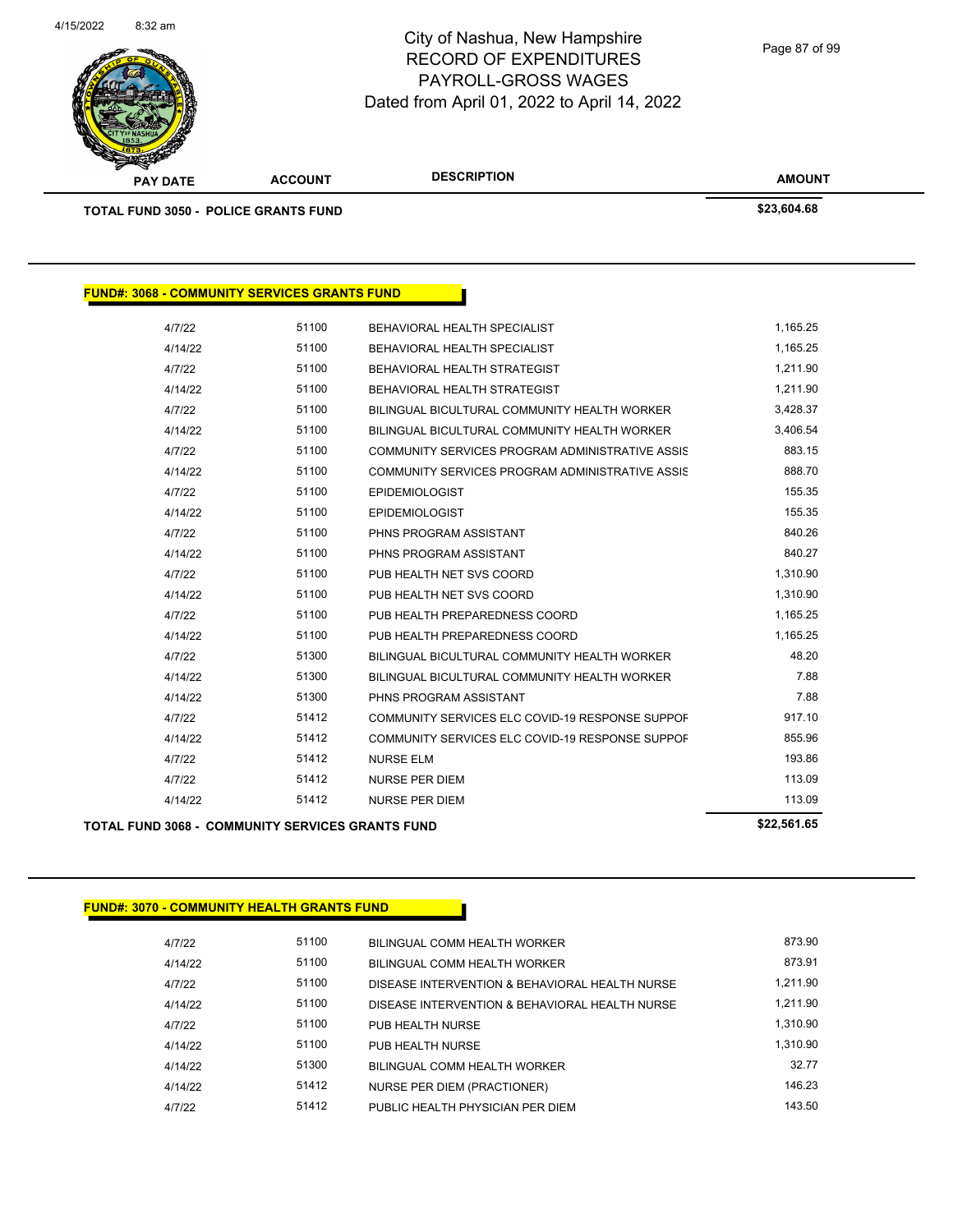# City of Nashua, New Hampshire
## RECORD OF EXPENDITURES
## PAYROLL-GROSS WAGES
### Dated from April 01, 2022 to April 14, 2022

| PAY DATE | ACCOUNT | DESCRIPTION | AMOUNT |
|---|---|---|---|
| **TOTAL FUND 3050 - POLICE GRANTS FUND** | | | **$23,604.68** |

**FUND#: 3068 - COMMUNITY SERVICES GRANTS FUND**

| PAY DATE | ACCOUNT | DESCRIPTION | AMOUNT |
|---|---|---|---|
| 4/7/22 | 51100 | BEHAVIORAL HEALTH SPECIALIST | 1,165.25 |
| 4/14/22 | 51100 | BEHAVIORAL HEALTH SPECIALIST | 1,165.25 |
| 4/7/22 | 51100 | BEHAVIORAL HEALTH STRATEGIST | 1,211.90 |
| 4/14/22 | 51100 | BEHAVIORAL HEALTH STRATEGIST | 1,211.90 |
| 4/7/22 | 51100 | BILINGUAL BICULTURAL COMMUNITY HEALTH WORKER | 3,428.37 |
| 4/14/22 | 51100 | BILINGUAL BICULTURAL COMMUNITY HEALTH WORKER | 3,406.54 |
| 4/7/22 | 51100 | COMMUNITY SERVICES PROGRAM ADMINISTRATIVE ASSIS | 883.15 |
| 4/14/22 | 51100 | COMMUNITY SERVICES PROGRAM ADMINISTRATIVE ASSIS | 888.70 |
| 4/7/22 | 51100 | EPIDEMIOLOGIST | 155.35 |
| 4/14/22 | 51100 | EPIDEMIOLOGIST | 155.35 |
| 4/7/22 | 51100 | PHNS PROGRAM ASSISTANT | 840.26 |
| 4/14/22 | 51100 | PHNS PROGRAM ASSISTANT | 840.27 |
| 4/7/22 | 51100 | PUB HEALTH NET SVS COORD | 1,310.90 |
| 4/14/22 | 51100 | PUB HEALTH NET SVS COORD | 1,310.90 |
| 4/7/22 | 51100 | PUB HEALTH PREPAREDNESS COORD | 1,165.25 |
| 4/14/22 | 51100 | PUB HEALTH PREPAREDNESS COORD | 1,165.25 |
| 4/7/22 | 51300 | BILINGUAL BICULTURAL COMMUNITY HEALTH WORKER | 48.20 |
| 4/14/22 | 51300 | BILINGUAL BICULTURAL COMMUNITY HEALTH WORKER | 7.88 |
| 4/14/22 | 51300 | PHNS PROGRAM ASSISTANT | 7.88 |
| 4/7/22 | 51412 | COMMUNITY SERVICES ELC COVID-19 RESPONSE SUPPOF | 917.10 |
| 4/14/22 | 51412 | COMMUNITY SERVICES ELC COVID-19 RESPONSE SUPPOF | 855.96 |
| 4/7/22 | 51412 | NURSE ELM | 193.86 |
| 4/7/22 | 51412 | NURSE PER DIEM | 113.09 |
| 4/14/22 | 51412 | NURSE PER DIEM | 113.09 |
| **TOTAL FUND 3068 - COMMUNITY SERVICES GRANTS FUND** | | | **$22,561.65** |

**FUND#: 3070 - COMMUNITY HEALTH GRANTS FUND**

| PAY DATE | ACCOUNT | DESCRIPTION | AMOUNT |
|---|---|---|---|
| 4/7/22 | 51100 | BILINGUAL COMM HEALTH WORKER | 873.90 |
| 4/14/22 | 51100 | BILINGUAL COMM HEALTH WORKER | 873.91 |
| 4/7/22 | 51100 | DISEASE INTERVENTION & BEHAVIORAL HEALTH NURSE | 1,211.90 |
| 4/14/22 | 51100 | DISEASE INTERVENTION & BEHAVIORAL HEALTH NURSE | 1,211.90 |
| 4/7/22 | 51100 | PUB HEALTH NURSE | 1,310.90 |
| 4/14/22 | 51100 | PUB HEALTH NURSE | 1,310.90 |
| 4/14/22 | 51300 | BILINGUAL COMM HEALTH WORKER | 32.77 |
| 4/14/22 | 51412 | NURSE PER DIEM (PRACTIONER) | 146.23 |
| 4/7/22 | 51412 | PUBLIC HEALTH PHYSICIAN PER DIEM | 143.50 |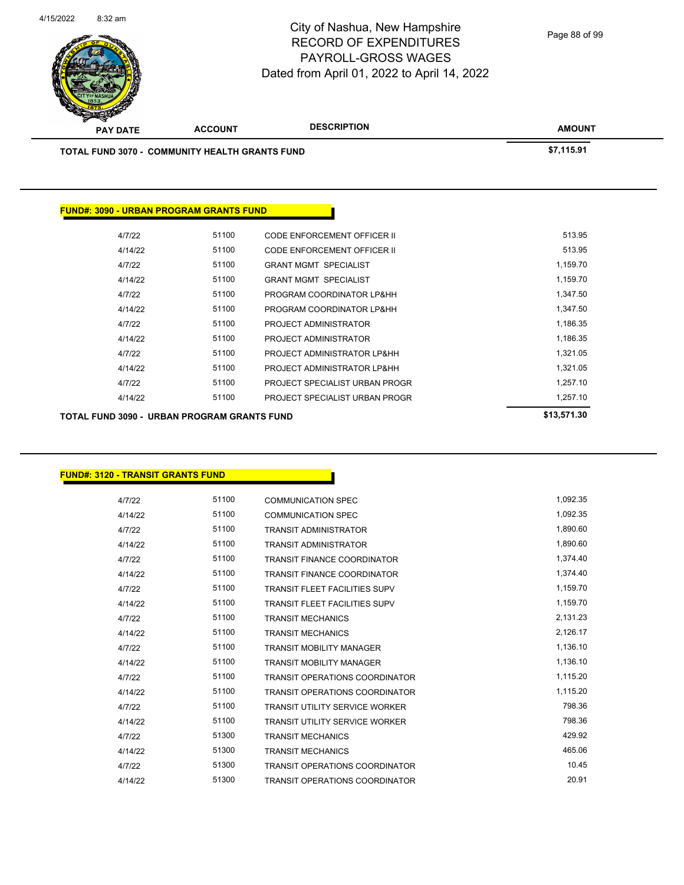# City of Nashua, New Hampshire
## RECORD OF EXPENDITURES
## PAYROLL-GROSS WAGES
### Dated from April 01, 2022 to April 14, 2022

| PAY DATE | ACCOUNT | DESCRIPTION | AMOUNT |
|---|---|---|---|
| **TOTAL FUND 3070 - COMMUNITY HEALTH GRANTS FUND** | | | **$7,115.91** |

**FUND#: 3090 - URBAN PROGRAM GRANTS FUND**

| PAY DATE | ACCOUNT | DESCRIPTION | AMOUNT |
|---|---|---|---|
| 4/7/22 | 51100 | CODE ENFORCEMENT OFFICER II | 513.95 |
| 4/14/22 | 51100 | CODE ENFORCEMENT OFFICER II | 513.95 |
| 4/7/22 | 51100 | GRANT MGMT SPECIALIST | 1,159.70 |
| 4/14/22 | 51100 | GRANT MGMT SPECIALIST | 1,159.70 |
| 4/7/22 | 51100 | PROGRAM COORDINATOR LP&HH | 1,347.50 |
| 4/14/22 | 51100 | PROGRAM COORDINATOR LP&HH | 1,347.50 |
| 4/7/22 | 51100 | PROJECT ADMINISTRATOR | 1,186.35 |
| 4/14/22 | 51100 | PROJECT ADMINISTRATOR | 1,186.35 |
| 4/7/22 | 51100 | PROJECT ADMINISTRATOR LP&HH | 1,321.05 |
| 4/14/22 | 51100 | PROJECT ADMINISTRATOR LP&HH | 1,321.05 |
| 4/7/22 | 51100 | PROJECT SPECIALIST URBAN PROGR | 1,257.10 |
| 4/14/22 | 51100 | PROJECT SPECIALIST URBAN PROGR | 1,257.10 |
| **TOTAL FUND 3090 - URBAN PROGRAM GRANTS FUND** | | | **$13,571.30** |

**FUND#: 3120 - TRANSIT GRANTS FUND**

| PAY DATE | ACCOUNT | DESCRIPTION | AMOUNT |
|---|---|---|---|
| 4/7/22 | 51100 | COMMUNICATION SPEC | 1,092.35 |
| 4/14/22 | 51100 | COMMUNICATION SPEC | 1,092.35 |
| 4/7/22 | 51100 | TRANSIT ADMINISTRATOR | 1,890.60 |
| 4/14/22 | 51100 | TRANSIT ADMINISTRATOR | 1,890.60 |
| 4/7/22 | 51100 | TRANSIT FINANCE COORDINATOR | 1,374.40 |
| 4/14/22 | 51100 | TRANSIT FINANCE COORDINATOR | 1,374.40 |
| 4/7/22 | 51100 | TRANSIT FLEET FACILITIES SUPV | 1,159.70 |
| 4/14/22 | 51100 | TRANSIT FLEET FACILITIES SUPV | 1,159.70 |
| 4/7/22 | 51100 | TRANSIT MECHANICS | 2,131.23 |
| 4/14/22 | 51100 | TRANSIT MECHANICS | 2,126.17 |
| 4/7/22 | 51100 | TRANSIT MOBILITY MANAGER | 1,136.10 |
| 4/14/22 | 51100 | TRANSIT MOBILITY MANAGER | 1,136.10 |
| 4/7/22 | 51100 | TRANSIT OPERATIONS COORDINATOR | 1,115.20 |
| 4/14/22 | 51100 | TRANSIT OPERATIONS COORDINATOR | 1,115.20 |
| 4/7/22 | 51100 | TRANSIT UTILITY SERVICE WORKER | 798.36 |
| 4/14/22 | 51100 | TRANSIT UTILITY SERVICE WORKER | 798.36 |
| 4/7/22 | 51300 | TRANSIT MECHANICS | 429.92 |
| 4/14/22 | 51300 | TRANSIT MECHANICS | 465.06 |
| 4/7/22 | 51300 | TRANSIT OPERATIONS COORDINATOR | 10.45 |
| 4/14/22 | 51300 | TRANSIT OPERATIONS COORDINATOR | 20.91 |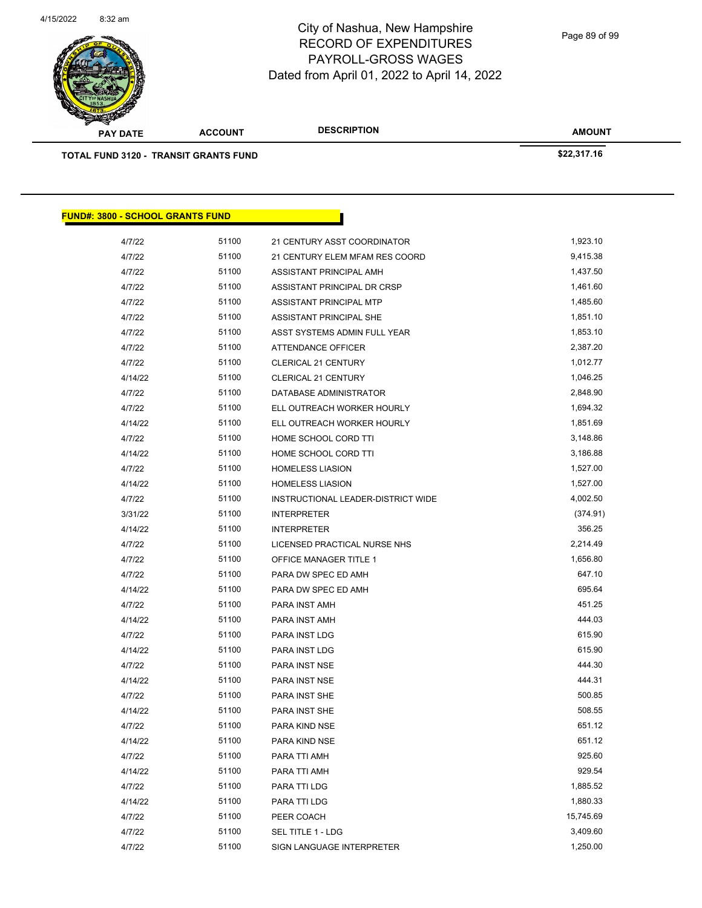# City of Nashua, New Hampshire
## RECORD OF EXPENDITURES
## PAYROLL-GROSS WAGES
### Dated from April 01, 2022 to April 14, 2022

| PAY DATE | ACCOUNT | DESCRIPTION | AMOUNT |
|---|---|---|---|
| **TOTAL FUND 3120 - TRANSIT GRANTS FUND** | | | **$22,317.16** |

**FUND#: 3800 - SCHOOL GRANTS FUND**

| PAY DATE | ACCOUNT | DESCRIPTION | AMOUNT |
|---|---|---|---|
| 4/7/22 | 51100 | 21 CENTURY ASST COORDINATOR | 1,923.10 |
| 4/7/22 | 51100 | 21 CENTURY ELEM MFAM RES COORD | 9,415.38 |
| 4/7/22 | 51100 | ASSISTANT PRINCIPAL AMH | 1,437.50 |
| 4/7/22 | 51100 | ASSISTANT PRINCIPAL DR CRSP | 1,461.60 |
| 4/7/22 | 51100 | ASSISTANT PRINCIPAL MTP | 1,485.60 |
| 4/7/22 | 51100 | ASSISTANT PRINCIPAL SHE | 1,851.10 |
| 4/7/22 | 51100 | ASST SYSTEMS ADMIN FULL YEAR | 1,853.10 |
| 4/7/22 | 51100 | ATTENDANCE OFFICER | 2,387.20 |
| 4/7/22 | 51100 | CLERICAL 21 CENTURY | 1,012.77 |
| 4/14/22 | 51100 | CLERICAL 21 CENTURY | 1,046.25 |
| 4/7/22 | 51100 | DATABASE ADMINISTRATOR | 2,848.90 |
| 4/7/22 | 51100 | ELL OUTREACH WORKER HOURLY | 1,694.32 |
| 4/14/22 | 51100 | ELL OUTREACH WORKER HOURLY | 1,851.69 |
| 4/7/22 | 51100 | HOME SCHOOL CORD TTI | 3,148.86 |
| 4/14/22 | 51100 | HOME SCHOOL CORD TTI | 3,186.88 |
| 4/7/22 | 51100 | HOMELESS LIASION | 1,527.00 |
| 4/14/22 | 51100 | HOMELESS LIASION | 1,527.00 |
| 4/7/22 | 51100 | INSTRUCTIONAL LEADER-DISTRICT WIDE | 4,002.50 |
| 3/31/22 | 51100 | INTERPRETER | (374.91) |
| 4/14/22 | 51100 | INTERPRETER | 356.25 |
| 4/7/22 | 51100 | LICENSED PRACTICAL NURSE NHS | 2,214.49 |
| 4/7/22 | 51100 | OFFICE MANAGER TITLE 1 | 1,656.80 |
| 4/7/22 | 51100 | PARA DW SPEC ED AMH | 647.10 |
| 4/14/22 | 51100 | PARA DW SPEC ED AMH | 695.64 |
| 4/7/22 | 51100 | PARA INST AMH | 451.25 |
| 4/14/22 | 51100 | PARA INST AMH | 444.03 |
| 4/7/22 | 51100 | PARA INST LDG | 615.90 |
| 4/14/22 | 51100 | PARA INST LDG | 615.90 |
| 4/7/22 | 51100 | PARA INST NSE | 444.30 |
| 4/14/22 | 51100 | PARA INST NSE | 444.31 |
| 4/7/22 | 51100 | PARA INST SHE | 500.85 |
| 4/14/22 | 51100 | PARA INST SHE | 508.55 |
| 4/7/22 | 51100 | PARA KIND NSE | 651.12 |
| 4/14/22 | 51100 | PARA KIND NSE | 651.12 |
| 4/7/22 | 51100 | PARA TTI AMH | 925.60 |
| 4/14/22 | 51100 | PARA TTI AMH | 929.54 |
| 4/7/22 | 51100 | PARA TTI LDG | 1,885.52 |
| 4/14/22 | 51100 | PARA TTI LDG | 1,880.33 |
| 4/7/22 | 51100 | PEER COACH | 15,745.69 |
| 4/7/22 | 51100 | SEL TITLE 1 - LDG | 3,409.60 |
| 4/7/22 | 51100 | SIGN LANGUAGE INTERPRETER | 1,250.00 |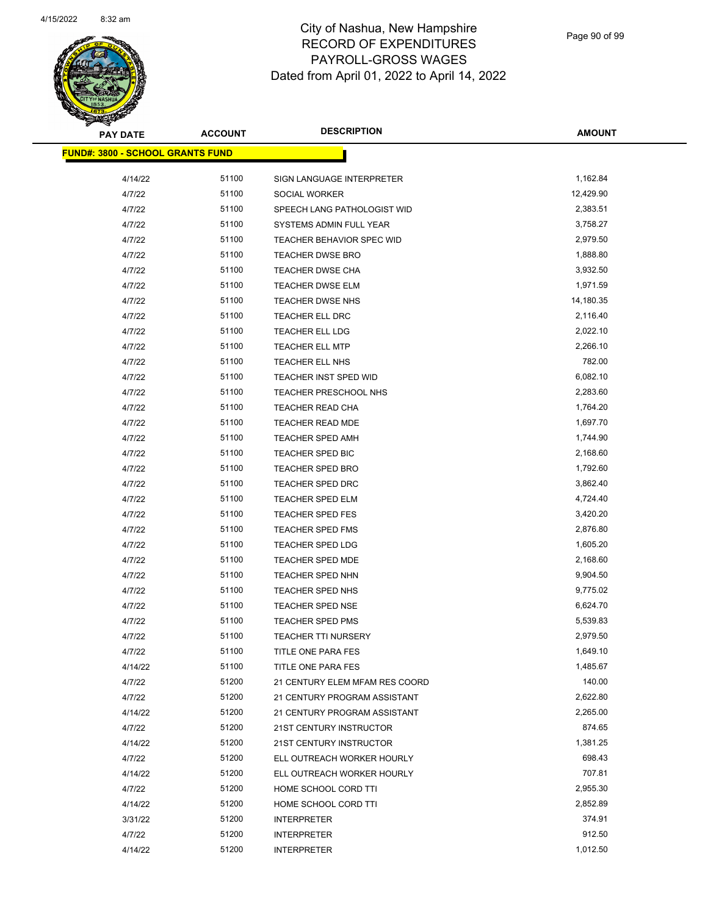City of Nashua, New Hampshire
RECORD OF EXPENDITURES
PAYROLL-GROSS WAGES
Dated from April 01, 2022 to April 14, 2022

| PAY DATE | ACCOUNT | DESCRIPTION | AMOUNT |
|---|---|---|---|
| **FUND#: 3800 - SCHOOL GRANTS FUND** | | | |
| 4/14/22 | 51100 | SIGN LANGUAGE INTERPRETER | 1,162.84 |
| 4/7/22 | 51100 | SOCIAL WORKER | 12,429.90 |
| 4/7/22 | 51100 | SPEECH LANG PATHOLOGIST WID | 2,383.51 |
| 4/7/22 | 51100 | SYSTEMS ADMIN FULL YEAR | 3,758.27 |
| 4/7/22 | 51100 | TEACHER BEHAVIOR SPEC WID | 2,979.50 |
| 4/7/22 | 51100 | TEACHER DWSE BRO | 1,888.80 |
| 4/7/22 | 51100 | TEACHER DWSE CHA | 3,932.50 |
| 4/7/22 | 51100 | TEACHER DWSE ELM | 1,971.59 |
| 4/7/22 | 51100 | TEACHER DWSE NHS | 14,180.35 |
| 4/7/22 | 51100 | TEACHER ELL DRC | 2,116.40 |
| 4/7/22 | 51100 | TEACHER ELL LDG | 2,022.10 |
| 4/7/22 | 51100 | TEACHER ELL MTP | 2,266.10 |
| 4/7/22 | 51100 | TEACHER ELL NHS | 782.00 |
| 4/7/22 | 51100 | TEACHER INST SPED WID | 6,082.10 |
| 4/7/22 | 51100 | TEACHER PRESCHOOL NHS | 2,283.60 |
| 4/7/22 | 51100 | TEACHER READ CHA | 1,764.20 |
| 4/7/22 | 51100 | TEACHER READ MDE | 1,697.70 |
| 4/7/22 | 51100 | TEACHER SPED AMH | 1,744.90 |
| 4/7/22 | 51100 | TEACHER SPED BIC | 2,168.60 |
| 4/7/22 | 51100 | TEACHER SPED BRO | 1,792.60 |
| 4/7/22 | 51100 | TEACHER SPED DRC | 3,862.40 |
| 4/7/22 | 51100 | TEACHER SPED ELM | 4,724.40 |
| 4/7/22 | 51100 | TEACHER SPED FES | 3,420.20 |
| 4/7/22 | 51100 | TEACHER SPED FMS | 2,876.80 |
| 4/7/22 | 51100 | TEACHER SPED LDG | 1,605.20 |
| 4/7/22 | 51100 | TEACHER SPED MDE | 2,168.60 |
| 4/7/22 | 51100 | TEACHER SPED NHN | 9,904.50 |
| 4/7/22 | 51100 | TEACHER SPED NHS | 9,775.02 |
| 4/7/22 | 51100 | TEACHER SPED NSE | 6,624.70 |
| 4/7/22 | 51100 | TEACHER SPED PMS | 5,539.83 |
| 4/7/22 | 51100 | TEACHER TTI NURSERY | 2,979.50 |
| 4/7/22 | 51100 | TITLE ONE PARA FES | 1,649.10 |
| 4/14/22 | 51100 | TITLE ONE PARA FES | 1,485.67 |
| 4/7/22 | 51200 | 21 CENTURY ELEM MFAM RES COORD | 140.00 |
| 4/7/22 | 51200 | 21 CENTURY PROGRAM ASSISTANT | 2,622.80 |
| 4/14/22 | 51200 | 21 CENTURY PROGRAM ASSISTANT | 2,265.00 |
| 4/7/22 | 51200 | 21ST CENTURY INSTRUCTOR | 874.65 |
| 4/14/22 | 51200 | 21ST CENTURY INSTRUCTOR | 1,381.25 |
| 4/7/22 | 51200 | ELL OUTREACH WORKER HOURLY | 698.43 |
| 4/14/22 | 51200 | ELL OUTREACH WORKER HOURLY | 707.81 |
| 4/7/22 | 51200 | HOME SCHOOL CORD TTI | 2,955.30 |
| 4/14/22 | 51200 | HOME SCHOOL CORD TTI | 2,852.89 |
| 3/31/22 | 51200 | INTERPRETER | 374.91 |
| 4/7/22 | 51200 | INTERPRETER | 912.50 |
| 4/14/22 | 51200 | INTERPRETER | 1,012.50 |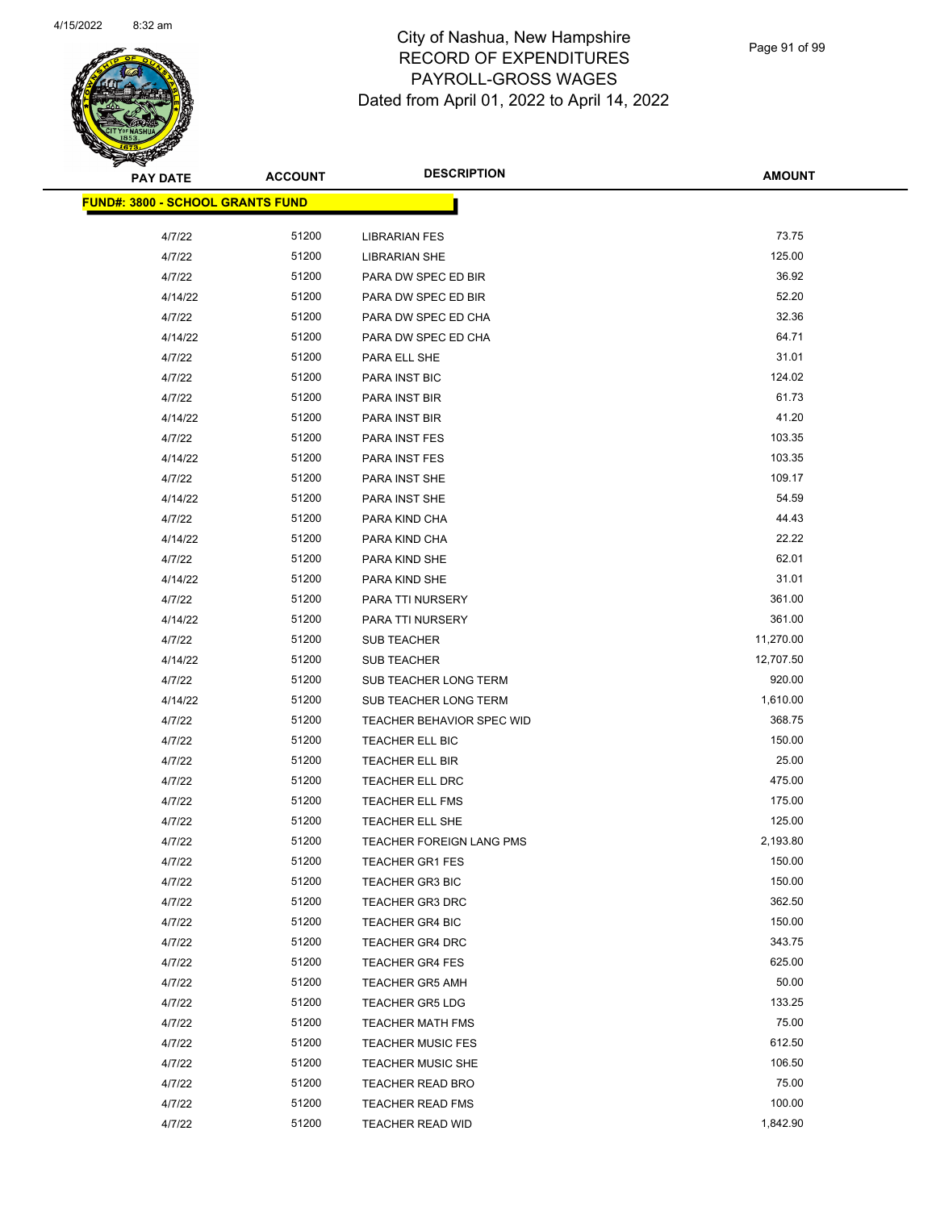City of Nashua, New Hampshire
RECORD OF EXPENDITURES
PAYROLL-GROSS WAGES
Dated from April 01, 2022 to April 14, 2022

| PAY DATE | ACCOUNT | DESCRIPTION | AMOUNT |
|---|---|---|---|
| **FUND#: 3800 - SCHOOL GRANTS FUND** | | | |
| 4/7/22 | 51200 | LIBRARIAN FES | 73.75 |
| 4/7/22 | 51200 | LIBRARIAN SHE | 125.00 |
| 4/7/22 | 51200 | PARA DW SPEC ED BIR | 36.92 |
| 4/14/22 | 51200 | PARA DW SPEC ED BIR | 52.20 |
| 4/7/22 | 51200 | PARA DW SPEC ED CHA | 32.36 |
| 4/14/22 | 51200 | PARA DW SPEC ED CHA | 64.71 |
| 4/7/22 | 51200 | PARA ELL SHE | 31.01 |
| 4/7/22 | 51200 | PARA INST BIC | 124.02 |
| 4/7/22 | 51200 | PARA INST BIR | 61.73 |
| 4/14/22 | 51200 | PARA INST BIR | 41.20 |
| 4/7/22 | 51200 | PARA INST FES | 103.35 |
| 4/14/22 | 51200 | PARA INST FES | 103.35 |
| 4/7/22 | 51200 | PARA INST SHE | 109.17 |
| 4/14/22 | 51200 | PARA INST SHE | 54.59 |
| 4/7/22 | 51200 | PARA KIND CHA | 44.43 |
| 4/14/22 | 51200 | PARA KIND CHA | 22.22 |
| 4/7/22 | 51200 | PARA KIND SHE | 62.01 |
| 4/14/22 | 51200 | PARA KIND SHE | 31.01 |
| 4/7/22 | 51200 | PARA TTI NURSERY | 361.00 |
| 4/14/22 | 51200 | PARA TTI NURSERY | 361.00 |
| 4/7/22 | 51200 | SUB TEACHER | 11,270.00 |
| 4/14/22 | 51200 | SUB TEACHER | 12,707.50 |
| 4/7/22 | 51200 | SUB TEACHER LONG TERM | 920.00 |
| 4/14/22 | 51200 | SUB TEACHER LONG TERM | 1,610.00 |
| 4/7/22 | 51200 | TEACHER BEHAVIOR SPEC WID | 368.75 |
| 4/7/22 | 51200 | TEACHER ELL BIC | 150.00 |
| 4/7/22 | 51200 | TEACHER ELL BIR | 25.00 |
| 4/7/22 | 51200 | TEACHER ELL DRC | 475.00 |
| 4/7/22 | 51200 | TEACHER ELL FMS | 175.00 |
| 4/7/22 | 51200 | TEACHER ELL SHE | 125.00 |
| 4/7/22 | 51200 | TEACHER FOREIGN LANG PMS | 2,193.80 |
| 4/7/22 | 51200 | TEACHER GR1 FES | 150.00 |
| 4/7/22 | 51200 | TEACHER GR3 BIC | 150.00 |
| 4/7/22 | 51200 | TEACHER GR3 DRC | 362.50 |
| 4/7/22 | 51200 | TEACHER GR4 BIC | 150.00 |
| 4/7/22 | 51200 | TEACHER GR4 DRC | 343.75 |
| 4/7/22 | 51200 | TEACHER GR4 FES | 625.00 |
| 4/7/22 | 51200 | TEACHER GR5 AMH | 50.00 |
| 4/7/22 | 51200 | TEACHER GR5 LDG | 133.25 |
| 4/7/22 | 51200 | TEACHER MATH FMS | 75.00 |
| 4/7/22 | 51200 | TEACHER MUSIC FES | 612.50 |
| 4/7/22 | 51200 | TEACHER MUSIC SHE | 106.50 |
| 4/7/22 | 51200 | TEACHER READ BRO | 75.00 |
| 4/7/22 | 51200 | TEACHER READ FMS | 100.00 |
| 4/7/22 | 51200 | TEACHER READ WID | 1,842.90 |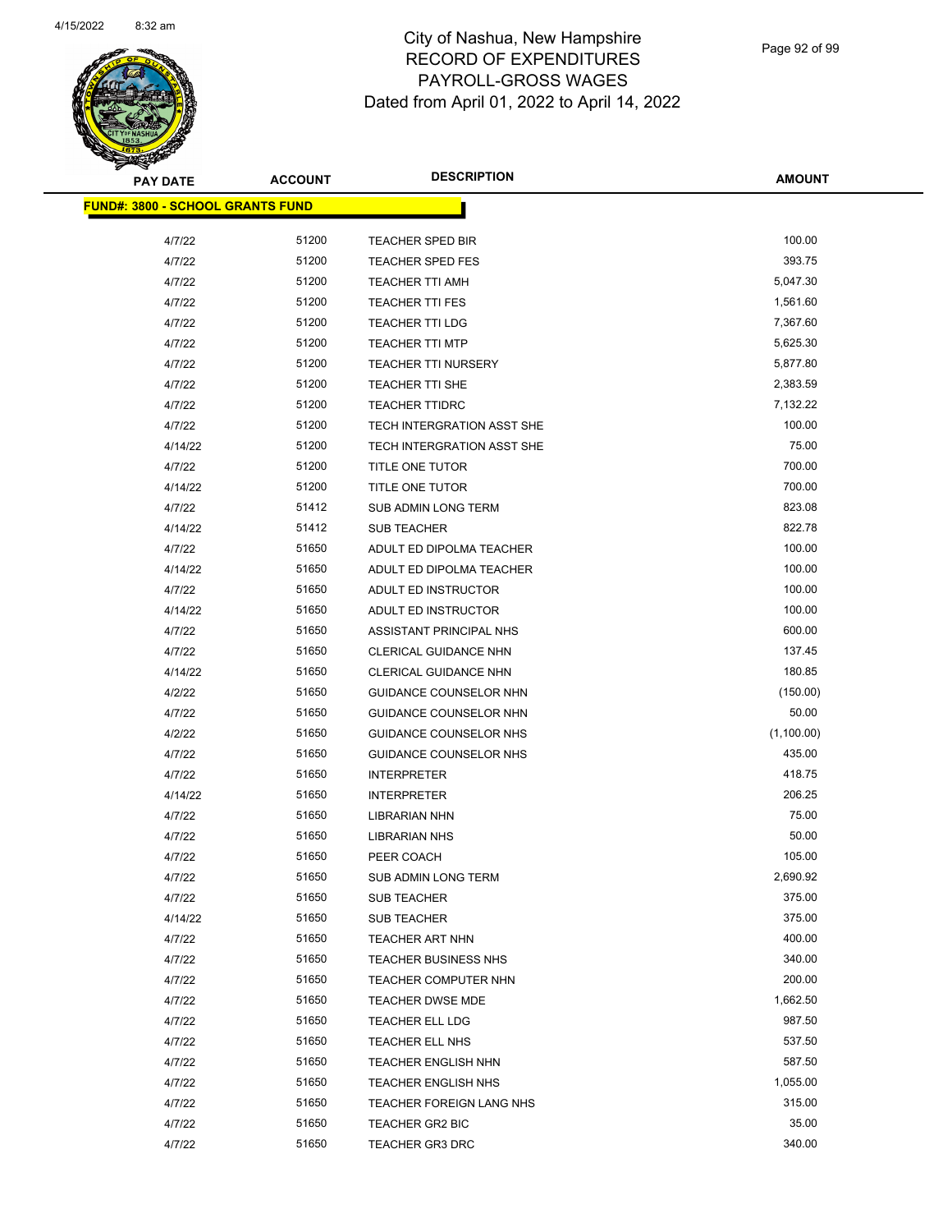# City of Nashua, New Hampshire
# RECORD OF EXPENDITURES
# PAYROLL-GROSS WAGES
# Dated from April 01, 2022 to April 14, 2022

**FUND#: 3800 - SCHOOL GRANTS FUND**

| PAY DATE | ACCOUNT | DESCRIPTION | AMOUNT |
|---|---|---|---|
| 4/7/22 | 51200 | TEACHER SPED BIR | 100.00 |
| 4/7/22 | 51200 | TEACHER SPED FES | 393.75 |
| 4/7/22 | 51200 | TEACHER TTI AMH | 5,047.30 |
| 4/7/22 | 51200 | TEACHER TTI FES | 1,561.60 |
| 4/7/22 | 51200 | TEACHER TTI LDG | 7,367.60 |
| 4/7/22 | 51200 | TEACHER TTI MTP | 5,625.30 |
| 4/7/22 | 51200 | TEACHER TTI NURSERY | 5,877.80 |
| 4/7/22 | 51200 | TEACHER TTI SHE | 2,383.59 |
| 4/7/22 | 51200 | TEACHER TTIDRC | 7,132.22 |
| 4/7/22 | 51200 | TECH INTERGRATION ASST SHE | 100.00 |
| 4/14/22 | 51200 | TECH INTERGRATION ASST SHE | 75.00 |
| 4/7/22 | 51200 | TITLE ONE TUTOR | 700.00 |
| 4/14/22 | 51200 | TITLE ONE TUTOR | 700.00 |
| 4/7/22 | 51412 | SUB ADMIN LONG TERM | 823.08 |
| 4/14/22 | 51412 | SUB TEACHER | 822.78 |
| 4/7/22 | 51650 | ADULT ED DIPOLMA TEACHER | 100.00 |
| 4/14/22 | 51650 | ADULT ED DIPOLMA TEACHER | 100.00 |
| 4/7/22 | 51650 | ADULT ED INSTRUCTOR | 100.00 |
| 4/14/22 | 51650 | ADULT ED INSTRUCTOR | 100.00 |
| 4/7/22 | 51650 | ASSISTANT PRINCIPAL NHS | 600.00 |
| 4/7/22 | 51650 | CLERICAL GUIDANCE NHN | 137.45 |
| 4/14/22 | 51650 | CLERICAL GUIDANCE NHN | 180.85 |
| 4/2/22 | 51650 | GUIDANCE COUNSELOR NHN | (150.00) |
| 4/7/22 | 51650 | GUIDANCE COUNSELOR NHN | 50.00 |
| 4/2/22 | 51650 | GUIDANCE COUNSELOR NHS | (1,100.00) |
| 4/7/22 | 51650 | GUIDANCE COUNSELOR NHS | 435.00 |
| 4/7/22 | 51650 | INTERPRETER | 418.75 |
| 4/14/22 | 51650 | INTERPRETER | 206.25 |
| 4/7/22 | 51650 | LIBRARIAN NHN | 75.00 |
| 4/7/22 | 51650 | LIBRARIAN NHS | 50.00 |
| 4/7/22 | 51650 | PEER COACH | 105.00 |
| 4/7/22 | 51650 | SUB ADMIN LONG TERM | 2,690.92 |
| 4/7/22 | 51650 | SUB TEACHER | 375.00 |
| 4/14/22 | 51650 | SUB TEACHER | 375.00 |
| 4/7/22 | 51650 | TEACHER ART NHN | 400.00 |
| 4/7/22 | 51650 | TEACHER BUSINESS NHS | 340.00 |
| 4/7/22 | 51650 | TEACHER COMPUTER NHN | 200.00 |
| 4/7/22 | 51650 | TEACHER DWSE MDE | 1,662.50 |
| 4/7/22 | 51650 | TEACHER ELL LDG | 987.50 |
| 4/7/22 | 51650 | TEACHER ELL NHS | 537.50 |
| 4/7/22 | 51650 | TEACHER ENGLISH NHN | 587.50 |
| 4/7/22 | 51650 | TEACHER ENGLISH NHS | 1,055.00 |
| 4/7/22 | 51650 | TEACHER FOREIGN LANG NHS | 315.00 |
| 4/7/22 | 51650 | TEACHER GR2 BIC | 35.00 |
| 4/7/22 | 51650 | TEACHER GR3 DRC | 340.00 |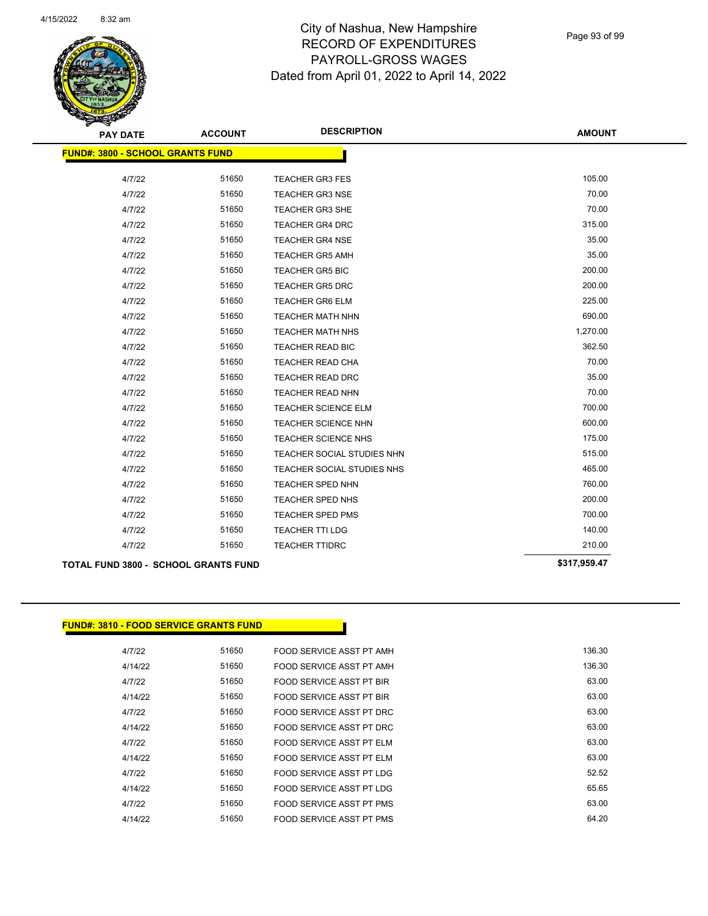City of Nashua, New Hampshire
RECORD OF EXPENDITURES
PAYROLL-GROSS WAGES
Dated from April 01, 2022 to April 14, 2022

| PAY DATE | ACCOUNT | DESCRIPTION | AMOUNT |
|---|---|---|---|
| **FUND#: 3800 - SCHOOL GRANTS FUND** | | | |
| 4/7/22 | 51650 | TEACHER GR3 FES | 105.00 |
| 4/7/22 | 51650 | TEACHER GR3 NSE | 70.00 |
| 4/7/22 | 51650 | TEACHER GR3 SHE | 70.00 |
| 4/7/22 | 51650 | TEACHER GR4 DRC | 315.00 |
| 4/7/22 | 51650 | TEACHER GR4 NSE | 35.00 |
| 4/7/22 | 51650 | TEACHER GR5 AMH | 35.00 |
| 4/7/22 | 51650 | TEACHER GR5 BIC | 200.00 |
| 4/7/22 | 51650 | TEACHER GR5 DRC | 200.00 |
| 4/7/22 | 51650 | TEACHER GR6 ELM | 225.00 |
| 4/7/22 | 51650 | TEACHER MATH NHN | 690.00 |
| 4/7/22 | 51650 | TEACHER MATH NHS | 1,270.00 |
| 4/7/22 | 51650 | TEACHER READ BIC | 362.50 |
| 4/7/22 | 51650 | TEACHER READ CHA | 70.00 |
| 4/7/22 | 51650 | TEACHER READ DRC | 35.00 |
| 4/7/22 | 51650 | TEACHER READ NHN | 70.00 |
| 4/7/22 | 51650 | TEACHER SCIENCE ELM | 700.00 |
| 4/7/22 | 51650 | TEACHER SCIENCE NHN | 600.00 |
| 4/7/22 | 51650 | TEACHER SCIENCE NHS | 175.00 |
| 4/7/22 | 51650 | TEACHER SOCIAL STUDIES NHN | 515.00 |
| 4/7/22 | 51650 | TEACHER SOCIAL STUDIES NHS | 465.00 |
| 4/7/22 | 51650 | TEACHER SPED NHN | 760.00 |
| 4/7/22 | 51650 | TEACHER SPED NHS | 200.00 |
| 4/7/22 | 51650 | TEACHER SPED PMS | 700.00 |
| 4/7/22 | 51650 | TEACHER TTI LDG | 140.00 |
| 4/7/22 | 51650 | TEACHER TTIDRC | 210.00 |
| **TOTAL FUND 3800 - SCHOOL GRANTS FUND** | | | **$317,959.47** |

| PAY DATE | ACCOUNT | DESCRIPTION | AMOUNT |
|---|---|---|---|
| **FUND#: 3810 - FOOD SERVICE GRANTS FUND** | | | |
| 4/7/22 | 51650 | FOOD SERVICE ASST PT AMH | 136.30 |
| 4/14/22 | 51650 | FOOD SERVICE ASST PT AMH | 136.30 |
| 4/7/22 | 51650 | FOOD SERVICE ASST PT BIR | 63.00 |
| 4/14/22 | 51650 | FOOD SERVICE ASST PT BIR | 63.00 |
| 4/7/22 | 51650 | FOOD SERVICE ASST PT DRC | 63.00 |
| 4/14/22 | 51650 | FOOD SERVICE ASST PT DRC | 63.00 |
| 4/7/22 | 51650 | FOOD SERVICE ASST PT ELM | 63.00 |
| 4/14/22 | 51650 | FOOD SERVICE ASST PT ELM | 63.00 |
| 4/7/22 | 51650 | FOOD SERVICE ASST PT LDG | 52.52 |
| 4/14/22 | 51650 | FOOD SERVICE ASST PT LDG | 65.65 |
| 4/7/22 | 51650 | FOOD SERVICE ASST PT PMS | 63.00 |
| 4/14/22 | 51650 | FOOD SERVICE ASST PT PMS | 64.20 |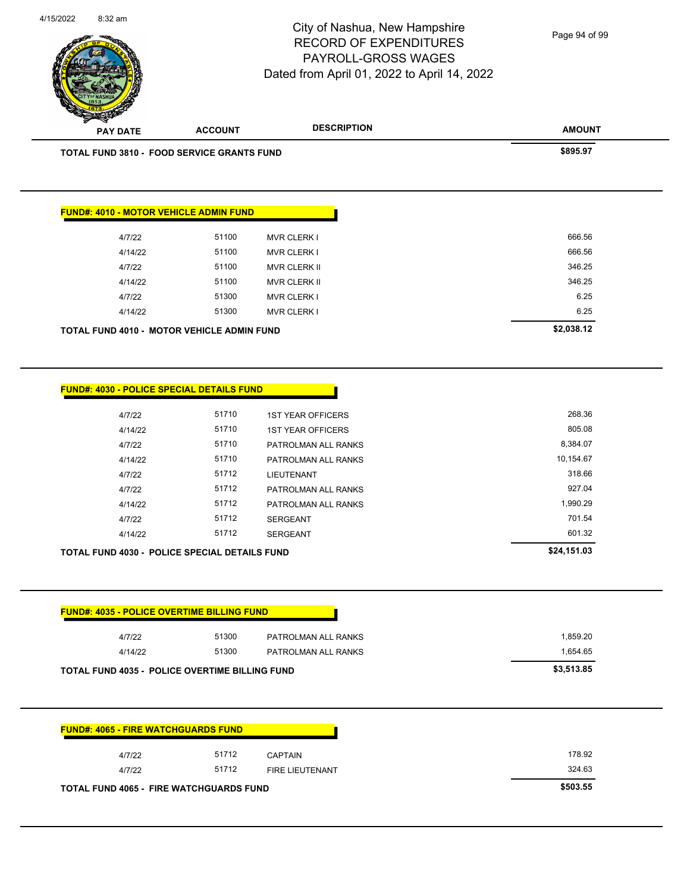# City of Nashua, New Hampshire
## RECORD OF EXPENDITURES
## PAYROLL-GROSS WAGES
## Dated from April 01, 2022 to April 14, 2022

| PAY DATE | ACCOUNT | DESCRIPTION | AMOUNT |
|---|---|---|---|
| **TOTAL FUND 3810 - FOOD SERVICE GRANTS FUND** | | | **$895.97** |

**FUND#: 4010 - MOTOR VEHICLE ADMIN FUND**

| PAY DATE | ACCOUNT | DESCRIPTION | AMOUNT |
|---|---|---|---|
| 4/7/22 | 51100 | MVR CLERK I | 666.56 |
| 4/14/22 | 51100 | MVR CLERK I | 666.56 |
| 4/7/22 | 51100 | MVR CLERK II | 346.25 |
| 4/14/22 | 51100 | MVR CLERK II | 346.25 |
| 4/7/22 | 51300 | MVR CLERK I | 6.25 |
| 4/14/22 | 51300 | MVR CLERK I | 6.25 |
| **TOTAL FUND 4010 - MOTOR VEHICLE ADMIN FUND** | | | **$2,038.12** |

**FUND#: 4030 - POLICE SPECIAL DETAILS FUND**

| PAY DATE | ACCOUNT | DESCRIPTION | AMOUNT |
|---|---|---|---|
| 4/7/22 | 51710 | 1ST YEAR OFFICERS | 268.36 |
| 4/14/22 | 51710 | 1ST YEAR OFFICERS | 805.08 |
| 4/7/22 | 51710 | PATROLMAN ALL RANKS | 8,384.07 |
| 4/14/22 | 51710 | PATROLMAN ALL RANKS | 10,154.67 |
| 4/7/22 | 51712 | LIEUTENANT | 318.66 |
| 4/7/22 | 51712 | PATROLMAN ALL RANKS | 927.04 |
| 4/14/22 | 51712 | PATROLMAN ALL RANKS | 1,990.29 |
| 4/7/22 | 51712 | SERGEANT | 701.54 |
| 4/14/22 | 51712 | SERGEANT | 601.32 |
| **TOTAL FUND 4030 - POLICE SPECIAL DETAILS FUND** | | | **$24,151.03** |

**FUND#: 4035 - POLICE OVERTIME BILLING FUND**

| PAY DATE | ACCOUNT | DESCRIPTION | AMOUNT |
|---|---|---|---|
| 4/7/22 | 51300 | PATROLMAN ALL RANKS | 1,859.20 |
| 4/14/22 | 51300 | PATROLMAN ALL RANKS | 1,654.65 |
| **TOTAL FUND 4035 - POLICE OVERTIME BILLING FUND** | | | **$3,513.85** |

**FUND#: 4065 - FIRE WATCHGUARDS FUND**

| PAY DATE | ACCOUNT | DESCRIPTION | AMOUNT |
|---|---|---|---|
| 4/7/22 | 51712 | CAPTAIN | 178.92 |
| 4/7/22 | 51712 | FIRE LIEUTENANT | 324.63 |
| **TOTAL FUND 4065 - FIRE WATCHGUARDS FUND** | | | **$503.55** |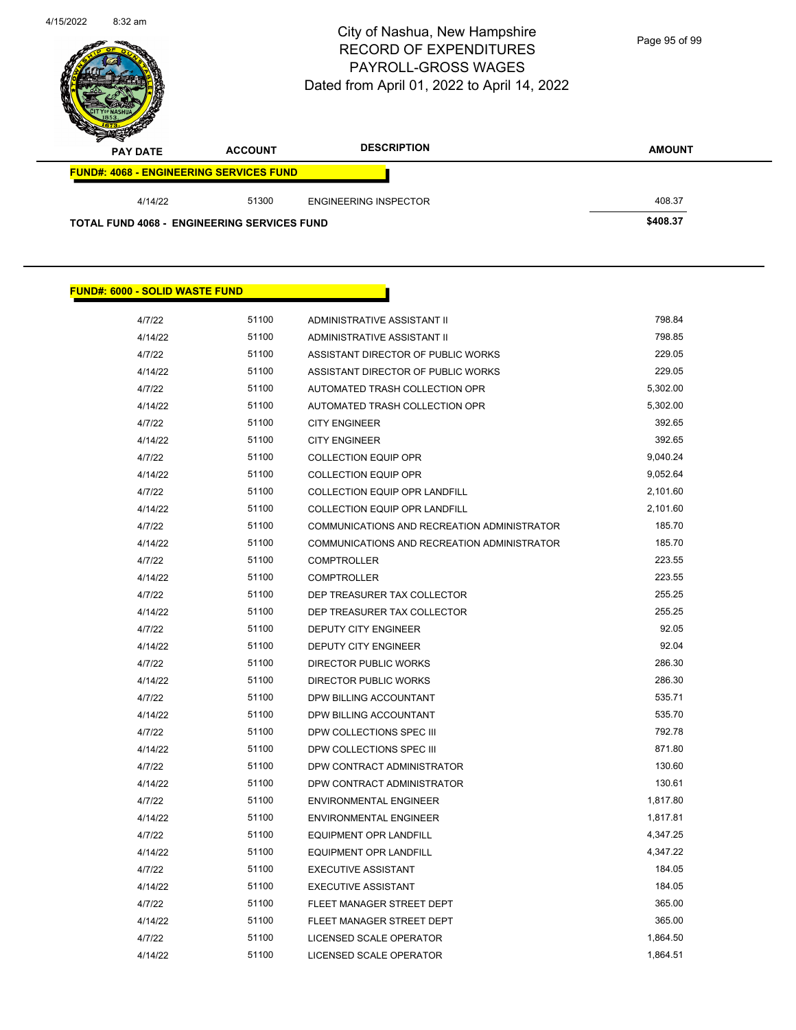# City of Nashua, New Hampshire
## RECORD OF EXPENDITURES
## PAYROLL-GROSS WAGES
## Dated from April 01, 2022 to April 14, 2022

| PAY DATE | ACCOUNT | DESCRIPTION | AMOUNT |
|---|---|---|---|
| **FUND#: 4068 - ENGINEERING SERVICES FUND** | | | |
| 4/14/22 | 51300 | ENGINEERING INSPECTOR | 408.37 |
| **TOTAL FUND 4068 - ENGINEERING SERVICES FUND** | | | **$408.37** |

| PAY DATE | ACCOUNT | DESCRIPTION | AMOUNT |
|---|---|---|---|
| **FUND#: 6000 - SOLID WASTE FUND** | | | |
| 4/7/22 | 51100 | ADMINISTRATIVE ASSISTANT II | 798.84 |
| 4/14/22 | 51100 | ADMINISTRATIVE ASSISTANT II | 798.85 |
| 4/7/22 | 51100 | ASSISTANT DIRECTOR OF PUBLIC WORKS | 229.05 |
| 4/14/22 | 51100 | ASSISTANT DIRECTOR OF PUBLIC WORKS | 229.05 |
| 4/7/22 | 51100 | AUTOMATED TRASH COLLECTION OPR | 5,302.00 |
| 4/14/22 | 51100 | AUTOMATED TRASH COLLECTION OPR | 5,302.00 |
| 4/7/22 | 51100 | CITY ENGINEER | 392.65 |
| 4/14/22 | 51100 | CITY ENGINEER | 392.65 |
| 4/7/22 | 51100 | COLLECTION EQUIP OPR | 9,040.24 |
| 4/14/22 | 51100 | COLLECTION EQUIP OPR | 9,052.64 |
| 4/7/22 | 51100 | COLLECTION EQUIP OPR LANDFILL | 2,101.60 |
| 4/14/22 | 51100 | COLLECTION EQUIP OPR LANDFILL | 2,101.60 |
| 4/7/22 | 51100 | COMMUNICATIONS AND RECREATION ADMINISTRATOR | 185.70 |
| 4/14/22 | 51100 | COMMUNICATIONS AND RECREATION ADMINISTRATOR | 185.70 |
| 4/7/22 | 51100 | COMPTROLLER | 223.55 |
| 4/14/22 | 51100 | COMPTROLLER | 223.55 |
| 4/7/22 | 51100 | DEP TREASURER TAX COLLECTOR | 255.25 |
| 4/14/22 | 51100 | DEP TREASURER TAX COLLECTOR | 255.25 |
| 4/7/22 | 51100 | DEPUTY CITY ENGINEER | 92.05 |
| 4/14/22 | 51100 | DEPUTY CITY ENGINEER | 92.04 |
| 4/7/22 | 51100 | DIRECTOR PUBLIC WORKS | 286.30 |
| 4/14/22 | 51100 | DIRECTOR PUBLIC WORKS | 286.30 |
| 4/7/22 | 51100 | DPW BILLING ACCOUNTANT | 535.71 |
| 4/14/22 | 51100 | DPW BILLING ACCOUNTANT | 535.70 |
| 4/7/22 | 51100 | DPW COLLECTIONS SPEC III | 792.78 |
| 4/14/22 | 51100 | DPW COLLECTIONS SPEC III | 871.80 |
| 4/7/22 | 51100 | DPW CONTRACT ADMINISTRATOR | 130.60 |
| 4/14/22 | 51100 | DPW CONTRACT ADMINISTRATOR | 130.61 |
| 4/7/22 | 51100 | ENVIRONMENTAL ENGINEER | 1,817.80 |
| 4/14/22 | 51100 | ENVIRONMENTAL ENGINEER | 1,817.81 |
| 4/7/22 | 51100 | EQUIPMENT OPR LANDFILL | 4,347.25 |
| 4/14/22 | 51100 | EQUIPMENT OPR LANDFILL | 4,347.22 |
| 4/7/22 | 51100 | EXECUTIVE ASSISTANT | 184.05 |
| 4/14/22 | 51100 | EXECUTIVE ASSISTANT | 184.05 |
| 4/7/22 | 51100 | FLEET MANAGER STREET DEPT | 365.00 |
| 4/14/22 | 51100 | FLEET MANAGER STREET DEPT | 365.00 |
| 4/7/22 | 51100 | LICENSED SCALE OPERATOR | 1,864.50 |
| 4/14/22 | 51100 | LICENSED SCALE OPERATOR | 1,864.51 |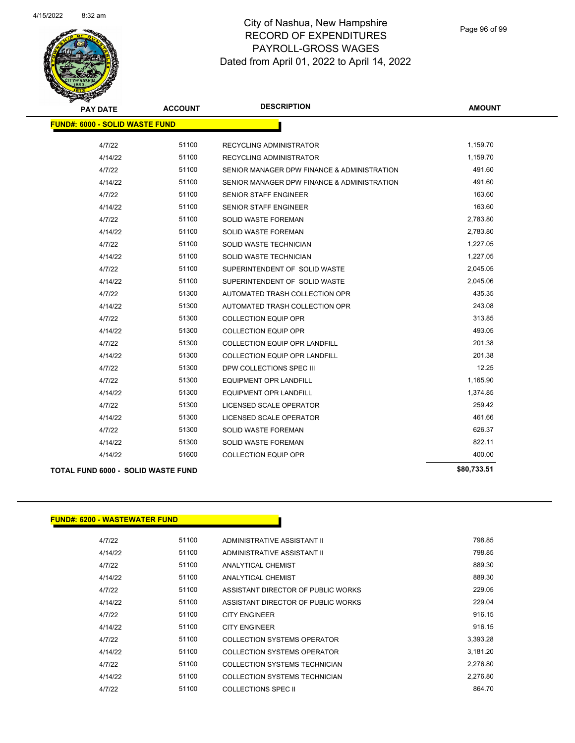# City of Nashua, New Hampshire
## RECORD OF EXPENDITURES
## PAYROLL-GROSS WAGES
## Dated from April 01, 2022 to April 14, 2022

| PAY DATE | ACCOUNT | DESCRIPTION | AMOUNT |
|---|---|---|---|
| **FUND#: 6000 - SOLID WASTE FUND** | | | |
| 4/7/22 | 51100 | RECYCLING ADMINISTRATOR | 1,159.70 |
| 4/14/22 | 51100 | RECYCLING ADMINISTRATOR | 1,159.70 |
| 4/7/22 | 51100 | SENIOR MANAGER DPW FINANCE & ADMINISTRATION | 491.60 |
| 4/14/22 | 51100 | SENIOR MANAGER DPW FINANCE & ADMINISTRATION | 491.60 |
| 4/7/22 | 51100 | SENIOR STAFF ENGINEER | 163.60 |
| 4/14/22 | 51100 | SENIOR STAFF ENGINEER | 163.60 |
| 4/7/22 | 51100 | SOLID WASTE FOREMAN | 2,783.80 |
| 4/14/22 | 51100 | SOLID WASTE FOREMAN | 2,783.80 |
| 4/7/22 | 51100 | SOLID WASTE TECHNICIAN | 1,227.05 |
| 4/14/22 | 51100 | SOLID WASTE TECHNICIAN | 1,227.05 |
| 4/7/22 | 51100 | SUPERINTENDENT OF SOLID WASTE | 2,045.05 |
| 4/14/22 | 51100 | SUPERINTENDENT OF SOLID WASTE | 2,045.06 |
| 4/7/22 | 51300 | AUTOMATED TRASH COLLECTION OPR | 435.35 |
| 4/14/22 | 51300 | AUTOMATED TRASH COLLECTION OPR | 243.08 |
| 4/7/22 | 51300 | COLLECTION EQUIP OPR | 313.85 |
| 4/14/22 | 51300 | COLLECTION EQUIP OPR | 493.05 |
| 4/7/22 | 51300 | COLLECTION EQUIP OPR LANDFILL | 201.38 |
| 4/14/22 | 51300 | COLLECTION EQUIP OPR LANDFILL | 201.38 |
| 4/7/22 | 51300 | DPW COLLECTIONS SPEC III | 12.25 |
| 4/7/22 | 51300 | EQUIPMENT OPR LANDFILL | 1,165.90 |
| 4/14/22 | 51300 | EQUIPMENT OPR LANDFILL | 1,374.85 |
| 4/7/22 | 51300 | LICENSED SCALE OPERATOR | 259.42 |
| 4/14/22 | 51300 | LICENSED SCALE OPERATOR | 461.66 |
| 4/7/22 | 51300 | SOLID WASTE FOREMAN | 626.37 |
| 4/14/22 | 51300 | SOLID WASTE FOREMAN | 822.11 |
| 4/14/22 | 51600 | COLLECTION EQUIP OPR | 400.00 |
| **TOTAL FUND 6000 - SOLID WASTE FUND** | | | **$80,733.51** |

| PAY DATE | ACCOUNT | DESCRIPTION | AMOUNT |
|---|---|---|---|
| **FUND#: 6200 - WASTEWATER FUND** | | | |
| 4/7/22 | 51100 | ADMINISTRATIVE ASSISTANT II | 798.85 |
| 4/14/22 | 51100 | ADMINISTRATIVE ASSISTANT II | 798.85 |
| 4/7/22 | 51100 | ANALYTICAL CHEMIST | 889.30 |
| 4/14/22 | 51100 | ANALYTICAL CHEMIST | 889.30 |
| 4/7/22 | 51100 | ASSISTANT DIRECTOR OF PUBLIC WORKS | 229.05 |
| 4/14/22 | 51100 | ASSISTANT DIRECTOR OF PUBLIC WORKS | 229.04 |
| 4/7/22 | 51100 | CITY ENGINEER | 916.15 |
| 4/14/22 | 51100 | CITY ENGINEER | 916.15 |
| 4/7/22 | 51100 | COLLECTION SYSTEMS OPERATOR | 3,393.28 |
| 4/14/22 | 51100 | COLLECTION SYSTEMS OPERATOR | 3,181.20 |
| 4/7/22 | 51100 | COLLECTION SYSTEMS TECHNICIAN | 2,276.80 |
| 4/14/22 | 51100 | COLLECTION SYSTEMS TECHNICIAN | 2,276.80 |
| 4/7/22 | 51100 | COLLECTIONS SPEC II | 864.70 |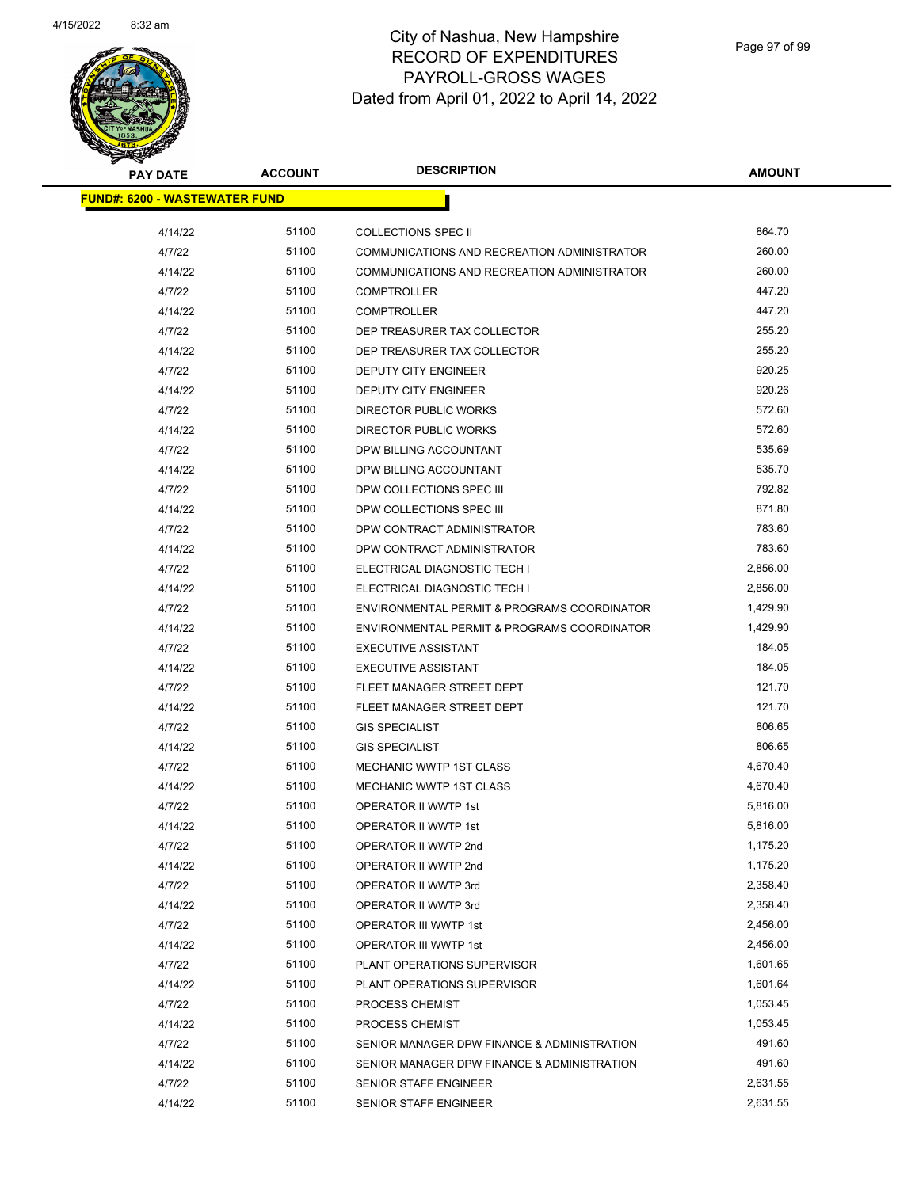# City of Nashua, New Hampshire
## RECORD OF EXPENDITURES
## PAYROLL-GROSS WAGES
### Dated from April 01, 2022 to April 14, 2022

| PAY DATE | ACCOUNT | DESCRIPTION | AMOUNT |
|---|---|---|---|
| **FUND#: 6200 - WASTEWATER FUND** | | | |
| 4/14/22 | 51100 | COLLECTIONS SPEC II | 864.70 |
| 4/7/22 | 51100 | COMMUNICATIONS AND RECREATION ADMINISTRATOR | 260.00 |
| 4/14/22 | 51100 | COMMUNICATIONS AND RECREATION ADMINISTRATOR | 260.00 |
| 4/7/22 | 51100 | COMPTROLLER | 447.20 |
| 4/14/22 | 51100 | COMPTROLLER | 447.20 |
| 4/7/22 | 51100 | DEP TREASURER TAX COLLECTOR | 255.20 |
| 4/14/22 | 51100 | DEP TREASURER TAX COLLECTOR | 255.20 |
| 4/7/22 | 51100 | DEPUTY CITY ENGINEER | 920.25 |
| 4/14/22 | 51100 | DEPUTY CITY ENGINEER | 920.26 |
| 4/7/22 | 51100 | DIRECTOR PUBLIC WORKS | 572.60 |
| 4/14/22 | 51100 | DIRECTOR PUBLIC WORKS | 572.60 |
| 4/7/22 | 51100 | DPW BILLING ACCOUNTANT | 535.69 |
| 4/14/22 | 51100 | DPW BILLING ACCOUNTANT | 535.70 |
| 4/7/22 | 51100 | DPW COLLECTIONS SPEC III | 792.82 |
| 4/14/22 | 51100 | DPW COLLECTIONS SPEC III | 871.80 |
| 4/7/22 | 51100 | DPW CONTRACT ADMINISTRATOR | 783.60 |
| 4/14/22 | 51100 | DPW CONTRACT ADMINISTRATOR | 783.60 |
| 4/7/22 | 51100 | ELECTRICAL DIAGNOSTIC TECH I | 2,856.00 |
| 4/14/22 | 51100 | ELECTRICAL DIAGNOSTIC TECH I | 2,856.00 |
| 4/7/22 | 51100 | ENVIRONMENTAL PERMIT & PROGRAMS COORDINATOR | 1,429.90 |
| 4/14/22 | 51100 | ENVIRONMENTAL PERMIT & PROGRAMS COORDINATOR | 1,429.90 |
| 4/7/22 | 51100 | EXECUTIVE ASSISTANT | 184.05 |
| 4/14/22 | 51100 | EXECUTIVE ASSISTANT | 184.05 |
| 4/7/22 | 51100 | FLEET MANAGER STREET DEPT | 121.70 |
| 4/14/22 | 51100 | FLEET MANAGER STREET DEPT | 121.70 |
| 4/7/22 | 51100 | GIS SPECIALIST | 806.65 |
| 4/14/22 | 51100 | GIS SPECIALIST | 806.65 |
| 4/7/22 | 51100 | MECHANIC WWTP 1ST CLASS | 4,670.40 |
| 4/14/22 | 51100 | MECHANIC WWTP 1ST CLASS | 4,670.40 |
| 4/7/22 | 51100 | OPERATOR II WWTP 1st | 5,816.00 |
| 4/14/22 | 51100 | OPERATOR II WWTP 1st | 5,816.00 |
| 4/7/22 | 51100 | OPERATOR II WWTP 2nd | 1,175.20 |
| 4/14/22 | 51100 | OPERATOR II WWTP 2nd | 1,175.20 |
| 4/7/22 | 51100 | OPERATOR II WWTP 3rd | 2,358.40 |
| 4/14/22 | 51100 | OPERATOR II WWTP 3rd | 2,358.40 |
| 4/7/22 | 51100 | OPERATOR III WWTP 1st | 2,456.00 |
| 4/14/22 | 51100 | OPERATOR III WWTP 1st | 2,456.00 |
| 4/7/22 | 51100 | PLANT OPERATIONS SUPERVISOR | 1,601.65 |
| 4/14/22 | 51100 | PLANT OPERATIONS SUPERVISOR | 1,601.64 |
| 4/7/22 | 51100 | PROCESS CHEMIST | 1,053.45 |
| 4/14/22 | 51100 | PROCESS CHEMIST | 1,053.45 |
| 4/7/22 | 51100 | SENIOR MANAGER DPW FINANCE & ADMINISTRATION | 491.60 |
| 4/14/22 | 51100 | SENIOR MANAGER DPW FINANCE & ADMINISTRATION | 491.60 |
| 4/7/22 | 51100 | SENIOR STAFF ENGINEER | 2,631.55 |
| 4/14/22 | 51100 | SENIOR STAFF ENGINEER | 2,631.55 |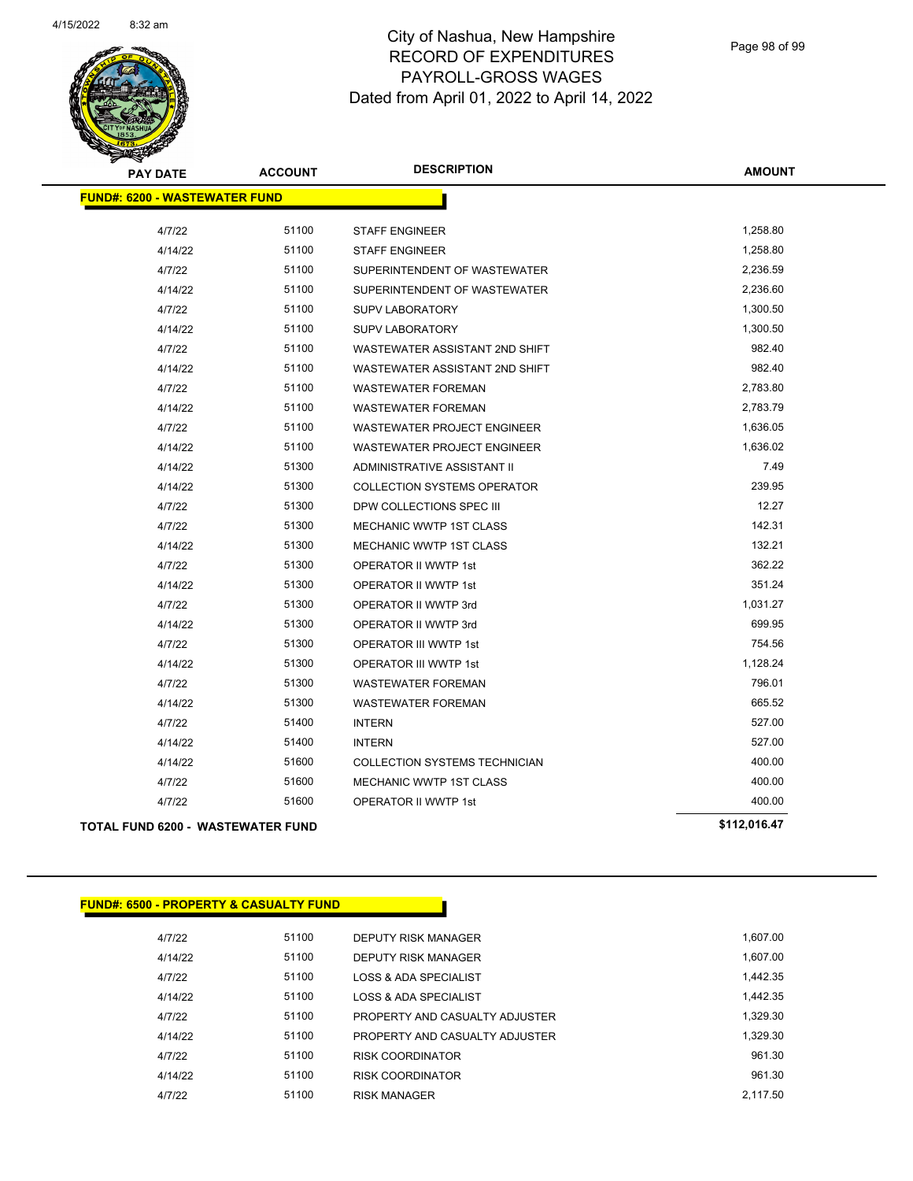# City of Nashua, New Hampshire
## RECORD OF EXPENDITURES
## PAYROLL-GROSS WAGES
## Dated from April 01, 2022 to April 14, 2022

**FUND#: 6200 - WASTEWATER FUND**

| PAY DATE | ACCOUNT | DESCRIPTION | AMOUNT |
|---|---|---|---|
| 4/7/22 | 51100 | STAFF ENGINEER | 1,258.80 |
| 4/14/22 | 51100 | STAFF ENGINEER | 1,258.80 |
| 4/7/22 | 51100 | SUPERINTENDENT OF WASTEWATER | 2,236.59 |
| 4/14/22 | 51100 | SUPERINTENDENT OF WASTEWATER | 2,236.60 |
| 4/7/22 | 51100 | SUPV LABORATORY | 1,300.50 |
| 4/14/22 | 51100 | SUPV LABORATORY | 1,300.50 |
| 4/7/22 | 51100 | WASTEWATER ASSISTANT 2ND SHIFT | 982.40 |
| 4/14/22 | 51100 | WASTEWATER ASSISTANT 2ND SHIFT | 982.40 |
| 4/7/22 | 51100 | WASTEWATER FOREMAN | 2,783.80 |
| 4/14/22 | 51100 | WASTEWATER FOREMAN | 2,783.79 |
| 4/7/22 | 51100 | WASTEWATER PROJECT ENGINEER | 1,636.05 |
| 4/14/22 | 51100 | WASTEWATER PROJECT ENGINEER | 1,636.02 |
| 4/14/22 | 51300 | ADMINISTRATIVE ASSISTANT II | 7.49 |
| 4/14/22 | 51300 | COLLECTION SYSTEMS OPERATOR | 239.95 |
| 4/7/22 | 51300 | DPW COLLECTIONS SPEC III | 12.27 |
| 4/7/22 | 51300 | MECHANIC WWTP 1ST CLASS | 142.31 |
| 4/14/22 | 51300 | MECHANIC WWTP 1ST CLASS | 132.21 |
| 4/7/22 | 51300 | OPERATOR II WWTP 1st | 362.22 |
| 4/14/22 | 51300 | OPERATOR II WWTP 1st | 351.24 |
| 4/7/22 | 51300 | OPERATOR II WWTP 3rd | 1,031.27 |
| 4/14/22 | 51300 | OPERATOR II WWTP 3rd | 699.95 |
| 4/7/22 | 51300 | OPERATOR III WWTP 1st | 754.56 |
| 4/14/22 | 51300 | OPERATOR III WWTP 1st | 1,128.24 |
| 4/7/22 | 51300 | WASTEWATER FOREMAN | 796.01 |
| 4/14/22 | 51300 | WASTEWATER FOREMAN | 665.52 |
| 4/7/22 | 51400 | INTERN | 527.00 |
| 4/14/22 | 51400 | INTERN | 527.00 |
| 4/14/22 | 51600 | COLLECTION SYSTEMS TECHNICIAN | 400.00 |
| 4/7/22 | 51600 | MECHANIC WWTP 1ST CLASS | 400.00 |
| 4/7/22 | 51600 | OPERATOR II WWTP 1st | 400.00 |
| **TOTAL FUND 6200 - WASTEWATER FUND** | | | **$112,016.47** |

**FUND#: 6500 - PROPERTY & CASUALTY FUND**

| PAY DATE | ACCOUNT | DESCRIPTION | AMOUNT |
|---|---|---|---|
| 4/7/22 | 51100 | DEPUTY RISK MANAGER | 1,607.00 |
| 4/14/22 | 51100 | DEPUTY RISK MANAGER | 1,607.00 |
| 4/7/22 | 51100 | LOSS & ADA SPECIALIST | 1,442.35 |
| 4/14/22 | 51100 | LOSS & ADA SPECIALIST | 1,442.35 |
| 4/7/22 | 51100 | PROPERTY AND CASUALTY ADJUSTER | 1,329.30 |
| 4/14/22 | 51100 | PROPERTY AND CASUALTY ADJUSTER | 1,329.30 |
| 4/7/22 | 51100 | RISK COORDINATOR | 961.30 |
| 4/14/22 | 51100 | RISK COORDINATOR | 961.30 |
| 4/7/22 | 51100 | RISK MANAGER | 2,117.50 |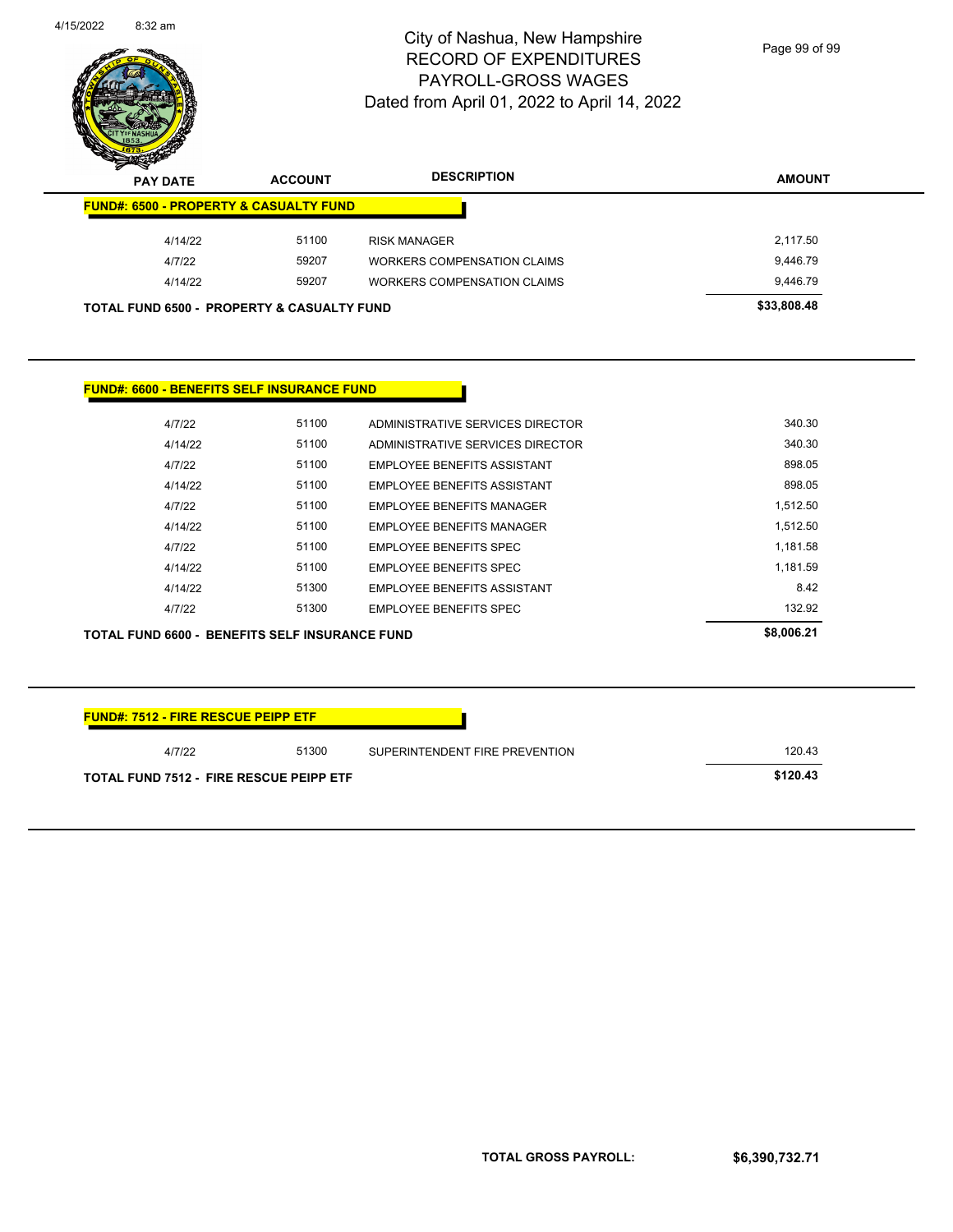# City of Nashua, New Hampshire
# RECORD OF EXPENDITURES
# PAYROLL-GROSS WAGES
## Dated from April 01, 2022 to April 14, 2022

**FUND#: 6500 - PROPERTY & CASUALTY FUND**

| PAY DATE | ACCOUNT | DESCRIPTION | AMOUNT |
|---|---|---|---|
| 4/14/22 | 51100 | RISK MANAGER | 2,117.50 |
| 4/7/22 | 59207 | WORKERS COMPENSATION CLAIMS | 9,446.79 |
| 4/14/22 | 59207 | WORKERS COMPENSATION CLAIMS | 9,446.79 |
| **TOTAL FUND 6500 - PROPERTY & CASUALTY FUND** | | | **$33,808.48** |

**FUND#: 6600 - BENEFITS SELF INSURANCE FUND**

| PAY DATE | ACCOUNT | DESCRIPTION | AMOUNT |
|---|---|---|---|
| 4/7/22 | 51100 | ADMINISTRATIVE SERVICES DIRECTOR | 340.30 |
| 4/14/22 | 51100 | ADMINISTRATIVE SERVICES DIRECTOR | 340.30 |
| 4/7/22 | 51100 | EMPLOYEE BENEFITS ASSISTANT | 898.05 |
| 4/14/22 | 51100 | EMPLOYEE BENEFITS ASSISTANT | 898.05 |
| 4/7/22 | 51100 | EMPLOYEE BENEFITS MANAGER | 1,512.50 |
| 4/14/22 | 51100 | EMPLOYEE BENEFITS MANAGER | 1,512.50 |
| 4/7/22 | 51100 | EMPLOYEE BENEFITS SPEC | 1,181.58 |
| 4/14/22 | 51100 | EMPLOYEE BENEFITS SPEC | 1,181.59 |
| 4/14/22 | 51300 | EMPLOYEE BENEFITS ASSISTANT | 8.42 |
| 4/7/22 | 51300 | EMPLOYEE BENEFITS SPEC | 132.92 |
| **TOTAL FUND 6600 - BENEFITS SELF INSURANCE FUND** | | | **$8,006.21** |

**FUND#: 7512 - FIRE RESCUE PEIPP ETF**

| PAY DATE | ACCOUNT | DESCRIPTION | AMOUNT |
|---|---|---|---|
| 4/7/22 | 51300 | SUPERINTENDENT FIRE PREVENTION | 120.43 |
| **TOTAL FUND 7512 - FIRE RESCUE PEIPP ETF** | | | **$120.43** |

**TOTAL GROSS PAYROLL: $6,390,732.71**